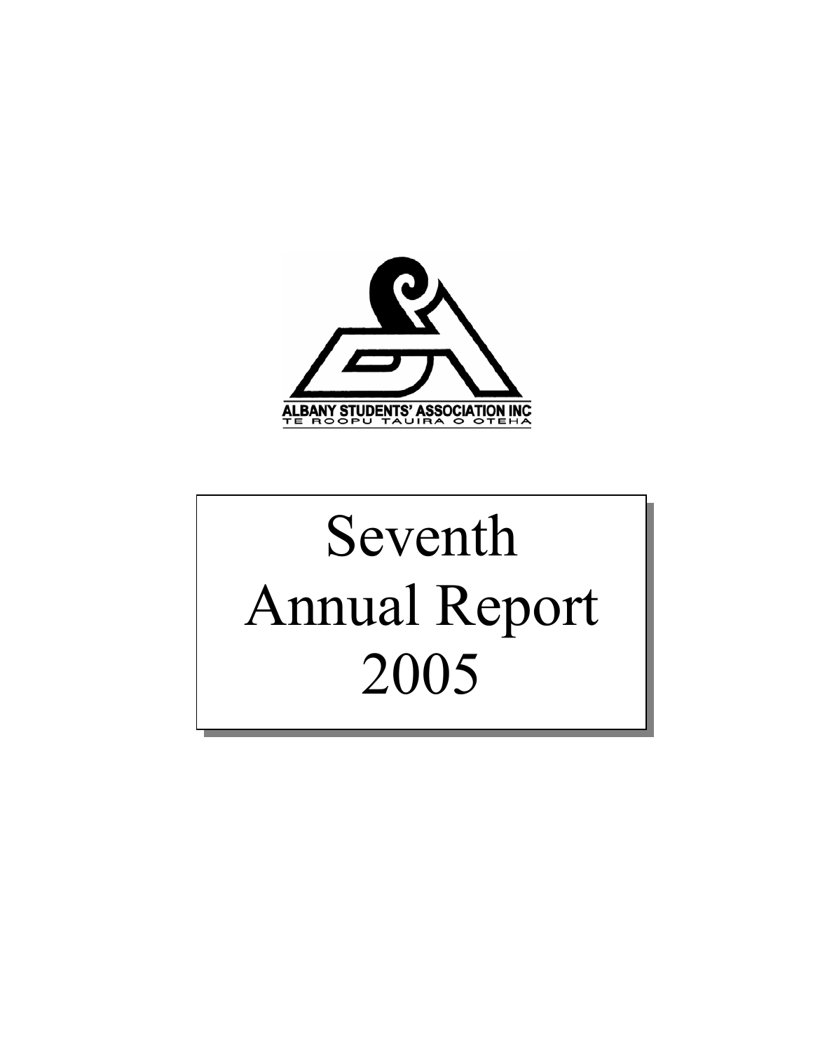ALBANY STUDENTS' ASSOCIATION INC
TE ROOPU TAUIRA O OTEHA

# Seventh Annual Report 2005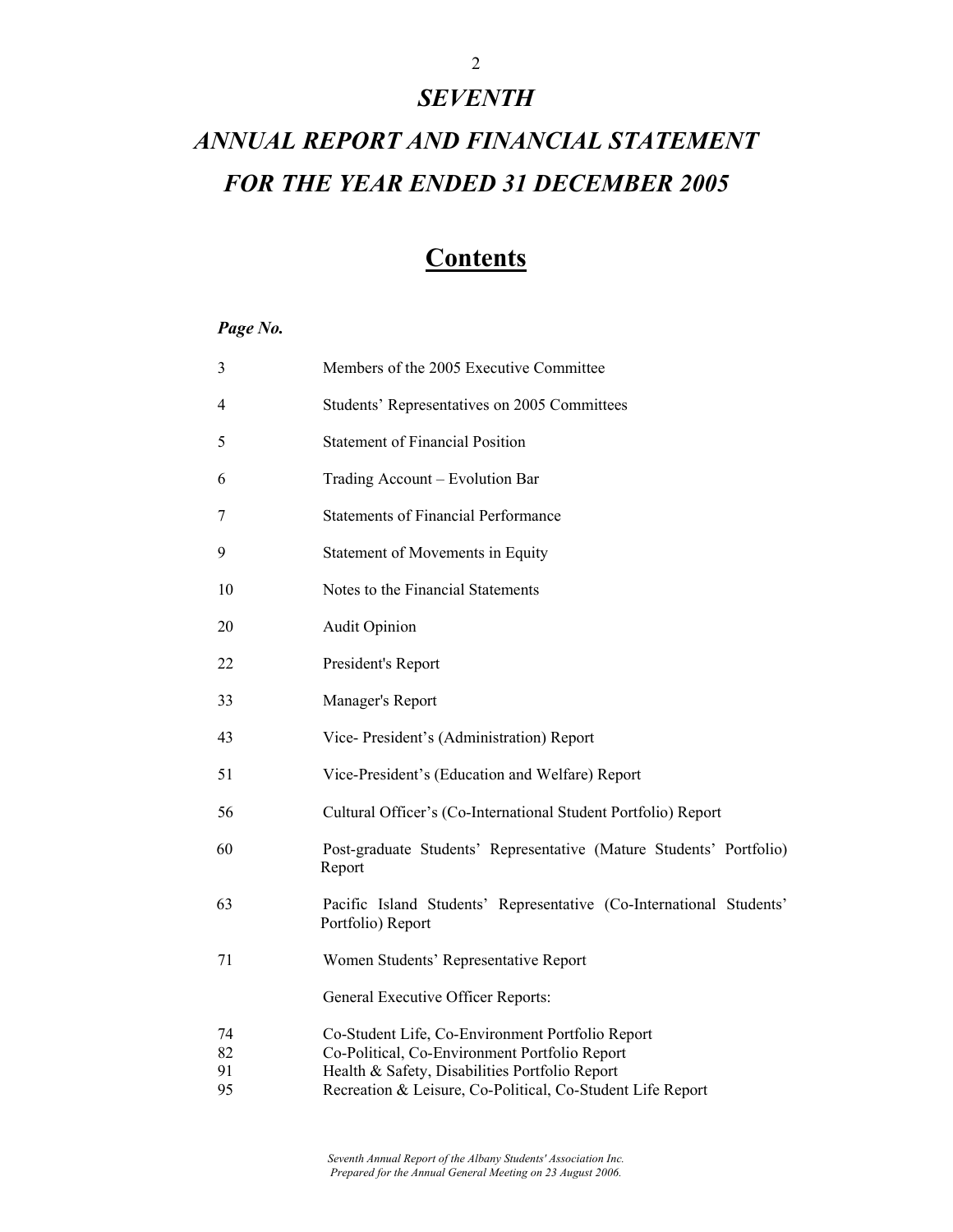# *SEVENTH*

# *ANNUAL REPORT AND FINANCIAL STATEMENT FOR THE YEAR ENDED 31 DECEMBER 2005*

## Contents

| *Page No.* | |
|---|---|
| 3 | Members of the 2005 Executive Committee |
| 4 | Students' Representatives on 2005 Committees |
| 5 | Statement of Financial Position |
| 6 | Trading Account – Evolution Bar |
| 7 | Statements of Financial Performance |
| 9 | Statement of Movements in Equity |
| 10 | Notes to the Financial Statements |
| 20 | Audit Opinion |
| 22 | President's Report |
| 33 | Manager's Report |
| 43 | Vice- President's (Administration) Report |
| 51 | Vice-President's (Education and Welfare) Report |
| 56 | Cultural Officer's (Co-International Student Portfolio) Report |
| 60 | Post-graduate Students' Representative (Mature Students' Portfolio) Report |
| 63 | Pacific Island Students' Representative (Co-International Students' Portfolio) Report |
| 71 | Women Students' Representative Report |
| | General Executive Officer Reports: |
| 74 | Co-Student Life, Co-Environment Portfolio Report |
| 82 | Co-Political, Co-Environment Portfolio Report |
| 91 | Health & Safety, Disabilities Portfolio Report |
| 95 | Recreation & Leisure, Co-Political, Co-Student Life Report |

*Seventh Annual Report of the Albany Students' Association Inc.*
*Prepared for the Annual General Meeting on 23 August 2006.*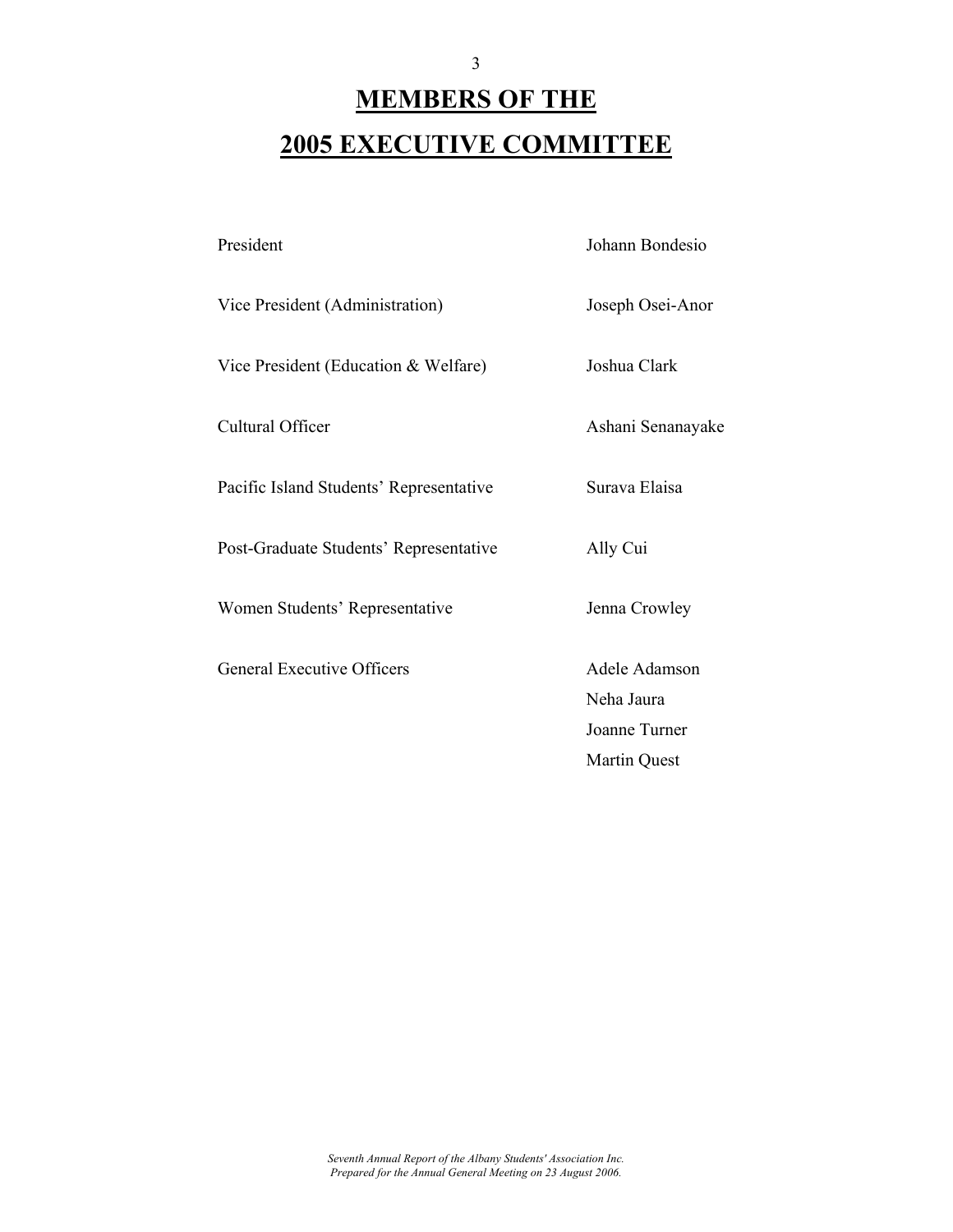# MEMBERS OF THE 2005 EXECUTIVE COMMITTEE

| | |
|---|---|
| President | Johann Bondesio |
| Vice President (Administration) | Joseph Osei-Anor |
| Vice President (Education & Welfare) | Joshua Clark |
| Cultural Officer | Ashani Senanayake |
| Pacific Island Students' Representative | Surava Elaisa |
| Post-Graduate Students' Representative | Ally Cui |
| Women Students' Representative | Jenna Crowley |
| General Executive Officers | Adele Adamson |
| | Neha Jaura |
| | Joanne Turner |
| | Martin Quest |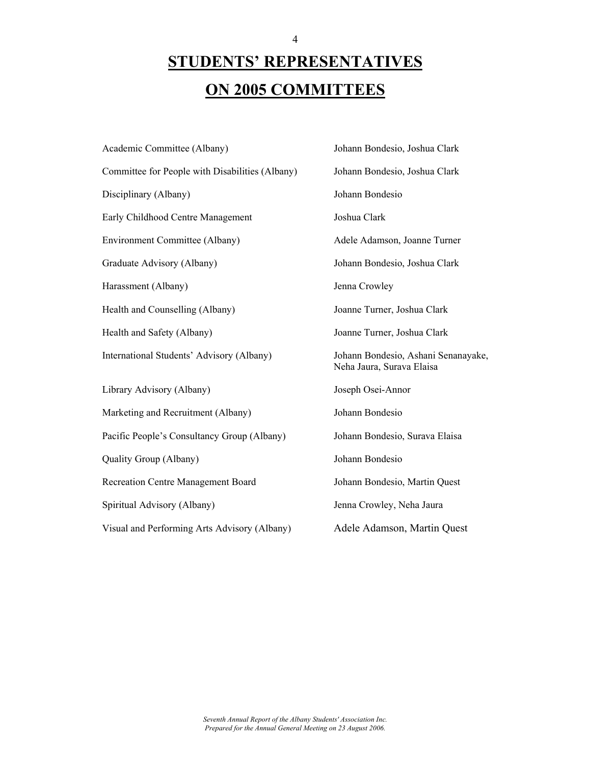# STUDENTS' REPRESENTATIVES ON 2005 COMMITTEES

| Committee | Representatives |
| --- | --- |
| Academic Committee (Albany) | Johann Bondesio, Joshua Clark |
| Committee for People with Disabilities (Albany) | Johann Bondesio, Joshua Clark |
| Disciplinary (Albany) | Johann Bondesio |
| Early Childhood Centre Management | Joshua Clark |
| Environment Committee (Albany) | Adele Adamson, Joanne Turner |
| Graduate Advisory (Albany) | Johann Bondesio, Joshua Clark |
| Harassment (Albany) | Jenna Crowley |
| Health and Counselling (Albany) | Joanne Turner, Joshua Clark |
| Health and Safety (Albany) | Joanne Turner, Joshua Clark |
| International Students' Advisory (Albany) | Johann Bondesio, Ashani Senanayake, Neha Jaura, Surava Elaisa |
| Library Advisory (Albany) | Joseph Osei-Annor |
| Marketing and Recruitment (Albany) | Johann Bondesio |
| Pacific People's Consultancy Group (Albany) | Johann Bondesio, Surava Elaisa |
| Quality Group (Albany) | Johann Bondesio |
| Recreation Centre Management Board | Johann Bondesio, Martin Quest |
| Spiritual Advisory (Albany) | Jenna Crowley, Neha Jaura |
| Visual and Performing Arts Advisory (Albany) | Adele Adamson, Martin Quest |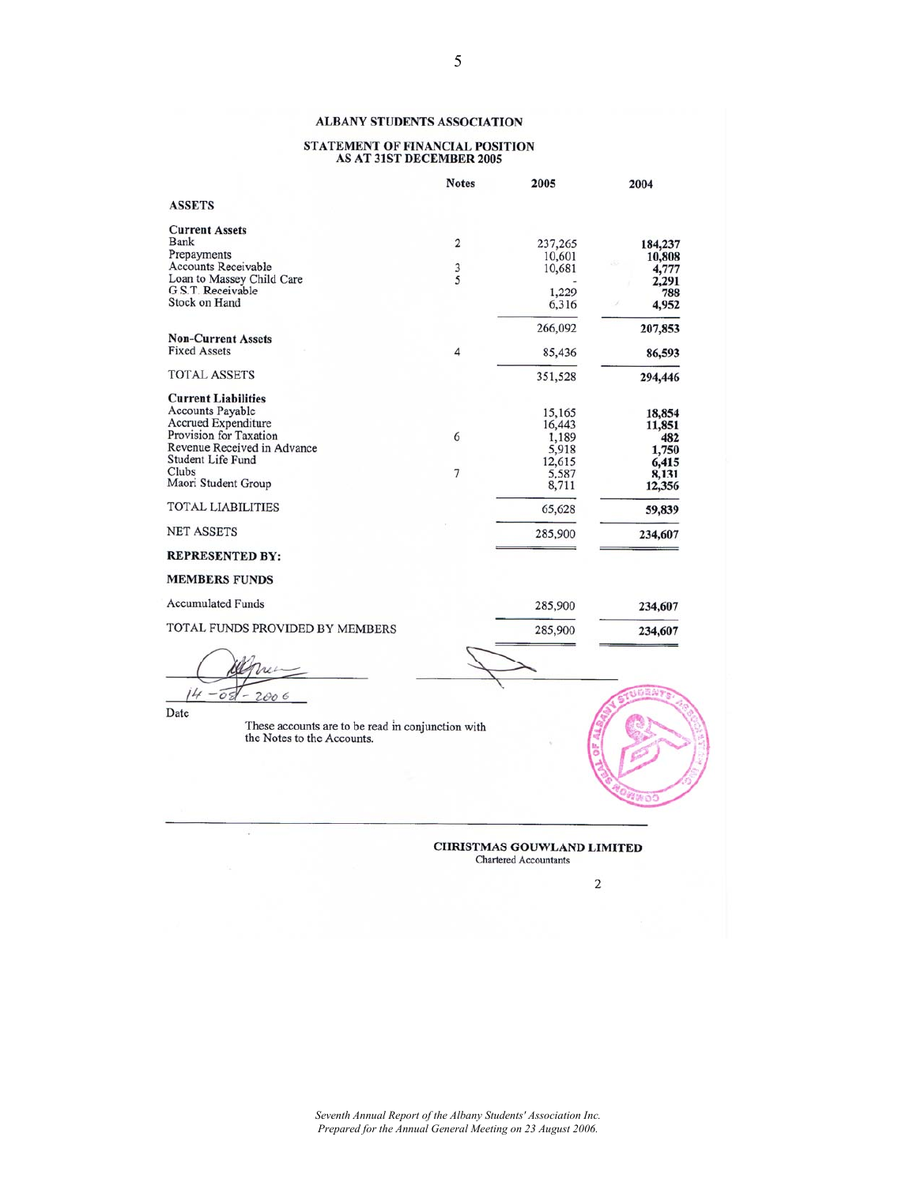# ALBANY STUDENTS ASSOCIATION

## STATEMENT OF FINANCIAL POSITION AS AT 31ST DECEMBER 2005

| | Notes | 2005 | 2004 |
|---|---|---|---|
| **ASSETS** | | | |
| **Current Assets** | | | |
| Bank | 2 | 237,265 | 184,237 |
| Prepayments | | 10,601 | 10,808 |
| Accounts Receivable | 3 | 10,681 | 4,777 |
| Loan to Massey Child Care | 5 | - | 2,291 |
| G.S.T. Receivable | | 1,229 | 788 |
| Stock on Hand | | 6,316 | 4,952 |
| | | 266,092 | 207,853 |
| **Non-Current Assets** | | | |
| Fixed Assets | 4 | 85,436 | 86,593 |
| TOTAL ASSETS | | 351,528 | 294,446 |
| **Current Liabilities** | | | |
| Accounts Payable | | 15,165 | 18,854 |
| Accrued Expenditure | | 16,443 | 11,851 |
| Provision for Taxation | 6 | 1,189 | 482 |
| Revenue Received in Advance | | 5,918 | 1,750 |
| Student Life Fund | | 12,615 | 6,415 |
| Clubs | 7 | 5,587 | 8,131 |
| Maori Student Group | | 8,711 | 12,356 |
| TOTAL LIABILITIES | | 65,628 | 59,839 |
| NET ASSETS | | 285,900 | 234,607 |
| **REPRESENTED BY:** | | | |
| **MEMBERS FUNDS** | | | |
| Accumulated Funds | | 285,900 | 234,607 |
| TOTAL FUNDS PROVIDED BY MEMBERS | | 285,900 | 234,607 |

14 - 08 - 2006

Date

These accounts are to be read in conjunction with the Notes to the Accounts.

**CHRISTMAS GOUWLAND LIMITED**
Chartered Accountants

*Seventh Annual Report of the Albany Students' Association Inc.*
*Prepared for the Annual General Meeting on 23 August 2006.*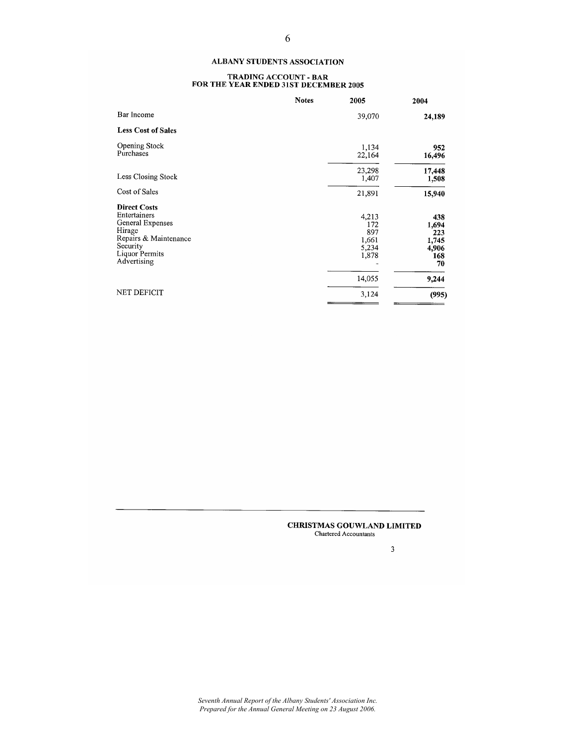# ALBANY STUDENTS ASSOCIATION

## TRADING ACCOUNT - BAR
## FOR THE YEAR ENDED 31ST DECEMBER 2005

| | Notes | 2005 | 2004 |
|---|---|---|---|
| Bar Income | | 39,070 | **24,189** |
| **Less Cost of Sales** | | | |
| Opening Stock | | 1,134 | **952** |
| Purchases | | 22,164 | **16,496** |
| | | 23,298 | **17,448** |
| Less Closing Stock | | 1,407 | **1,508** |
| Cost of Sales | | 21,891 | **15,940** |
| **Direct Costs** | | | |
| Entertainers | | 4,213 | **438** |
| General Expenses | | 172 | **1,694** |
| Hirage | | 897 | **223** |
| Repairs & Maintenance | | 1,661 | **1,745** |
| Security | | 5,234 | **4,906** |
| Liquor Permits | | 1,878 | **168** |
| Advertising | | - | **70** |
| | | 14,055 | **9,244** |
| NET DEFICIT | | 3,124 | **(995)** |

**CHRISTMAS GOUWLAND LIMITED**
Chartered Accountants

*Seventh Annual Report of the Albany Students' Association Inc.*
*Prepared for the Annual General Meeting on 23 August 2006.*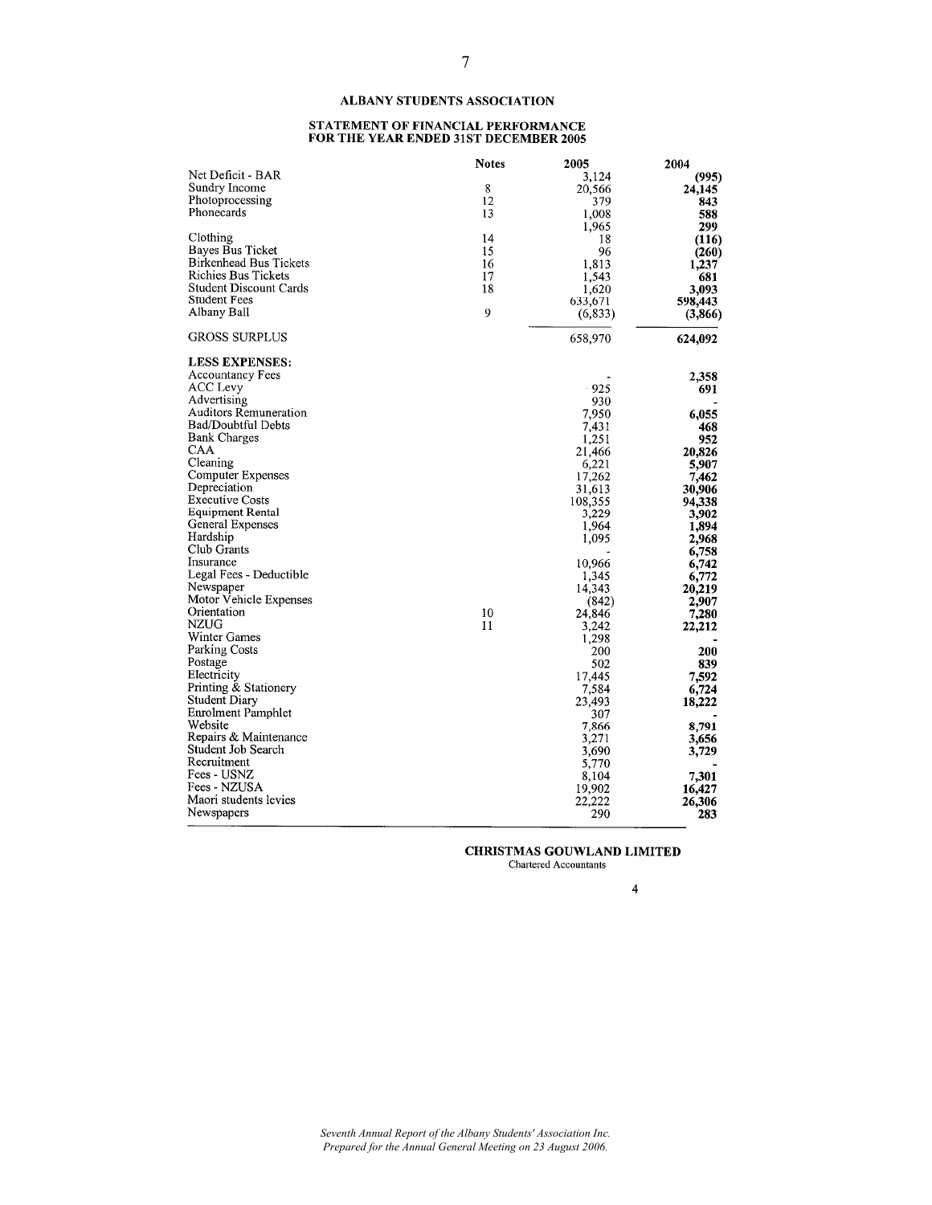## ALBANY STUDENTS ASSOCIATION

### STATEMENT OF FINANCIAL PERFORMANCE FOR THE YEAR ENDED 31ST DECEMBER 2005

| | Notes | 2005 | 2004 |
|---|---|---|---|
| Net Deficit - BAR | | 3,124 | **(995)** |
| Sundry Income | 8 | 20,566 | **24,145** |
| Photoprocessing | 12 | 379 | **843** |
| Phonecards | 13 | 1,008 | **588** |
| | | 1,965 | **299** |
| Clothing | 14 | 18 | **(116)** |
| Bayes Bus Ticket | 15 | 96 | **(260)** |
| Birkenhead Bus Tickets | 16 | 1,813 | **1,237** |
| Richies Bus Tickets | 17 | 1,543 | **681** |
| Student Discount Cards | 18 | 1,620 | **3,093** |
| Student Fees | | 633,671 | **598,443** |
| Albany Ball | 9 | (6,833) | **(3,866)** |
| GROSS SURPLUS | | 658,970 | **624,092** |
| **LESS EXPENSES:** | | | |
| Accountancy Fees | | - | **2,358** |
| ACC Levy | | 925 | **691** |
| Advertising | | 930 | **-** |
| Auditors Remuneration | | 7,950 | **6,055** |
| Bad/Doubtful Debts | | 7,431 | **468** |
| Bank Charges | | 1,251 | **952** |
| CAA | | 21,466 | **20,826** |
| Cleaning | | 6,221 | **5,907** |
| Computer Expenses | | 17,262 | **7,462** |
| Depreciation | | 31,613 | **30,906** |
| Executive Costs | | 108,355 | **94,338** |
| Equipment Rental | | 3,229 | **3,902** |
| General Expenses | | 1,964 | **1,894** |
| Hardship | | 1,095 | **2,968** |
| Club Grants | | - | **6,758** |
| Insurance | | 10,966 | **6,742** |
| Legal Fees - Deductible | | 1,345 | **6,772** |
| Newspaper | | 14,343 | **20,219** |
| Motor Vehicle Expenses | | (842) | **2,907** |
| Orientation | 10 | 24,846 | **7,280** |
| NZUG | 11 | 3,242 | **22,212** |
| Winter Games | | 1,298 | **-** |
| Parking Costs | | 200 | **200** |
| Postage | | 502 | **839** |
| Electricity | | 17,445 | **7,592** |
| Printing & Stationery | | 7,584 | **6,724** |
| Student Diary | | 23,493 | **18,222** |
| Enrolment Pamphlet | | 307 | **-** |
| Website | | 7,866 | **8,791** |
| Repairs & Maintenance | | 3,271 | **3,656** |
| Student Job Search | | 3,690 | **3,729** |
| Recruitment | | 5,770 | **-** |
| Fees - USNZ | | 8,104 | **7,301** |
| Fees - NZUSA | | 19,902 | **16,427** |
| Maori students levies | | 22,222 | **26,306** |
| Newspapers | | 290 | **283** |

**CHRISTMAS GOUWLAND LIMITED**
Chartered Accountants

4

*Seventh Annual Report of the Albany Students' Association Inc.*
*Prepared for the Annual General Meeting on 23 August 2006.*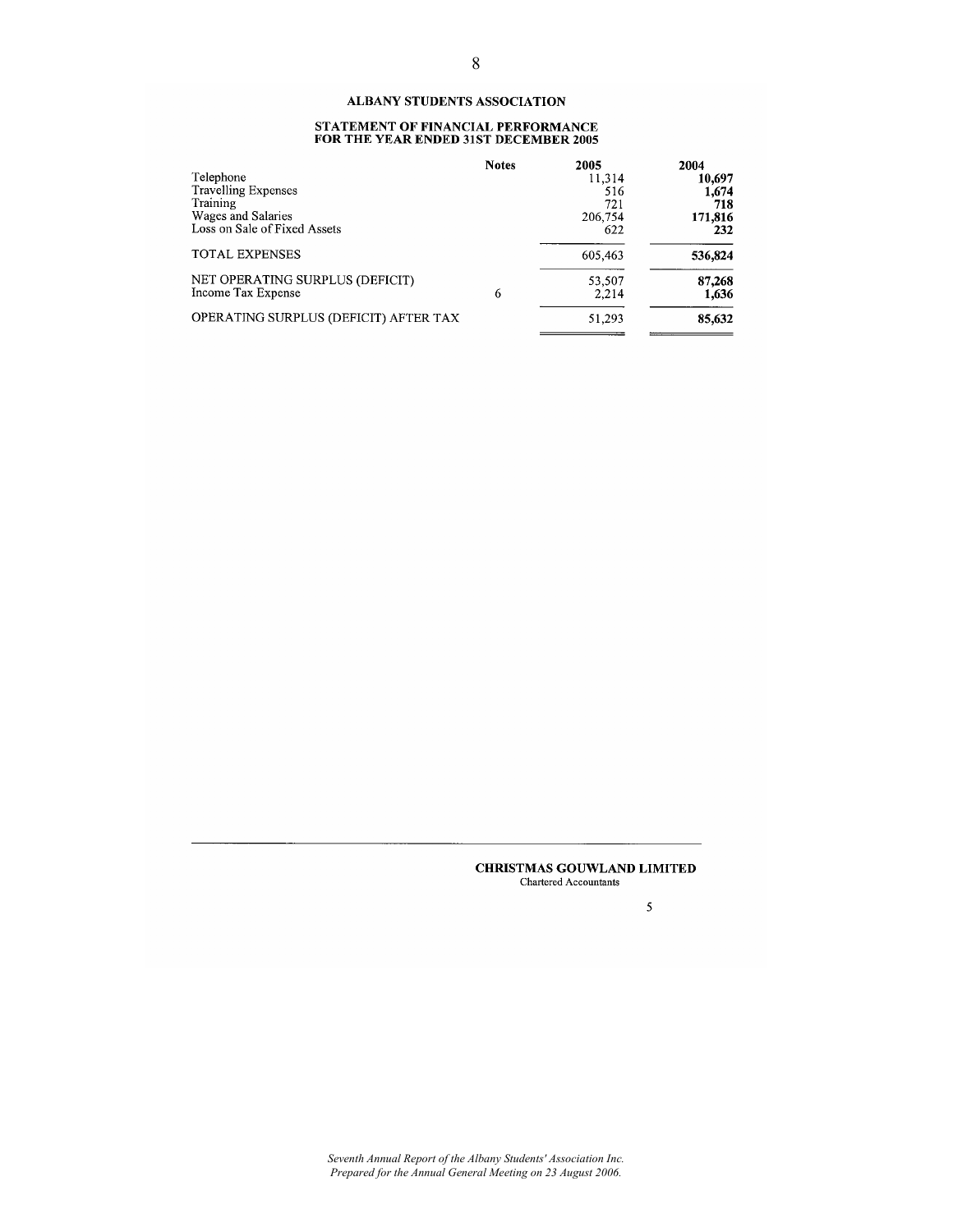## ALBANY STUDENTS ASSOCIATION

### STATEMENT OF FINANCIAL PERFORMANCE
### FOR THE YEAR ENDED 31ST DECEMBER 2005

| | Notes | 2005 | 2004 |
|---|---|---|---|
| Telephone | | 11,314 | **10,697** |
| Travelling Expenses | | 516 | **1,674** |
| Training | | 721 | **718** |
| Wages and Salaries | | 206,754 | **171,816** |
| Loss on Sale of Fixed Assets | | 622 | **232** |
| TOTAL EXPENSES | | 605,463 | **536,824** |
| NET OPERATING SURPLUS (DEFICIT) | | 53,507 | **87,268** |
| Income Tax Expense | 6 | 2,214 | **1,636** |
| OPERATING SURPLUS (DEFICIT) AFTER TAX | | 51,293 | **85,632** |

**CHRISTMAS GOUWLAND LIMITED**
Chartered Accountants

*Seventh Annual Report of the Albany Students' Association Inc.*
*Prepared for the Annual General Meeting on 23 August 2006.*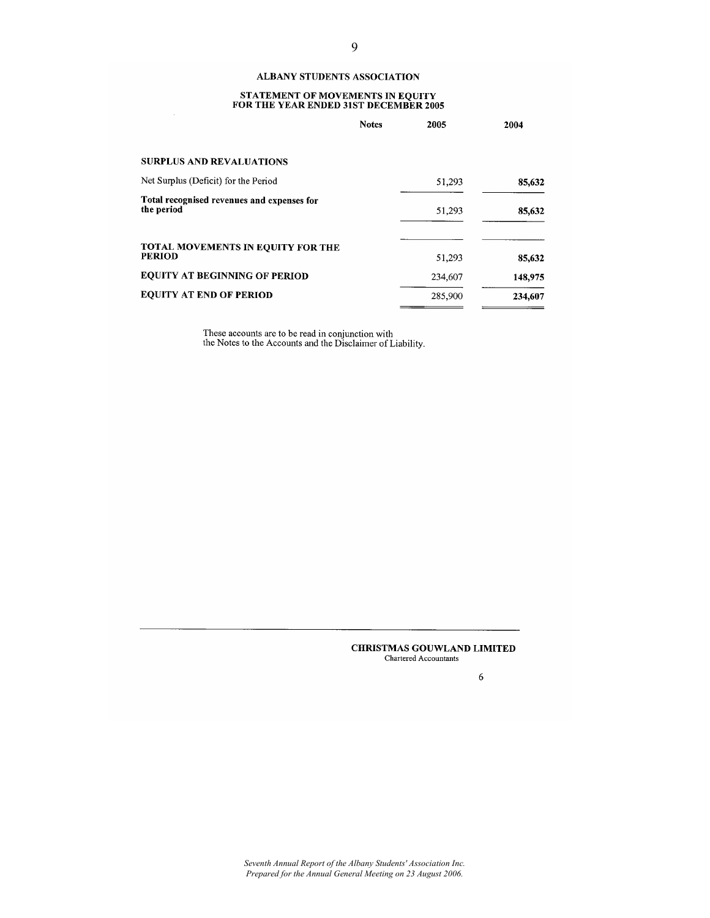## ALBANY STUDENTS ASSOCIATION

### STATEMENT OF MOVEMENTS IN EQUITY FOR THE YEAR ENDED 31ST DECEMBER 2005

| | Notes | 2005 | 2004 |
|---|---|---|---|
| **SURPLUS AND REVALUATIONS** | | | |
| Net Surplus (Deficit) for the Period | | 51,293 | **85,632** |
| **Total recognised revenues and expenses for the period** | | 51,293 | **85,632** |
| **TOTAL MOVEMENTS IN EQUITY FOR THE PERIOD** | | 51,293 | **85,632** |
| **EQUITY AT BEGINNING OF PERIOD** | | 234,607 | **148,975** |
| **EQUITY AT END OF PERIOD** | | 285,900 | **234,607** |

These accounts are to be read in conjunction with the Notes to the Accounts and the Disclaimer of Liability.

**CHRISTMAS GOUWLAND LIMITED**
Chartered Accountants

*Seventh Annual Report of the Albany Students' Association Inc.*
*Prepared for the Annual General Meeting on 23 August 2006.*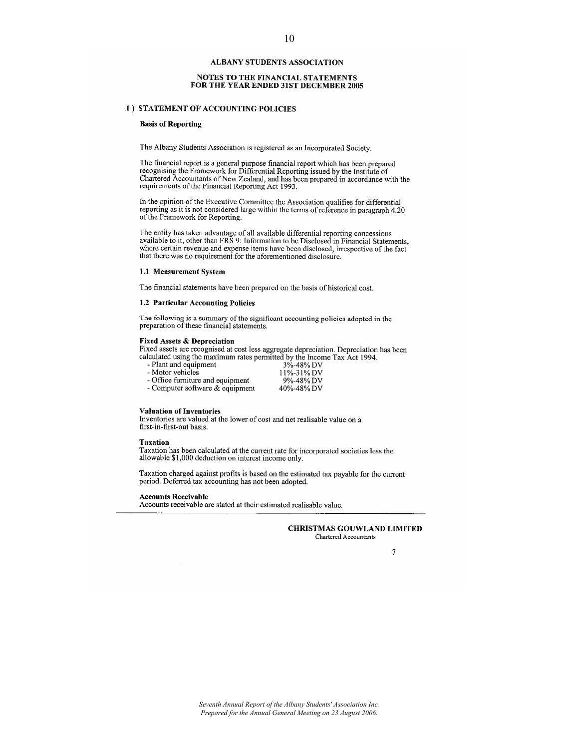# ALBANY STUDENTS ASSOCIATION

## NOTES TO THE FINANCIAL STATEMENTS FOR THE YEAR ENDED 31ST DECEMBER 2005

### 1 ) STATEMENT OF ACCOUNTING POLICIES

**Basis of Reporting**

The Albany Students Association is registered as an Incorporated Society.

The financial report is a general purpose financial report which has been prepared recognising the Framework for Differential Reporting issued by the Institute of Chartered Accountants of New Zealand, and has been prepared in accordance with the requirements of the Financial Reporting Act 1993.

In the opinion of the Executive Committee the Association qualifies for differential reporting as it is not considered large within the terms of reference in paragraph 4.20 of the Framework for Reporting.

The entity has taken advantage of all available differential reporting concessions available to it, other than FRS 9: Information to be Disclosed in Financial Statements, where certain revenue and expense items have been disclosed, irrespective of the fact that there was no requirement for the aforementioned disclosure.

**1.1 Measurement System**

The financial statements have been prepared on the basis of historical cost.

**1.2 Particular Accounting Policies**

The following is a summary of the significant accounting policies adopted in the preparation of these financial statements.

**Fixed Assets & Depreciation**

Fixed assets are recognised at cost less aggregate depreciation. Depreciation has been calculated using the maximum rates permitted by the Income Tax Act 1994.

| | |
|---|---|
| - Plant and equipment | 3%-48% DV |
| - Motor vehicles | 11%-31% DV |
| - Office furniture and equipment | 9%-48% DV |
| - Computer software & equipment | 40%-48% DV |

**Valuation of Inventories**

Inventories are valued at the lower of cost and net realisable value on a first-in-first-out basis.

**Taxation**

Taxation has been calculated at the current rate for incorporated societies less the allowable $1,000 deduction on interest income only.

Taxation charged against profits is based on the estimated tax payable for the current period. Deferred tax accounting has not been adopted.

**Accounts Receivable**

Accounts receivable are stated at their estimated realisable value.

**CHRISTMAS GOUWLAND LIMITED**
Chartered Accountants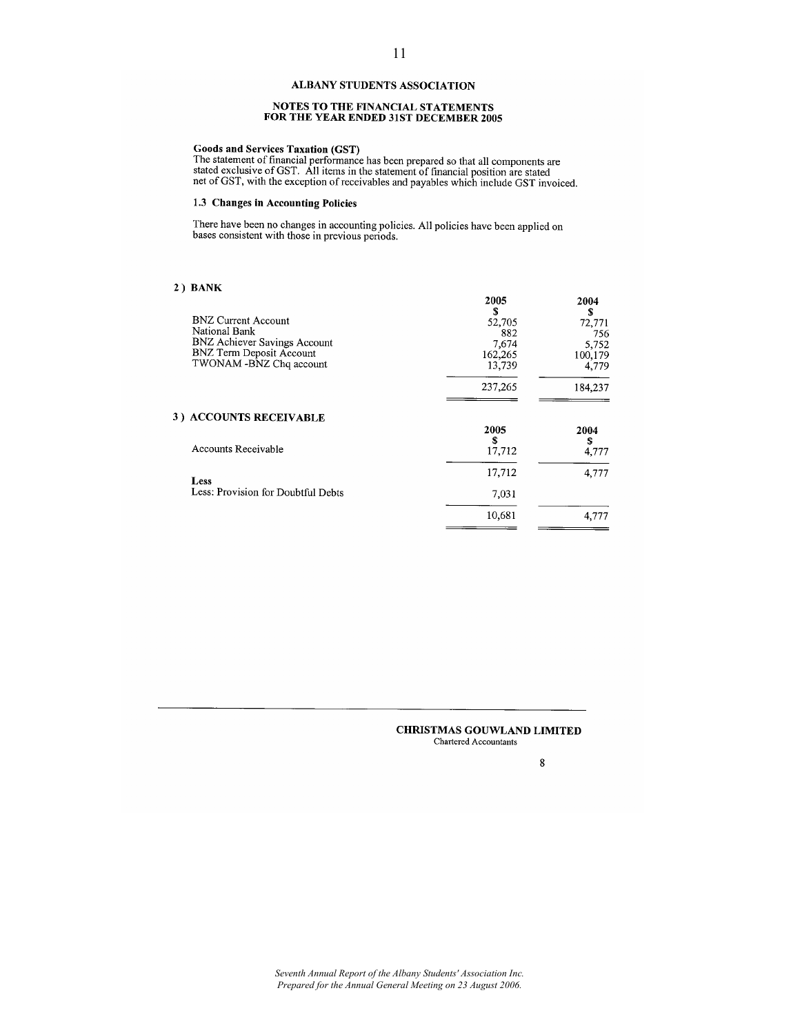## ALBANY STUDENTS ASSOCIATION

### NOTES TO THE FINANCIAL STATEMENTS FOR THE YEAR ENDED 31ST DECEMBER 2005

**Goods and Services Taxation (GST)**

The statement of financial performance has been prepared so that all components are stated exclusive of GST. All items in the statement of financial position are stated net of GST, with the exception of receivables and payables which include GST invoiced.

**1.3 Changes in Accounting Policies**

There have been no changes in accounting policies. All policies have been applied on bases consistent with those in previous periods.

**2 ) BANK**

| | 2005 $ | 2004 $ |
|---|---|---|
| BNZ Current Account | 52,705 | 72,771 |
| National Bank | 882 | 756 |
| BNZ Achiever Savings Account | 7,674 | 5,752 |
| BNZ Term Deposit Account | 162,265 | 100,179 |
| TWONAM -BNZ Chq account | 13,739 | 4,779 |
| | 237,265 | 184,237 |

**3 ) ACCOUNTS RECEIVABLE**

| | 2005 $ | 2004 $ |
|---|---|---|
| Accounts Receivable | 17,712 | 4,777 |
| | 17,712 | 4,777 |
| **Less** | | |
| Less: Provision for Doubtful Debts | 7,031 | |
| | 10,681 | 4,777 |

**CHRISTMAS GOUWLAND LIMITED**
Chartered Accountants

*Seventh Annual Report of the Albany Students' Association Inc.*
*Prepared for the Annual General Meeting on 23 August 2006.*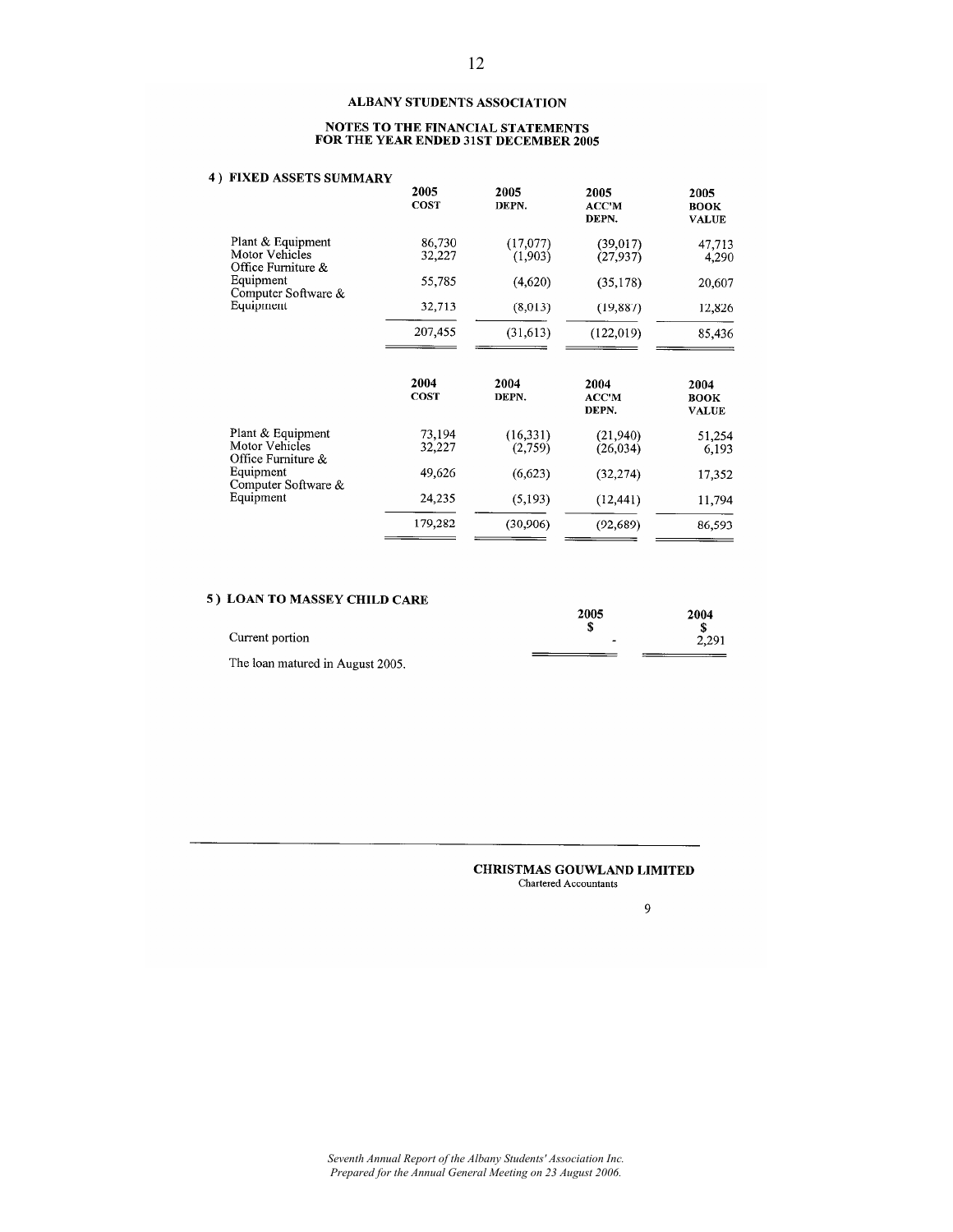## ALBANY STUDENTS ASSOCIATION

### NOTES TO THE FINANCIAL STATEMENTS FOR THE YEAR ENDED 31ST DECEMBER 2005

#### 4 ) FIXED ASSETS SUMMARY

| | 2005 COST | 2005 DEPN. | 2005 ACC'M DEPN. | 2005 BOOK VALUE |
|---|---|---|---|---|
| Plant & Equipment | 86,730 | (17,077) | (39,017) | 47,713 |
| Motor Vehicles | 32,227 | (1,903) | (27,937) | 4,290 |
| Office Furniture & Equipment | 55,785 | (4,620) | (35,178) | 20,607 |
| Computer Software & Equipment | 32,713 | (8,013) | (19,887) | 12,826 |
| | 207,455 | (31,613) | (122,019) | 85,436 |

| | 2004 COST | 2004 DEPN. | 2004 ACC'M DEPN. | 2004 BOOK VALUE |
|---|---|---|---|---|
| Plant & Equipment | 73,194 | (16,331) | (21,940) | 51,254 |
| Motor Vehicles | 32,227 | (2,759) | (26,034) | 6,193 |
| Office Furniture & Equipment | 49,626 | (6,623) | (32,274) | 17,352 |
| Computer Software & Equipment | 24,235 | (5,193) | (12,441) | 11,794 |
| | 179,282 | (30,906) | (92,689) | 86,593 |

#### 5 ) LOAN TO MASSEY CHILD CARE

| | 2005 $ | 2004 $ |
|---|---|---|
| Current portion | - | 2,291 |

The loan matured in August 2005.

**CHRISTMAS GOUWLAND LIMITED**
Chartered Accountants

*Seventh Annual Report of the Albany Students' Association Inc.*
*Prepared for the Annual General Meeting on 23 August 2006.*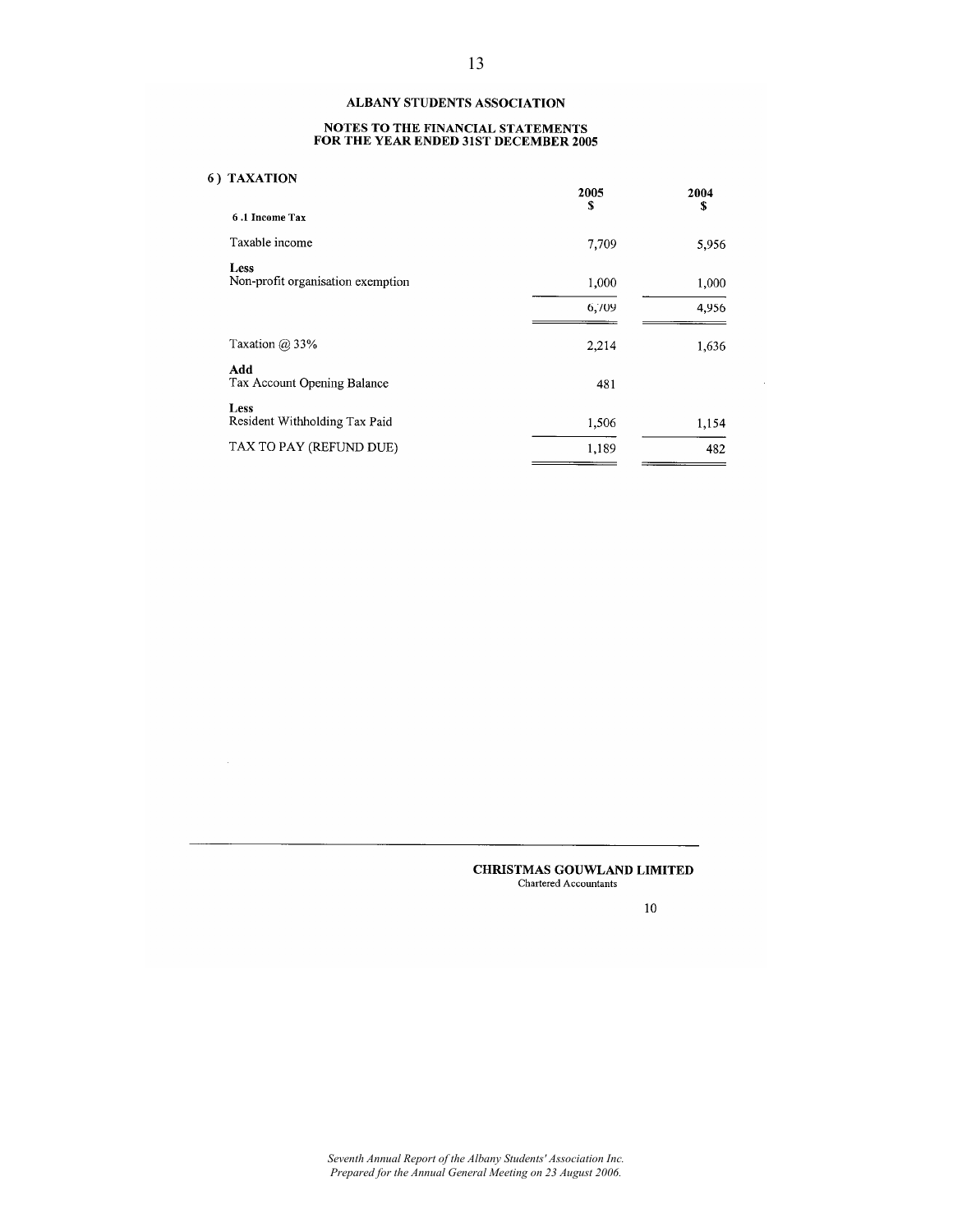# ALBANY STUDENTS ASSOCIATION

## NOTES TO THE FINANCIAL STATEMENTS FOR THE YEAR ENDED 31ST DECEMBER 2005

### 6 ) TAXATION

| | 2005 $ | 2004 $ |
|---|---|---|
| **6 .1 Income Tax** | | |
| Taxable income | 7,709 | 5,956 |
| **Less** Non-profit organisation exemption | 1,000 | 1,000 |
| | 6,709 | 4,956 |
| Taxation @ 33% | 2,214 | 1,636 |
| **Add** Tax Account Opening Balance | 481 | |
| **Less** Resident Withholding Tax Paid | 1,506 | 1,154 |
| TAX TO PAY (REFUND DUE) | 1,189 | 482 |

**CHRISTMAS GOUWLAND LIMITED**
Chartered Accountants

10

*Seventh Annual Report of the Albany Students' Association Inc. Prepared for the Annual General Meeting on 23 August 2006.*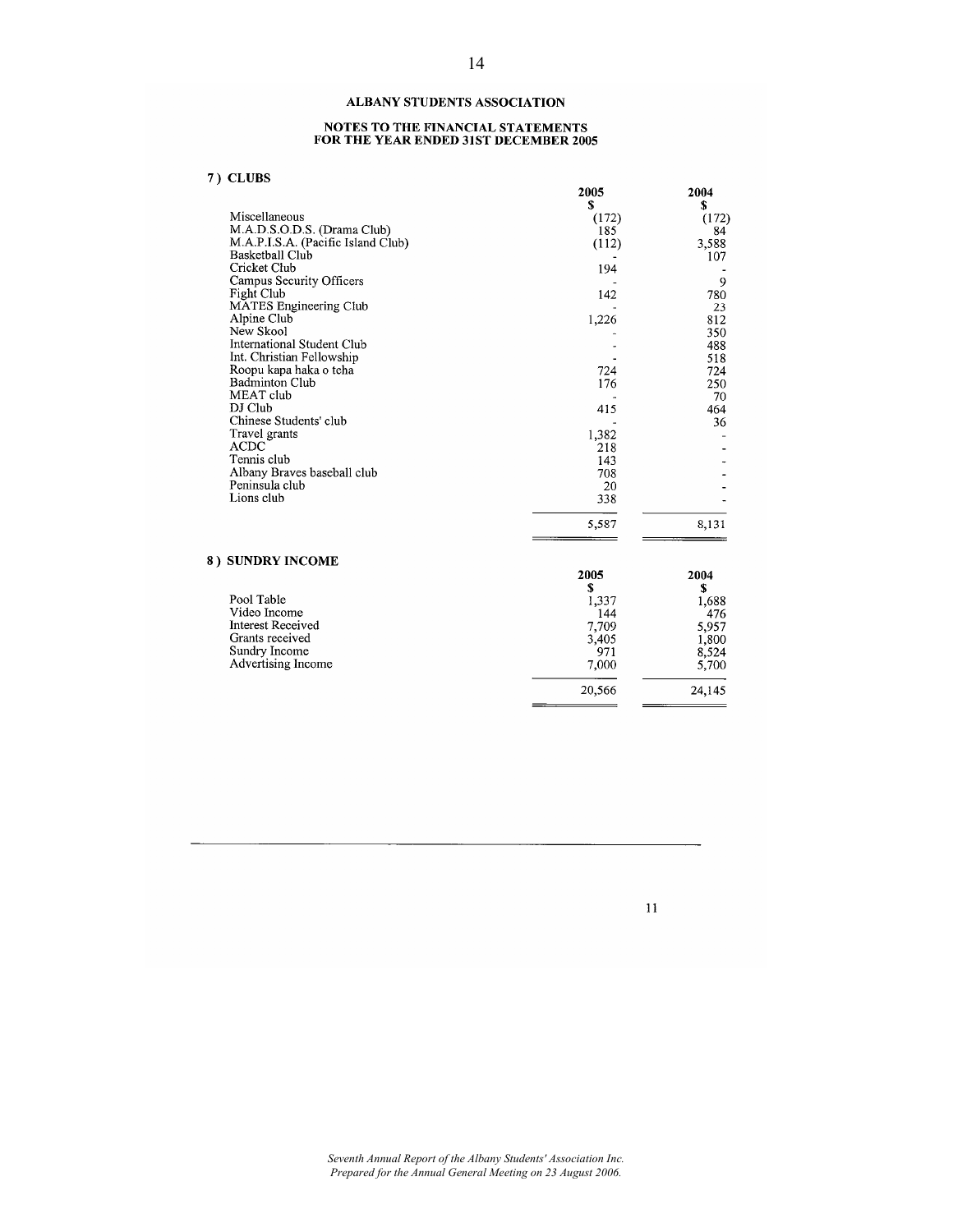**ALBANY STUDENTS ASSOCIATION**

**NOTES TO THE FINANCIAL STATEMENTS**
**FOR THE YEAR ENDED 31ST DECEMBER 2005**

## 7 ) CLUBS

| | 2005<br>$ | 2004<br>$ |
|---|---|---|
| Miscellaneous | (172) | (172) |
| M.A.D.S.O.D.S. (Drama Club) | 185 | 84 |
| M.A.P.I.S.A. (Pacific Island Club) | (112) | 3,588 |
| Basketball Club | - | 107 |
| Cricket Club | 194 | - |
| Campus Security Officers | - | 9 |
| Fight Club | 142 | 780 |
| MATES Engineering Club | - | 23 |
| Alpine Club | 1,226 | 812 |
| New Skool | - | 350 |
| International Student Club | - | 488 |
| Int. Christian Fellowship | - | 518 |
| Roopu kapa haka o teha | 724 | 724 |
| Badminton Club | 176 | 250 |
| MEAT club | - | 70 |
| DJ Club | 415 | 464 |
| Chinese Students' club | - | 36 |
| Travel grants | 1,382 | - |
| ACDC | 218 | - |
| Tennis club | 143 | - |
| Albany Braves baseball club | 708 | - |
| Peninsula club | 20 | - |
| Lions club | 338 | - |
| | 5,587 | 8,131 |

## 8 ) SUNDRY INCOME

| | 2005<br>$ | 2004<br>$ |
|---|---|---|
| Pool Table | 1,337 | 1,688 |
| Video Income | 144 | 476 |
| Interest Received | 7,709 | 5,957 |
| Grants received | 3,405 | 1,800 |
| Sundry Income | 971 | 8,524 |
| Advertising Income | 7,000 | 5,700 |
| | 20,566 | 24,145 |

*Seventh Annual Report of the Albany Students' Association Inc.*
*Prepared for the Annual General Meeting on 23 August 2006.*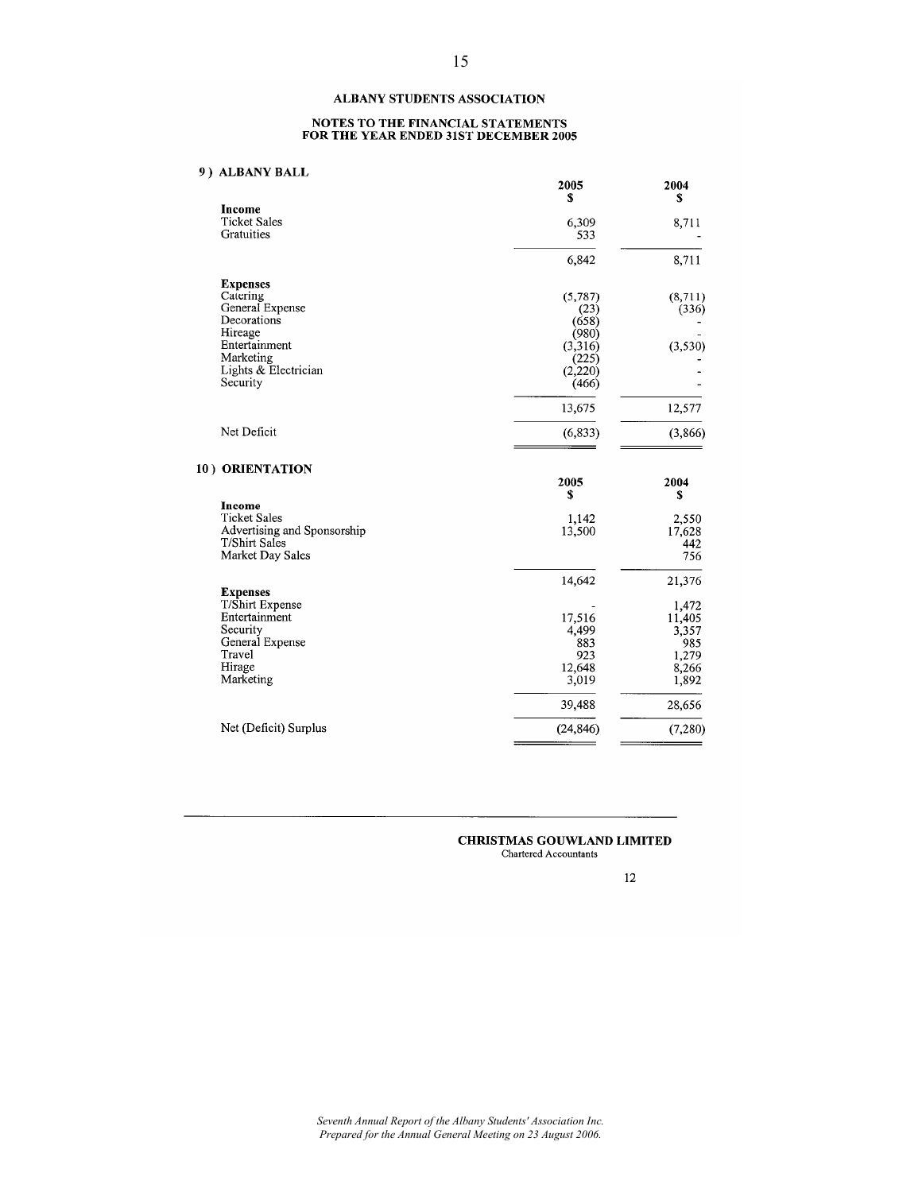**ALBANY STUDENTS ASSOCIATION**

**NOTES TO THE FINANCIAL STATEMENTS**
**FOR THE YEAR ENDED 31ST DECEMBER 2005**

**9 ) ALBANY BALL**

| | 2005 $ | 2004 $ |
|---|---|---|
| **Income** | | |
| Ticket Sales | 6,309 | 8,711 |
| Gratuities | 533 | - |
| | 6,842 | 8,711 |
| **Expenses** | | |
| Catering | (5,787) | (8,711) |
| General Expense | (23) | (336) |
| Decorations | (658) | - |
| Hireage | (980) | - |
| Entertainment | (3,316) | (3,530) |
| Marketing | (225) | - |
| Lights & Electrician | (2,220) | - |
| Security | (466) | - |
| | 13,675 | 12,577 |
| Net Deficit | (6,833) | (3,866) |

**10 ) ORIENTATION**

| | 2005 $ | 2004 $ |
|---|---|---|
| **Income** | | |
| Ticket Sales | 1,142 | 2,550 |
| Advertising and Sponsorship | 13,500 | 17,628 |
| T/Shirt Sales | | 442 |
| Market Day Sales | | 756 |
| | 14,642 | 21,376 |
| **Expenses** | | |
| T/Shirt Expense | - | 1,472 |
| Entertainment | 17,516 | 11,405 |
| Security | 4,499 | 3,357 |
| General Expense | 883 | 985 |
| Travel | 923 | 1,279 |
| Hirage | 12,648 | 8,266 |
| Marketing | 3,019 | 1,892 |
| | 39,488 | 28,656 |
| Net (Deficit) Surplus | (24,846) | (7,280) |

**CHRISTMAS GOUWLAND LIMITED**
Chartered Accountants

*Seventh Annual Report of the Albany Students' Association Inc.*
*Prepared for the Annual General Meeting on 23 August 2006.*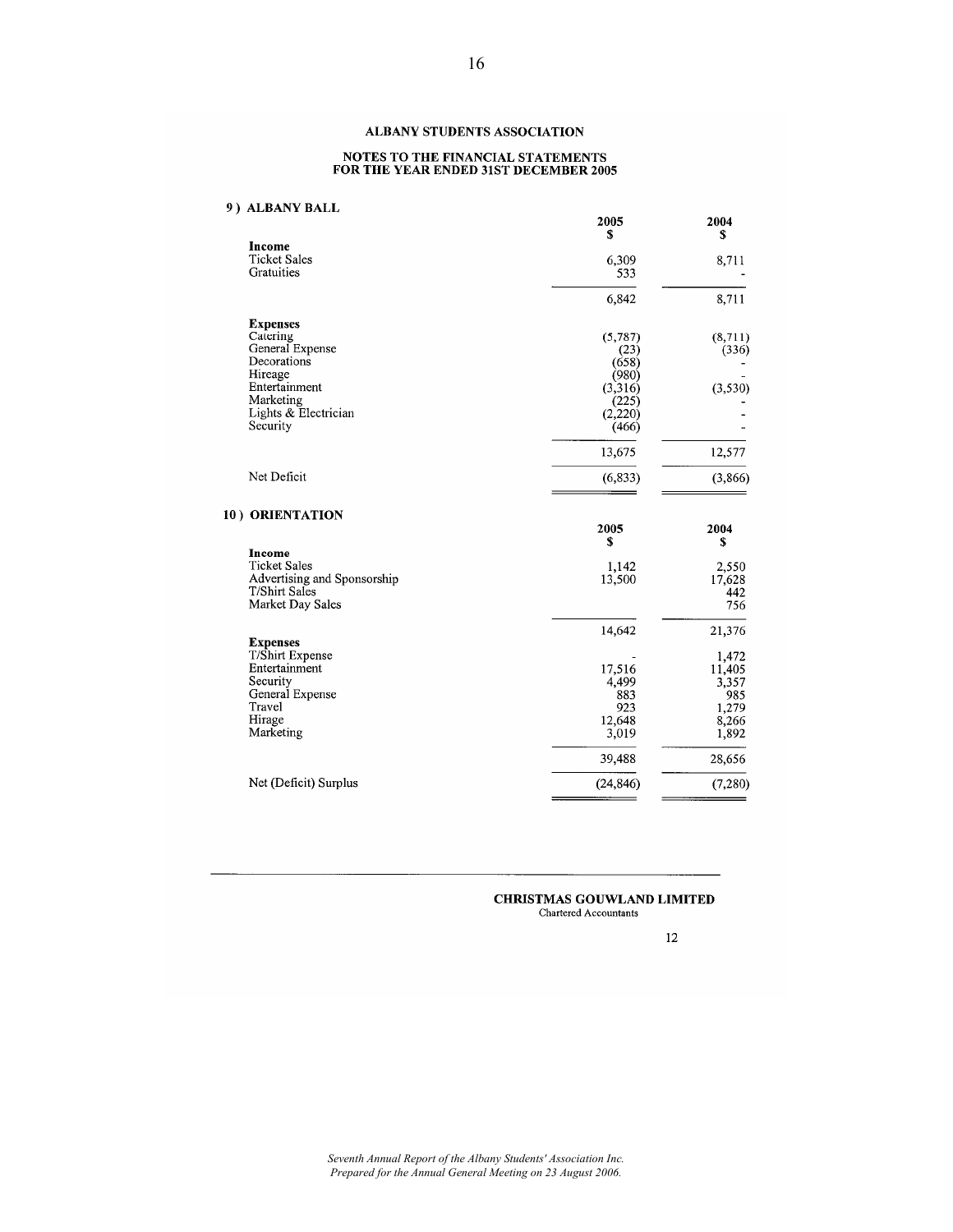## ALBANY STUDENTS ASSOCIATION

### NOTES TO THE FINANCIAL STATEMENTS FOR THE YEAR ENDED 31ST DECEMBER 2005

#### 9 ) ALBANY BALL

| | 2005 $ | 2004 $ |
|---|---|---|
| **Income** | | |
| Ticket Sales | 6,309 | 8,711 |
| Gratuities | 533 | - |
| | 6,842 | 8,711 |
| **Expenses** | | |
| Catering | (5,787) | (8,711) |
| General Expense | (23) | (336) |
| Decorations | (658) | - |
| Hireage | (980) | - |
| Entertainment | (3,316) | (3,530) |
| Marketing | (225) | - |
| Lights & Electrician | (2,220) | - |
| Security | (466) | - |
| | 13,675 | 12,577 |
| Net Deficit | (6,833) | (3,866) |

#### 10 ) ORIENTATION

| | 2005 $ | 2004 $ |
|---|---|---|
| **Income** | | |
| Ticket Sales | 1,142 | 2,550 |
| Advertising and Sponsorship | 13,500 | 17,628 |
| T/Shirt Sales | | 442 |
| Market Day Sales | | 756 |
| | 14,642 | 21,376 |
| **Expenses** | | |
| T/Shirt Expense | - | 1,472 |
| Entertainment | 17,516 | 11,405 |
| Security | 4,499 | 3,357 |
| General Expense | 883 | 985 |
| Travel | 923 | 1,279 |
| Hirage | 12,648 | 8,266 |
| Marketing | 3,019 | 1,892 |
| | 39,488 | 28,656 |
| Net (Deficit) Surplus | (24,846) | (7,280) |

**CHRISTMAS GOUWLAND LIMITED**
Chartered Accountants

*Seventh Annual Report of the Albany Students' Association Inc.*
*Prepared for the Annual General Meeting on 23 August 2006.*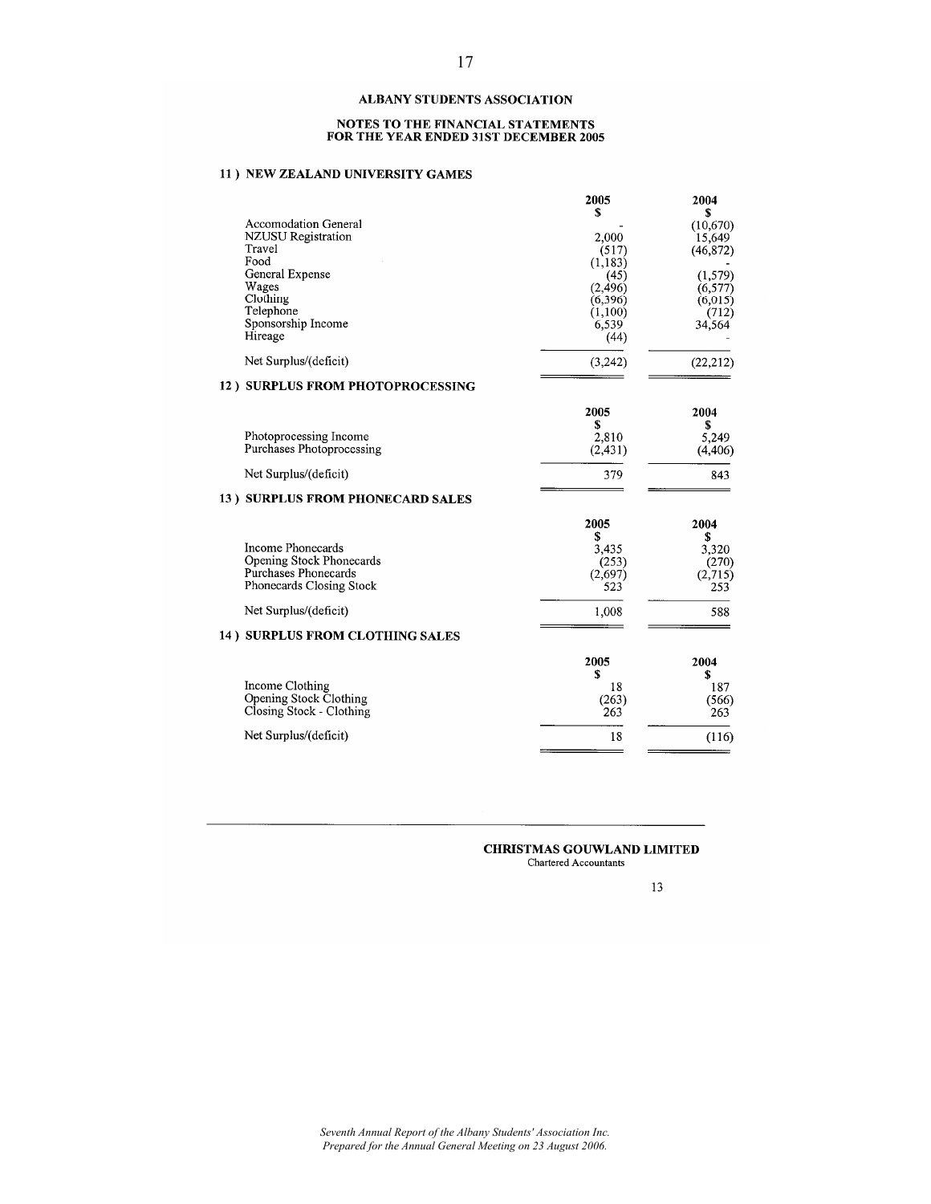# ALBANY STUDENTS ASSOCIATION

## NOTES TO THE FINANCIAL STATEMENTS FOR THE YEAR ENDED 31ST DECEMBER 2005

### 11 ) NEW ZEALAND UNIVERSITY GAMES

| | 2005 $ | 2004 $ |
|---|---|---|
| Accomodation General | - | (10,670) |
| NZUSU Registration | 2,000 | 15,649 |
| Travel | (517) | (46,872) |
| Food | (1,183) | - |
| General Expense | (45) | (1,579) |
| Wages | (2,496) | (6,577) |
| Clothing | (6,396) | (6,015) |
| Telephone | (1,100) | (712) |
| Sponsorship Income | 6,539 | 34,564 |
| Hireage | (44) | - |
| Net Surplus/(deficit) | (3,242) | (22,212) |

### 12 ) SURPLUS FROM PHOTOPROCESSING

| | 2005 $ | 2004 $ |
|---|---|---|
| Photoprocessing Income | 2,810 | 5,249 |
| Purchases Photoprocessing | (2,431) | (4,406) |
| Net Surplus/(deficit) | 379 | 843 |

### 13 ) SURPLUS FROM PHONECARD SALES

| | 2005 $ | 2004 $ |
|---|---|---|
| Income Phonecards | 3,435 | 3,320 |
| Opening Stock Phonecards | (253) | (270) |
| Purchases Phonecards | (2,697) | (2,715) |
| Phonecards Closing Stock | 523 | 253 |
| Net Surplus/(deficit) | 1,008 | 588 |

### 14 ) SURPLUS FROM CLOTHING SALES

| | 2005 $ | 2004 $ |
|---|---|---|
| Income Clothing | 18 | 187 |
| Opening Stock Clothing | (263) | (566) |
| Closing Stock - Clothing | 263 | 263 |
| Net Surplus/(deficit) | 18 | (116) |

**CHRISTMAS GOUWLAND LIMITED**
Chartered Accountants

*Seventh Annual Report of the Albany Students' Association Inc.*
*Prepared for the Annual General Meeting on 23 August 2006.*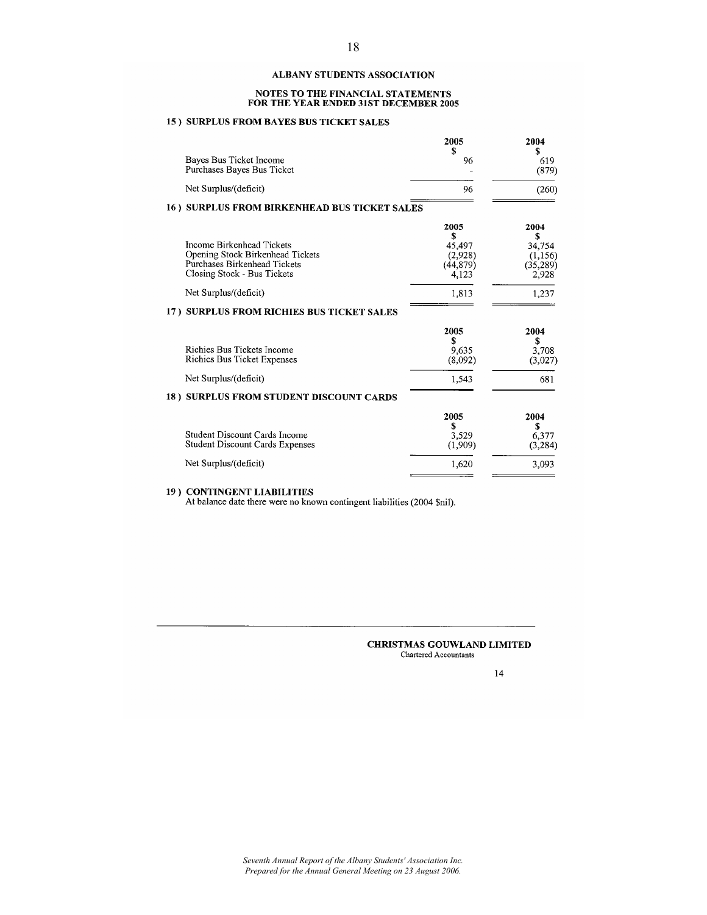## ALBANY STUDENTS ASSOCIATION

### NOTES TO THE FINANCIAL STATEMENTS FOR THE YEAR ENDED 31ST DECEMBER 2005

### 15 ) SURPLUS FROM BAYES BUS TICKET SALES

| | 2005 $ | 2004 $ |
|---|---|---|
| Bayes Bus Ticket Income | 96 | 619 |
| Purchases Bayes Bus Ticket | - | (879) |
| Net Surplus/(deficit) | 96 | (260) |

### 16 ) SURPLUS FROM BIRKENHEAD BUS TICKET SALES

| | 2005 $ | 2004 $ |
|---|---|---|
| Income Birkenhead Tickets | 45,497 | 34,754 |
| Opening Stock Birkenhead Tickets | (2,928) | (1,156) |
| Purchases Birkenhead Tickets | (44,879) | (35,289) |
| Closing Stock - Bus Tickets | 4,123 | 2,928 |
| Net Surplus/(deficit) | 1,813 | 1,237 |

### 17 ) SURPLUS FROM RICHIES BUS TICKET SALES

| | 2005 $ | 2004 $ |
|---|---|---|
| Richies Bus Tickets Income | 9,635 | 3,708 |
| Richies Bus Ticket Expenses | (8,092) | (3,027) |
| Net Surplus/(deficit) | 1,543 | 681 |

### 18 ) SURPLUS FROM STUDENT DISCOUNT CARDS

| | 2005 $ | 2004 $ |
|---|---|---|
| Student Discount Cards Income | 3,529 | 6,377 |
| Student Discount Cards Expenses | (1,909) | (3,284) |
| Net Surplus/(deficit) | 1,620 | 3,093 |

### 19 ) CONTINGENT LIABILITIES

At balance date there were no known contingent liabilities (2004 $nil).

**CHRISTMAS GOUWLAND LIMITED**
Chartered Accountants

*Seventh Annual Report of the Albany Students' Association Inc.*
*Prepared for the Annual General Meeting on 23 August 2006.*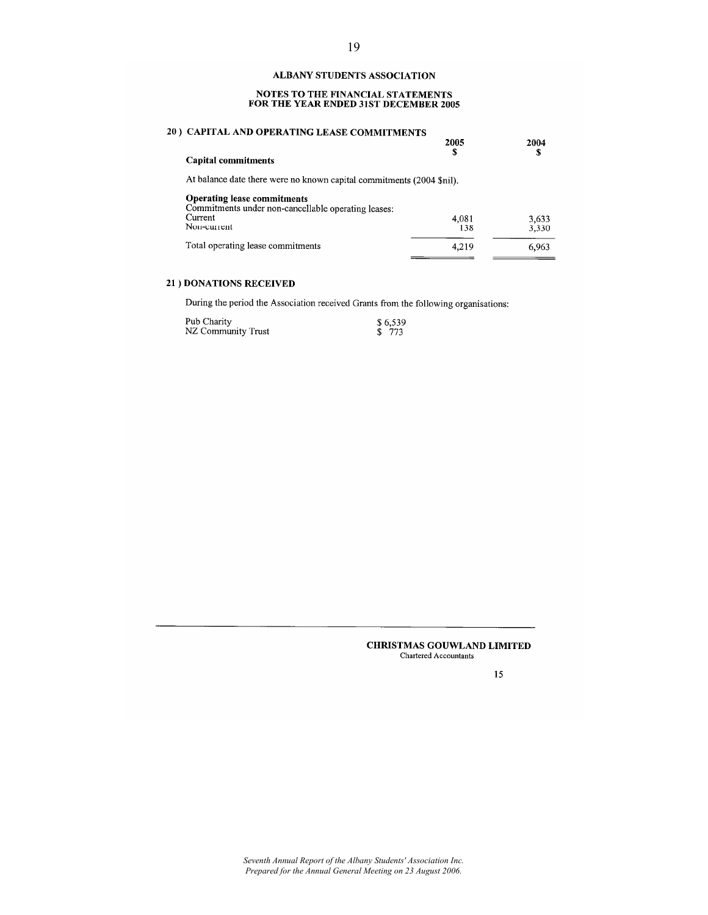**ALBANY STUDENTS ASSOCIATION**

**NOTES TO THE FINANCIAL STATEMENTS**
**FOR THE YEAR ENDED 31ST DECEMBER 2005**

## 20 ) CAPITAL AND OPERATING LEASE COMMITMENTS

| | 2005 $ | 2004 $ |
|---|---|---|
| **Capital commitments** | | |

At balance date there were no known capital commitments (2004 $nil).

| | 2005 $ | 2004 $ |
|---|---|---|
| **Operating lease commitments** | | |
| Commitments under non-cancellable operating leases: | | |
| Current | 4,081 | 3,633 |
| Non-current | 138 | 3,330 |
| Total operating lease commitments | 4,219 | 6,963 |

## 21 ) DONATIONS RECEIVED

During the period the Association received Grants from the following organisations:

| | |
|---|---|
| Pub Charity | $ 6,539 |
| NZ Community Trust | $ 773 |

**CHRISTMAS GOUWLAND LIMITED**
Chartered Accountants

*Seventh Annual Report of the Albany Students' Association Inc.*
*Prepared for the Annual General Meeting on 23 August 2006.*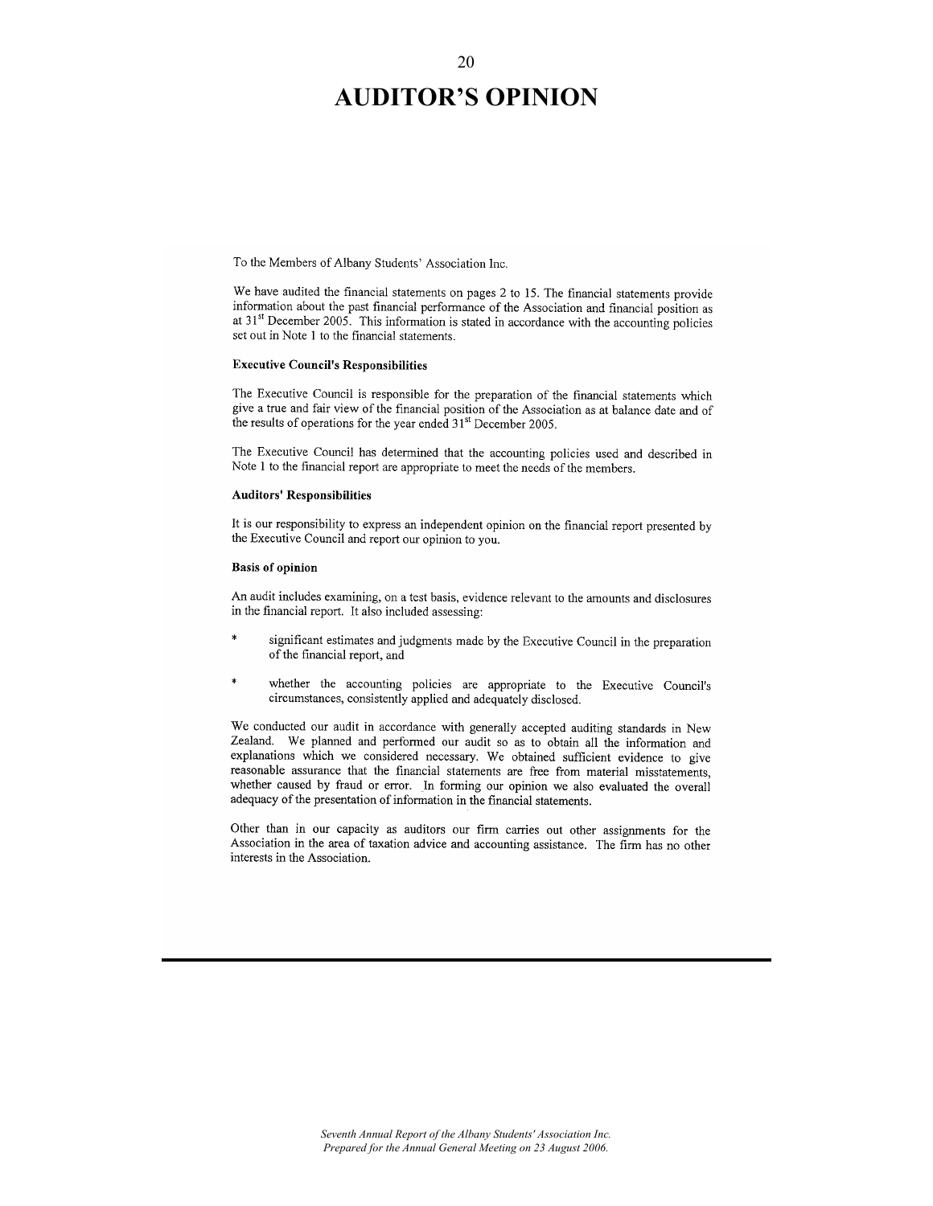# AUDITOR'S OPINION

To the Members of Albany Students' Association Inc.

We have audited the financial statements on pages 2 to 15. The financial statements provide information about the past financial performance of the Association and financial position as at 31st December 2005. This information is stated in accordance with the accounting policies set out in Note 1 to the financial statements.

**Executive Council's Responsibilities**

The Executive Council is responsible for the preparation of the financial statements which give a true and fair view of the financial position of the Association as at balance date and of the results of operations for the year ended 31st December 2005.

The Executive Council has determined that the accounting policies used and described in Note 1 to the financial report are appropriate to meet the needs of the members.

**Auditors' Responsibilities**

It is our responsibility to express an independent opinion on the financial report presented by the Executive Council and report our opinion to you.

**Basis of opinion**

An audit includes examining, on a test basis, evidence relevant to the amounts and disclosures in the financial report. It also included assessing:

* significant estimates and judgments made by the Executive Council in the preparation of the financial report, and
* whether the accounting policies are appropriate to the Executive Council's circumstances, consistently applied and adequately disclosed.

We conducted our audit in accordance with generally accepted auditing standards in New Zealand. We planned and performed our audit so as to obtain all the information and explanations which we considered necessary. We obtained sufficient evidence to give reasonable assurance that the financial statements are free from material misstatements, whether caused by fraud or error. In forming our opinion we also evaluated the overall adequacy of the presentation of information in the financial statements.

Other than in our capacity as auditors our firm carries out other assignments for the Association in the area of taxation advice and accounting assistance. The firm has no other interests in the Association.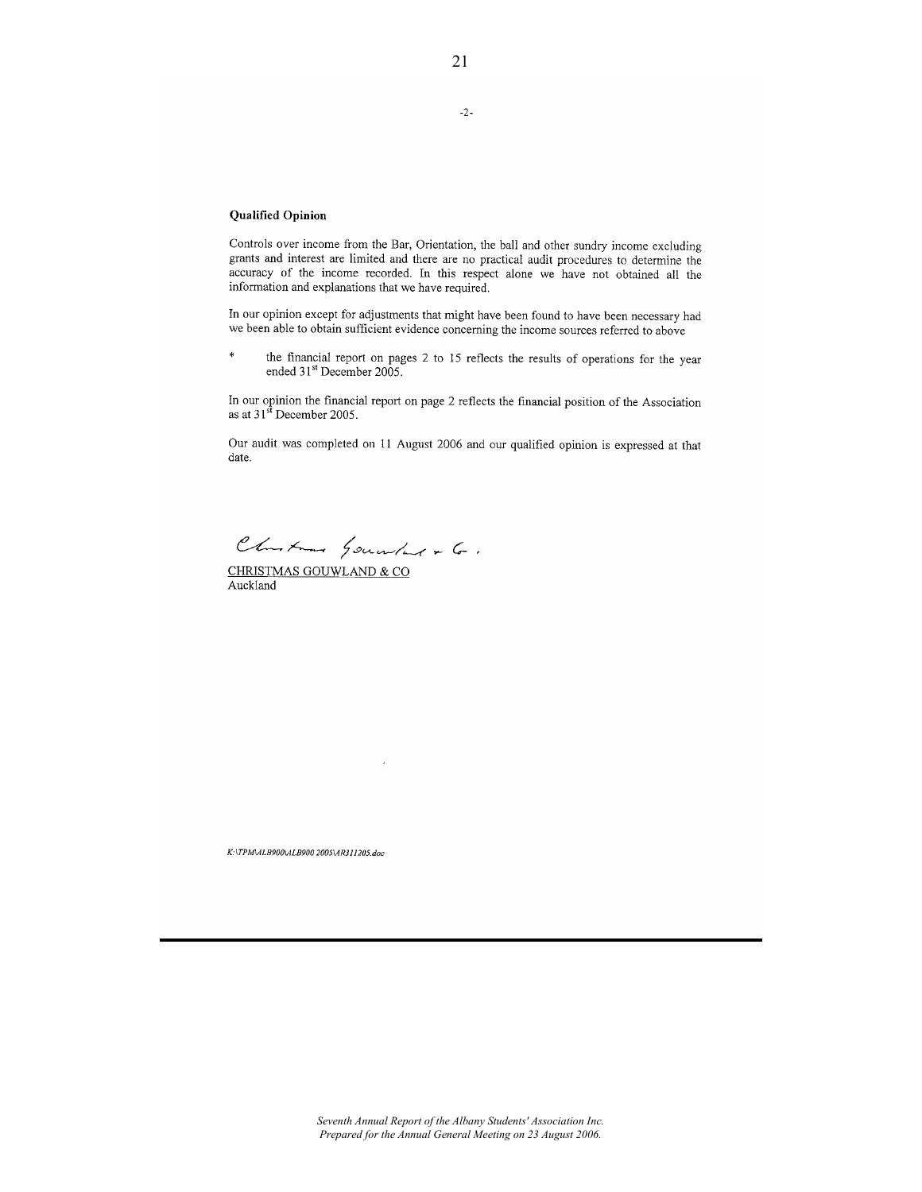## Qualified Opinion

Controls over income from the Bar, Orientation, the ball and other sundry income excluding grants and interest are limited and there are no practical audit procedures to determine the accuracy of the income recorded. In this respect alone we have not obtained all the information and explanations that we have required.

In our opinion except for adjustments that might have been found to have been necessary had we been able to obtain sufficient evidence concerning the income sources referred to above

* the financial report on pages 2 to 15 reflects the results of operations for the year ended 31st December 2005.

In our opinion the financial report on page 2 reflects the financial position of the Association as at 31st December 2005.

Our audit was completed on 11 August 2006 and our qualified opinion is expressed at that date.

Christmas Gouwland & Co.

CHRISTMAS GOUWLAND & CO
Auckland

K:\TPM\ALB900\ALB900 2005\AR311205.doc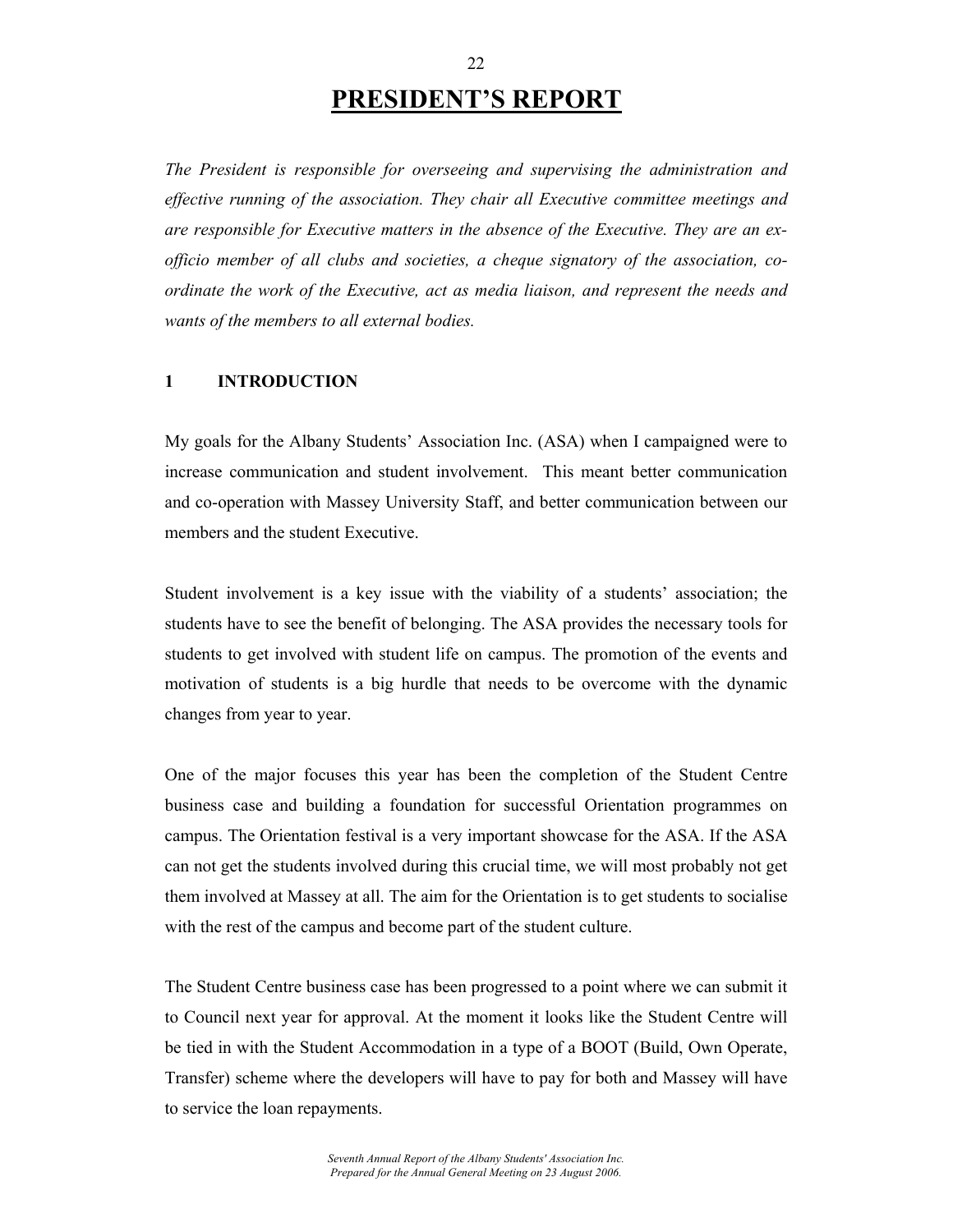# PRESIDENT'S REPORT

*The President is responsible for overseeing and supervising the administration and effective running of the association. They chair all Executive committee meetings and are responsible for Executive matters in the absence of the Executive. They are an ex-officio member of all clubs and societies, a cheque signatory of the association, co-ordinate the work of the Executive, act as media liaison, and represent the needs and wants of the members to all external bodies.*

## 1 INTRODUCTION

My goals for the Albany Students' Association Inc. (ASA) when I campaigned were to increase communication and student involvement. This meant better communication and co-operation with Massey University Staff, and better communication between our members and the student Executive.

Student involvement is a key issue with the viability of a students' association; the students have to see the benefit of belonging. The ASA provides the necessary tools for students to get involved with student life on campus. The promotion of the events and motivation of students is a big hurdle that needs to be overcome with the dynamic changes from year to year.

One of the major focuses this year has been the completion of the Student Centre business case and building a foundation for successful Orientation programmes on campus. The Orientation festival is a very important showcase for the ASA. If the ASA can not get the students involved during this crucial time, we will most probably not get them involved at Massey at all. The aim for the Orientation is to get students to socialise with the rest of the campus and become part of the student culture.

The Student Centre business case has been progressed to a point where we can submit it to Council next year for approval. At the moment it looks like the Student Centre will be tied in with the Student Accommodation in a type of a BOOT (Build, Own Operate, Transfer) scheme where the developers will have to pay for both and Massey will have to service the loan repayments.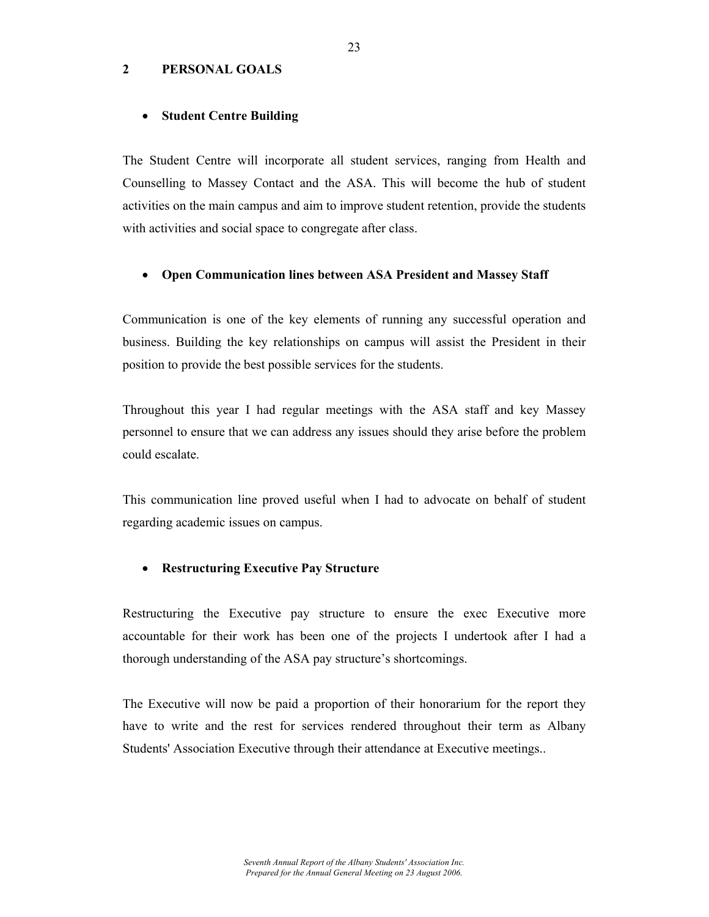## 2 PERSONAL GOALS

- **Student Centre Building**

The Student Centre will incorporate all student services, ranging from Health and Counselling to Massey Contact and the ASA. This will become the hub of student activities on the main campus and aim to improve student retention, provide the students with activities and social space to congregate after class.

- **Open Communication lines between ASA President and Massey Staff**

Communication is one of the key elements of running any successful operation and business. Building the key relationships on campus will assist the President in their position to provide the best possible services for the students.

Throughout this year I had regular meetings with the ASA staff and key Massey personnel to ensure that we can address any issues should they arise before the problem could escalate.

This communication line proved useful when I had to advocate on behalf of student regarding academic issues on campus.

- **Restructuring Executive Pay Structure**

Restructuring the Executive pay structure to ensure the exec Executive more accountable for their work has been one of the projects I undertook after I had a thorough understanding of the ASA pay structure's shortcomings.

The Executive will now be paid a proportion of their honorarium for the report they have to write and the rest for services rendered throughout their term as Albany Students' Association Executive through their attendance at Executive meetings..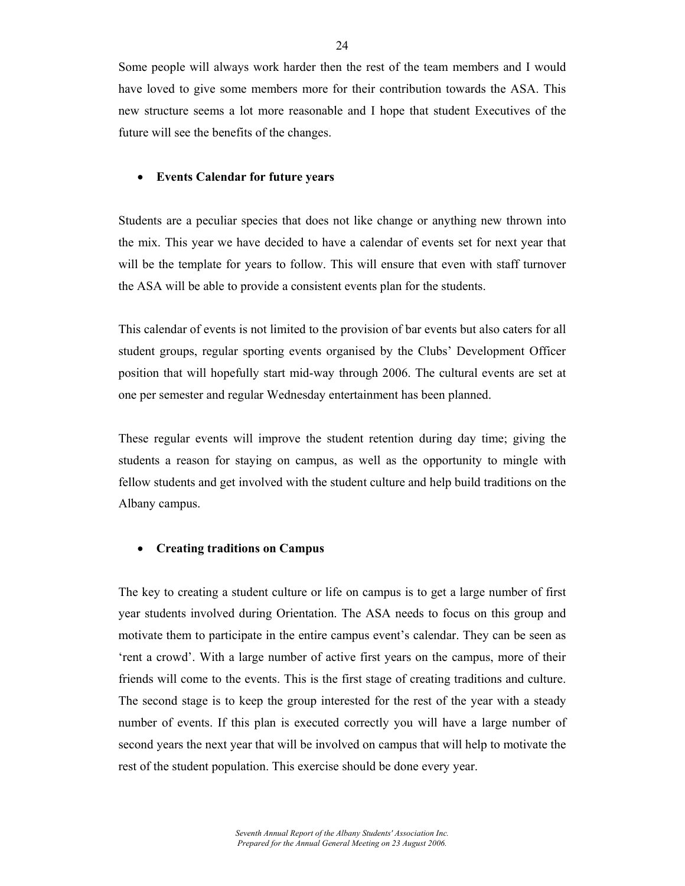Some people will always work harder then the rest of the team members and I would have loved to give some members more for their contribution towards the ASA. This new structure seems a lot more reasonable and I hope that student Executives of the future will see the benefits of the changes.

- **Events Calendar for future years**

Students are a peculiar species that does not like change or anything new thrown into the mix. This year we have decided to have a calendar of events set for next year that will be the template for years to follow. This will ensure that even with staff turnover the ASA will be able to provide a consistent events plan for the students.

This calendar of events is not limited to the provision of bar events but also caters for all student groups, regular sporting events organised by the Clubs' Development Officer position that will hopefully start mid-way through 2006. The cultural events are set at one per semester and regular Wednesday entertainment has been planned.

These regular events will improve the student retention during day time; giving the students a reason for staying on campus, as well as the opportunity to mingle with fellow students and get involved with the student culture and help build traditions on the Albany campus.

- **Creating traditions on Campus**

The key to creating a student culture or life on campus is to get a large number of first year students involved during Orientation. The ASA needs to focus on this group and motivate them to participate in the entire campus event's calendar. They can be seen as 'rent a crowd'. With a large number of active first years on the campus, more of their friends will come to the events. This is the first stage of creating traditions and culture. The second stage is to keep the group interested for the rest of the year with a steady number of events. If this plan is executed correctly you will have a large number of second years the next year that will be involved on campus that will help to motivate the rest of the student population. This exercise should be done every year.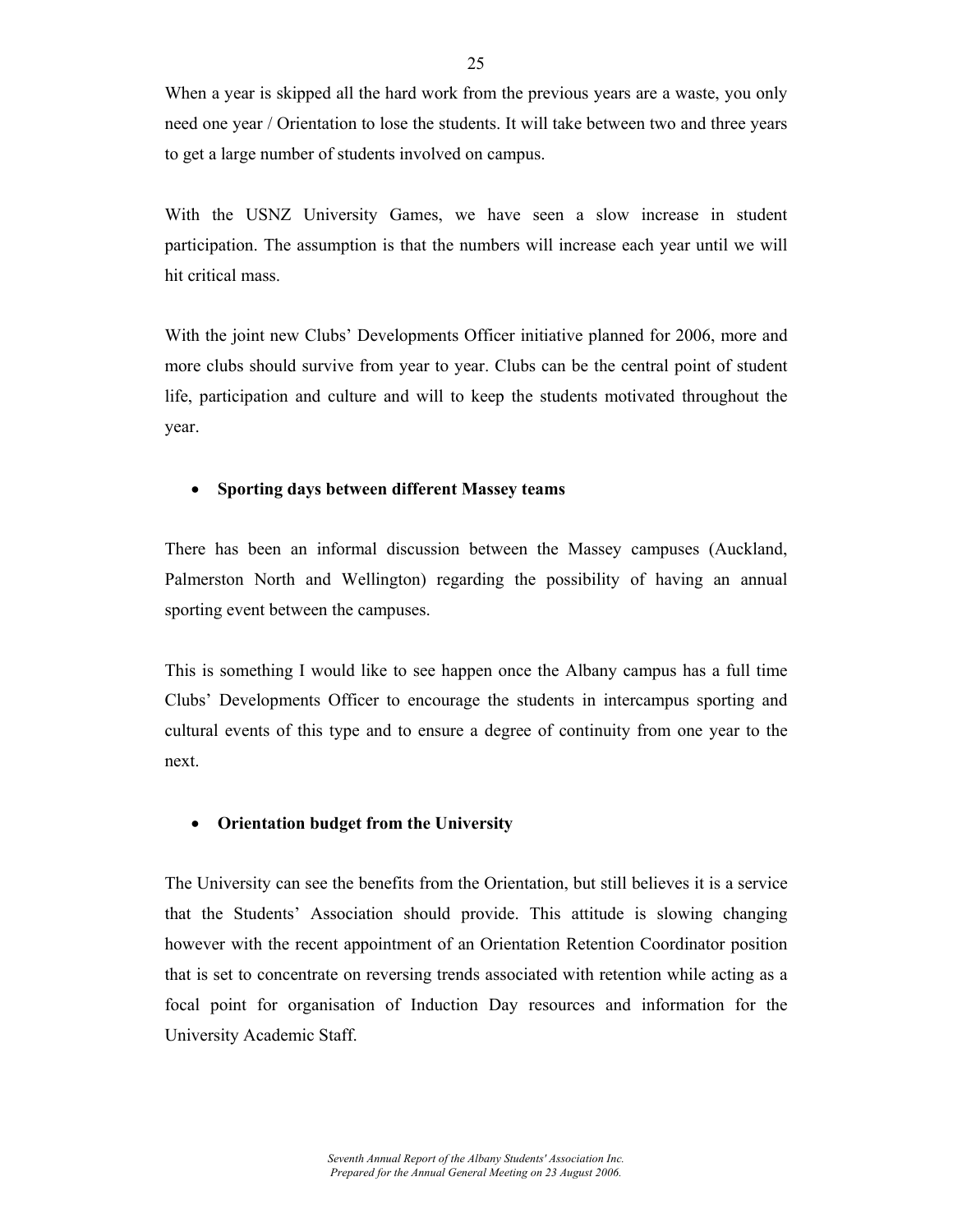When a year is skipped all the hard work from the previous years are a waste, you only need one year / Orientation to lose the students. It will take between two and three years to get a large number of students involved on campus.

With the USNZ University Games, we have seen a slow increase in student participation. The assumption is that the numbers will increase each year until we will hit critical mass.

With the joint new Clubs' Developments Officer initiative planned for 2006, more and more clubs should survive from year to year. Clubs can be the central point of student life, participation and culture and will to keep the students motivated throughout the year.

- **Sporting days between different Massey teams**

There has been an informal discussion between the Massey campuses (Auckland, Palmerston North and Wellington) regarding the possibility of having an annual sporting event between the campuses.

This is something I would like to see happen once the Albany campus has a full time Clubs' Developments Officer to encourage the students in intercampus sporting and cultural events of this type and to ensure a degree of continuity from one year to the next.

- **Orientation budget from the University**

The University can see the benefits from the Orientation, but still believes it is a service that the Students' Association should provide. This attitude is slowing changing however with the recent appointment of an Orientation Retention Coordinator position that is set to concentrate on reversing trends associated with retention while acting as a focal point for organisation of Induction Day resources and information for the University Academic Staff.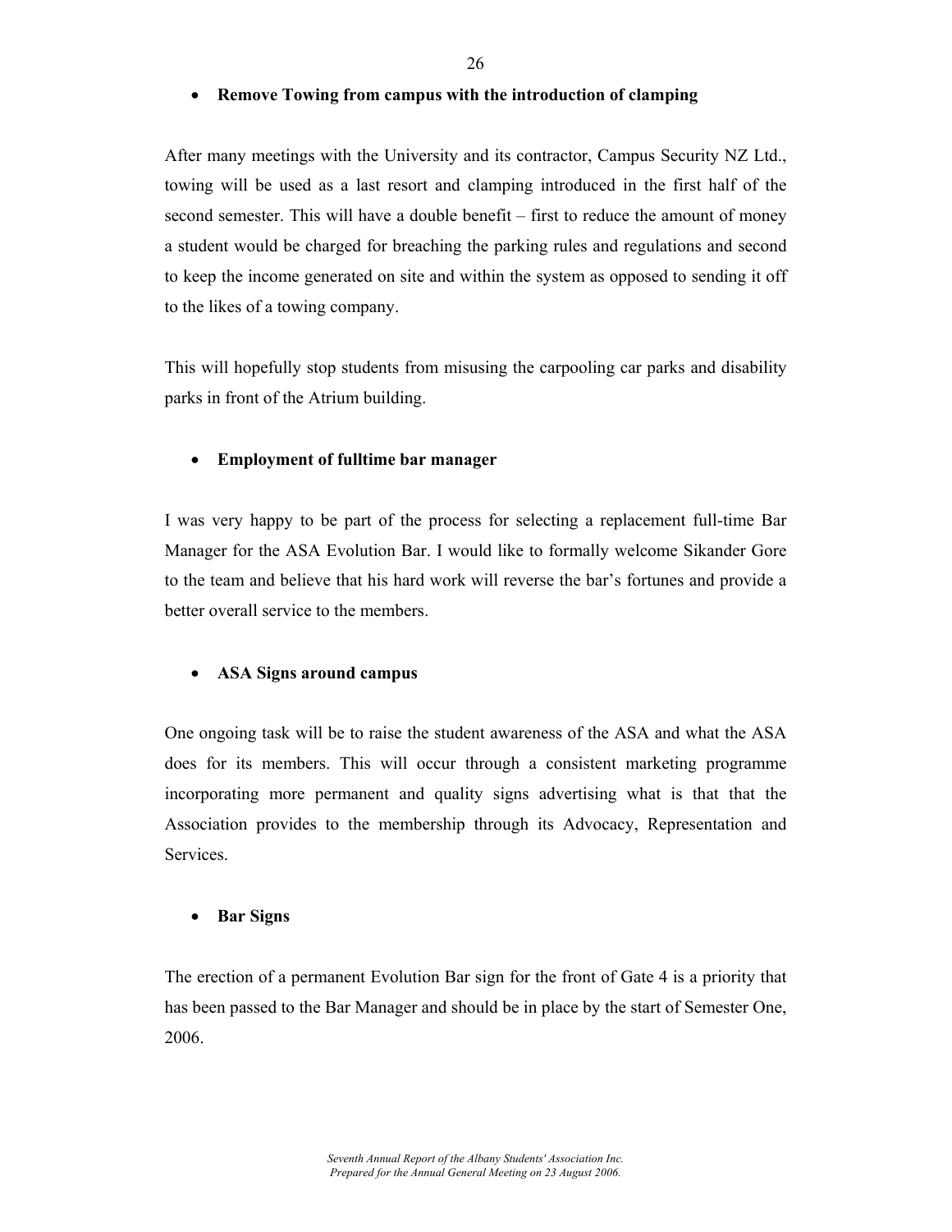- **Remove Towing from campus with the introduction of clamping**

After many meetings with the University and its contractor, Campus Security NZ Ltd., towing will be used as a last resort and clamping introduced in the first half of the second semester. This will have a double benefit – first to reduce the amount of money a student would be charged for breaching the parking rules and regulations and second to keep the income generated on site and within the system as opposed to sending it off to the likes of a towing company.

This will hopefully stop students from misusing the carpooling car parks and disability parks in front of the Atrium building.

- **Employment of fulltime bar manager**

I was very happy to be part of the process for selecting a replacement full-time Bar Manager for the ASA Evolution Bar. I would like to formally welcome Sikander Gore to the team and believe that his hard work will reverse the bar's fortunes and provide a better overall service to the members.

- **ASA Signs around campus**

One ongoing task will be to raise the student awareness of the ASA and what the ASA does for its members. This will occur through a consistent marketing programme incorporating more permanent and quality signs advertising what is that that the Association provides to the membership through its Advocacy, Representation and Services.

- **Bar Signs**

The erection of a permanent Evolution Bar sign for the front of Gate 4 is a priority that has been passed to the Bar Manager and should be in place by the start of Semester One, 2006.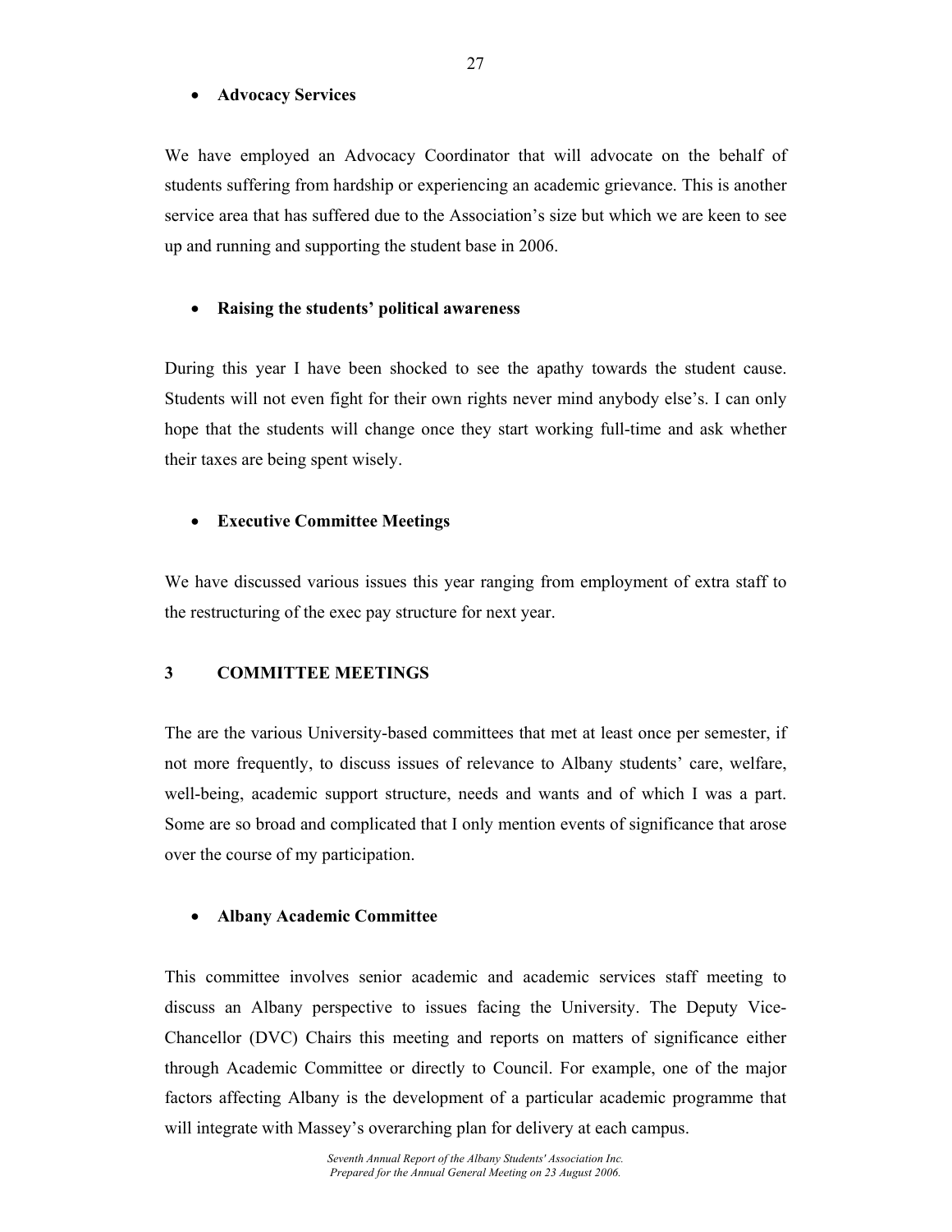- **Advocacy Services**

We have employed an Advocacy Coordinator that will advocate on the behalf of students suffering from hardship or experiencing an academic grievance. This is another service area that has suffered due to the Association's size but which we are keen to see up and running and supporting the student base in 2006.

- **Raising the students' political awareness**

During this year I have been shocked to see the apathy towards the student cause. Students will not even fight for their own rights never mind anybody else's. I can only hope that the students will change once they start working full-time and ask whether their taxes are being spent wisely.

- **Executive Committee Meetings**

We have discussed various issues this year ranging from employment of extra staff to the restructuring of the exec pay structure for next year.

## 3 COMMITTEE MEETINGS

The are the various University-based committees that met at least once per semester, if not more frequently, to discuss issues of relevance to Albany students' care, welfare, well-being, academic support structure, needs and wants and of which I was a part. Some are so broad and complicated that I only mention events of significance that arose over the course of my participation.

- **Albany Academic Committee**

This committee involves senior academic and academic services staff meeting to discuss an Albany perspective to issues facing the University. The Deputy Vice-Chancellor (DVC) Chairs this meeting and reports on matters of significance either through Academic Committee or directly to Council. For example, one of the major factors affecting Albany is the development of a particular academic programme that will integrate with Massey's overarching plan for delivery at each campus.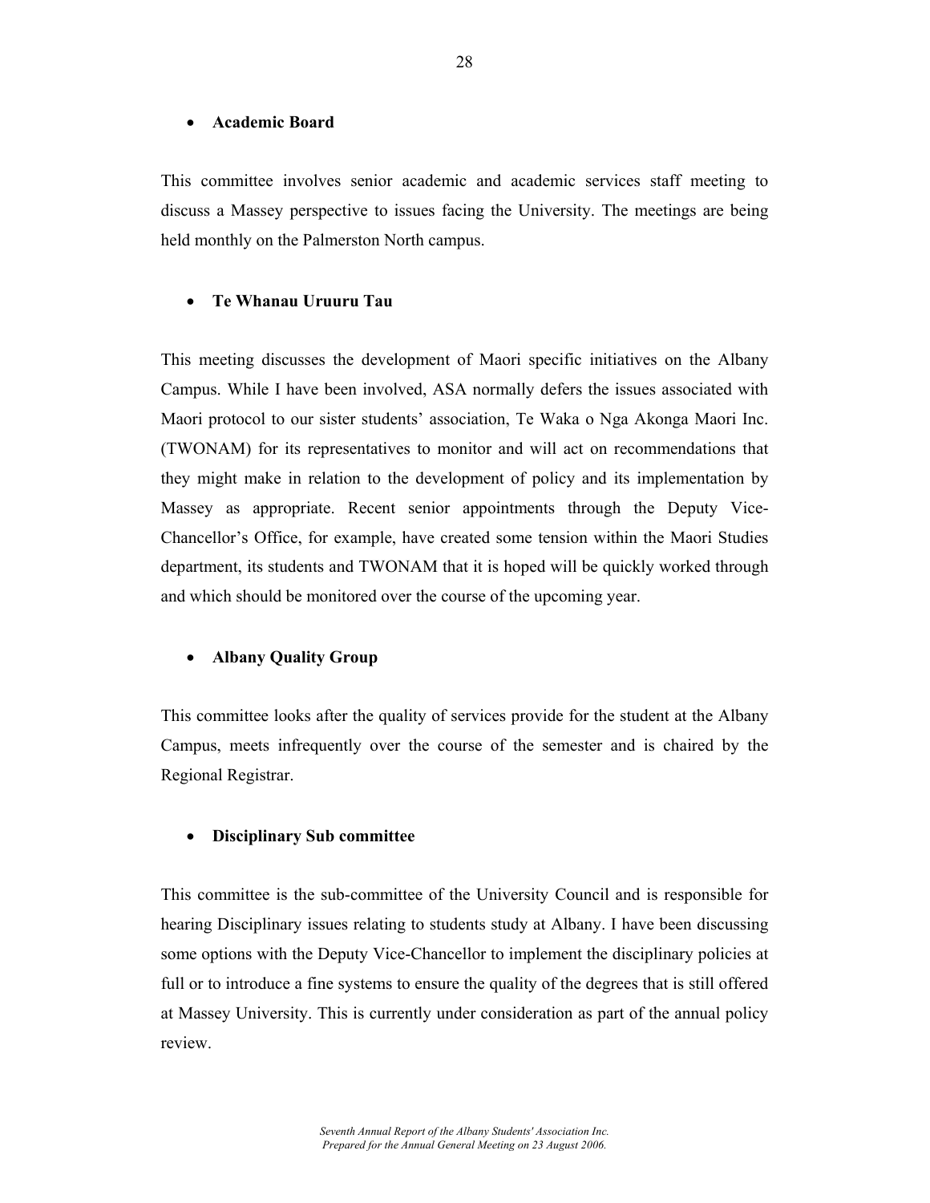- **Academic Board**

This committee involves senior academic and academic services staff meeting to discuss a Massey perspective to issues facing the University. The meetings are being held monthly on the Palmerston North campus.

- **Te Whanau Uruuru Tau**

This meeting discusses the development of Maori specific initiatives on the Albany Campus. While I have been involved, ASA normally defers the issues associated with Maori protocol to our sister students' association, Te Waka o Nga Akonga Maori Inc. (TWONAM) for its representatives to monitor and will act on recommendations that they might make in relation to the development of policy and its implementation by Massey as appropriate. Recent senior appointments through the Deputy Vice-Chancellor's Office, for example, have created some tension within the Maori Studies department, its students and TWONAM that it is hoped will be quickly worked through and which should be monitored over the course of the upcoming year.

- **Albany Quality Group**

This committee looks after the quality of services provide for the student at the Albany Campus, meets infrequently over the course of the semester and is chaired by the Regional Registrar.

- **Disciplinary Sub committee**

This committee is the sub-committee of the University Council and is responsible for hearing Disciplinary issues relating to students study at Albany. I have been discussing some options with the Deputy Vice-Chancellor to implement the disciplinary policies at full or to introduce a fine systems to ensure the quality of the degrees that is still offered at Massey University. This is currently under consideration as part of the annual policy review.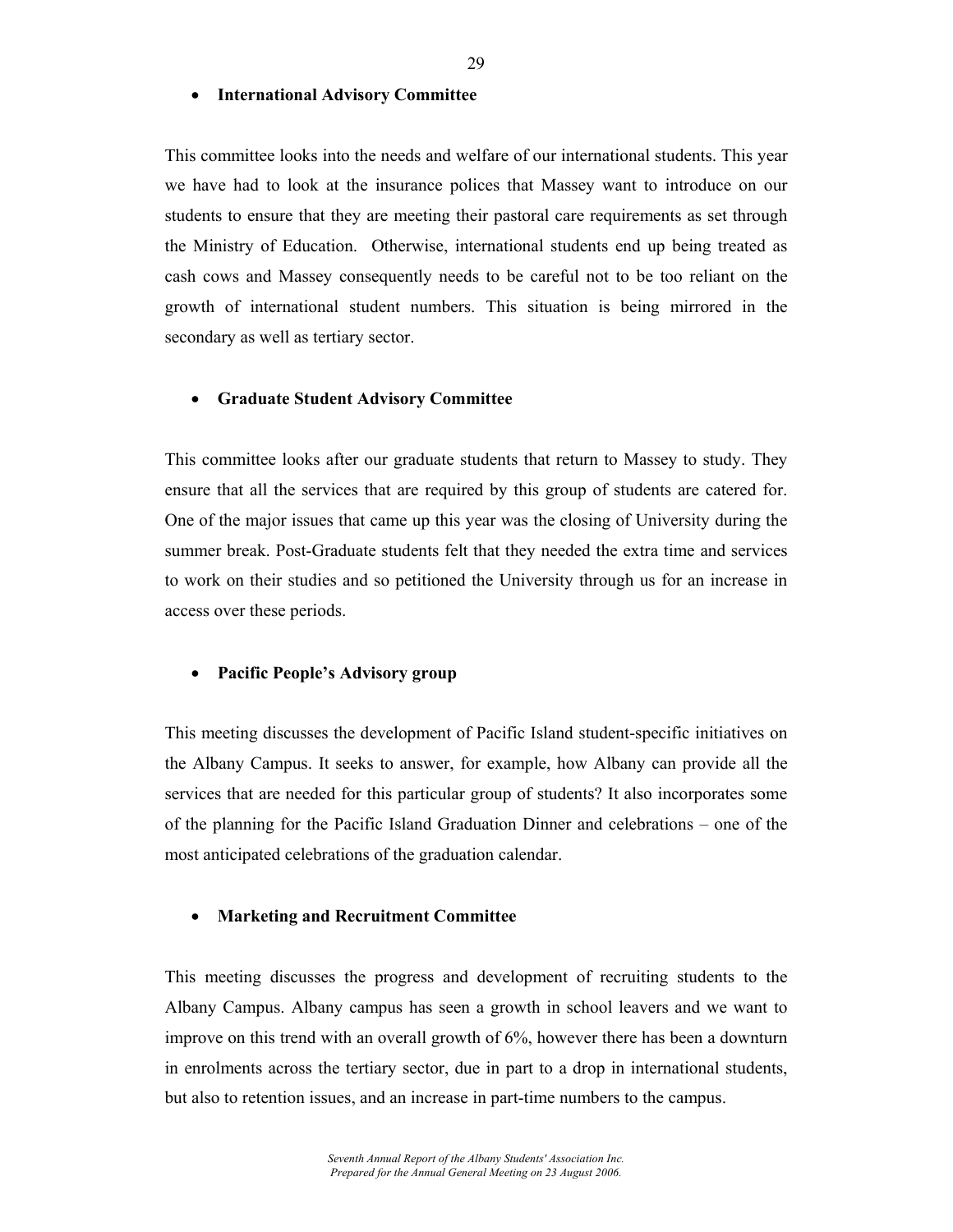- **International Advisory Committee**

This committee looks into the needs and welfare of our international students. This year we have had to look at the insurance polices that Massey want to introduce on our students to ensure that they are meeting their pastoral care requirements as set through the Ministry of Education. Otherwise, international students end up being treated as cash cows and Massey consequently needs to be careful not to be too reliant on the growth of international student numbers. This situation is being mirrored in the secondary as well as tertiary sector.

- **Graduate Student Advisory Committee**

This committee looks after our graduate students that return to Massey to study. They ensure that all the services that are required by this group of students are catered for. One of the major issues that came up this year was the closing of University during the summer break. Post-Graduate students felt that they needed the extra time and services to work on their studies and so petitioned the University through us for an increase in access over these periods.

- **Pacific People's Advisory group**

This meeting discusses the development of Pacific Island student-specific initiatives on the Albany Campus. It seeks to answer, for example, how Albany can provide all the services that are needed for this particular group of students? It also incorporates some of the planning for the Pacific Island Graduation Dinner and celebrations – one of the most anticipated celebrations of the graduation calendar.

- **Marketing and Recruitment Committee**

This meeting discusses the progress and development of recruiting students to the Albany Campus. Albany campus has seen a growth in school leavers and we want to improve on this trend with an overall growth of 6%, however there has been a downturn in enrolments across the tertiary sector, due in part to a drop in international students, but also to retention issues, and an increase in part-time numbers to the campus.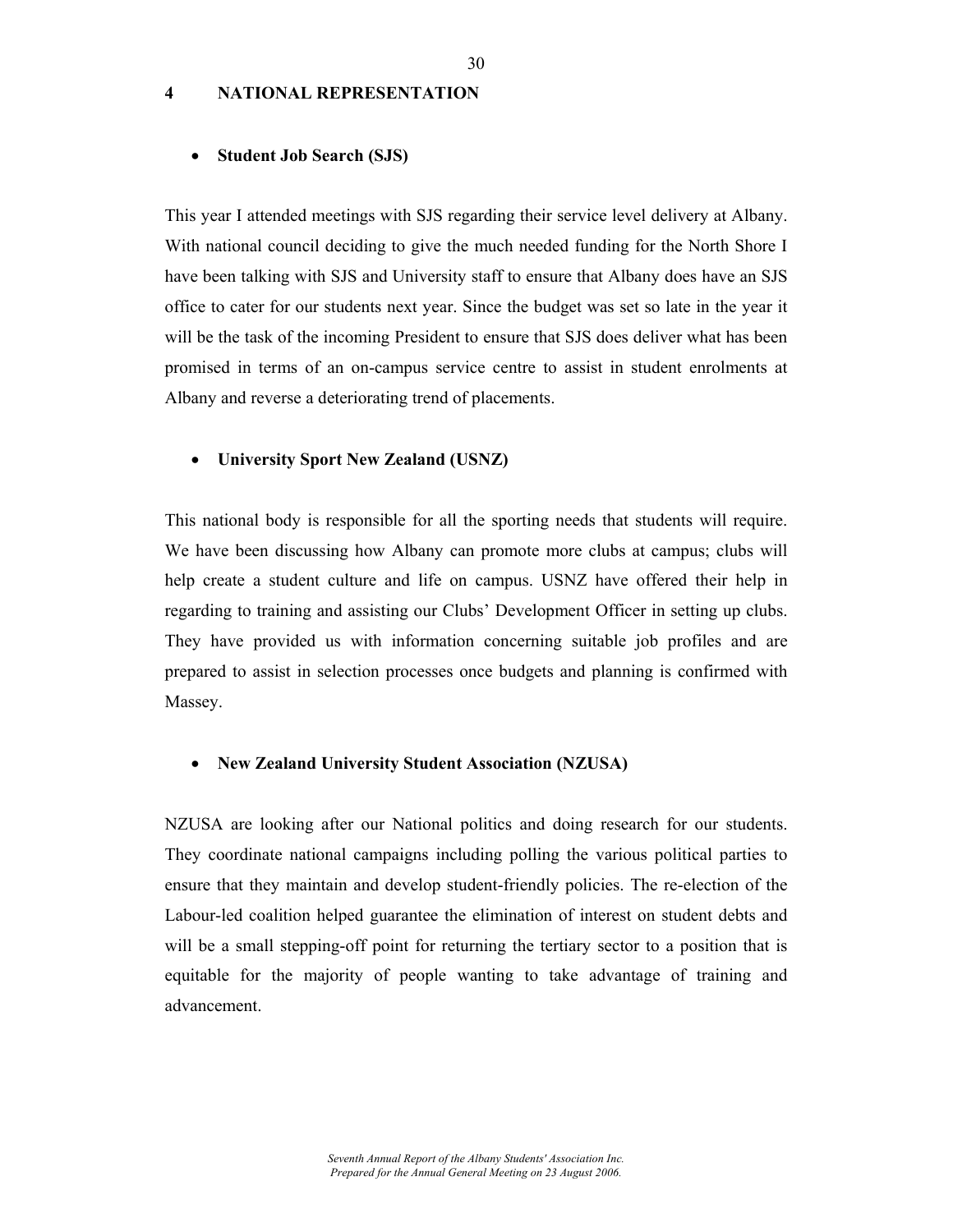# 4 NATIONAL REPRESENTATION

- **Student Job Search (SJS)**

This year I attended meetings with SJS regarding their service level delivery at Albany. With national council deciding to give the much needed funding for the North Shore I have been talking with SJS and University staff to ensure that Albany does have an SJS office to cater for our students next year. Since the budget was set so late in the year it will be the task of the incoming President to ensure that SJS does deliver what has been promised in terms of an on-campus service centre to assist in student enrolments at Albany and reverse a deteriorating trend of placements.

- **University Sport New Zealand (USNZ)**

This national body is responsible for all the sporting needs that students will require. We have been discussing how Albany can promote more clubs at campus; clubs will help create a student culture and life on campus. USNZ have offered their help in regarding to training and assisting our Clubs' Development Officer in setting up clubs. They have provided us with information concerning suitable job profiles and are prepared to assist in selection processes once budgets and planning is confirmed with Massey.

- **New Zealand University Student Association (NZUSA)**

NZUSA are looking after our National politics and doing research for our students. They coordinate national campaigns including polling the various political parties to ensure that they maintain and develop student-friendly policies. The re-election of the Labour-led coalition helped guarantee the elimination of interest on student debts and will be a small stepping-off point for returning the tertiary sector to a position that is equitable for the majority of people wanting to take advantage of training and advancement.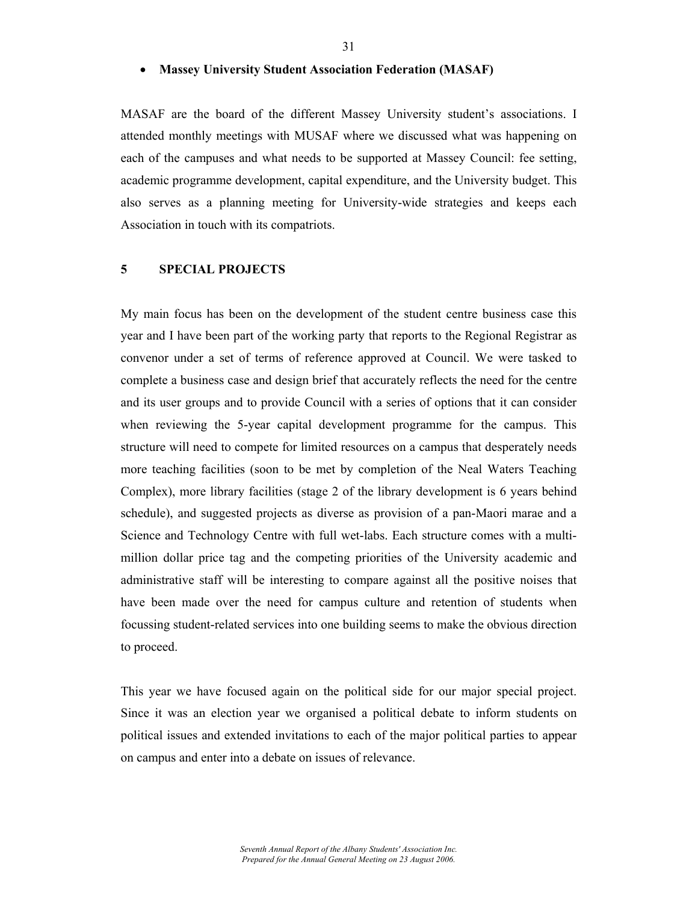- **Massey University Student Association Federation (MASAF)**

MASAF are the board of the different Massey University student's associations. I attended monthly meetings with MUSAF where we discussed what was happening on each of the campuses and what needs to be supported at Massey Council: fee setting, academic programme development, capital expenditure, and the University budget. This also serves as a planning meeting for University-wide strategies and keeps each Association in touch with its compatriots.

## 5 SPECIAL PROJECTS

My main focus has been on the development of the student centre business case this year and I have been part of the working party that reports to the Regional Registrar as convenor under a set of terms of reference approved at Council. We were tasked to complete a business case and design brief that accurately reflects the need for the centre and its user groups and to provide Council with a series of options that it can consider when reviewing the 5-year capital development programme for the campus. This structure will need to compete for limited resources on a campus that desperately needs more teaching facilities (soon to be met by completion of the Neal Waters Teaching Complex), more library facilities (stage 2 of the library development is 6 years behind schedule), and suggested projects as diverse as provision of a pan-Maori marae and a Science and Technology Centre with full wet-labs. Each structure comes with a multi-million dollar price tag and the competing priorities of the University academic and administrative staff will be interesting to compare against all the positive noises that have been made over the need for campus culture and retention of students when focussing student-related services into one building seems to make the obvious direction to proceed.

This year we have focused again on the political side for our major special project. Since it was an election year we organised a political debate to inform students on political issues and extended invitations to each of the major political parties to appear on campus and enter into a debate on issues of relevance.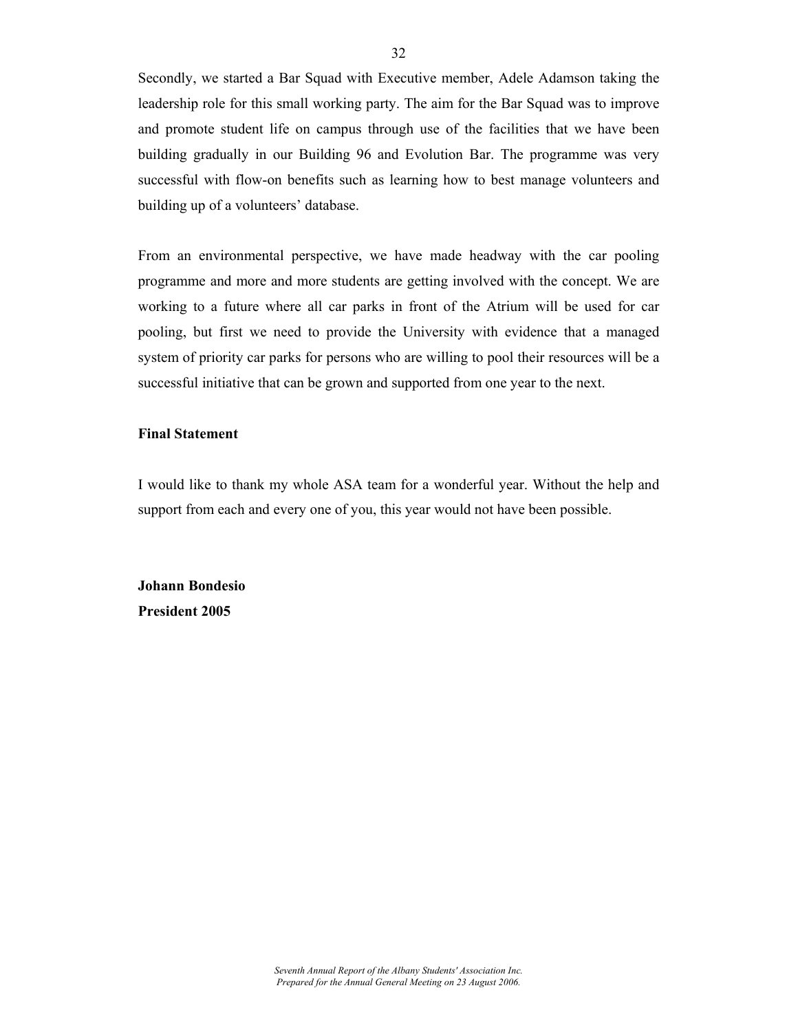Secondly, we started a Bar Squad with Executive member, Adele Adamson taking the leadership role for this small working party. The aim for the Bar Squad was to improve and promote student life on campus through use of the facilities that we have been building gradually in our Building 96 and Evolution Bar. The programme was very successful with flow-on benefits such as learning how to best manage volunteers and building up of a volunteers' database.

From an environmental perspective, we have made headway with the car pooling programme and more and more students are getting involved with the concept. We are working to a future where all car parks in front of the Atrium will be used for car pooling, but first we need to provide the University with evidence that a managed system of priority car parks for persons who are willing to pool their resources will be a successful initiative that can be grown and supported from one year to the next.

**Final Statement**

I would like to thank my whole ASA team for a wonderful year. Without the help and support from each and every one of you, this year would not have been possible.

**Johann Bondesio**
**President 2005**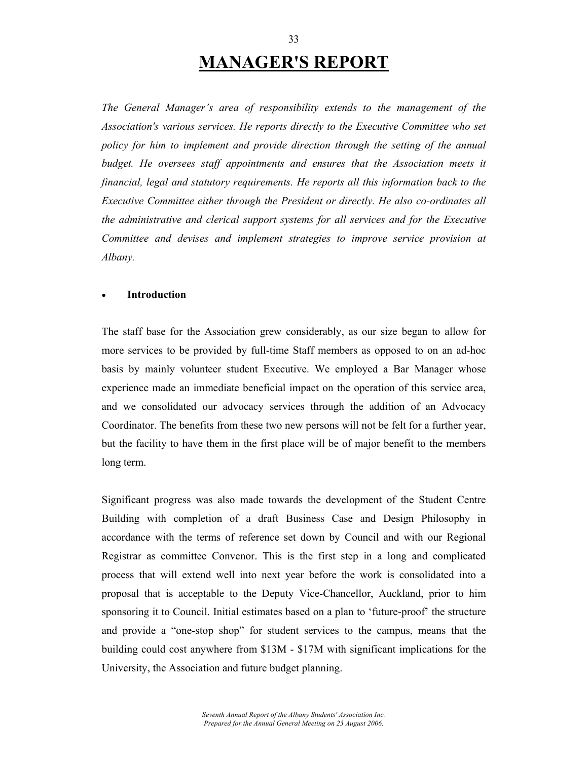# MANAGER'S REPORT

*The General Manager's area of responsibility extends to the management of the Association's various services. He reports directly to the Executive Committee who set policy for him to implement and provide direction through the setting of the annual budget. He oversees staff appointments and ensures that the Association meets it financial, legal and statutory requirements. He reports all this information back to the Executive Committee either through the President or directly. He also co-ordinates all the administrative and clerical support systems for all services and for the Executive Committee and devises and implement strategies to improve service provision at Albany.*

- **Introduction**

The staff base for the Association grew considerably, as our size began to allow for more services to be provided by full-time Staff members as opposed to on an ad-hoc basis by mainly volunteer student Executive. We employed a Bar Manager whose experience made an immediate beneficial impact on the operation of this service area, and we consolidated our advocacy services through the addition of an Advocacy Coordinator. The benefits from these two new persons will not be felt for a further year, but the facility to have them in the first place will be of major benefit to the members long term.

Significant progress was also made towards the development of the Student Centre Building with completion of a draft Business Case and Design Philosophy in accordance with the terms of reference set down by Council and with our Regional Registrar as committee Convenor. This is the first step in a long and complicated process that will extend well into next year before the work is consolidated into a proposal that is acceptable to the Deputy Vice-Chancellor, Auckland, prior to him sponsoring it to Council. Initial estimates based on a plan to 'future-proof' the structure and provide a "one-stop shop" for student services to the campus, means that the building could cost anywhere from $13M - $17M with significant implications for the University, the Association and future budget planning.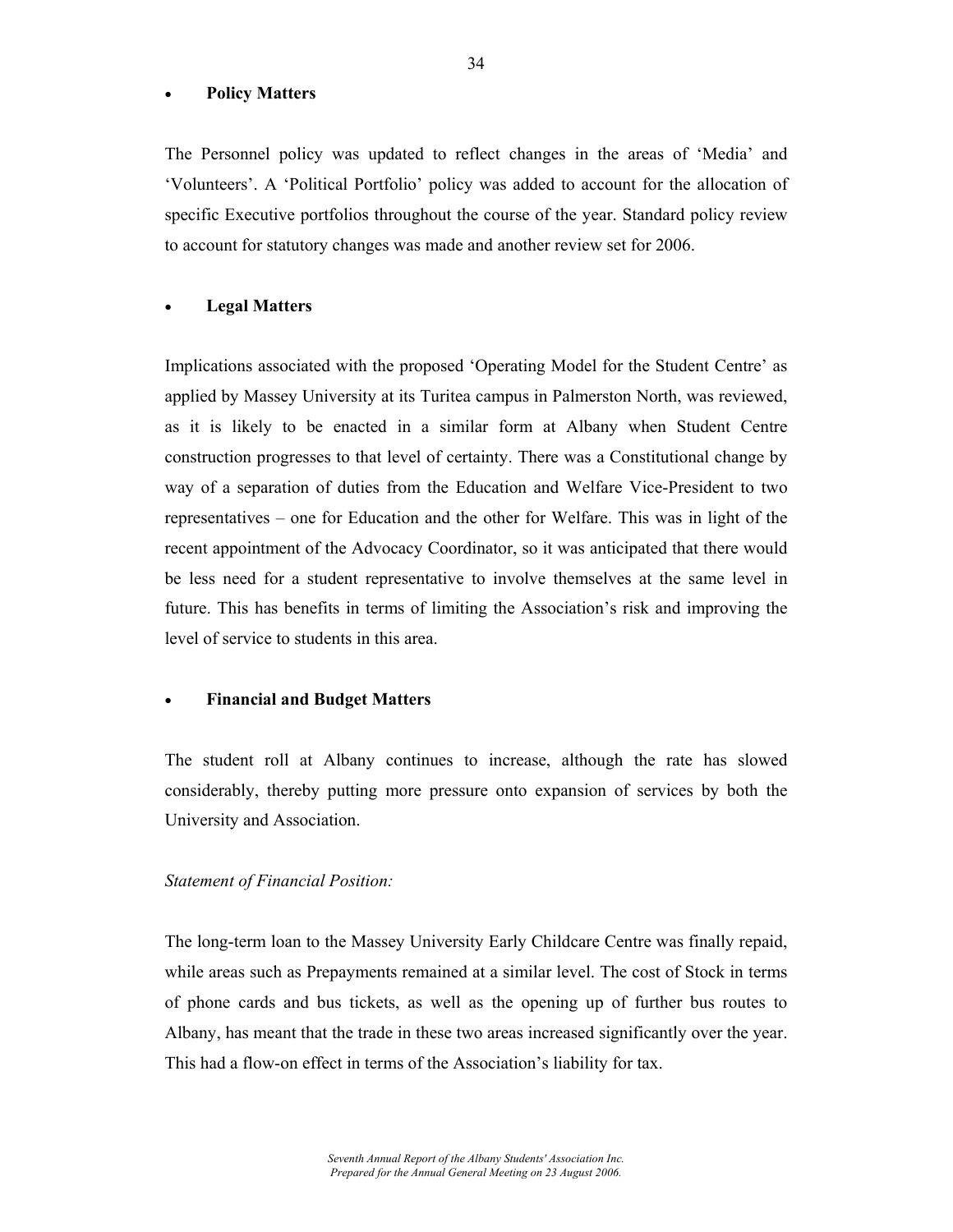- **Policy Matters**

The Personnel policy was updated to reflect changes in the areas of 'Media' and 'Volunteers'. A 'Political Portfolio' policy was added to account for the allocation of specific Executive portfolios throughout the course of the year. Standard policy review to account for statutory changes was made and another review set for 2006.

- **Legal Matters**

Implications associated with the proposed 'Operating Model for the Student Centre' as applied by Massey University at its Turitea campus in Palmerston North, was reviewed, as it is likely to be enacted in a similar form at Albany when Student Centre construction progresses to that level of certainty. There was a Constitutional change by way of a separation of duties from the Education and Welfare Vice-President to two representatives – one for Education and the other for Welfare. This was in light of the recent appointment of the Advocacy Coordinator, so it was anticipated that there would be less need for a student representative to involve themselves at the same level in future. This has benefits in terms of limiting the Association's risk and improving the level of service to students in this area.

- **Financial and Budget Matters**

The student roll at Albany continues to increase, although the rate has slowed considerably, thereby putting more pressure onto expansion of services by both the University and Association.

*Statement of Financial Position:*

The long-term loan to the Massey University Early Childcare Centre was finally repaid, while areas such as Prepayments remained at a similar level. The cost of Stock in terms of phone cards and bus tickets, as well as the opening up of further bus routes to Albany, has meant that the trade in these two areas increased significantly over the year. This had a flow-on effect in terms of the Association's liability for tax.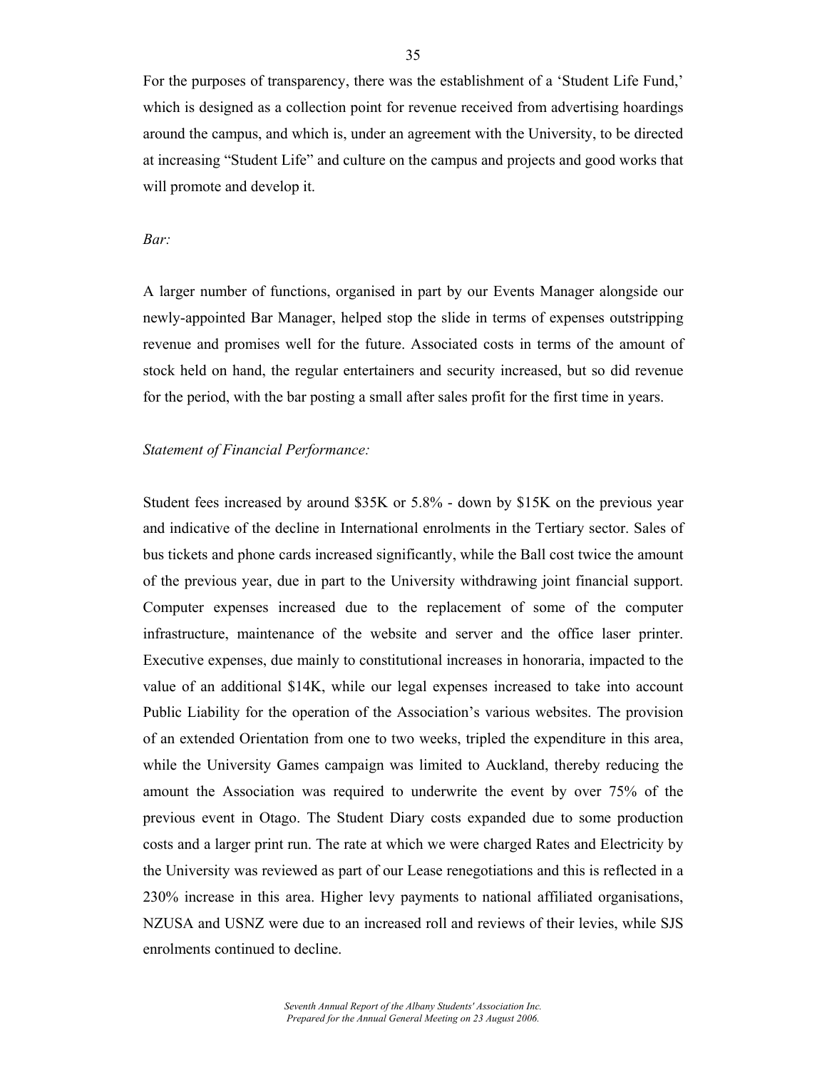For the purposes of transparency, there was the establishment of a 'Student Life Fund,' which is designed as a collection point for revenue received from advertising hoardings around the campus, and which is, under an agreement with the University, to be directed at increasing "Student Life" and culture on the campus and projects and good works that will promote and develop it.

*Bar:*

A larger number of functions, organised in part by our Events Manager alongside our newly-appointed Bar Manager, helped stop the slide in terms of expenses outstripping revenue and promises well for the future. Associated costs in terms of the amount of stock held on hand, the regular entertainers and security increased, but so did revenue for the period, with the bar posting a small after sales profit for the first time in years.

*Statement of Financial Performance:*

Student fees increased by around $35K or 5.8% - down by $15K on the previous year and indicative of the decline in International enrolments in the Tertiary sector. Sales of bus tickets and phone cards increased significantly, while the Ball cost twice the amount of the previous year, due in part to the University withdrawing joint financial support. Computer expenses increased due to the replacement of some of the computer infrastructure, maintenance of the website and server and the office laser printer. Executive expenses, due mainly to constitutional increases in honoraria, impacted to the value of an additional $14K, while our legal expenses increased to take into account Public Liability for the operation of the Association's various websites. The provision of an extended Orientation from one to two weeks, tripled the expenditure in this area, while the University Games campaign was limited to Auckland, thereby reducing the amount the Association was required to underwrite the event by over 75% of the previous event in Otago. The Student Diary costs expanded due to some production costs and a larger print run. The rate at which we were charged Rates and Electricity by the University was reviewed as part of our Lease renegotiations and this is reflected in a 230% increase in this area. Higher levy payments to national affiliated organisations, NZUSA and USNZ were due to an increased roll and reviews of their levies, while SJS enrolments continued to decline.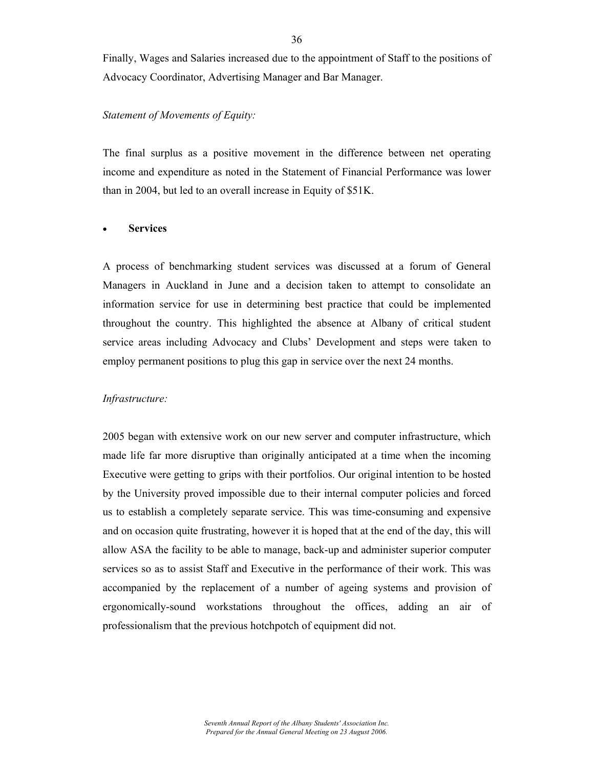Finally, Wages and Salaries increased due to the appointment of Staff to the positions of Advocacy Coordinator, Advertising Manager and Bar Manager.

*Statement of Movements of Equity:*

The final surplus as a positive movement in the difference between net operating income and expenditure as noted in the Statement of Financial Performance was lower than in 2004, but led to an overall increase in Equity of $51K.

- **Services**

A process of benchmarking student services was discussed at a forum of General Managers in Auckland in June and a decision taken to attempt to consolidate an information service for use in determining best practice that could be implemented throughout the country. This highlighted the absence at Albany of critical student service areas including Advocacy and Clubs' Development and steps were taken to employ permanent positions to plug this gap in service over the next 24 months.

*Infrastructure:*

2005 began with extensive work on our new server and computer infrastructure, which made life far more disruptive than originally anticipated at a time when the incoming Executive were getting to grips with their portfolios. Our original intention to be hosted by the University proved impossible due to their internal computer policies and forced us to establish a completely separate service. This was time-consuming and expensive and on occasion quite frustrating, however it is hoped that at the end of the day, this will allow ASA the facility to be able to manage, back-up and administer superior computer services so as to assist Staff and Executive in the performance of their work. This was accompanied by the replacement of a number of ageing systems and provision of ergonomically-sound workstations throughout the offices, adding an air of professionalism that the previous hotchpotch of equipment did not.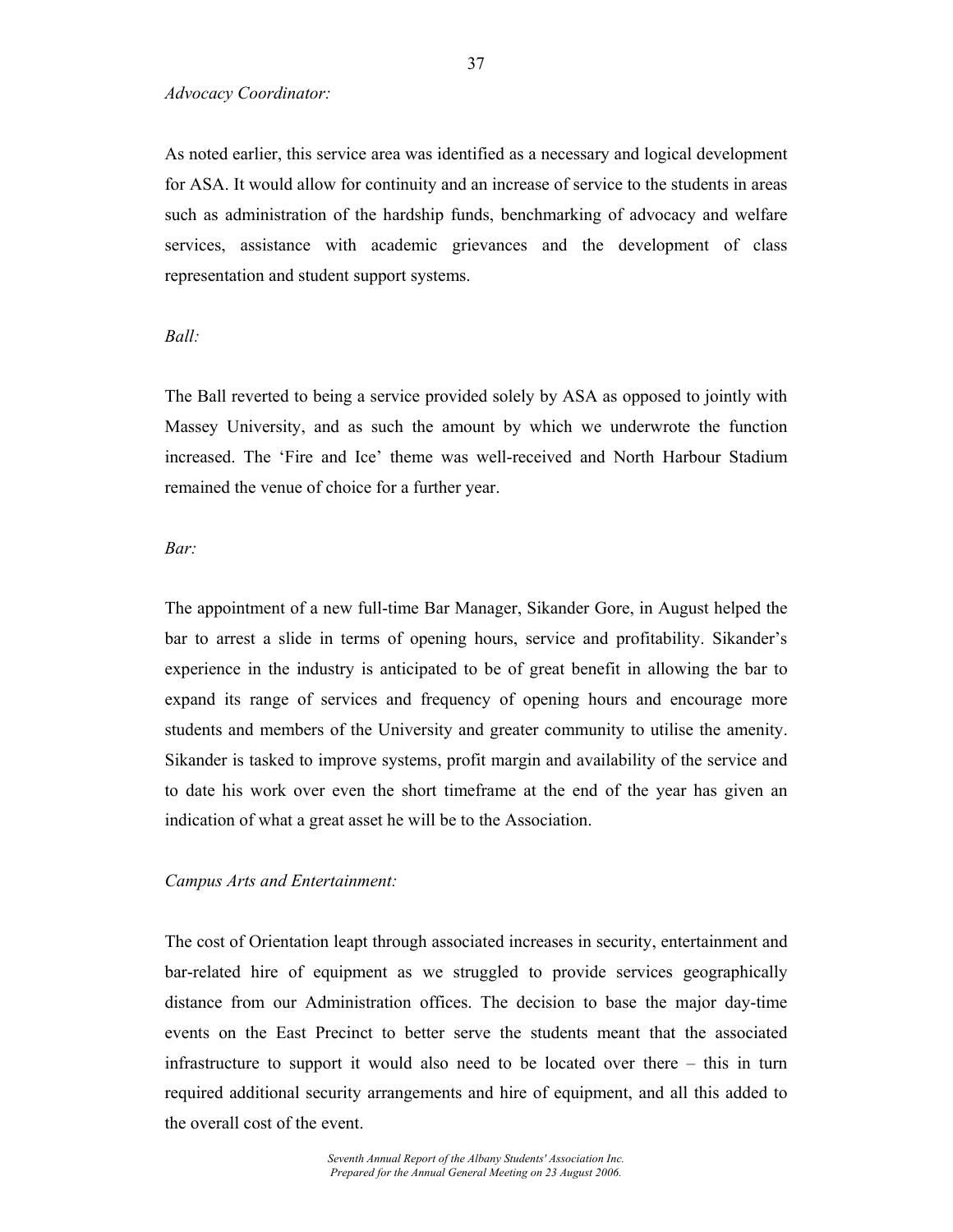*Advocacy Coordinator:*

As noted earlier, this service area was identified as a necessary and logical development for ASA. It would allow for continuity and an increase of service to the students in areas such as administration of the hardship funds, benchmarking of advocacy and welfare services, assistance with academic grievances and the development of class representation and student support systems.

*Ball:*

The Ball reverted to being a service provided solely by ASA as opposed to jointly with Massey University, and as such the amount by which we underwrote the function increased. The 'Fire and Ice' theme was well-received and North Harbour Stadium remained the venue of choice for a further year.

*Bar:*

The appointment of a new full-time Bar Manager, Sikander Gore, in August helped the bar to arrest a slide in terms of opening hours, service and profitability. Sikander's experience in the industry is anticipated to be of great benefit in allowing the bar to expand its range of services and frequency of opening hours and encourage more students and members of the University and greater community to utilise the amenity. Sikander is tasked to improve systems, profit margin and availability of the service and to date his work over even the short timeframe at the end of the year has given an indication of what a great asset he will be to the Association.

*Campus Arts and Entertainment:*

The cost of Orientation leapt through associated increases in security, entertainment and bar-related hire of equipment as we struggled to provide services geographically distance from our Administration offices. The decision to base the major day-time events on the East Precinct to better serve the students meant that the associated infrastructure to support it would also need to be located over there – this in turn required additional security arrangements and hire of equipment, and all this added to the overall cost of the event.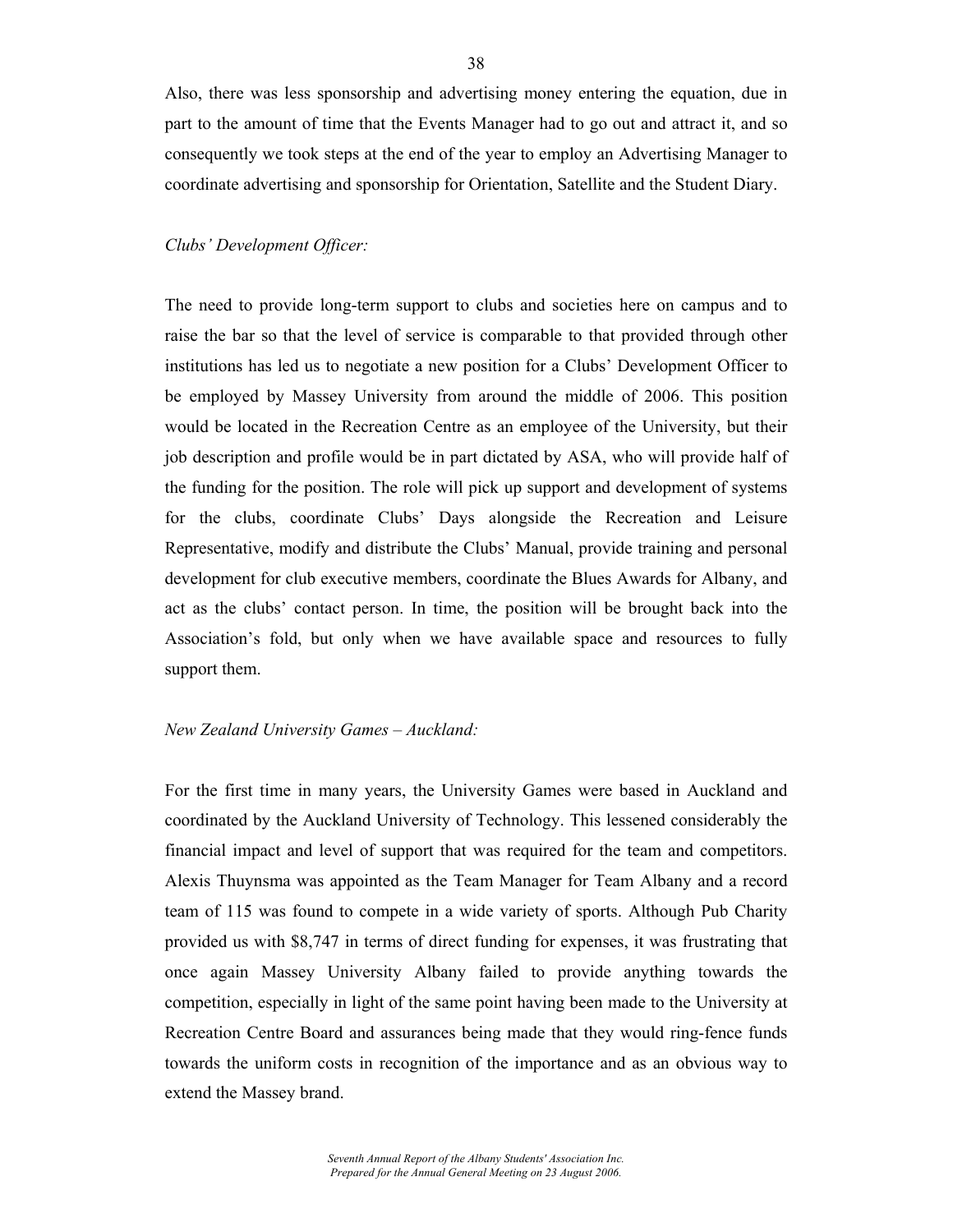Also, there was less sponsorship and advertising money entering the equation, due in part to the amount of time that the Events Manager had to go out and attract it, and so consequently we took steps at the end of the year to employ an Advertising Manager to coordinate advertising and sponsorship for Orientation, Satellite and the Student Diary.

*Clubs' Development Officer:*

The need to provide long-term support to clubs and societies here on campus and to raise the bar so that the level of service is comparable to that provided through other institutions has led us to negotiate a new position for a Clubs' Development Officer to be employed by Massey University from around the middle of 2006. This position would be located in the Recreation Centre as an employee of the University, but their job description and profile would be in part dictated by ASA, who will provide half of the funding for the position. The role will pick up support and development of systems for the clubs, coordinate Clubs' Days alongside the Recreation and Leisure Representative, modify and distribute the Clubs' Manual, provide training and personal development for club executive members, coordinate the Blues Awards for Albany, and act as the clubs' contact person. In time, the position will be brought back into the Association's fold, but only when we have available space and resources to fully support them.

*New Zealand University Games – Auckland:*

For the first time in many years, the University Games were based in Auckland and coordinated by the Auckland University of Technology. This lessened considerably the financial impact and level of support that was required for the team and competitors. Alexis Thuynsma was appointed as the Team Manager for Team Albany and a record team of 115 was found to compete in a wide variety of sports. Although Pub Charity provided us with $8,747 in terms of direct funding for expenses, it was frustrating that once again Massey University Albany failed to provide anything towards the competition, especially in light of the same point having been made to the University at Recreation Centre Board and assurances being made that they would ring-fence funds towards the uniform costs in recognition of the importance and as an obvious way to extend the Massey brand.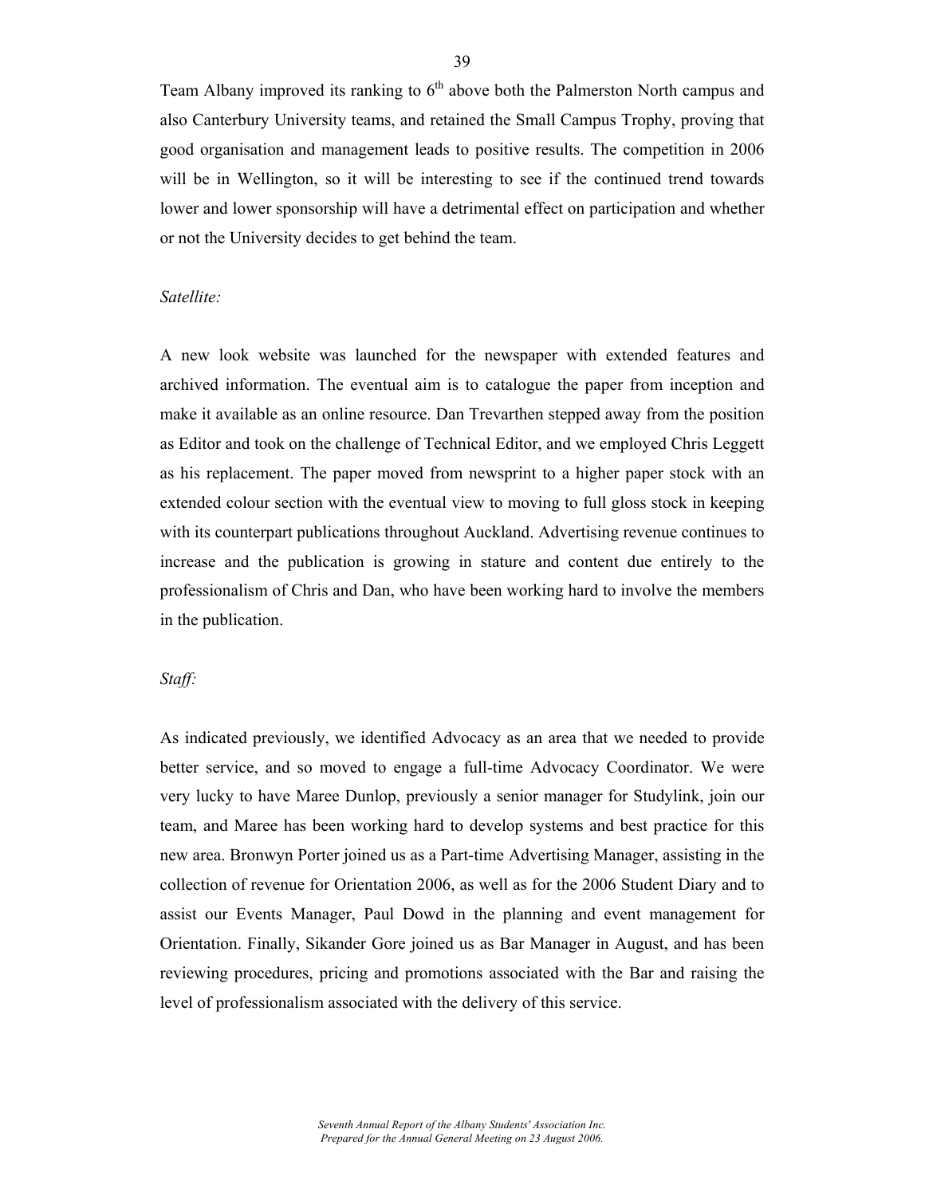Team Albany improved its ranking to 6th above both the Palmerston North campus and also Canterbury University teams, and retained the Small Campus Trophy, proving that good organisation and management leads to positive results. The competition in 2006 will be in Wellington, so it will be interesting to see if the continued trend towards lower and lower sponsorship will have a detrimental effect on participation and whether or not the University decides to get behind the team.

*Satellite:*

A new look website was launched for the newspaper with extended features and archived information. The eventual aim is to catalogue the paper from inception and make it available as an online resource. Dan Trevarthen stepped away from the position as Editor and took on the challenge of Technical Editor, and we employed Chris Leggett as his replacement. The paper moved from newsprint to a higher paper stock with an extended colour section with the eventual view to moving to full gloss stock in keeping with its counterpart publications throughout Auckland. Advertising revenue continues to increase and the publication is growing in stature and content due entirely to the professionalism of Chris and Dan, who have been working hard to involve the members in the publication.

*Staff:*

As indicated previously, we identified Advocacy as an area that we needed to provide better service, and so moved to engage a full-time Advocacy Coordinator. We were very lucky to have Maree Dunlop, previously a senior manager for Studylink, join our team, and Maree has been working hard to develop systems and best practice for this new area. Bronwyn Porter joined us as a Part-time Advertising Manager, assisting in the collection of revenue for Orientation 2006, as well as for the 2006 Student Diary and to assist our Events Manager, Paul Dowd in the planning and event management for Orientation. Finally, Sikander Gore joined us as Bar Manager in August, and has been reviewing procedures, pricing and promotions associated with the Bar and raising the level of professionalism associated with the delivery of this service.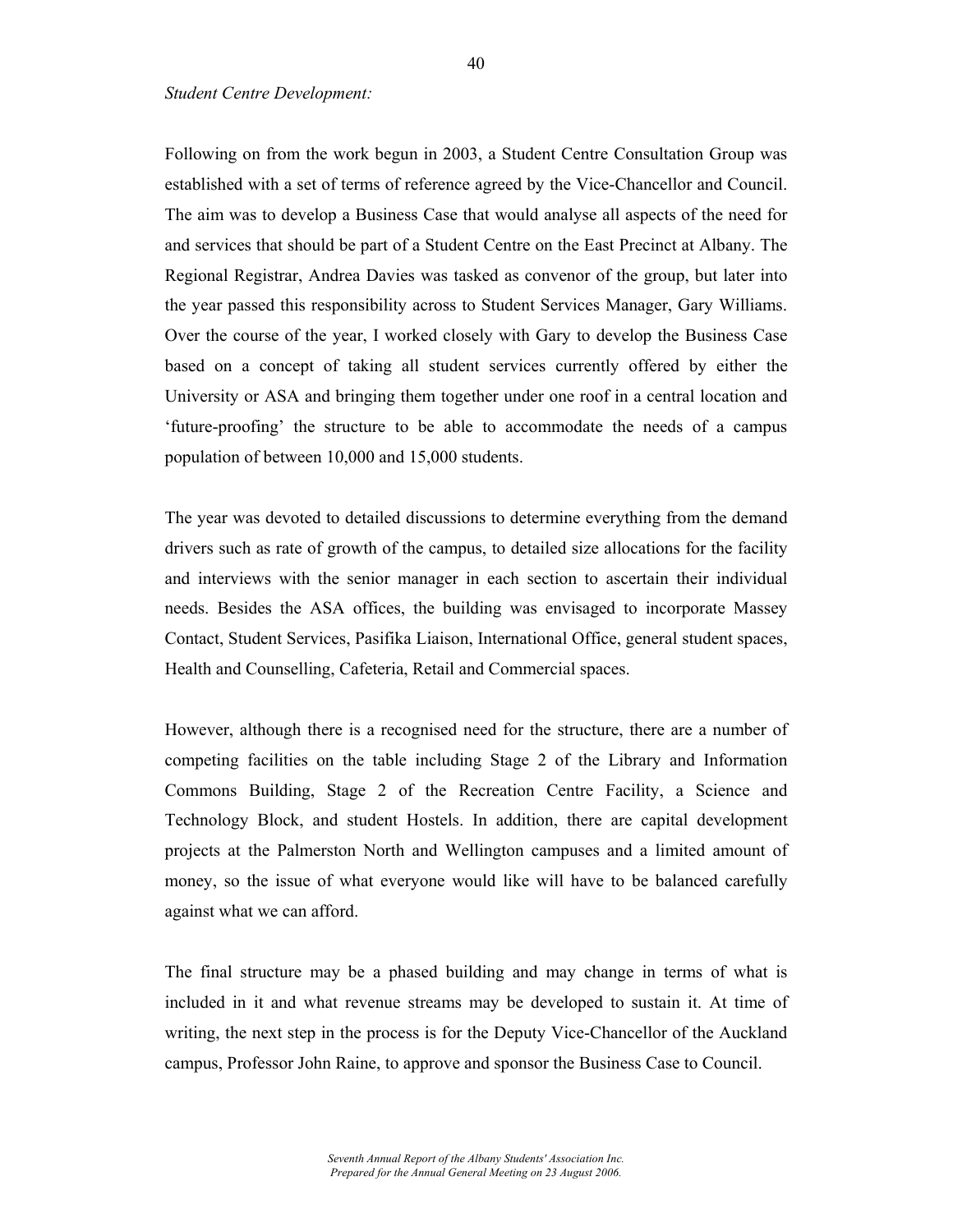*Student Centre Development:*

Following on from the work begun in 2003, a Student Centre Consultation Group was established with a set of terms of reference agreed by the Vice-Chancellor and Council. The aim was to develop a Business Case that would analyse all aspects of the need for and services that should be part of a Student Centre on the East Precinct at Albany. The Regional Registrar, Andrea Davies was tasked as convenor of the group, but later into the year passed this responsibility across to Student Services Manager, Gary Williams. Over the course of the year, I worked closely with Gary to develop the Business Case based on a concept of taking all student services currently offered by either the University or ASA and bringing them together under one roof in a central location and 'future-proofing' the structure to be able to accommodate the needs of a campus population of between 10,000 and 15,000 students.

The year was devoted to detailed discussions to determine everything from the demand drivers such as rate of growth of the campus, to detailed size allocations for the facility and interviews with the senior manager in each section to ascertain their individual needs. Besides the ASA offices, the building was envisaged to incorporate Massey Contact, Student Services, Pasifika Liaison, International Office, general student spaces, Health and Counselling, Cafeteria, Retail and Commercial spaces.

However, although there is a recognised need for the structure, there are a number of competing facilities on the table including Stage 2 of the Library and Information Commons Building, Stage 2 of the Recreation Centre Facility, a Science and Technology Block, and student Hostels. In addition, there are capital development projects at the Palmerston North and Wellington campuses and a limited amount of money, so the issue of what everyone would like will have to be balanced carefully against what we can afford.

The final structure may be a phased building and may change in terms of what is included in it and what revenue streams may be developed to sustain it. At time of writing, the next step in the process is for the Deputy Vice-Chancellor of the Auckland campus, Professor John Raine, to approve and sponsor the Business Case to Council.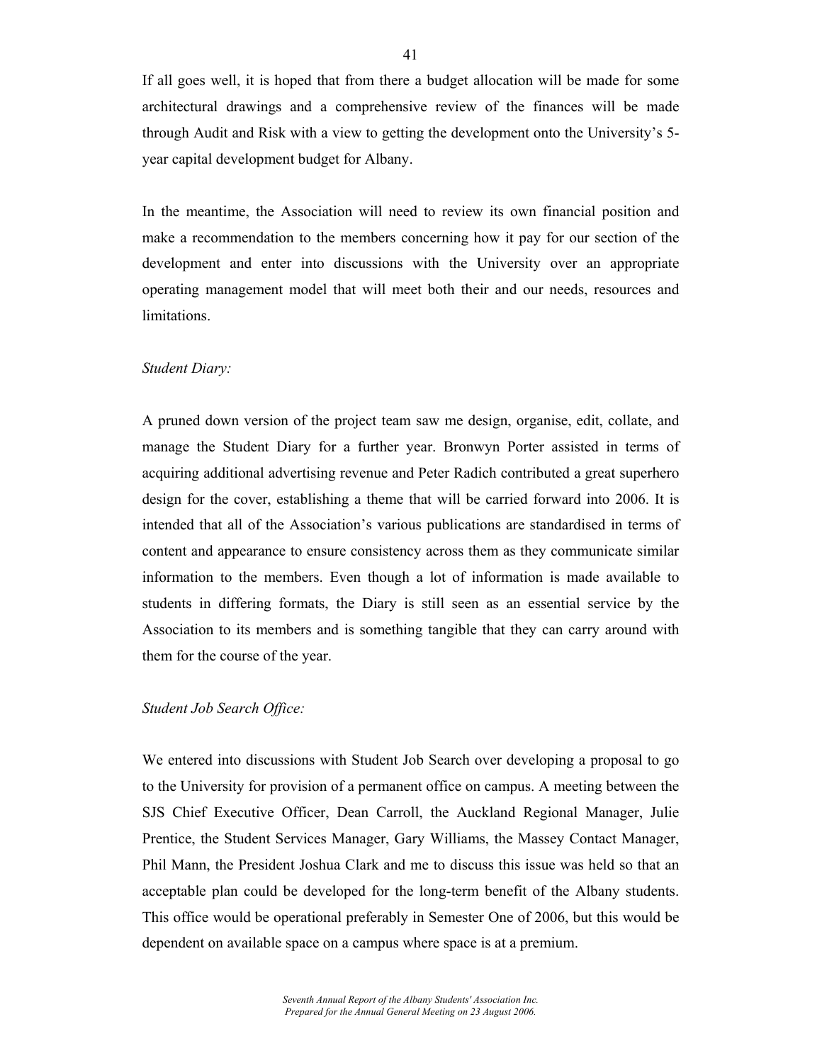If all goes well, it is hoped that from there a budget allocation will be made for some architectural drawings and a comprehensive review of the finances will be made through Audit and Risk with a view to getting the development onto the University's 5-year capital development budget for Albany.

In the meantime, the Association will need to review its own financial position and make a recommendation to the members concerning how it pay for our section of the development and enter into discussions with the University over an appropriate operating management model that will meet both their and our needs, resources and limitations.

*Student Diary:*

A pruned down version of the project team saw me design, organise, edit, collate, and manage the Student Diary for a further year. Bronwyn Porter assisted in terms of acquiring additional advertising revenue and Peter Radich contributed a great superhero design for the cover, establishing a theme that will be carried forward into 2006. It is intended that all of the Association's various publications are standardised in terms of content and appearance to ensure consistency across them as they communicate similar information to the members. Even though a lot of information is made available to students in differing formats, the Diary is still seen as an essential service by the Association to its members and is something tangible that they can carry around with them for the course of the year.

*Student Job Search Office:*

We entered into discussions with Student Job Search over developing a proposal to go to the University for provision of a permanent office on campus. A meeting between the SJS Chief Executive Officer, Dean Carroll, the Auckland Regional Manager, Julie Prentice, the Student Services Manager, Gary Williams, the Massey Contact Manager, Phil Mann, the President Joshua Clark and me to discuss this issue was held so that an acceptable plan could be developed for the long-term benefit of the Albany students. This office would be operational preferably in Semester One of 2006, but this would be dependent on available space on a campus where space is at a premium.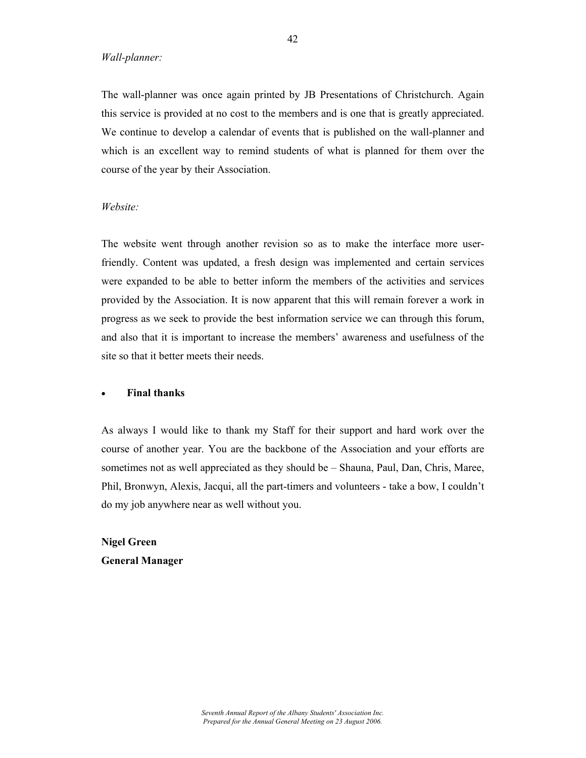*Wall-planner:*

The wall-planner was once again printed by JB Presentations of Christchurch. Again this service is provided at no cost to the members and is one that is greatly appreciated. We continue to develop a calendar of events that is published on the wall-planner and which is an excellent way to remind students of what is planned for them over the course of the year by their Association.

*Website:*

The website went through another revision so as to make the interface more user-friendly. Content was updated, a fresh design was implemented and certain services were expanded to be able to better inform the members of the activities and services provided by the Association. It is now apparent that this will remain forever a work in progress as we seek to provide the best information service we can through this forum, and also that it is important to increase the members' awareness and usefulness of the site so that it better meets their needs.

- **Final thanks**

As always I would like to thank my Staff for their support and hard work over the course of another year. You are the backbone of the Association and your efforts are sometimes not as well appreciated as they should be – Shauna, Paul, Dan, Chris, Maree, Phil, Bronwyn, Alexis, Jacqui, all the part-timers and volunteers - take a bow, I couldn't do my job anywhere near as well without you.

**Nigel Green**
**General Manager**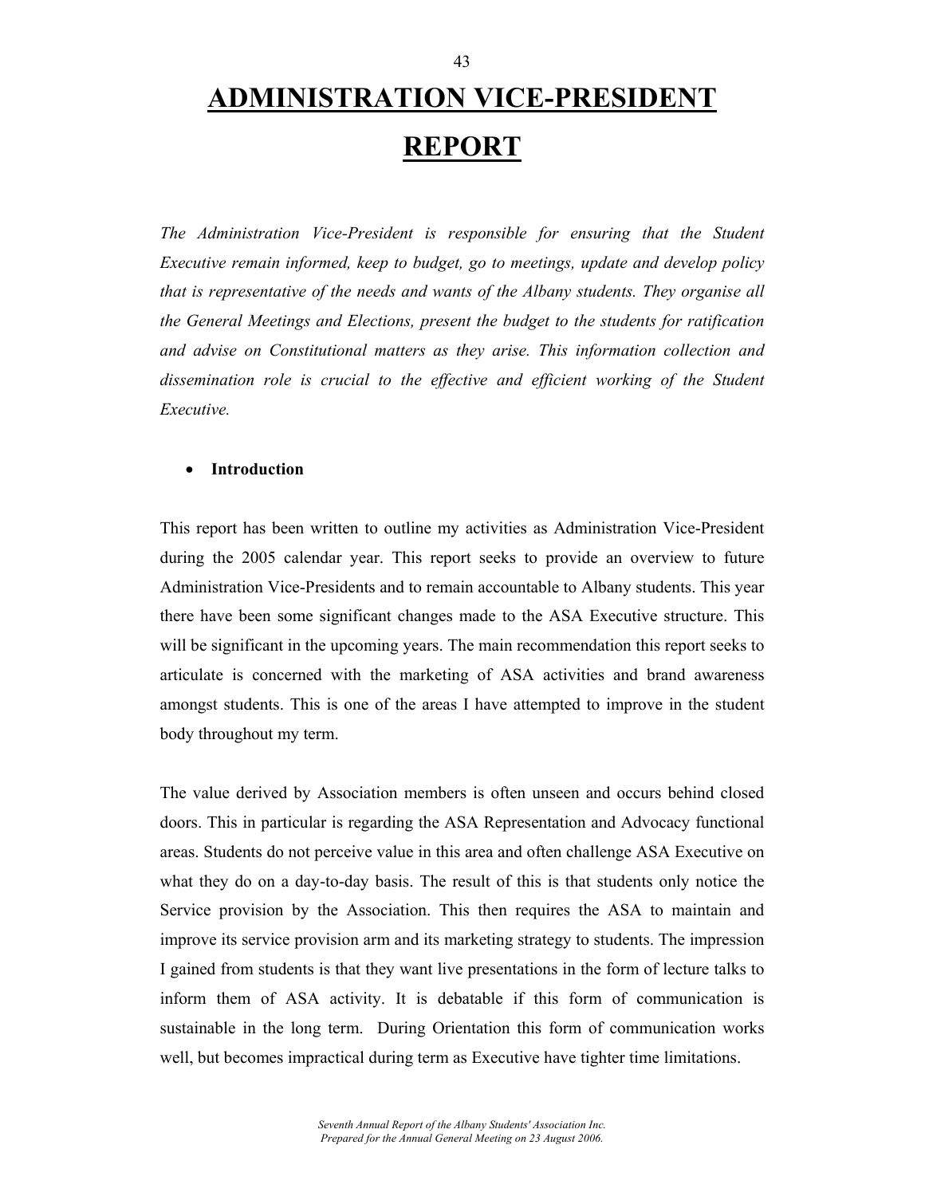# ADMINISTRATION VICE-PRESIDENT REPORT

*The Administration Vice-President is responsible for ensuring that the Student Executive remain informed, keep to budget, go to meetings, update and develop policy that is representative of the needs and wants of the Albany students. They organise all the General Meetings and Elections, present the budget to the students for ratification and advise on Constitutional matters as they arise. This information collection and dissemination role is crucial to the effective and efficient working of the Student Executive.*

- **Introduction**

This report has been written to outline my activities as Administration Vice-President during the 2005 calendar year. This report seeks to provide an overview to future Administration Vice-Presidents and to remain accountable to Albany students. This year there have been some significant changes made to the ASA Executive structure. This will be significant in the upcoming years. The main recommendation this report seeks to articulate is concerned with the marketing of ASA activities and brand awareness amongst students. This is one of the areas I have attempted to improve in the student body throughout my term.

The value derived by Association members is often unseen and occurs behind closed doors. This in particular is regarding the ASA Representation and Advocacy functional areas. Students do not perceive value in this area and often challenge ASA Executive on what they do on a day-to-day basis. The result of this is that students only notice the Service provision by the Association. This then requires the ASA to maintain and improve its service provision arm and its marketing strategy to students. The impression I gained from students is that they want live presentations in the form of lecture talks to inform them of ASA activity. It is debatable if this form of communication is sustainable in the long term. During Orientation this form of communication works well, but becomes impractical during term as Executive have tighter time limitations.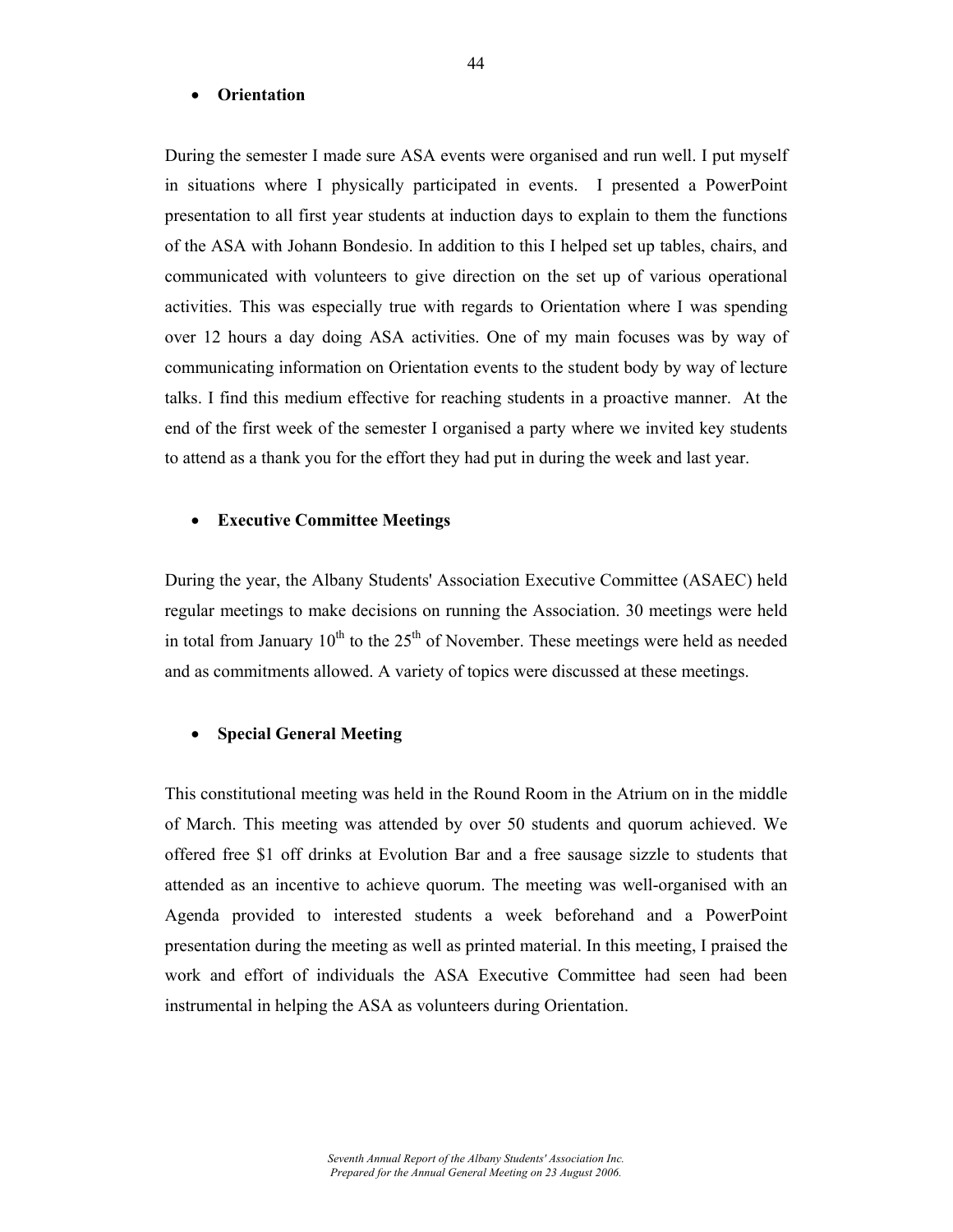- **Orientation**

During the semester I made sure ASA events were organised and run well. I put myself in situations where I physically participated in events. I presented a PowerPoint presentation to all first year students at induction days to explain to them the functions of the ASA with Johann Bondesio. In addition to this I helped set up tables, chairs, and communicated with volunteers to give direction on the set up of various operational activities. This was especially true with regards to Orientation where I was spending over 12 hours a day doing ASA activities. One of my main focuses was by way of communicating information on Orientation events to the student body by way of lecture talks. I find this medium effective for reaching students in a proactive manner. At the end of the first week of the semester I organised a party where we invited key students to attend as a thank you for the effort they had put in during the week and last year.

- **Executive Committee Meetings**

During the year, the Albany Students' Association Executive Committee (ASAEC) held regular meetings to make decisions on running the Association. 30 meetings were held in total from January 10th to the 25th of November. These meetings were held as needed and as commitments allowed. A variety of topics were discussed at these meetings.

- **Special General Meeting**

This constitutional meeting was held in the Round Room in the Atrium on in the middle of March. This meeting was attended by over 50 students and quorum achieved. We offered free $1 off drinks at Evolution Bar and a free sausage sizzle to students that attended as an incentive to achieve quorum. The meeting was well-organised with an Agenda provided to interested students a week beforehand and a PowerPoint presentation during the meeting as well as printed material. In this meeting, I praised the work and effort of individuals the ASA Executive Committee had seen had been instrumental in helping the ASA as volunteers during Orientation.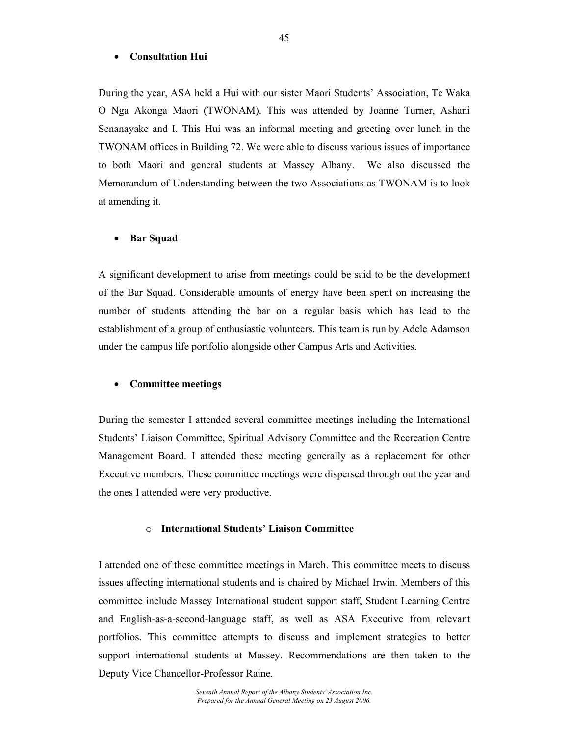- **Consultation Hui**

During the year, ASA held a Hui with our sister Maori Students' Association, Te Waka O Nga Akonga Maori (TWONAM). This was attended by Joanne Turner, Ashani Senanayake and I. This Hui was an informal meeting and greeting over lunch in the TWONAM offices in Building 72. We were able to discuss various issues of importance to both Maori and general students at Massey Albany. We also discussed the Memorandum of Understanding between the two Associations as TWONAM is to look at amending it.

- **Bar Squad**

A significant development to arise from meetings could be said to be the development of the Bar Squad. Considerable amounts of energy have been spent on increasing the number of students attending the bar on a regular basis which has lead to the establishment of a group of enthusiastic volunteers. This team is run by Adele Adamson under the campus life portfolio alongside other Campus Arts and Activities.

- **Committee meetings**

During the semester I attended several committee meetings including the International Students' Liaison Committee, Spiritual Advisory Committee and the Recreation Centre Management Board. I attended these meeting generally as a replacement for other Executive members. These committee meetings were dispersed through out the year and the ones I attended were very productive.

  - **International Students' Liaison Committee**

I attended one of these committee meetings in March. This committee meets to discuss issues affecting international students and is chaired by Michael Irwin. Members of this committee include Massey International student support staff, Student Learning Centre and English-as-a-second-language staff, as well as ASA Executive from relevant portfolios. This committee attempts to discuss and implement strategies to better support international students at Massey. Recommendations are then taken to the Deputy Vice Chancellor-Professor Raine.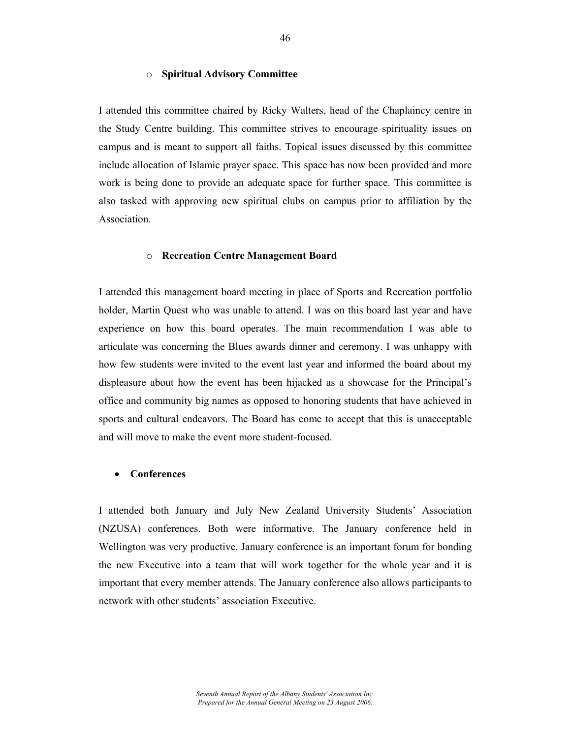- **Spiritual Advisory Committee**

I attended this committee chaired by Ricky Walters, head of the Chaplaincy centre in the Study Centre building. This committee strives to encourage spirituality issues on campus and is meant to support all faiths. Topical issues discussed by this committee include allocation of Islamic prayer space. This space has now been provided and more work is being done to provide an adequate space for further space. This committee is also tasked with approving new spiritual clubs on campus prior to affiliation by the Association.

- **Recreation Centre Management Board**

I attended this management board meeting in place of Sports and Recreation portfolio holder, Martin Quest who was unable to attend. I was on this board last year and have experience on how this board operates. The main recommendation I was able to articulate was concerning the Blues awards dinner and ceremony. I was unhappy with how few students were invited to the event last year and informed the board about my displeasure about how the event has been hijacked as a showcase for the Principal's office and community big names as opposed to honoring students that have achieved in sports and cultural endeavors. The Board has come to accept that this is unacceptable and will move to make the event more student-focused.

- **Conferences**

I attended both January and July New Zealand University Students' Association (NZUSA) conferences. Both were informative. The January conference held in Wellington was very productive. January conference is an important forum for bonding the new Executive into a team that will work together for the whole year and it is important that every member attends. The January conference also allows participants to network with other students' association Executive.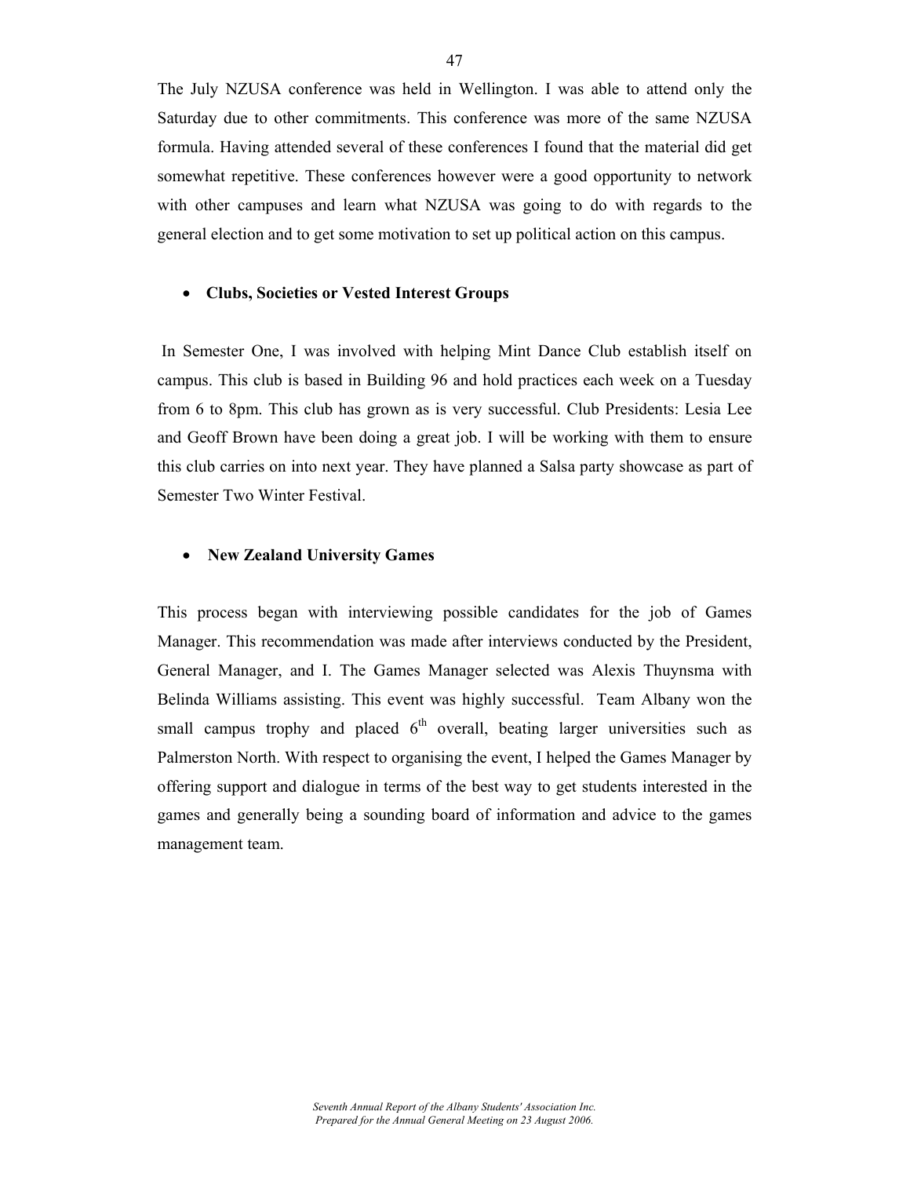The July NZUSA conference was held in Wellington. I was able to attend only the Saturday due to other commitments. This conference was more of the same NZUSA formula. Having attended several of these conferences I found that the material did get somewhat repetitive. These conferences however were a good opportunity to network with other campuses and learn what NZUSA was going to do with regards to the general election and to get some motivation to set up political action on this campus.

- **Clubs, Societies or Vested Interest Groups**

In Semester One, I was involved with helping Mint Dance Club establish itself on campus. This club is based in Building 96 and hold practices each week on a Tuesday from 6 to 8pm. This club has grown as is very successful. Club Presidents: Lesia Lee and Geoff Brown have been doing a great job. I will be working with them to ensure this club carries on into next year. They have planned a Salsa party showcase as part of Semester Two Winter Festival.

- **New Zealand University Games**

This process began with interviewing possible candidates for the job of Games Manager. This recommendation was made after interviews conducted by the President, General Manager, and I. The Games Manager selected was Alexis Thuynsma with Belinda Williams assisting. This event was highly successful. Team Albany won the small campus trophy and placed 6th overall, beating larger universities such as Palmerston North. With respect to organising the event, I helped the Games Manager by offering support and dialogue in terms of the best way to get students interested in the games and generally being a sounding board of information and advice to the games management team.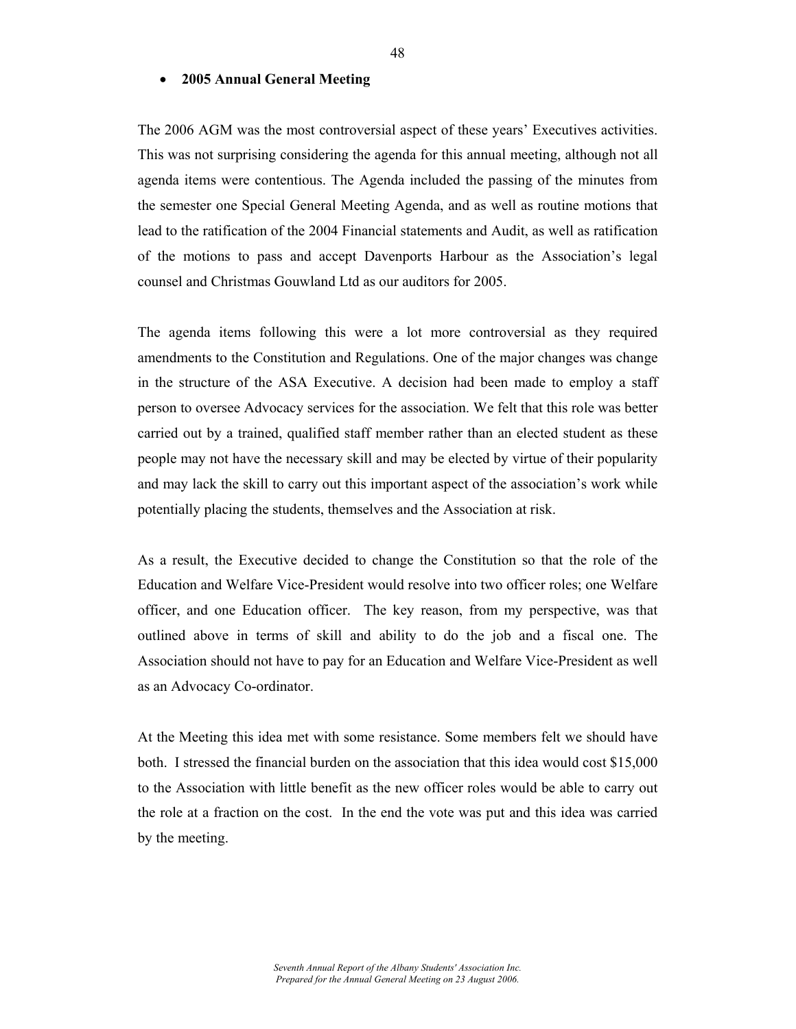- **2005 Annual General Meeting**

The 2006 AGM was the most controversial aspect of these years' Executives activities. This was not surprising considering the agenda for this annual meeting, although not all agenda items were contentious. The Agenda included the passing of the minutes from the semester one Special General Meeting Agenda, and as well as routine motions that lead to the ratification of the 2004 Financial statements and Audit, as well as ratification of the motions to pass and accept Davenports Harbour as the Association's legal counsel and Christmas Gouwland Ltd as our auditors for 2005.

The agenda items following this were a lot more controversial as they required amendments to the Constitution and Regulations. One of the major changes was change in the structure of the ASA Executive. A decision had been made to employ a staff person to oversee Advocacy services for the association. We felt that this role was better carried out by a trained, qualified staff member rather than an elected student as these people may not have the necessary skill and may be elected by virtue of their popularity and may lack the skill to carry out this important aspect of the association's work while potentially placing the students, themselves and the Association at risk.

As a result, the Executive decided to change the Constitution so that the role of the Education and Welfare Vice-President would resolve into two officer roles; one Welfare officer, and one Education officer. The key reason, from my perspective, was that outlined above in terms of skill and ability to do the job and a fiscal one. The Association should not have to pay for an Education and Welfare Vice-President as well as an Advocacy Co-ordinator.

At the Meeting this idea met with some resistance. Some members felt we should have both. I stressed the financial burden on the association that this idea would cost $15,000 to the Association with little benefit as the new officer roles would be able to carry out the role at a fraction on the cost. In the end the vote was put and this idea was carried by the meeting.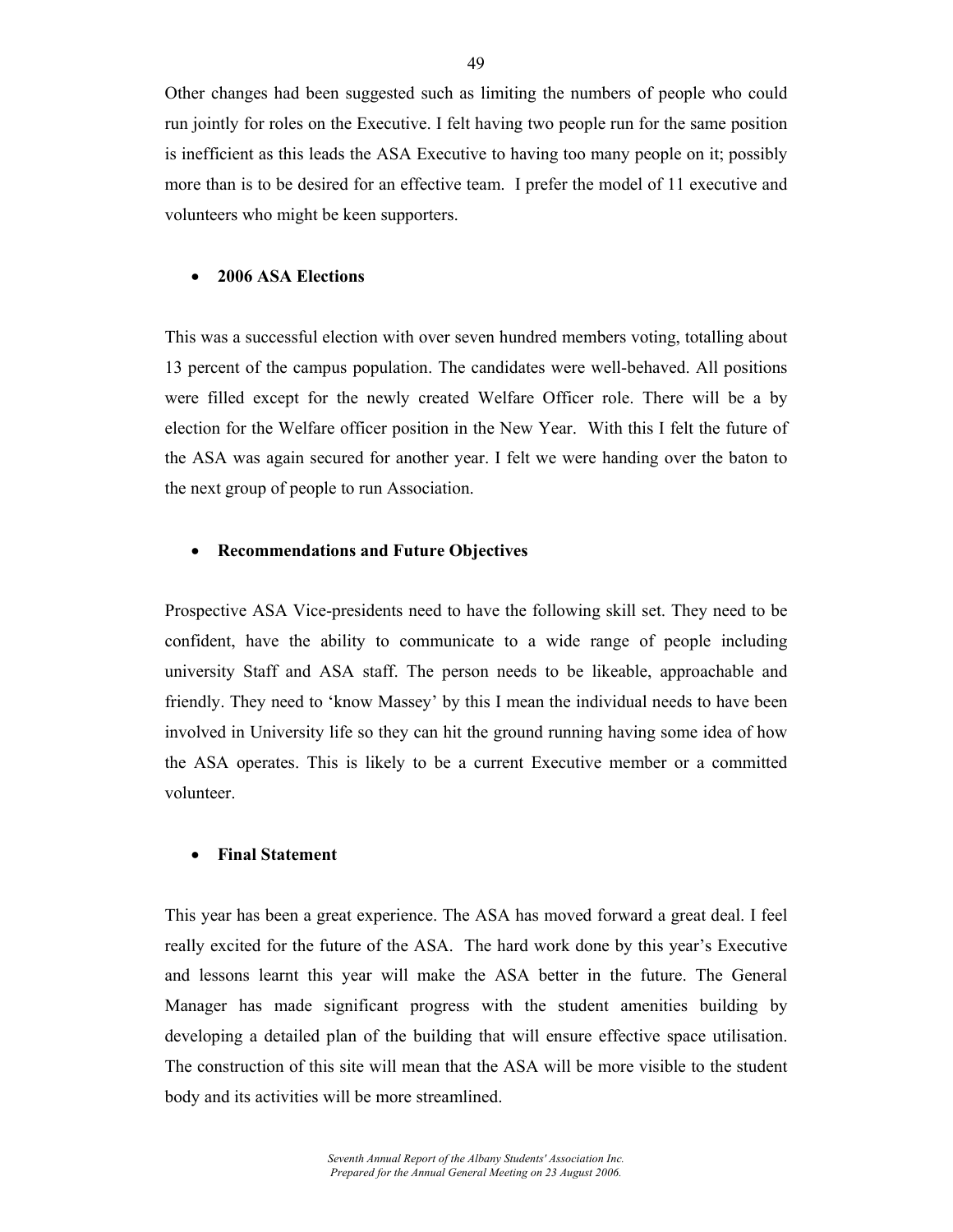Other changes had been suggested such as limiting the numbers of people who could run jointly for roles on the Executive. I felt having two people run for the same position is inefficient as this leads the ASA Executive to having too many people on it; possibly more than is to be desired for an effective team. I prefer the model of 11 executive and volunteers who might be keen supporters.

- **2006 ASA Elections**

This was a successful election with over seven hundred members voting, totalling about 13 percent of the campus population. The candidates were well-behaved. All positions were filled except for the newly created Welfare Officer role. There will be a by election for the Welfare officer position in the New Year. With this I felt the future of the ASA was again secured for another year. I felt we were handing over the baton to the next group of people to run Association.

- **Recommendations and Future Objectives**

Prospective ASA Vice-presidents need to have the following skill set. They need to be confident, have the ability to communicate to a wide range of people including university Staff and ASA staff. The person needs to be likeable, approachable and friendly. They need to 'know Massey' by this I mean the individual needs to have been involved in University life so they can hit the ground running having some idea of how the ASA operates. This is likely to be a current Executive member or a committed volunteer.

- **Final Statement**

This year has been a great experience. The ASA has moved forward a great deal. I feel really excited for the future of the ASA. The hard work done by this year's Executive and lessons learnt this year will make the ASA better in the future. The General Manager has made significant progress with the student amenities building by developing a detailed plan of the building that will ensure effective space utilisation. The construction of this site will mean that the ASA will be more visible to the student body and its activities will be more streamlined.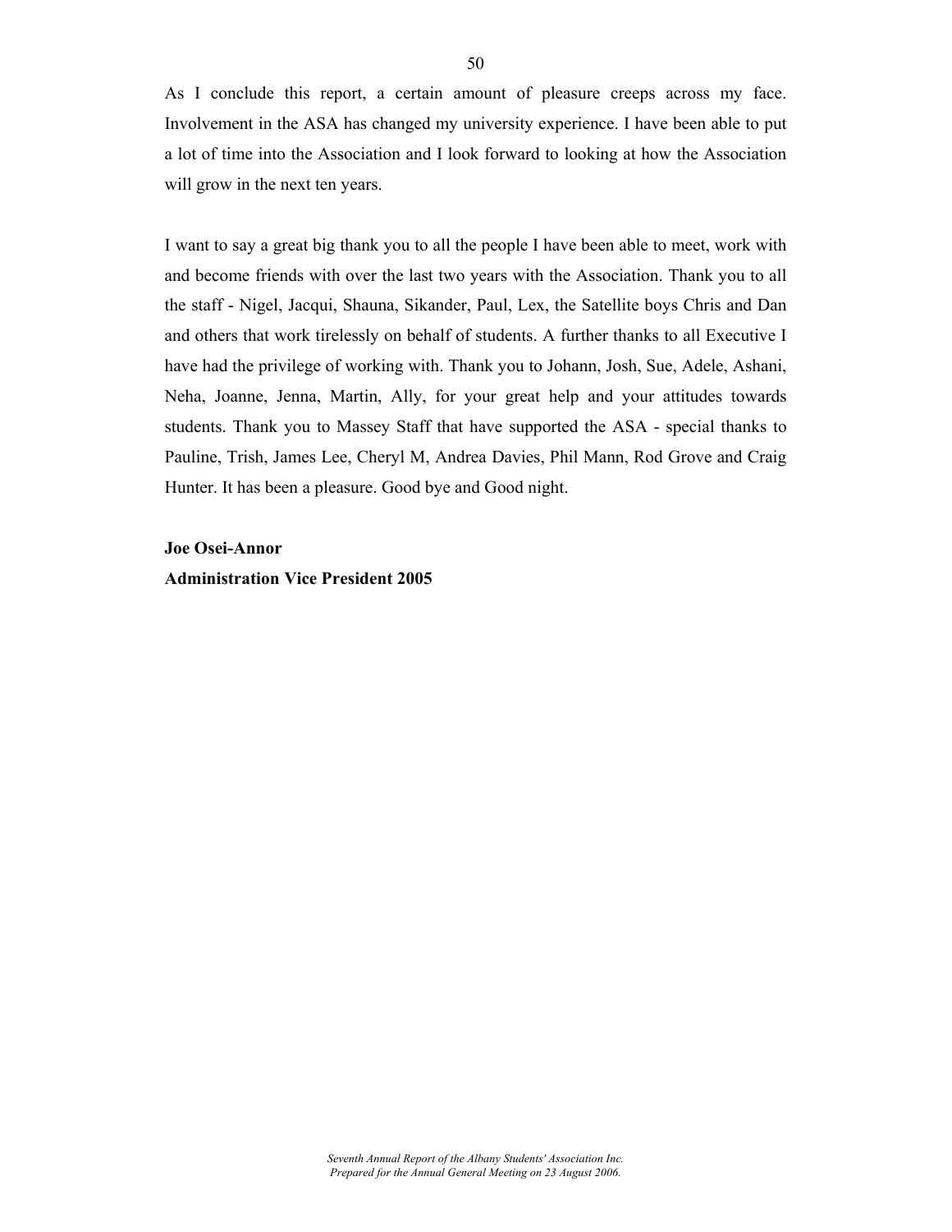As I conclude this report, a certain amount of pleasure creeps across my face. Involvement in the ASA has changed my university experience. I have been able to put a lot of time into the Association and I look forward to looking at how the Association will grow in the next ten years.

I want to say a great big thank you to all the people I have been able to meet, work with and become friends with over the last two years with the Association. Thank you to all the staff - Nigel, Jacqui, Shauna, Sikander, Paul, Lex, the Satellite boys Chris and Dan and others that work tirelessly on behalf of students. A further thanks to all Executive I have had the privilege of working with. Thank you to Johann, Josh, Sue, Adele, Ashani, Neha, Joanne, Jenna, Martin, Ally, for your great help and your attitudes towards students. Thank you to Massey Staff that have supported the ASA - special thanks to Pauline, Trish, James Lee, Cheryl M, Andrea Davies, Phil Mann, Rod Grove and Craig Hunter. It has been a pleasure. Good bye and Good night.

**Joe Osei-Annor**
**Administration Vice President 2005**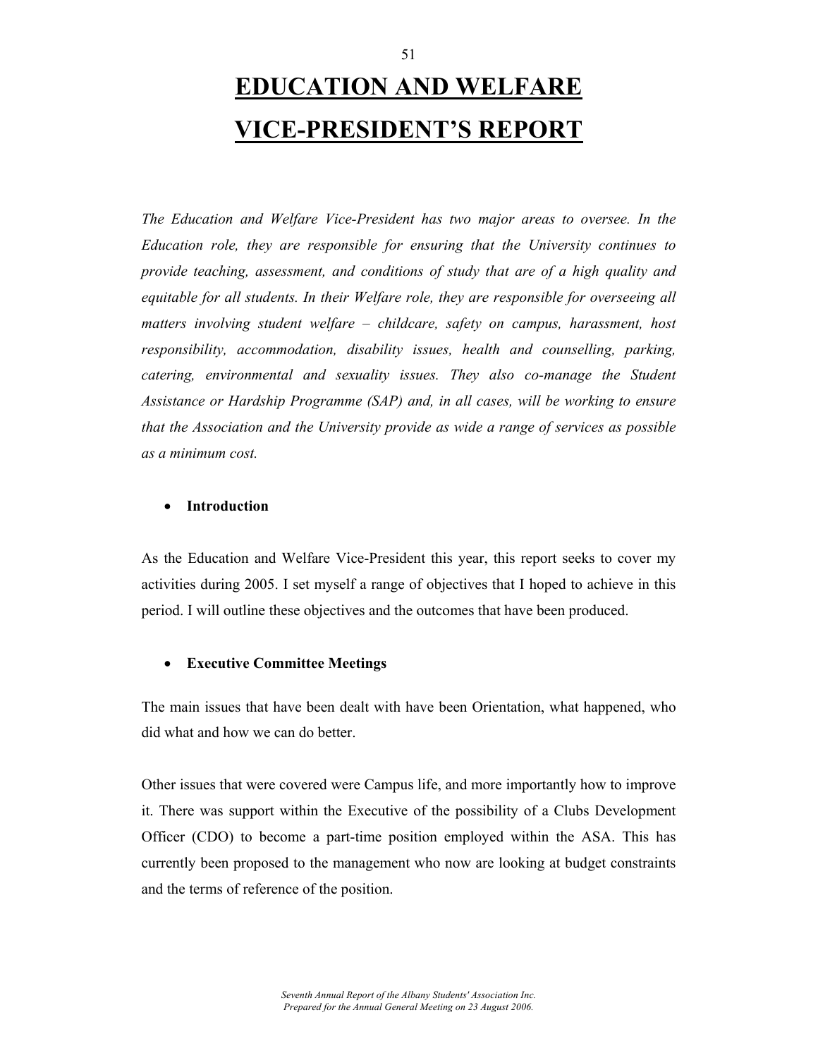# EDUCATION AND WELFARE VICE-PRESIDENT'S REPORT

*The Education and Welfare Vice-President has two major areas to oversee. In the Education role, they are responsible for ensuring that the University continues to provide teaching, assessment, and conditions of study that are of a high quality and equitable for all students. In their Welfare role, they are responsible for overseeing all matters involving student welfare – childcare, safety on campus, harassment, host responsibility, accommodation, disability issues, health and counselling, parking, catering, environmental and sexuality issues. They also co-manage the Student Assistance or Hardship Programme (SAP) and, in all cases, will be working to ensure that the Association and the University provide as wide a range of services as possible as a minimum cost.*

- **Introduction**

As the Education and Welfare Vice-President this year, this report seeks to cover my activities during 2005. I set myself a range of objectives that I hoped to achieve in this period. I will outline these objectives and the outcomes that have been produced.

- **Executive Committee Meetings**

The main issues that have been dealt with have been Orientation, what happened, who did what and how we can do better.

Other issues that were covered were Campus life, and more importantly how to improve it. There was support within the Executive of the possibility of a Clubs Development Officer (CDO) to become a part-time position employed within the ASA. This has currently been proposed to the management who now are looking at budget constraints and the terms of reference of the position.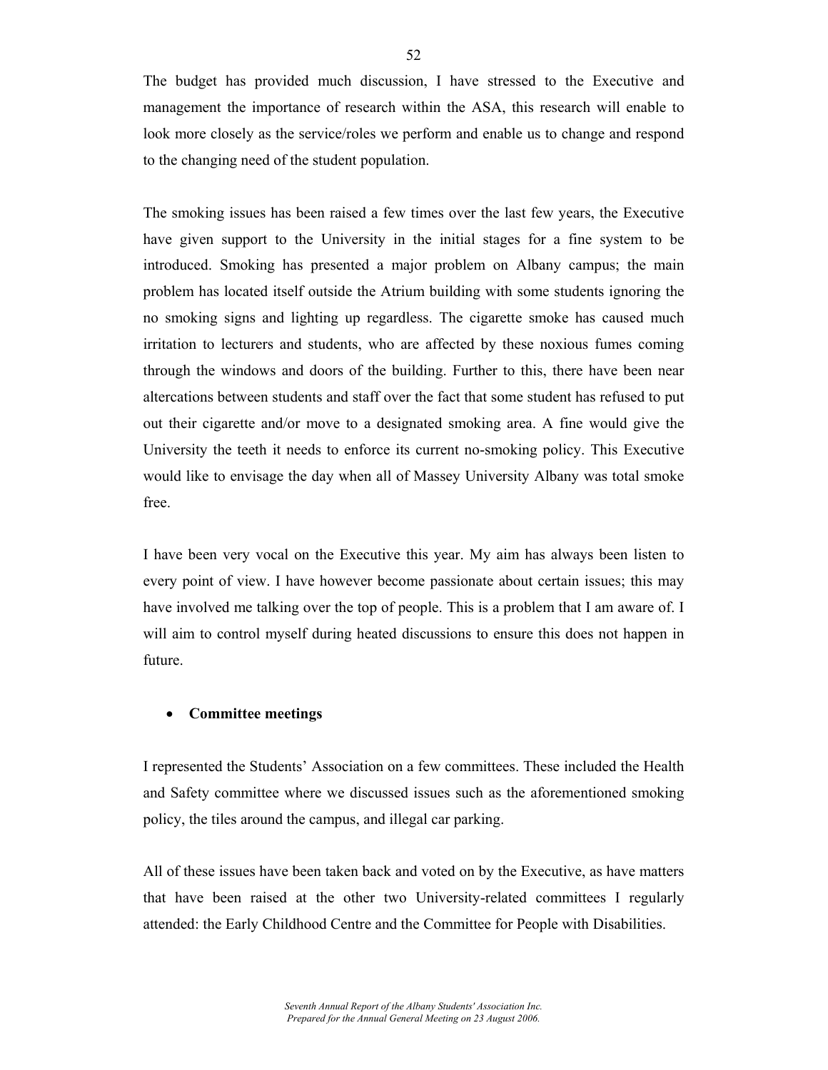The budget has provided much discussion, I have stressed to the Executive and management the importance of research within the ASA, this research will enable to look more closely as the service/roles we perform and enable us to change and respond to the changing need of the student population.

The smoking issues has been raised a few times over the last few years, the Executive have given support to the University in the initial stages for a fine system to be introduced. Smoking has presented a major problem on Albany campus; the main problem has located itself outside the Atrium building with some students ignoring the no smoking signs and lighting up regardless. The cigarette smoke has caused much irritation to lecturers and students, who are affected by these noxious fumes coming through the windows and doors of the building. Further to this, there have been near altercations between students and staff over the fact that some student has refused to put out their cigarette and/or move to a designated smoking area. A fine would give the University the teeth it needs to enforce its current no-smoking policy. This Executive would like to envisage the day when all of Massey University Albany was total smoke free.

I have been very vocal on the Executive this year. My aim has always been listen to every point of view. I have however become passionate about certain issues; this may have involved me talking over the top of people. This is a problem that I am aware of. I will aim to control myself during heated discussions to ensure this does not happen in future.

- **Committee meetings**

I represented the Students' Association on a few committees. These included the Health and Safety committee where we discussed issues such as the aforementioned smoking policy, the tiles around the campus, and illegal car parking.

All of these issues have been taken back and voted on by the Executive, as have matters that have been raised at the other two University-related committees I regularly attended: the Early Childhood Centre and the Committee for People with Disabilities.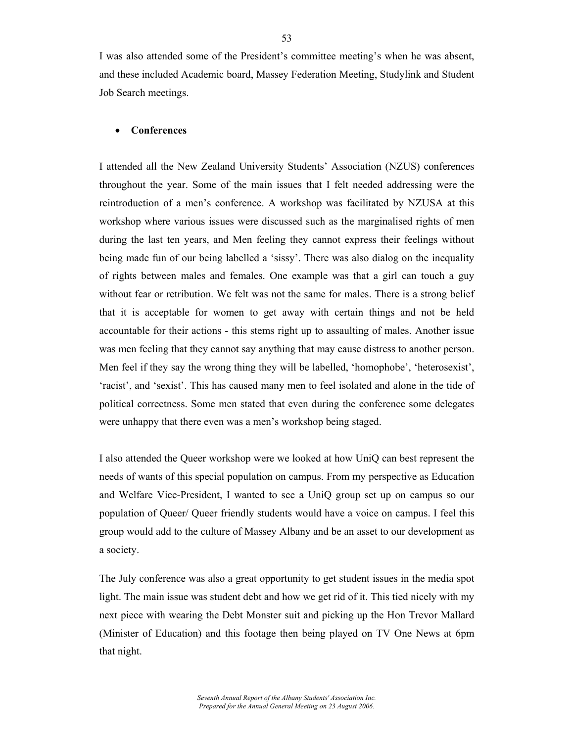I was also attended some of the President's committee meeting's when he was absent, and these included Academic board, Massey Federation Meeting, Studylink and Student Job Search meetings.

- **Conferences**

I attended all the New Zealand University Students' Association (NZUS) conferences throughout the year. Some of the main issues that I felt needed addressing were the reintroduction of a men's conference. A workshop was facilitated by NZUSA at this workshop where various issues were discussed such as the marginalised rights of men during the last ten years, and Men feeling they cannot express their feelings without being made fun of our being labelled a 'sissy'. There was also dialog on the inequality of rights between males and females. One example was that a girl can touch a guy without fear or retribution. We felt was not the same for males. There is a strong belief that it is acceptable for women to get away with certain things and not be held accountable for their actions - this stems right up to assaulting of males. Another issue was men feeling that they cannot say anything that may cause distress to another person. Men feel if they say the wrong thing they will be labelled, 'homophobe', 'heterosexist', 'racist', and 'sexist'. This has caused many men to feel isolated and alone in the tide of political correctness. Some men stated that even during the conference some delegates were unhappy that there even was a men's workshop being staged.

I also attended the Queer workshop were we looked at how UniQ can best represent the needs of wants of this special population on campus. From my perspective as Education and Welfare Vice-President, I wanted to see a UniQ group set up on campus so our population of Queer/ Queer friendly students would have a voice on campus. I feel this group would add to the culture of Massey Albany and be an asset to our development as a society.

The July conference was also a great opportunity to get student issues in the media spot light. The main issue was student debt and how we get rid of it. This tied nicely with my next piece with wearing the Debt Monster suit and picking up the Hon Trevor Mallard (Minister of Education) and this footage then being played on TV One News at 6pm that night.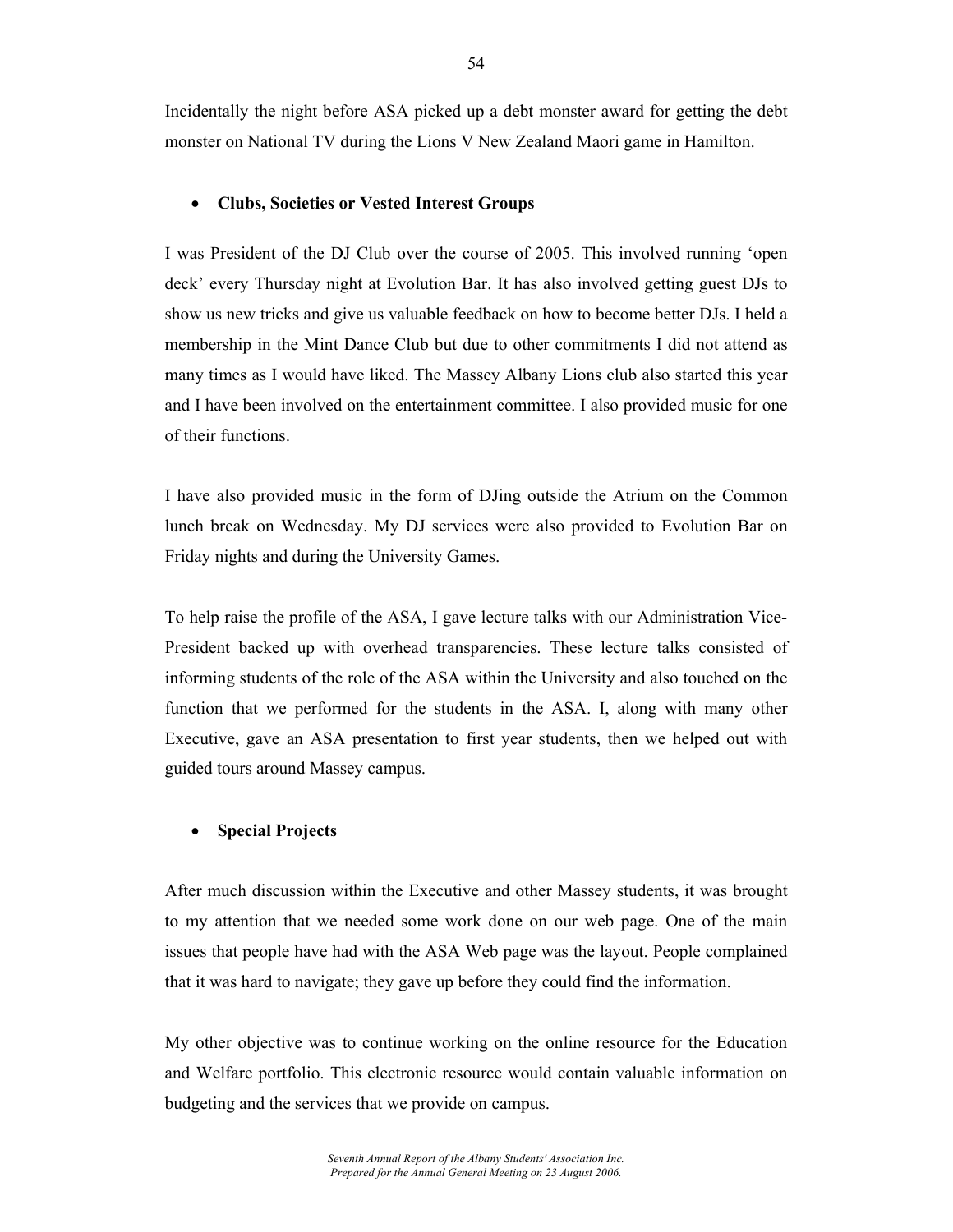Incidentally the night before ASA picked up a debt monster award for getting the debt monster on National TV during the Lions V New Zealand Maori game in Hamilton.

- **Clubs, Societies or Vested Interest Groups**

I was President of the DJ Club over the course of 2005. This involved running 'open deck' every Thursday night at Evolution Bar. It has also involved getting guest DJs to show us new tricks and give us valuable feedback on how to become better DJs. I held a membership in the Mint Dance Club but due to other commitments I did not attend as many times as I would have liked. The Massey Albany Lions club also started this year and I have been involved on the entertainment committee. I also provided music for one of their functions.

I have also provided music in the form of DJing outside the Atrium on the Common lunch break on Wednesday. My DJ services were also provided to Evolution Bar on Friday nights and during the University Games.

To help raise the profile of the ASA, I gave lecture talks with our Administration Vice-President backed up with overhead transparencies. These lecture talks consisted of informing students of the role of the ASA within the University and also touched on the function that we performed for the students in the ASA. I, along with many other Executive, gave an ASA presentation to first year students, then we helped out with guided tours around Massey campus.

- **Special Projects**

After much discussion within the Executive and other Massey students, it was brought to my attention that we needed some work done on our web page. One of the main issues that people have had with the ASA Web page was the layout. People complained that it was hard to navigate; they gave up before they could find the information.

My other objective was to continue working on the online resource for the Education and Welfare portfolio. This electronic resource would contain valuable information on budgeting and the services that we provide on campus.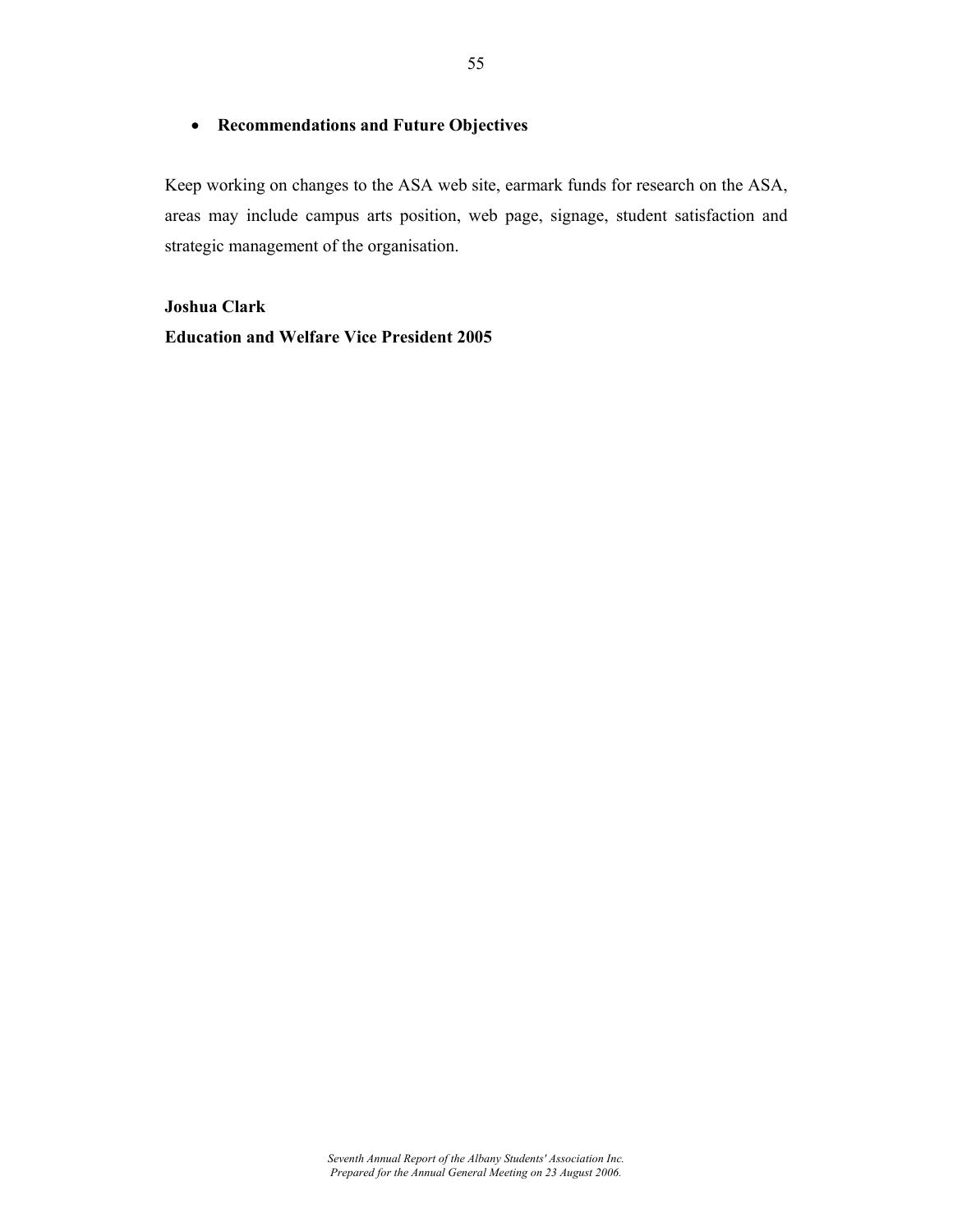- **Recommendations and Future Objectives**

Keep working on changes to the ASA web site, earmark funds for research on the ASA, areas may include campus arts position, web page, signage, student satisfaction and strategic management of the organisation.

**Joshua Clark**
**Education and Welfare Vice President 2005**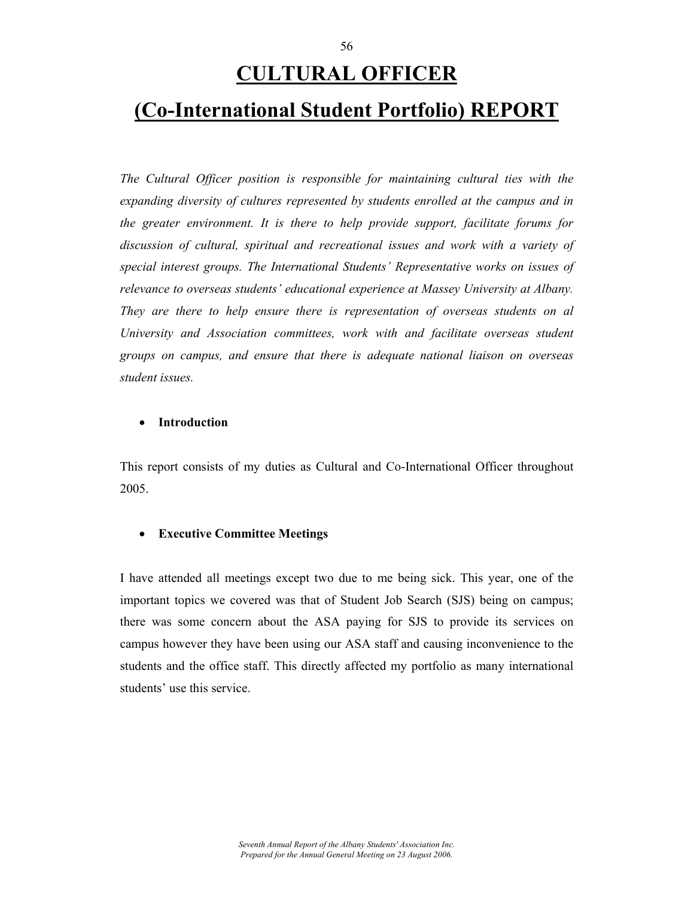# CULTURAL OFFICER
# (Co-International Student Portfolio) REPORT

*The Cultural Officer position is responsible for maintaining cultural ties with the expanding diversity of cultures represented by students enrolled at the campus and in the greater environment. It is there to help provide support, facilitate forums for discussion of cultural, spiritual and recreational issues and work with a variety of special interest groups. The International Students' Representative works on issues of relevance to overseas students' educational experience at Massey University at Albany. They are there to help ensure there is representation of overseas students on al University and Association committees, work with and facilitate overseas student groups on campus, and ensure that there is adequate national liaison on overseas student issues.*

- **Introduction**

This report consists of my duties as Cultural and Co-International Officer throughout 2005.

- **Executive Committee Meetings**

I have attended all meetings except two due to me being sick. This year, one of the important topics we covered was that of Student Job Search (SJS) being on campus; there was some concern about the ASA paying for SJS to provide its services on campus however they have been using our ASA staff and causing inconvenience to the students and the office staff. This directly affected my portfolio as many international students' use this service.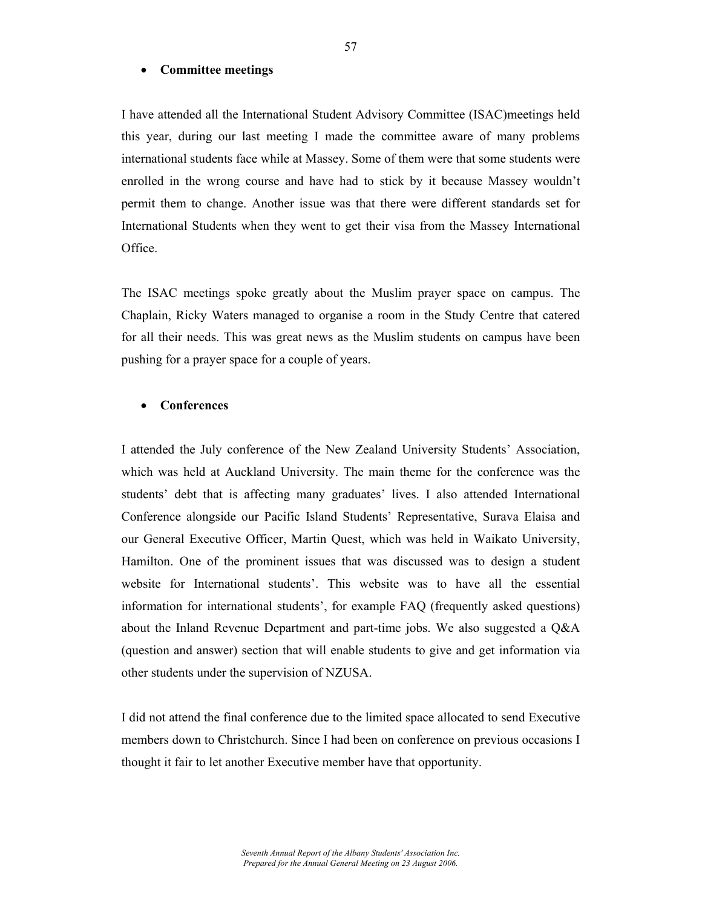- **Committee meetings**

I have attended all the International Student Advisory Committee (ISAC)meetings held this year, during our last meeting I made the committee aware of many problems international students face while at Massey. Some of them were that some students were enrolled in the wrong course and have had to stick by it because Massey wouldn't permit them to change. Another issue was that there were different standards set for International Students when they went to get their visa from the Massey International Office.

The ISAC meetings spoke greatly about the Muslim prayer space on campus. The Chaplain, Ricky Waters managed to organise a room in the Study Centre that catered for all their needs. This was great news as the Muslim students on campus have been pushing for a prayer space for a couple of years.

- **Conferences**

I attended the July conference of the New Zealand University Students' Association, which was held at Auckland University. The main theme for the conference was the students' debt that is affecting many graduates' lives. I also attended International Conference alongside our Pacific Island Students' Representative, Surava Elaisa and our General Executive Officer, Martin Quest, which was held in Waikato University, Hamilton. One of the prominent issues that was discussed was to design a student website for International students'. This website was to have all the essential information for international students', for example FAQ (frequently asked questions) about the Inland Revenue Department and part-time jobs. We also suggested a Q&A (question and answer) section that will enable students to give and get information via other students under the supervision of NZUSA.

I did not attend the final conference due to the limited space allocated to send Executive members down to Christchurch. Since I had been on conference on previous occasions I thought it fair to let another Executive member have that opportunity.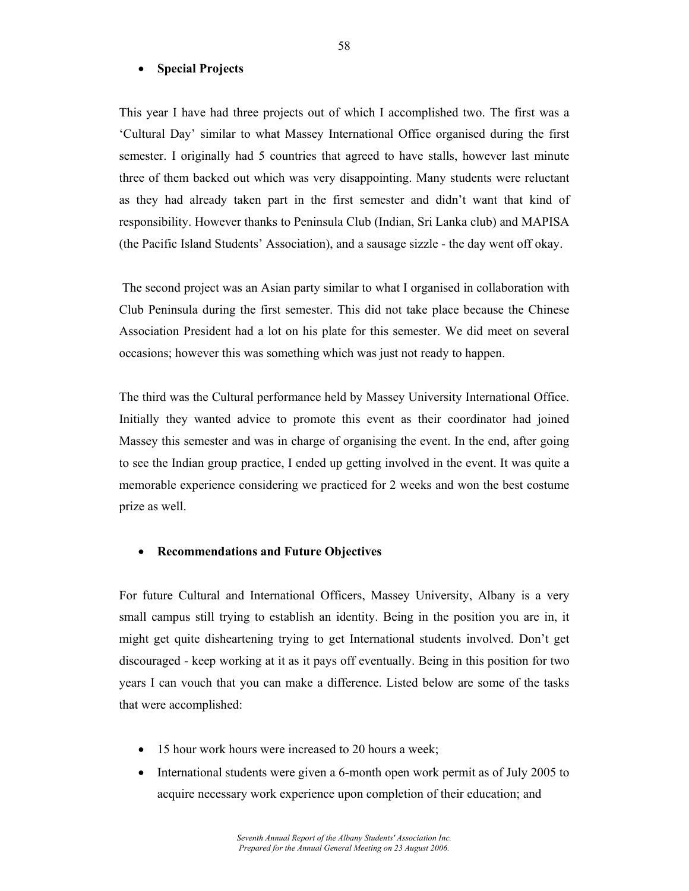- **Special Projects**

This year I have had three projects out of which I accomplished two. The first was a 'Cultural Day' similar to what Massey International Office organised during the first semester. I originally had 5 countries that agreed to have stalls, however last minute three of them backed out which was very disappointing. Many students were reluctant as they had already taken part in the first semester and didn't want that kind of responsibility. However thanks to Peninsula Club (Indian, Sri Lanka club) and MAPISA (the Pacific Island Students' Association), and a sausage sizzle - the day went off okay.

The second project was an Asian party similar to what I organised in collaboration with Club Peninsula during the first semester. This did not take place because the Chinese Association President had a lot on his plate for this semester. We did meet on several occasions; however this was something which was just not ready to happen.

The third was the Cultural performance held by Massey University International Office. Initially they wanted advice to promote this event as their coordinator had joined Massey this semester and was in charge of organising the event. In the end, after going to see the Indian group practice, I ended up getting involved in the event. It was quite a memorable experience considering we practiced for 2 weeks and won the best costume prize as well.

- **Recommendations and Future Objectives**

For future Cultural and International Officers, Massey University, Albany is a very small campus still trying to establish an identity. Being in the position you are in, it might get quite disheartening trying to get International students involved. Don't get discouraged - keep working at it as it pays off eventually. Being in this position for two years I can vouch that you can make a difference. Listed below are some of the tasks that were accomplished:

- 15 hour work hours were increased to 20 hours a week;
- International students were given a 6-month open work permit as of July 2005 to acquire necessary work experience upon completion of their education; and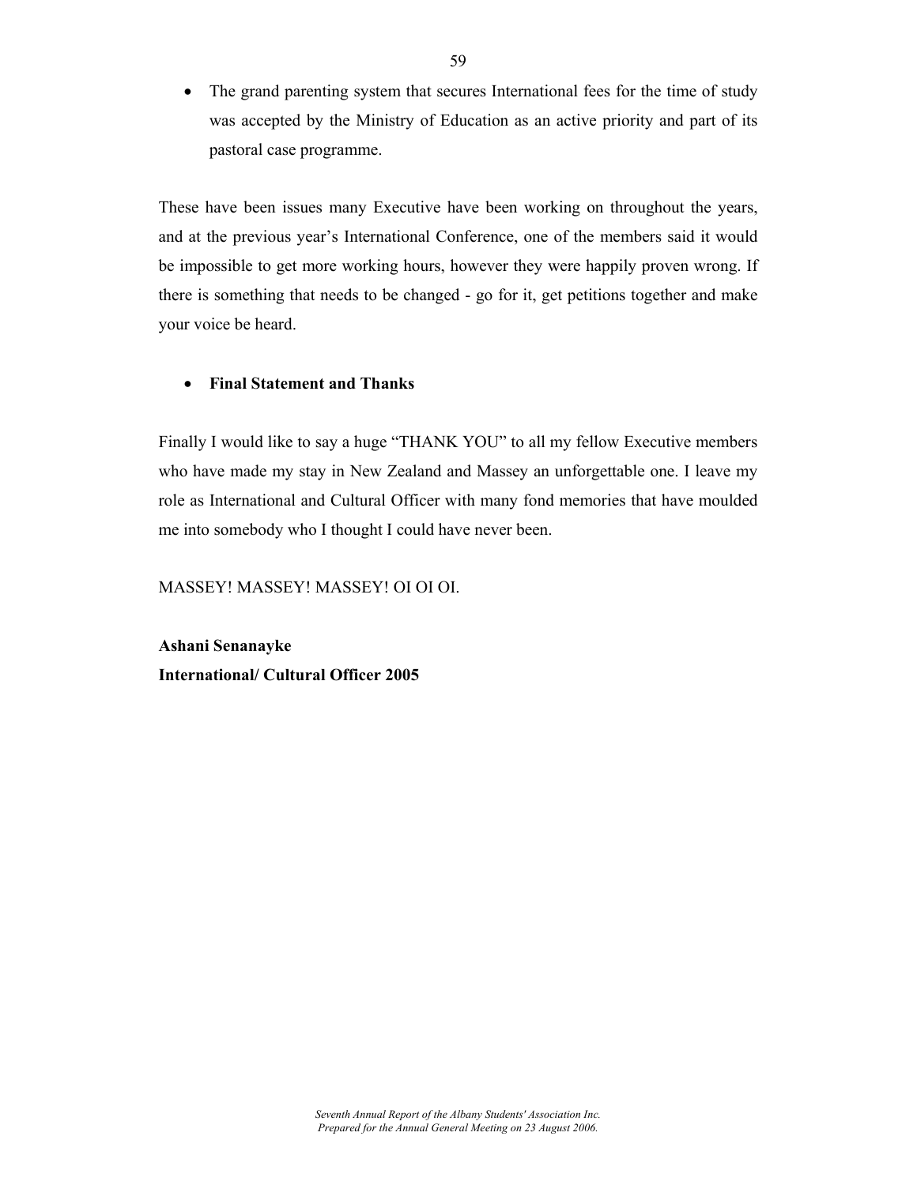- The grand parenting system that secures International fees for the time of study was accepted by the Ministry of Education as an active priority and part of its pastoral case programme.

These have been issues many Executive have been working on throughout the years, and at the previous year's International Conference, one of the members said it would be impossible to get more working hours, however they were happily proven wrong. If there is something that needs to be changed - go for it, get petitions together and make your voice be heard.

- **Final Statement and Thanks**

Finally I would like to say a huge "THANK YOU" to all my fellow Executive members who have made my stay in New Zealand and Massey an unforgettable one. I leave my role as International and Cultural Officer with many fond memories that have moulded me into somebody who I thought I could have never been.

MASSEY! MASSEY! MASSEY! OI OI OI.

**Ashani Senanayke**
**International/ Cultural Officer 2005**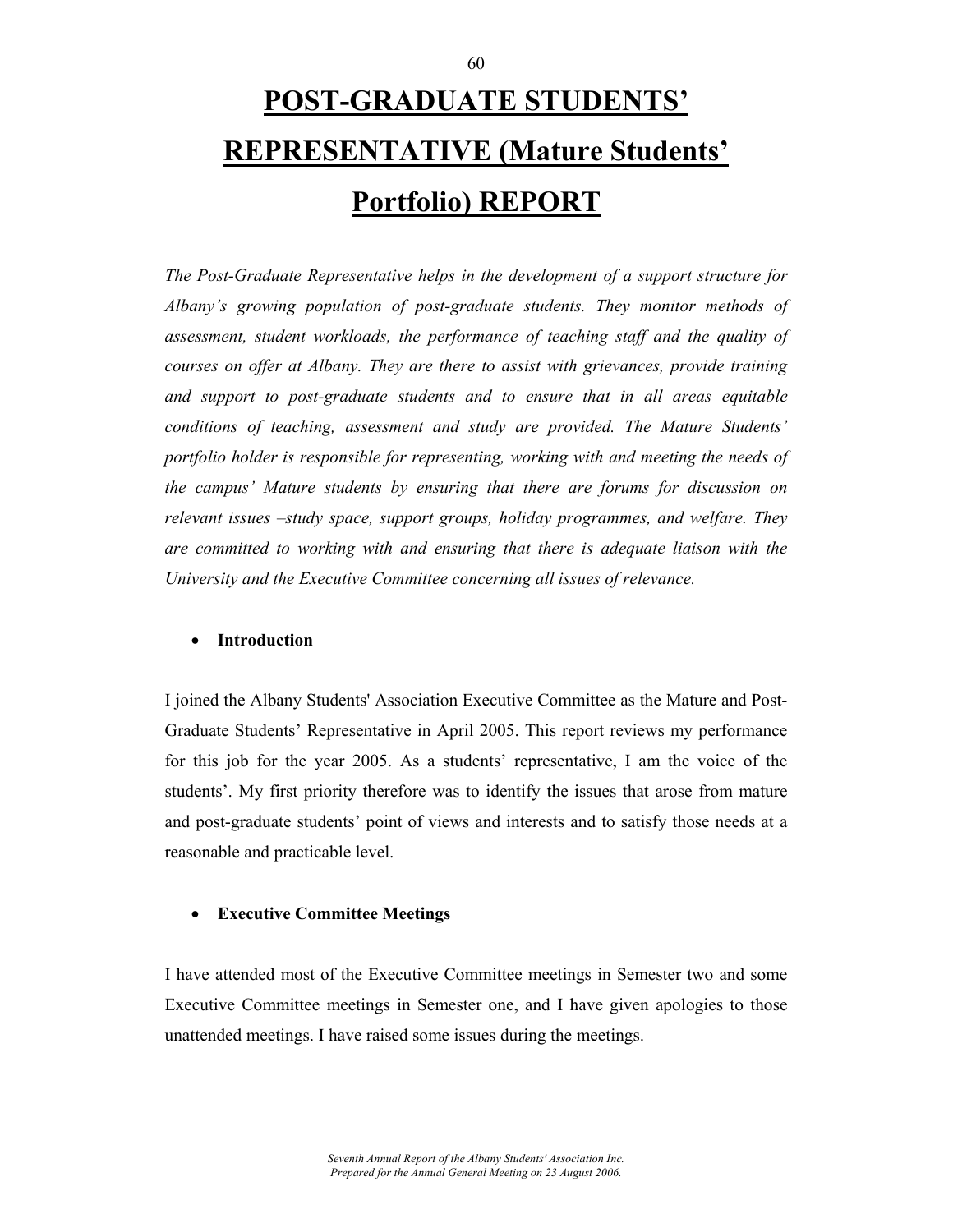# POST-GRADUATE STUDENTS' REPRESENTATIVE (Mature Students' Portfolio) REPORT

*The Post-Graduate Representative helps in the development of a support structure for Albany's growing population of post-graduate students. They monitor methods of assessment, student workloads, the performance of teaching staff and the quality of courses on offer at Albany. They are there to assist with grievances, provide training and support to post-graduate students and to ensure that in all areas equitable conditions of teaching, assessment and study are provided. The Mature Students' portfolio holder is responsible for representing, working with and meeting the needs of the campus' Mature students by ensuring that there are forums for discussion on relevant issues –study space, support groups, holiday programmes, and welfare. They are committed to working with and ensuring that there is adequate liaison with the University and the Executive Committee concerning all issues of relevance.*

- **Introduction**

I joined the Albany Students' Association Executive Committee as the Mature and Post-Graduate Students' Representative in April 2005. This report reviews my performance for this job for the year 2005. As a students' representative, I am the voice of the students'. My first priority therefore was to identify the issues that arose from mature and post-graduate students' point of views and interests and to satisfy those needs at a reasonable and practicable level.

- **Executive Committee Meetings**

I have attended most of the Executive Committee meetings in Semester two and some Executive Committee meetings in Semester one, and I have given apologies to those unattended meetings. I have raised some issues during the meetings.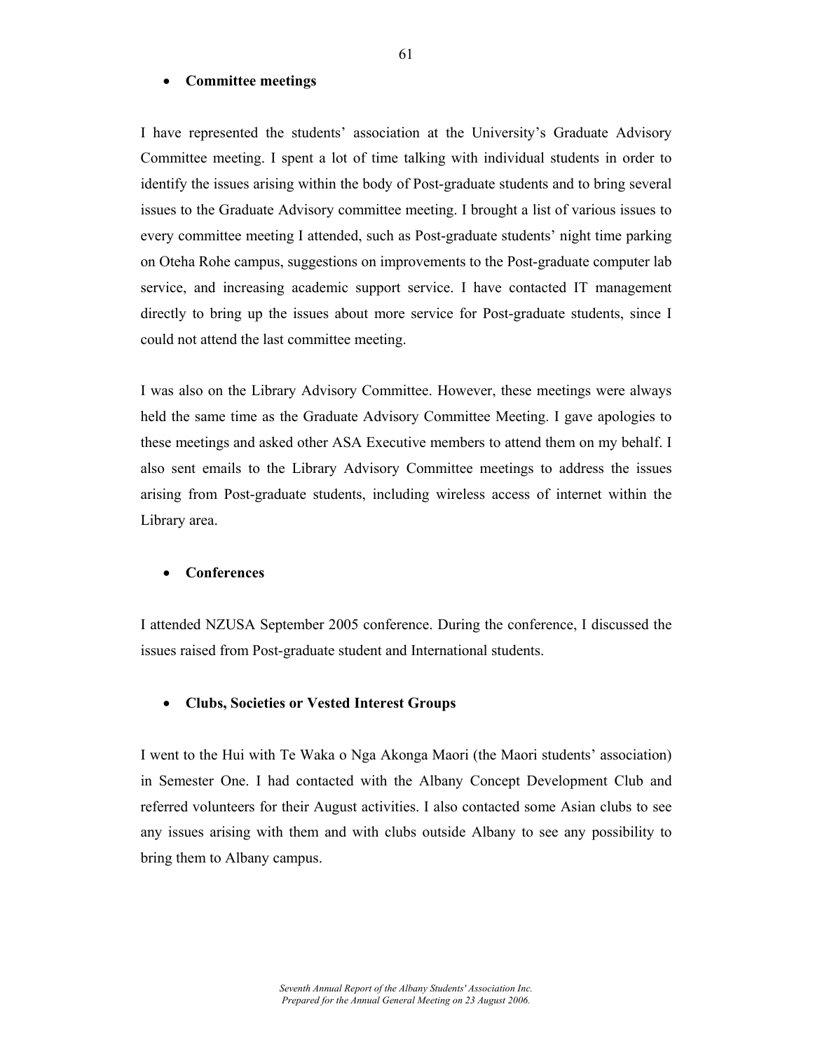- **Committee meetings**

I have represented the students' association at the University's Graduate Advisory Committee meeting. I spent a lot of time talking with individual students in order to identify the issues arising within the body of Post-graduate students and to bring several issues to the Graduate Advisory committee meeting. I brought a list of various issues to every committee meeting I attended, such as Post-graduate students' night time parking on Oteha Rohe campus, suggestions on improvements to the Post-graduate computer lab service, and increasing academic support service. I have contacted IT management directly to bring up the issues about more service for Post-graduate students, since I could not attend the last committee meeting.

I was also on the Library Advisory Committee. However, these meetings were always held the same time as the Graduate Advisory Committee Meeting. I gave apologies to these meetings and asked other ASA Executive members to attend them on my behalf. I also sent emails to the Library Advisory Committee meetings to address the issues arising from Post-graduate students, including wireless access of internet within the Library area.

- **Conferences**

I attended NZUSA September 2005 conference. During the conference, I discussed the issues raised from Post-graduate student and International students.

- **Clubs, Societies or Vested Interest Groups**

I went to the Hui with Te Waka o Nga Akonga Maori (the Maori students' association) in Semester One. I had contacted with the Albany Concept Development Club and referred volunteers for their August activities. I also contacted some Asian clubs to see any issues arising with them and with clubs outside Albany to see any possibility to bring them to Albany campus.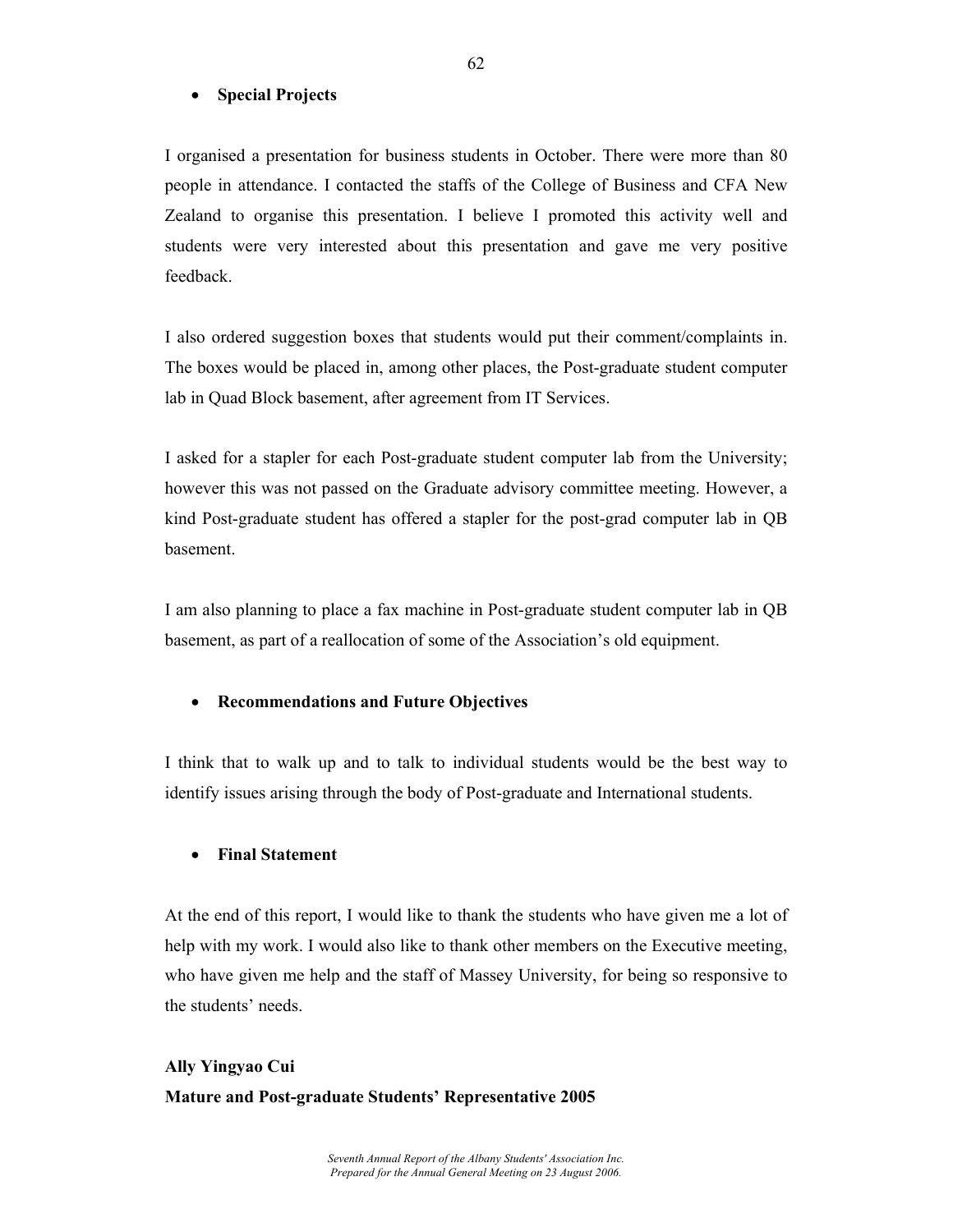- **Special Projects**

I organised a presentation for business students in October. There were more than 80 people in attendance. I contacted the staffs of the College of Business and CFA New Zealand to organise this presentation. I believe I promoted this activity well and students were very interested about this presentation and gave me very positive feedback.

I also ordered suggestion boxes that students would put their comment/complaints in. The boxes would be placed in, among other places, the Post-graduate student computer lab in Quad Block basement, after agreement from IT Services.

I asked for a stapler for each Post-graduate student computer lab from the University; however this was not passed on the Graduate advisory committee meeting. However, a kind Post-graduate student has offered a stapler for the post-grad computer lab in QB basement.

I am also planning to place a fax machine in Post-graduate student computer lab in QB basement, as part of a reallocation of some of the Association's old equipment.

- **Recommendations and Future Objectives**

I think that to walk up and to talk to individual students would be the best way to identify issues arising through the body of Post-graduate and International students.

- **Final Statement**

At the end of this report, I would like to thank the students who have given me a lot of help with my work. I would also like to thank other members on the Executive meeting, who have given me help and the staff of Massey University, for being so responsive to the students' needs.

**Ally Yingyao Cui**
**Mature and Post-graduate Students' Representative 2005**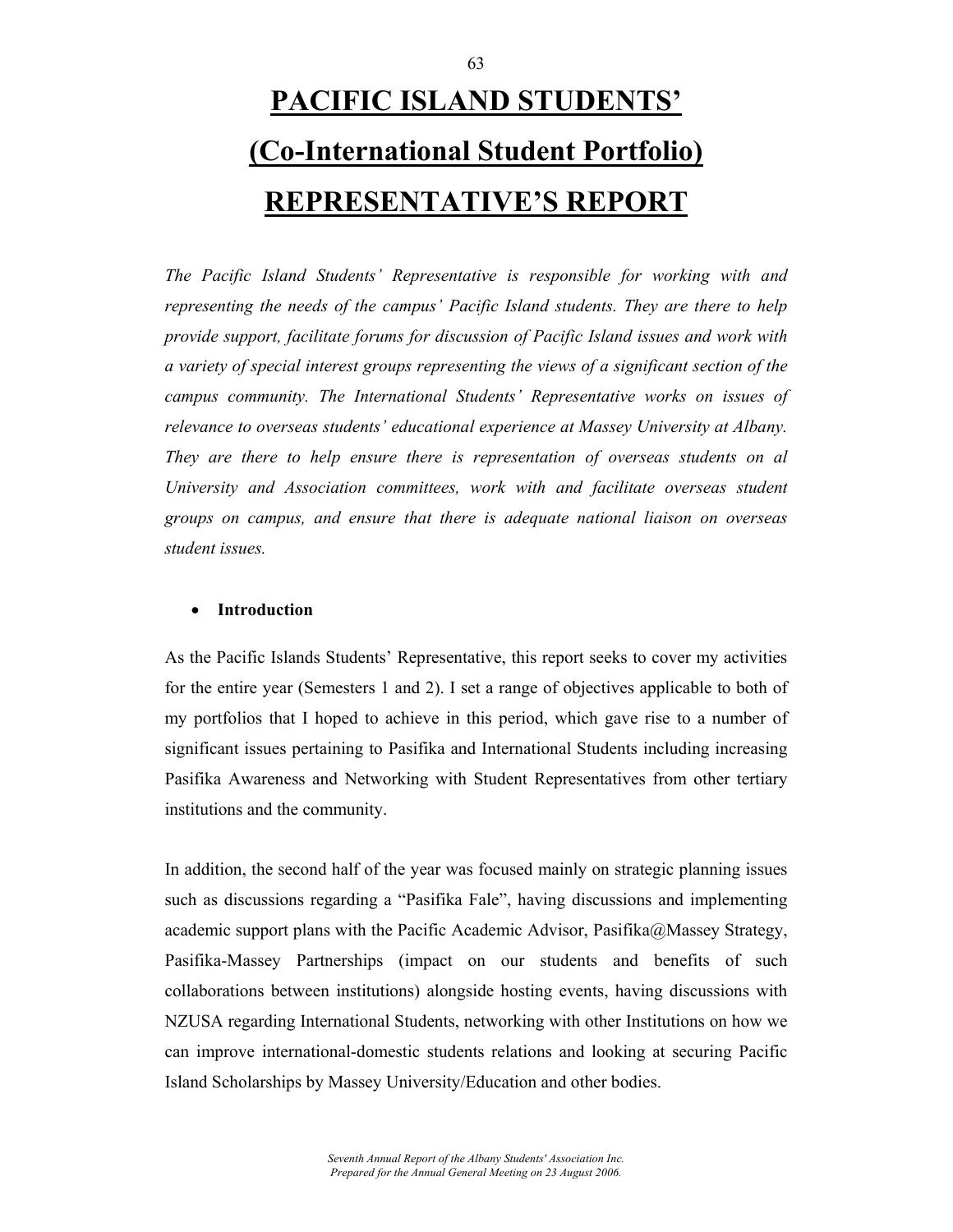# PACIFIC ISLAND STUDENTS'

# (Co-International Student Portfolio)

# REPRESENTATIVE'S REPORT

*The Pacific Island Students' Representative is responsible for working with and representing the needs of the campus' Pacific Island students. They are there to help provide support, facilitate forums for discussion of Pacific Island issues and work with a variety of special interest groups representing the views of a significant section of the campus community. The International Students' Representative works on issues of relevance to overseas students' educational experience at Massey University at Albany. They are there to help ensure there is representation of overseas students on al University and Association committees, work with and facilitate overseas student groups on campus, and ensure that there is adequate national liaison on overseas student issues.*

- **Introduction**

As the Pacific Islands Students' Representative, this report seeks to cover my activities for the entire year (Semesters 1 and 2). I set a range of objectives applicable to both of my portfolios that I hoped to achieve in this period, which gave rise to a number of significant issues pertaining to Pasifika and International Students including increasing Pasifika Awareness and Networking with Student Representatives from other tertiary institutions and the community.

In addition, the second half of the year was focused mainly on strategic planning issues such as discussions regarding a "Pasifika Fale", having discussions and implementing academic support plans with the Pacific Academic Advisor, Pasifika@Massey Strategy, Pasifika-Massey Partnerships (impact on our students and benefits of such collaborations between institutions) alongside hosting events, having discussions with NZUSA regarding International Students, networking with other Institutions on how we can improve international-domestic students relations and looking at securing Pacific Island Scholarships by Massey University/Education and other bodies.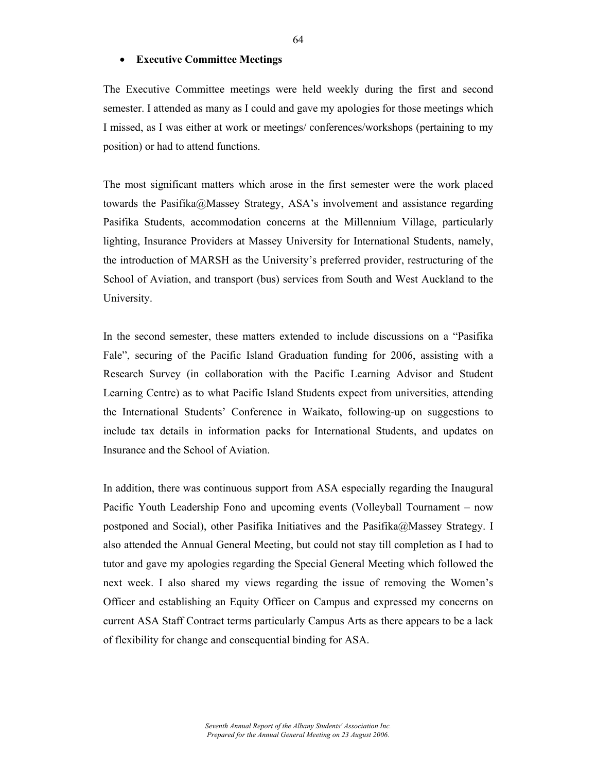- **Executive Committee Meetings**

The Executive Committee meetings were held weekly during the first and second semester. I attended as many as I could and gave my apologies for those meetings which I missed, as I was either at work or meetings/ conferences/workshops (pertaining to my position) or had to attend functions.

The most significant matters which arose in the first semester were the work placed towards the Pasifika@Massey Strategy, ASA's involvement and assistance regarding Pasifika Students, accommodation concerns at the Millennium Village, particularly lighting, Insurance Providers at Massey University for International Students, namely, the introduction of MARSH as the University's preferred provider, restructuring of the School of Aviation, and transport (bus) services from South and West Auckland to the University.

In the second semester, these matters extended to include discussions on a "Pasifika Fale", securing of the Pacific Island Graduation funding for 2006, assisting with a Research Survey (in collaboration with the Pacific Learning Advisor and Student Learning Centre) as to what Pacific Island Students expect from universities, attending the International Students' Conference in Waikato, following-up on suggestions to include tax details in information packs for International Students, and updates on Insurance and the School of Aviation.

In addition, there was continuous support from ASA especially regarding the Inaugural Pacific Youth Leadership Fono and upcoming events (Volleyball Tournament – now postponed and Social), other Pasifika Initiatives and the Pasifika@Massey Strategy. I also attended the Annual General Meeting, but could not stay till completion as I had to tutor and gave my apologies regarding the Special General Meeting which followed the next week. I also shared my views regarding the issue of removing the Women's Officer and establishing an Equity Officer on Campus and expressed my concerns on current ASA Staff Contract terms particularly Campus Arts as there appears to be a lack of flexibility for change and consequential binding for ASA.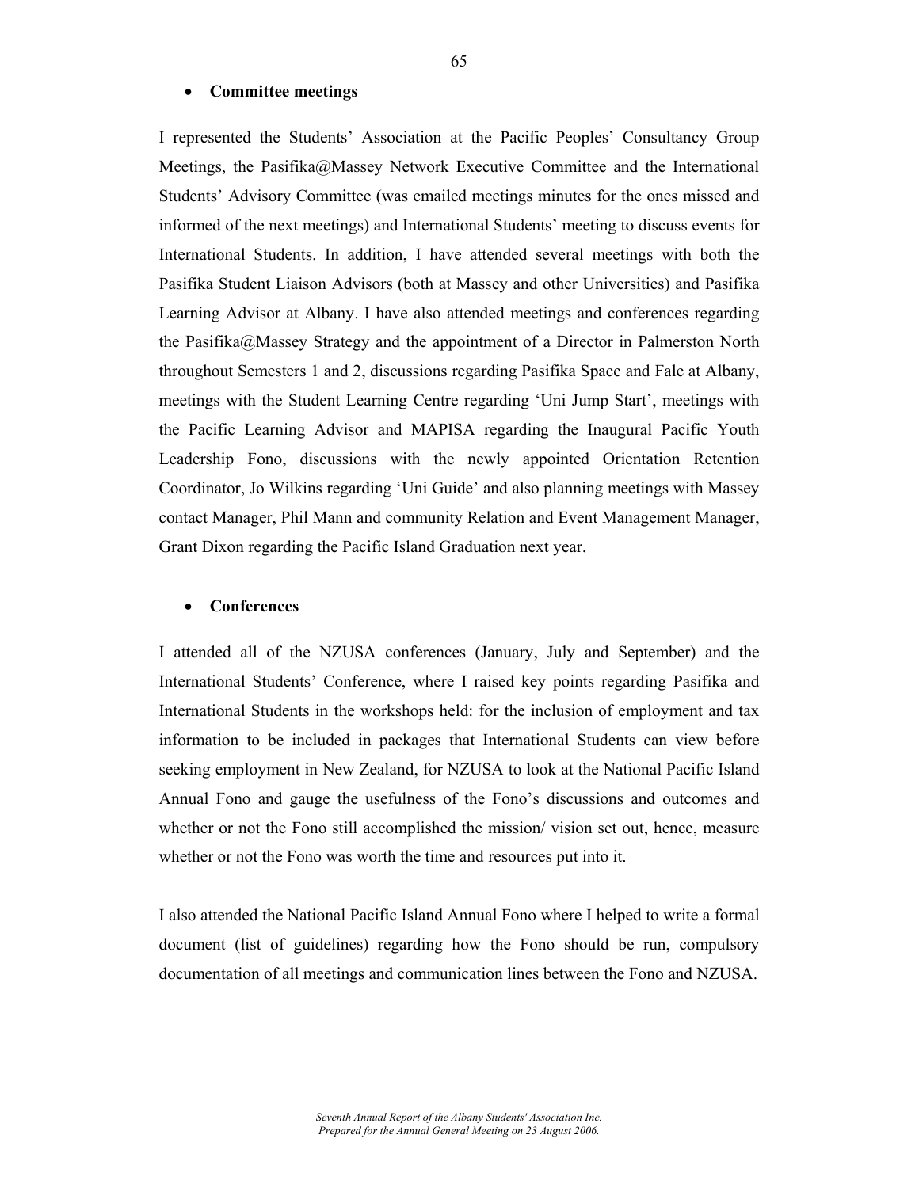- **Committee meetings**

I represented the Students' Association at the Pacific Peoples' Consultancy Group Meetings, the Pasifika@Massey Network Executive Committee and the International Students' Advisory Committee (was emailed meetings minutes for the ones missed and informed of the next meetings) and International Students' meeting to discuss events for International Students. In addition, I have attended several meetings with both the Pasifika Student Liaison Advisors (both at Massey and other Universities) and Pasifika Learning Advisor at Albany. I have also attended meetings and conferences regarding the Pasifika@Massey Strategy and the appointment of a Director in Palmerston North throughout Semesters 1 and 2, discussions regarding Pasifika Space and Fale at Albany, meetings with the Student Learning Centre regarding 'Uni Jump Start', meetings with the Pacific Learning Advisor and MAPISA regarding the Inaugural Pacific Youth Leadership Fono, discussions with the newly appointed Orientation Retention Coordinator, Jo Wilkins regarding 'Uni Guide' and also planning meetings with Massey contact Manager, Phil Mann and community Relation and Event Management Manager, Grant Dixon regarding the Pacific Island Graduation next year.

- **Conferences**

I attended all of the NZUSA conferences (January, July and September) and the International Students' Conference, where I raised key points regarding Pasifika and International Students in the workshops held: for the inclusion of employment and tax information to be included in packages that International Students can view before seeking employment in New Zealand, for NZUSA to look at the National Pacific Island Annual Fono and gauge the usefulness of the Fono's discussions and outcomes and whether or not the Fono still accomplished the mission/ vision set out, hence, measure whether or not the Fono was worth the time and resources put into it.

I also attended the National Pacific Island Annual Fono where I helped to write a formal document (list of guidelines) regarding how the Fono should be run, compulsory documentation of all meetings and communication lines between the Fono and NZUSA.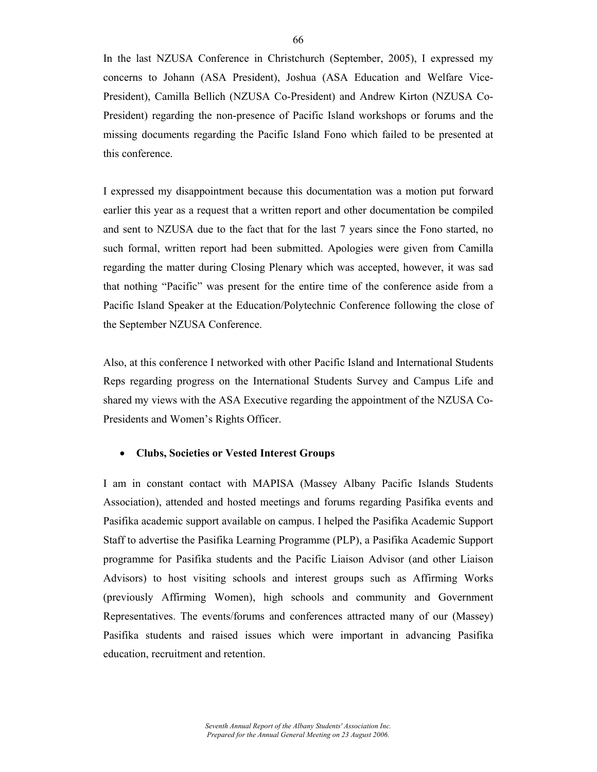In the last NZUSA Conference in Christchurch (September, 2005), I expressed my concerns to Johann (ASA President), Joshua (ASA Education and Welfare Vice-President), Camilla Bellich (NZUSA Co-President) and Andrew Kirton (NZUSA Co-President) regarding the non-presence of Pacific Island workshops or forums and the missing documents regarding the Pacific Island Fono which failed to be presented at this conference.

I expressed my disappointment because this documentation was a motion put forward earlier this year as a request that a written report and other documentation be compiled and sent to NZUSA due to the fact that for the last 7 years since the Fono started, no such formal, written report had been submitted. Apologies were given from Camilla regarding the matter during Closing Plenary which was accepted, however, it was sad that nothing "Pacific" was present for the entire time of the conference aside from a Pacific Island Speaker at the Education/Polytechnic Conference following the close of the September NZUSA Conference.

Also, at this conference I networked with other Pacific Island and International Students Reps regarding progress on the International Students Survey and Campus Life and shared my views with the ASA Executive regarding the appointment of the NZUSA Co-Presidents and Women's Rights Officer.

- **Clubs, Societies or Vested Interest Groups**

I am in constant contact with MAPISA (Massey Albany Pacific Islands Students Association), attended and hosted meetings and forums regarding Pasifika events and Pasifika academic support available on campus. I helped the Pasifika Academic Support Staff to advertise the Pasifika Learning Programme (PLP), a Pasifika Academic Support programme for Pasifika students and the Pacific Liaison Advisor (and other Liaison Advisors) to host visiting schools and interest groups such as Affirming Works (previously Affirming Women), high schools and community and Government Representatives. The events/forums and conferences attracted many of our (Massey) Pasifika students and raised issues which were important in advancing Pasifika education, recruitment and retention.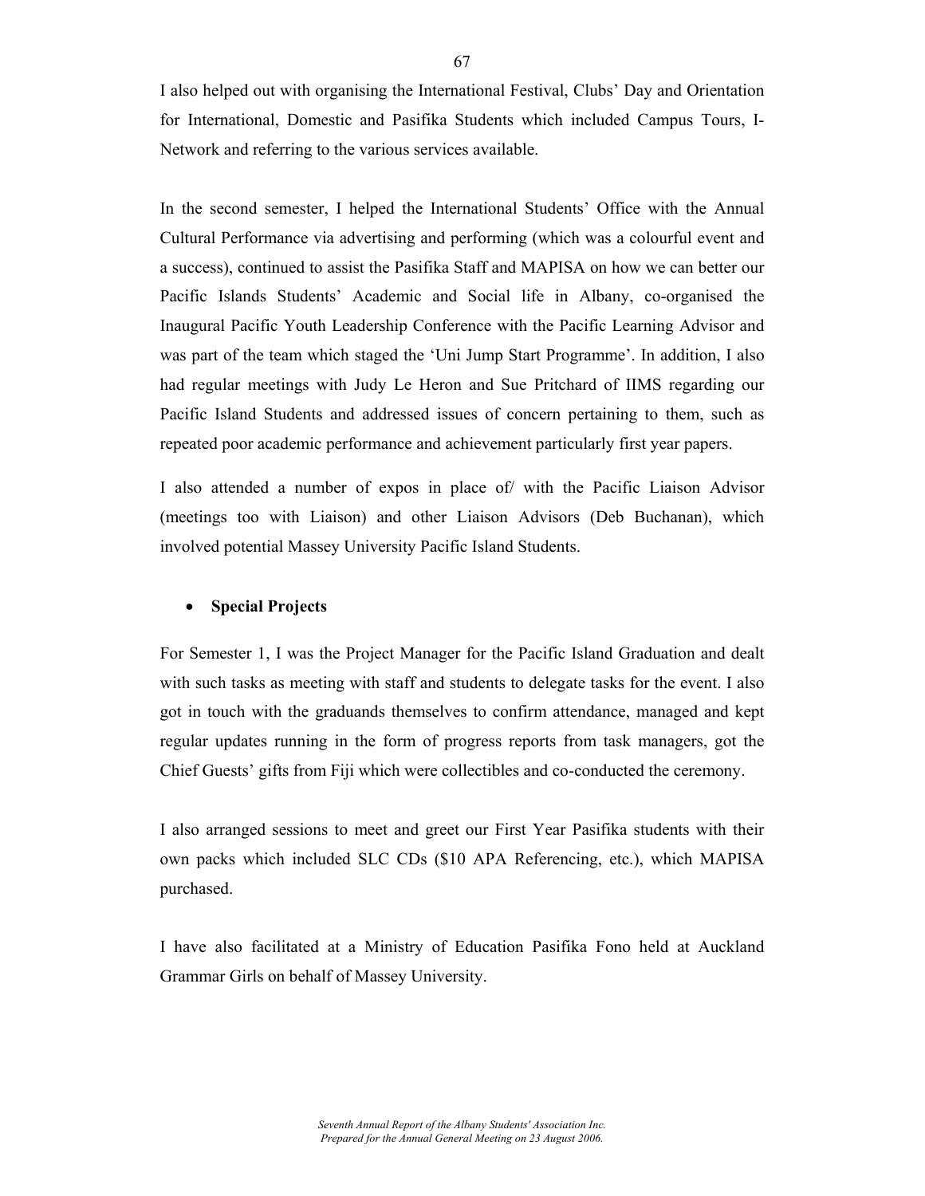I also helped out with organising the International Festival, Clubs' Day and Orientation for International, Domestic and Pasifika Students which included Campus Tours, I-Network and referring to the various services available.

In the second semester, I helped the International Students' Office with the Annual Cultural Performance via advertising and performing (which was a colourful event and a success), continued to assist the Pasifika Staff and MAPISA on how we can better our Pacific Islands Students' Academic and Social life in Albany, co-organised the Inaugural Pacific Youth Leadership Conference with the Pacific Learning Advisor and was part of the team which staged the 'Uni Jump Start Programme'. In addition, I also had regular meetings with Judy Le Heron and Sue Pritchard of IIMS regarding our Pacific Island Students and addressed issues of concern pertaining to them, such as repeated poor academic performance and achievement particularly first year papers.

I also attended a number of expos in place of/ with the Pacific Liaison Advisor (meetings too with Liaison) and other Liaison Advisors (Deb Buchanan), which involved potential Massey University Pacific Island Students.

- **Special Projects**

For Semester 1, I was the Project Manager for the Pacific Island Graduation and dealt with such tasks as meeting with staff and students to delegate tasks for the event. I also got in touch with the graduands themselves to confirm attendance, managed and kept regular updates running in the form of progress reports from task managers, got the Chief Guests' gifts from Fiji which were collectibles and co-conducted the ceremony.

I also arranged sessions to meet and greet our First Year Pasifika students with their own packs which included SLC CDs ($10 APA Referencing, etc.), which MAPISA purchased.

I have also facilitated at a Ministry of Education Pasifika Fono held at Auckland Grammar Girls on behalf of Massey University.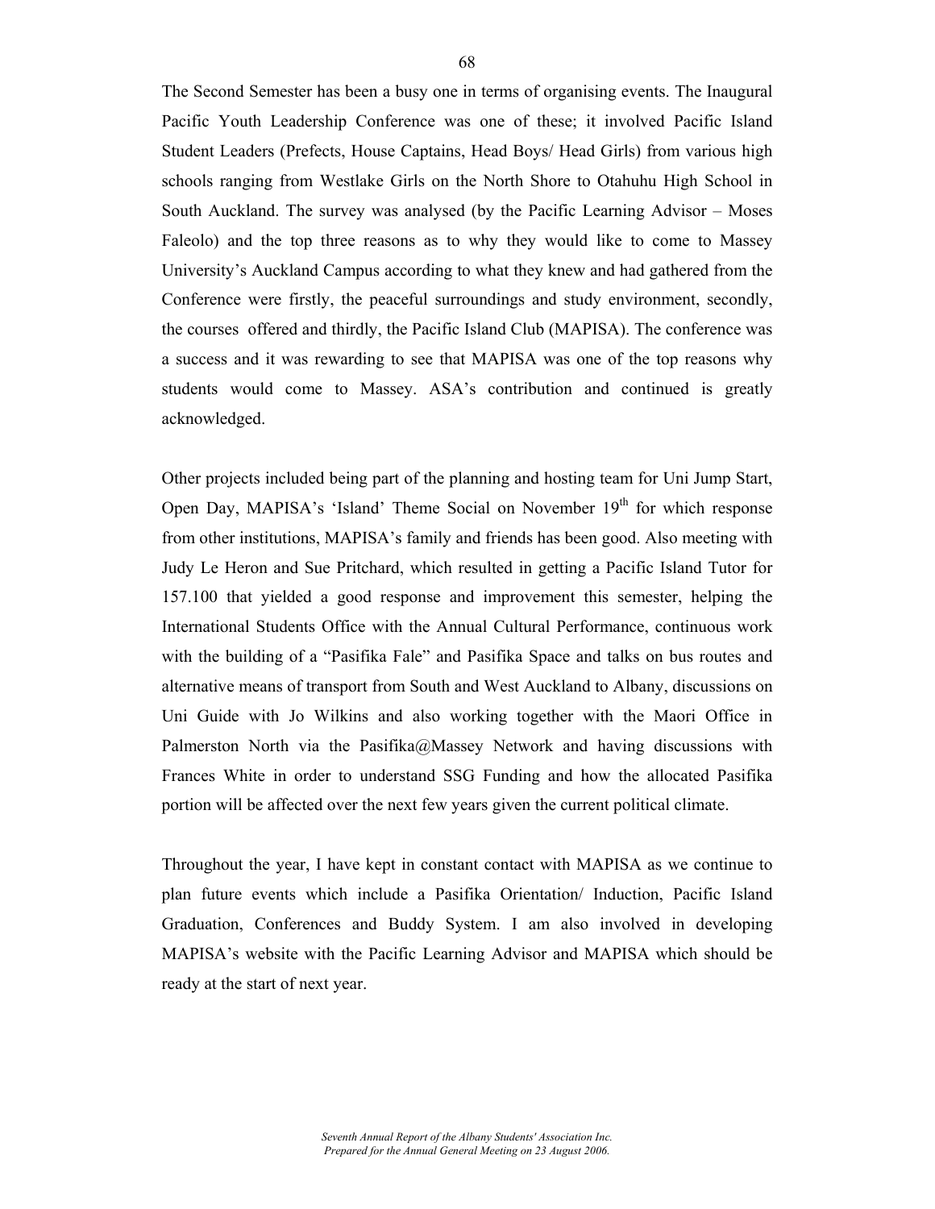The Second Semester has been a busy one in terms of organising events. The Inaugural Pacific Youth Leadership Conference was one of these; it involved Pacific Island Student Leaders (Prefects, House Captains, Head Boys/ Head Girls) from various high schools ranging from Westlake Girls on the North Shore to Otahuhu High School in South Auckland. The survey was analysed (by the Pacific Learning Advisor – Moses Faleolo) and the top three reasons as to why they would like to come to Massey University's Auckland Campus according to what they knew and had gathered from the Conference were firstly, the peaceful surroundings and study environment, secondly, the courses offered and thirdly, the Pacific Island Club (MAPISA). The conference was a success and it was rewarding to see that MAPISA was one of the top reasons why students would come to Massey. ASA's contribution and continued is greatly acknowledged.

Other projects included being part of the planning and hosting team for Uni Jump Start, Open Day, MAPISA's 'Island' Theme Social on November 19th for which response from other institutions, MAPISA's family and friends has been good. Also meeting with Judy Le Heron and Sue Pritchard, which resulted in getting a Pacific Island Tutor for 157.100 that yielded a good response and improvement this semester, helping the International Students Office with the Annual Cultural Performance, continuous work with the building of a "Pasifika Fale" and Pasifika Space and talks on bus routes and alternative means of transport from South and West Auckland to Albany, discussions on Uni Guide with Jo Wilkins and also working together with the Maori Office in Palmerston North via the Pasifika@Massey Network and having discussions with Frances White in order to understand SSG Funding and how the allocated Pasifika portion will be affected over the next few years given the current political climate.

Throughout the year, I have kept in constant contact with MAPISA as we continue to plan future events which include a Pasifika Orientation/ Induction, Pacific Island Graduation, Conferences and Buddy System. I am also involved in developing MAPISA's website with the Pacific Learning Advisor and MAPISA which should be ready at the start of next year.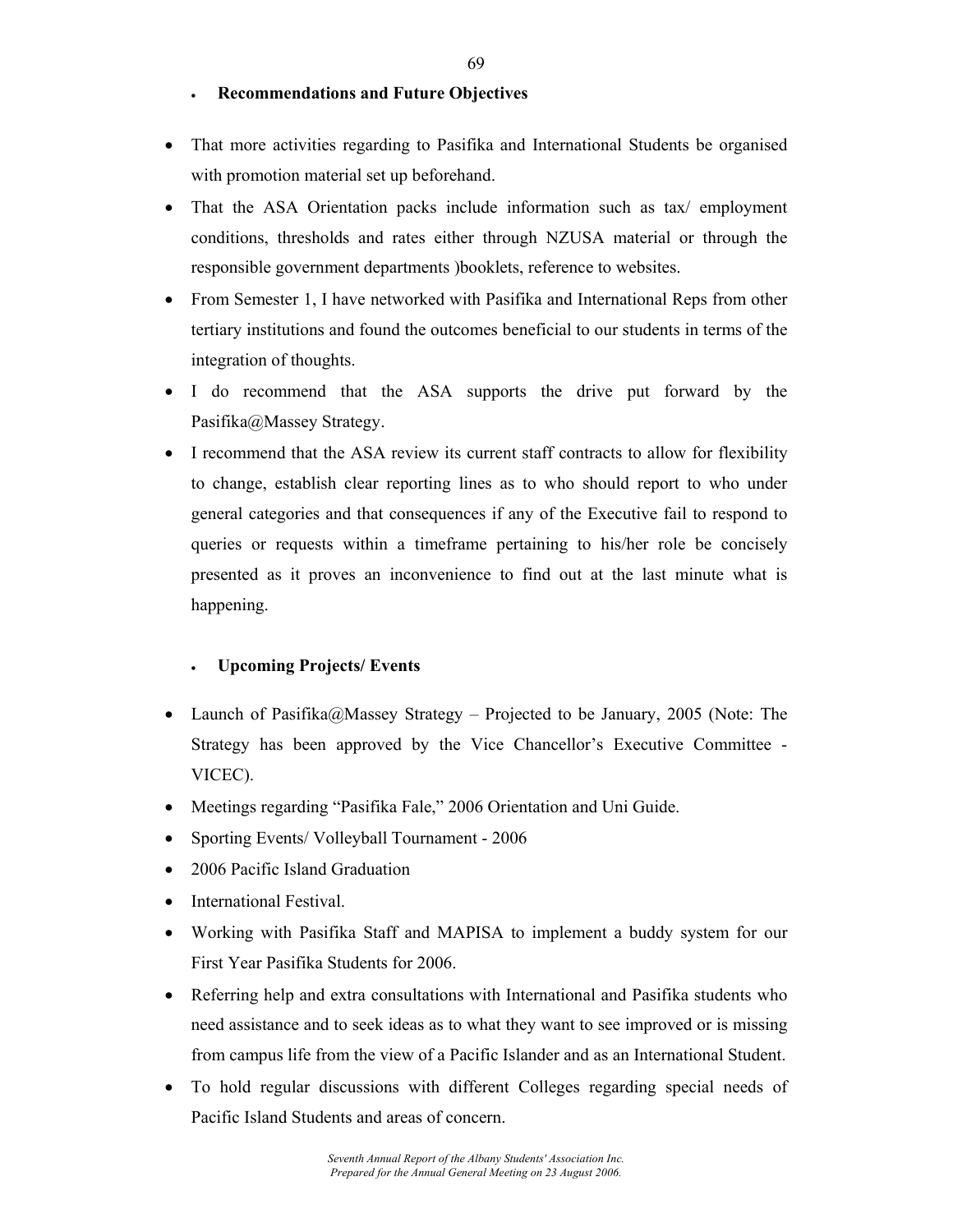- **Recommendations and Future Objectives**

- That more activities regarding to Pasifika and International Students be organised with promotion material set up beforehand.
- That the ASA Orientation packs include information such as tax/ employment conditions, thresholds and rates either through NZUSA material or through the responsible government departments )booklets, reference to websites.
- From Semester 1, I have networked with Pasifika and International Reps from other tertiary institutions and found the outcomes beneficial to our students in terms of the integration of thoughts.
- I do recommend that the ASA supports the drive put forward by the Pasifika@Massey Strategy.
- I recommend that the ASA review its current staff contracts to allow for flexibility to change, establish clear reporting lines as to who should report to who under general categories and that consequences if any of the Executive fail to respond to queries or requests within a timeframe pertaining to his/her role be concisely presented as it proves an inconvenience to find out at the last minute what is happening.

- **Upcoming Projects/ Events**

- Launch of Pasifika@Massey Strategy – Projected to be January, 2005 (Note: The Strategy has been approved by the Vice Chancellor's Executive Committee - VICEC).
- Meetings regarding "Pasifika Fale," 2006 Orientation and Uni Guide.
- Sporting Events/ Volleyball Tournament - 2006
- 2006 Pacific Island Graduation
- International Festival.
- Working with Pasifika Staff and MAPISA to implement a buddy system for our First Year Pasifika Students for 2006.
- Referring help and extra consultations with International and Pasifika students who need assistance and to seek ideas as to what they want to see improved or is missing from campus life from the view of a Pacific Islander and as an International Student.
- To hold regular discussions with different Colleges regarding special needs of Pacific Island Students and areas of concern.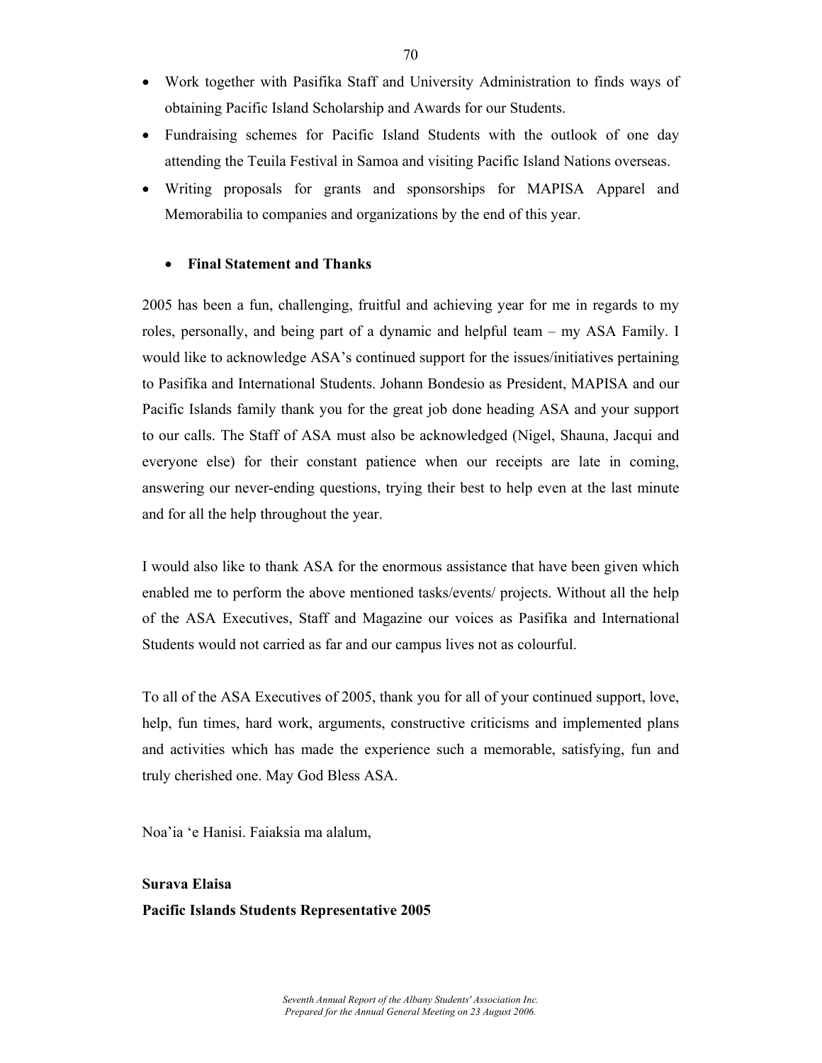- Work together with Pasifika Staff and University Administration to finds ways of obtaining Pacific Island Scholarship and Awards for our Students.
- Fundraising schemes for Pacific Island Students with the outlook of one day attending the Teuila Festival in Samoa and visiting Pacific Island Nations overseas.
- Writing proposals for grants and sponsorships for MAPISA Apparel and Memorabilia to companies and organizations by the end of this year.

- **Final Statement and Thanks**

2005 has been a fun, challenging, fruitful and achieving year for me in regards to my roles, personally, and being part of a dynamic and helpful team – my ASA Family. I would like to acknowledge ASA's continued support for the issues/initiatives pertaining to Pasifika and International Students. Johann Bondesio as President, MAPISA and our Pacific Islands family thank you for the great job done heading ASA and your support to our calls. The Staff of ASA must also be acknowledged (Nigel, Shauna, Jacqui and everyone else) for their constant patience when our receipts are late in coming, answering our never-ending questions, trying their best to help even at the last minute and for all the help throughout the year.

I would also like to thank ASA for the enormous assistance that have been given which enabled me to perform the above mentioned tasks/events/ projects. Without all the help of the ASA Executives, Staff and Magazine our voices as Pasifika and International Students would not carried as far and our campus lives not as colourful.

To all of the ASA Executives of 2005, thank you for all of your continued support, love, help, fun times, hard work, arguments, constructive criticisms and implemented plans and activities which has made the experience such a memorable, satisfying, fun and truly cherished one. May God Bless ASA.

Noa'ia 'e Hanisi. Faiaksia ma alalum,

**Surava Elaisa**
**Pacific Islands Students Representative 2005**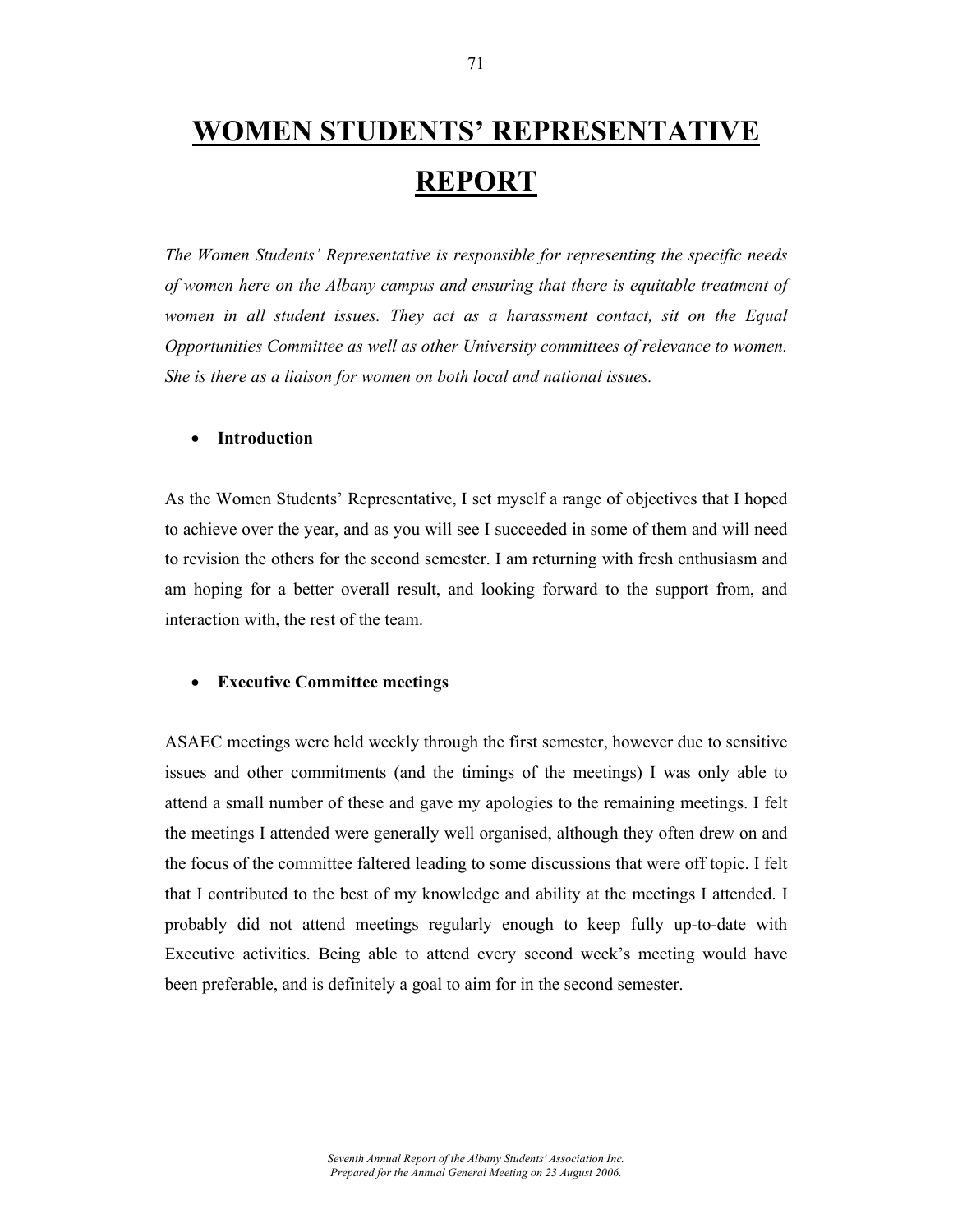# WOMEN STUDENTS' REPRESENTATIVE REPORT

*The Women Students' Representative is responsible for representing the specific needs of women here on the Albany campus and ensuring that there is equitable treatment of women in all student issues. They act as a harassment contact, sit on the Equal Opportunities Committee as well as other University committees of relevance to women. She is there as a liaison for women on both local and national issues.*

- **Introduction**

As the Women Students' Representative, I set myself a range of objectives that I hoped to achieve over the year, and as you will see I succeeded in some of them and will need to revision the others for the second semester. I am returning with fresh enthusiasm and am hoping for a better overall result, and looking forward to the support from, and interaction with, the rest of the team.

- **Executive Committee meetings**

ASAEC meetings were held weekly through the first semester, however due to sensitive issues and other commitments (and the timings of the meetings) I was only able to attend a small number of these and gave my apologies to the remaining meetings. I felt the meetings I attended were generally well organised, although they often drew on and the focus of the committee faltered leading to some discussions that were off topic. I felt that I contributed to the best of my knowledge and ability at the meetings I attended. I probably did not attend meetings regularly enough to keep fully up-to-date with Executive activities. Being able to attend every second week's meeting would have been preferable, and is definitely a goal to aim for in the second semester.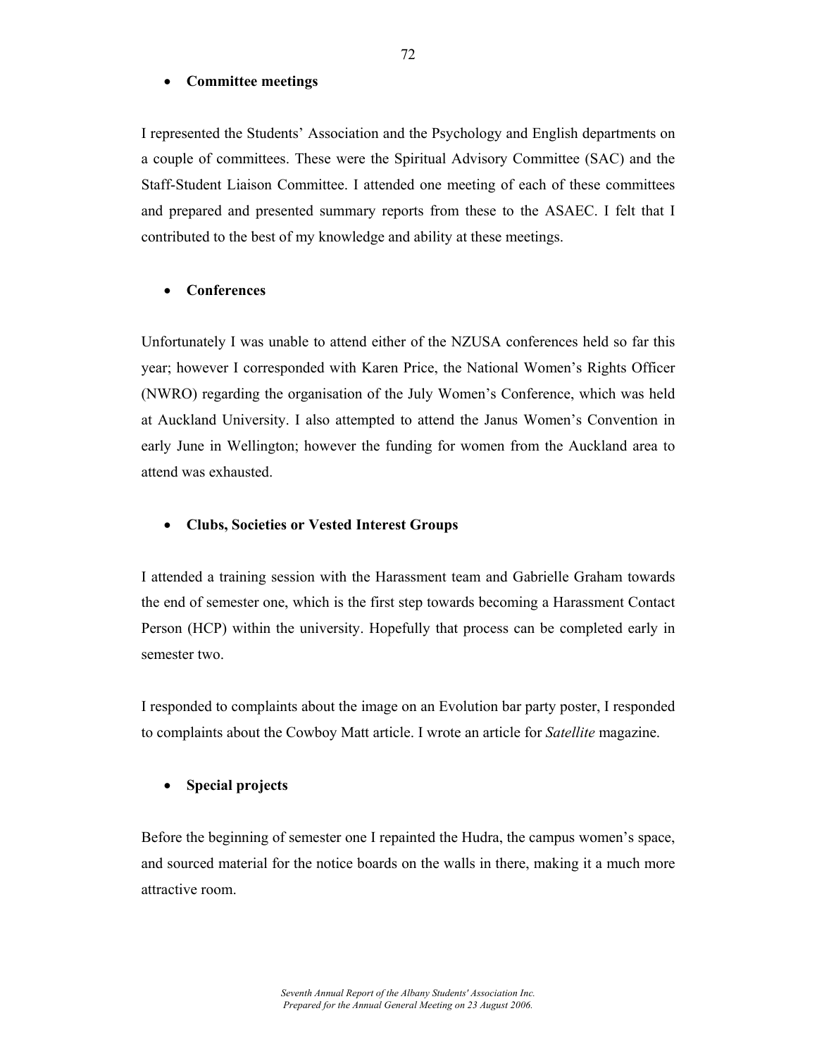- **Committee meetings**

I represented the Students' Association and the Psychology and English departments on a couple of committees. These were the Spiritual Advisory Committee (SAC) and the Staff-Student Liaison Committee. I attended one meeting of each of these committees and prepared and presented summary reports from these to the ASAEC. I felt that I contributed to the best of my knowledge and ability at these meetings.

- **Conferences**

Unfortunately I was unable to attend either of the NZUSA conferences held so far this year; however I corresponded with Karen Price, the National Women's Rights Officer (NWRO) regarding the organisation of the July Women's Conference, which was held at Auckland University. I also attempted to attend the Janus Women's Convention in early June in Wellington; however the funding for women from the Auckland area to attend was exhausted.

- **Clubs, Societies or Vested Interest Groups**

I attended a training session with the Harassment team and Gabrielle Graham towards the end of semester one, which is the first step towards becoming a Harassment Contact Person (HCP) within the university. Hopefully that process can be completed early in semester two.

I responded to complaints about the image on an Evolution bar party poster, I responded to complaints about the Cowboy Matt article. I wrote an article for *Satellite* magazine.

- **Special projects**

Before the beginning of semester one I repainted the Hudra, the campus women's space, and sourced material for the notice boards on the walls in there, making it a much more attractive room.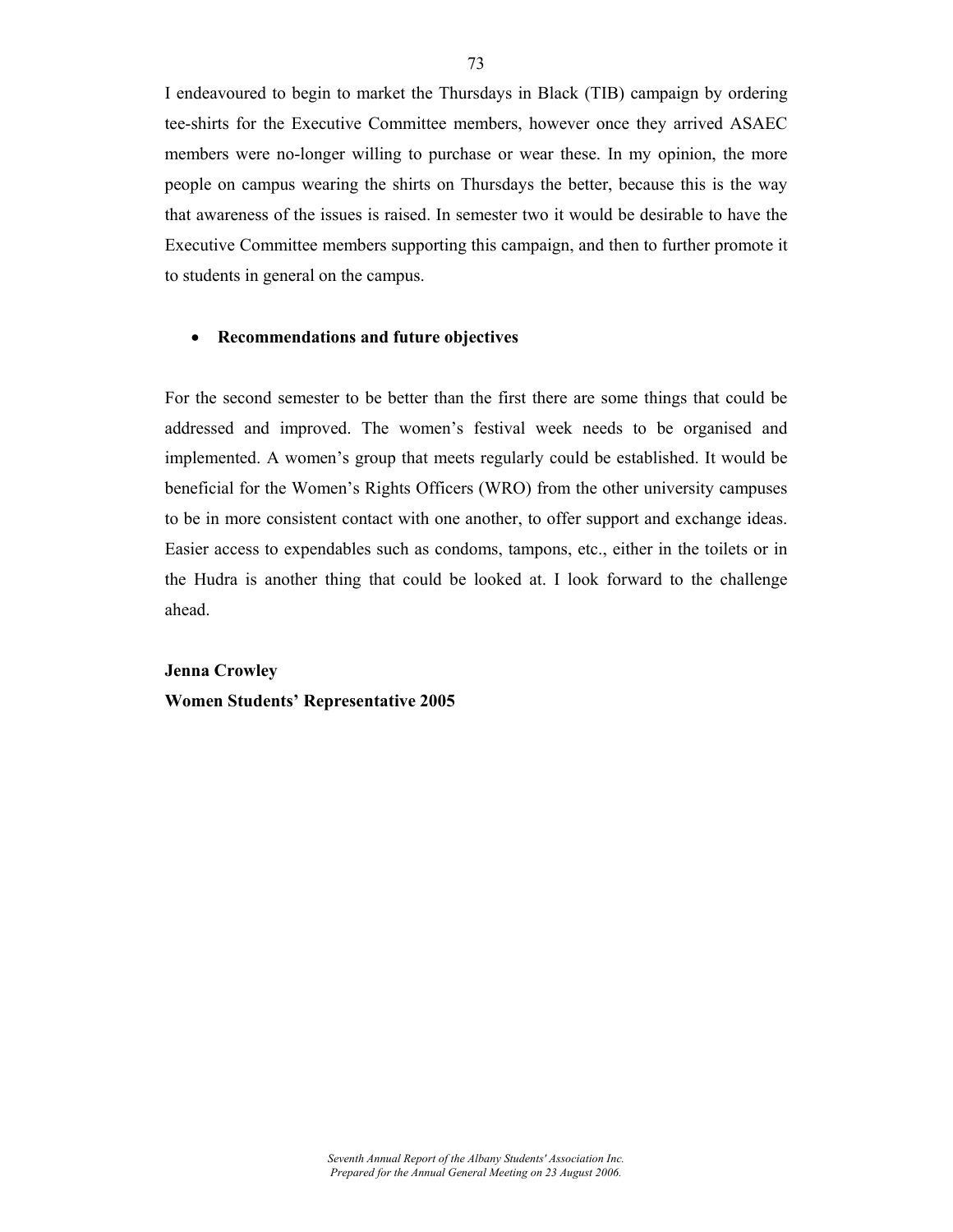I endeavoured to begin to market the Thursdays in Black (TIB) campaign by ordering tee-shirts for the Executive Committee members, however once they arrived ASAEC members were no-longer willing to purchase or wear these. In my opinion, the more people on campus wearing the shirts on Thursdays the better, because this is the way that awareness of the issues is raised. In semester two it would be desirable to have the Executive Committee members supporting this campaign, and then to further promote it to students in general on the campus.

- **Recommendations and future objectives**

For the second semester to be better than the first there are some things that could be addressed and improved. The women's festival week needs to be organised and implemented. A women's group that meets regularly could be established. It would be beneficial for the Women's Rights Officers (WRO) from the other university campuses to be in more consistent contact with one another, to offer support and exchange ideas. Easier access to expendables such as condoms, tampons, etc., either in the toilets or in the Hudra is another thing that could be looked at. I look forward to the challenge ahead.

**Jenna Crowley**
**Women Students' Representative 2005**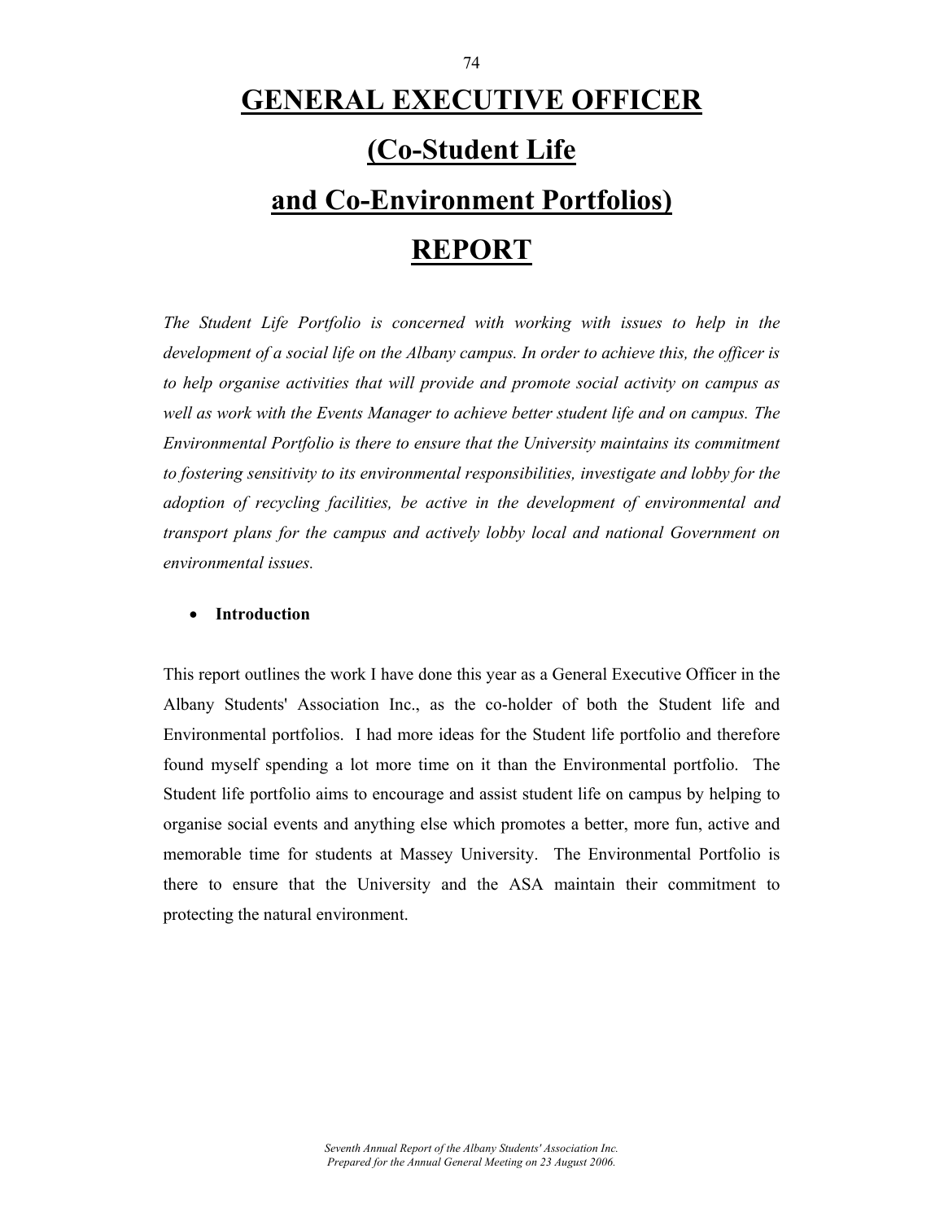# GENERAL EXECUTIVE OFFICER (Co-Student Life and Co-Environment Portfolios) REPORT

*The Student Life Portfolio is concerned with working with issues to help in the development of a social life on the Albany campus. In order to achieve this, the officer is to help organise activities that will provide and promote social activity on campus as well as work with the Events Manager to achieve better student life and on campus. The Environmental Portfolio is there to ensure that the University maintains its commitment to fostering sensitivity to its environmental responsibilities, investigate and lobby for the adoption of recycling facilities, be active in the development of environmental and transport plans for the campus and actively lobby local and national Government on environmental issues.*

- **Introduction**

This report outlines the work I have done this year as a General Executive Officer in the Albany Students' Association Inc., as the co-holder of both the Student life and Environmental portfolios. I had more ideas for the Student life portfolio and therefore found myself spending a lot more time on it than the Environmental portfolio. The Student life portfolio aims to encourage and assist student life on campus by helping to organise social events and anything else which promotes a better, more fun, active and memorable time for students at Massey University. The Environmental Portfolio is there to ensure that the University and the ASA maintain their commitment to protecting the natural environment.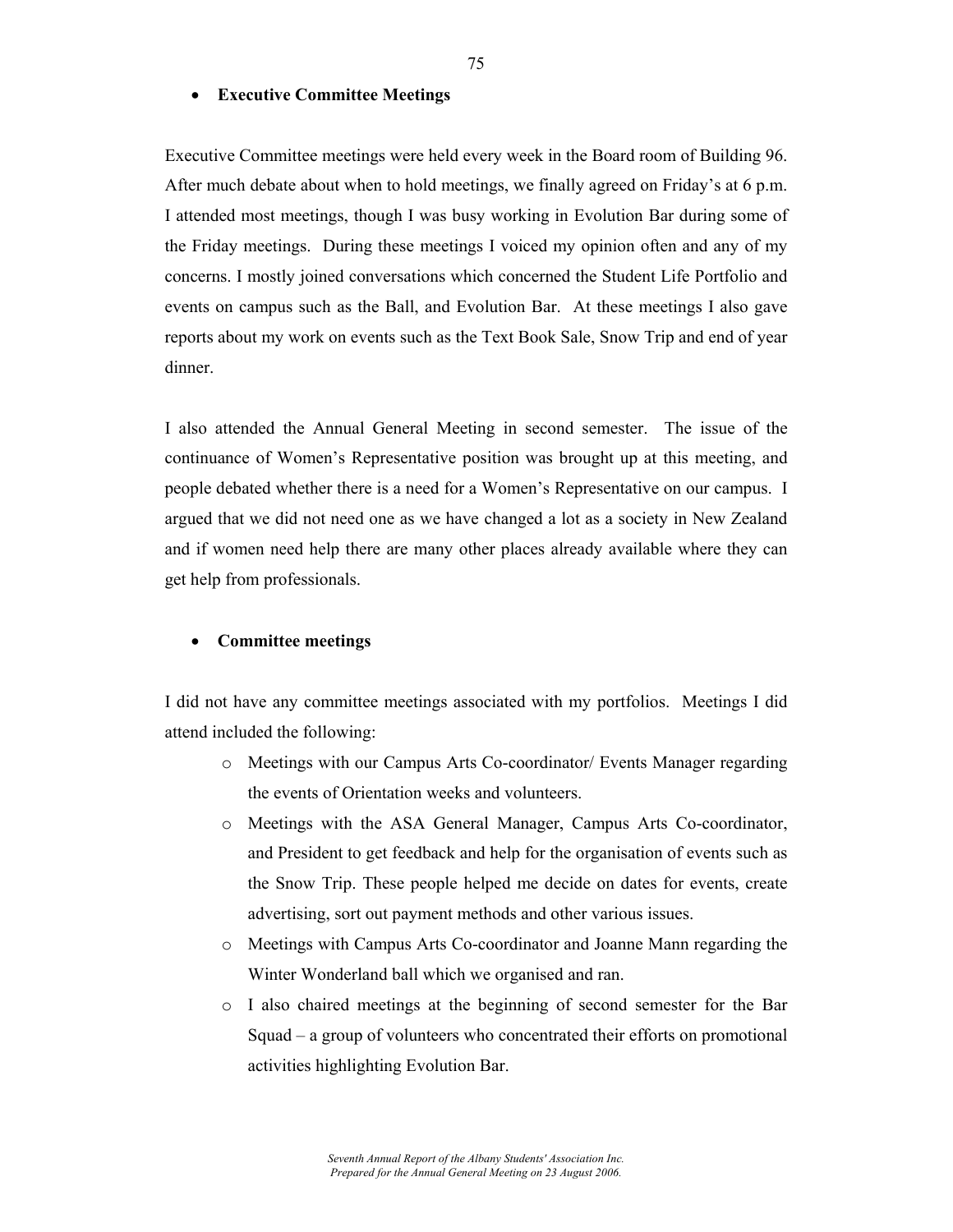- **Executive Committee Meetings**

Executive Committee meetings were held every week in the Board room of Building 96. After much debate about when to hold meetings, we finally agreed on Friday's at 6 p.m. I attended most meetings, though I was busy working in Evolution Bar during some of the Friday meetings. During these meetings I voiced my opinion often and any of my concerns. I mostly joined conversations which concerned the Student Life Portfolio and events on campus such as the Ball, and Evolution Bar. At these meetings I also gave reports about my work on events such as the Text Book Sale, Snow Trip and end of year dinner.

I also attended the Annual General Meeting in second semester. The issue of the continuance of Women's Representative position was brought up at this meeting, and people debated whether there is a need for a Women's Representative on our campus. I argued that we did not need one as we have changed a lot as a society in New Zealand and if women need help there are many other places already available where they can get help from professionals.

- **Committee meetings**

I did not have any committee meetings associated with my portfolios. Meetings I did attend included the following:

  - Meetings with our Campus Arts Co-coordinator/ Events Manager regarding the events of Orientation weeks and volunteers.
  - Meetings with the ASA General Manager, Campus Arts Co-coordinator, and President to get feedback and help for the organisation of events such as the Snow Trip. These people helped me decide on dates for events, create advertising, sort out payment methods and other various issues.
  - Meetings with Campus Arts Co-coordinator and Joanne Mann regarding the Winter Wonderland ball which we organised and ran.
  - I also chaired meetings at the beginning of second semester for the Bar Squad – a group of volunteers who concentrated their efforts on promotional activities highlighting Evolution Bar.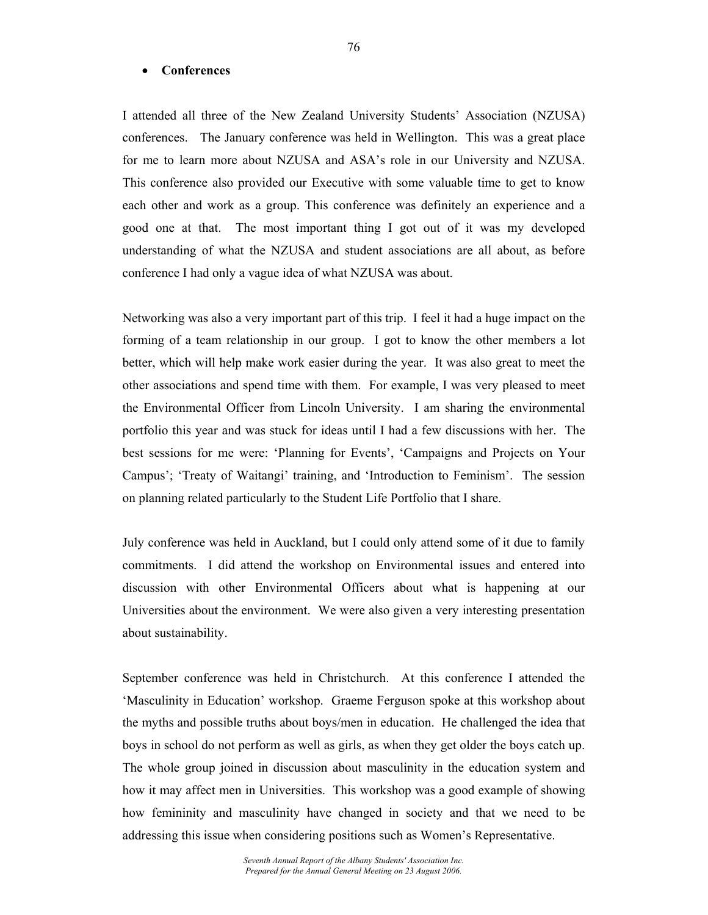- **Conferences**

I attended all three of the New Zealand University Students' Association (NZUSA) conferences. The January conference was held in Wellington. This was a great place for me to learn more about NZUSA and ASA's role in our University and NZUSA. This conference also provided our Executive with some valuable time to get to know each other and work as a group. This conference was definitely an experience and a good one at that. The most important thing I got out of it was my developed understanding of what the NZUSA and student associations are all about, as before conference I had only a vague idea of what NZUSA was about.

Networking was also a very important part of this trip. I feel it had a huge impact on the forming of a team relationship in our group. I got to know the other members a lot better, which will help make work easier during the year. It was also great to meet the other associations and spend time with them. For example, I was very pleased to meet the Environmental Officer from Lincoln University. I am sharing the environmental portfolio this year and was stuck for ideas until I had a few discussions with her. The best sessions for me were: 'Planning for Events', 'Campaigns and Projects on Your Campus'; 'Treaty of Waitangi' training, and 'Introduction to Feminism'. The session on planning related particularly to the Student Life Portfolio that I share.

July conference was held in Auckland, but I could only attend some of it due to family commitments. I did attend the workshop on Environmental issues and entered into discussion with other Environmental Officers about what is happening at our Universities about the environment. We were also given a very interesting presentation about sustainability.

September conference was held in Christchurch. At this conference I attended the 'Masculinity in Education' workshop. Graeme Ferguson spoke at this workshop about the myths and possible truths about boys/men in education. He challenged the idea that boys in school do not perform as well as girls, as when they get older the boys catch up. The whole group joined in discussion about masculinity in the education system and how it may affect men in Universities. This workshop was a good example of showing how femininity and masculinity have changed in society and that we need to be addressing this issue when considering positions such as Women's Representative.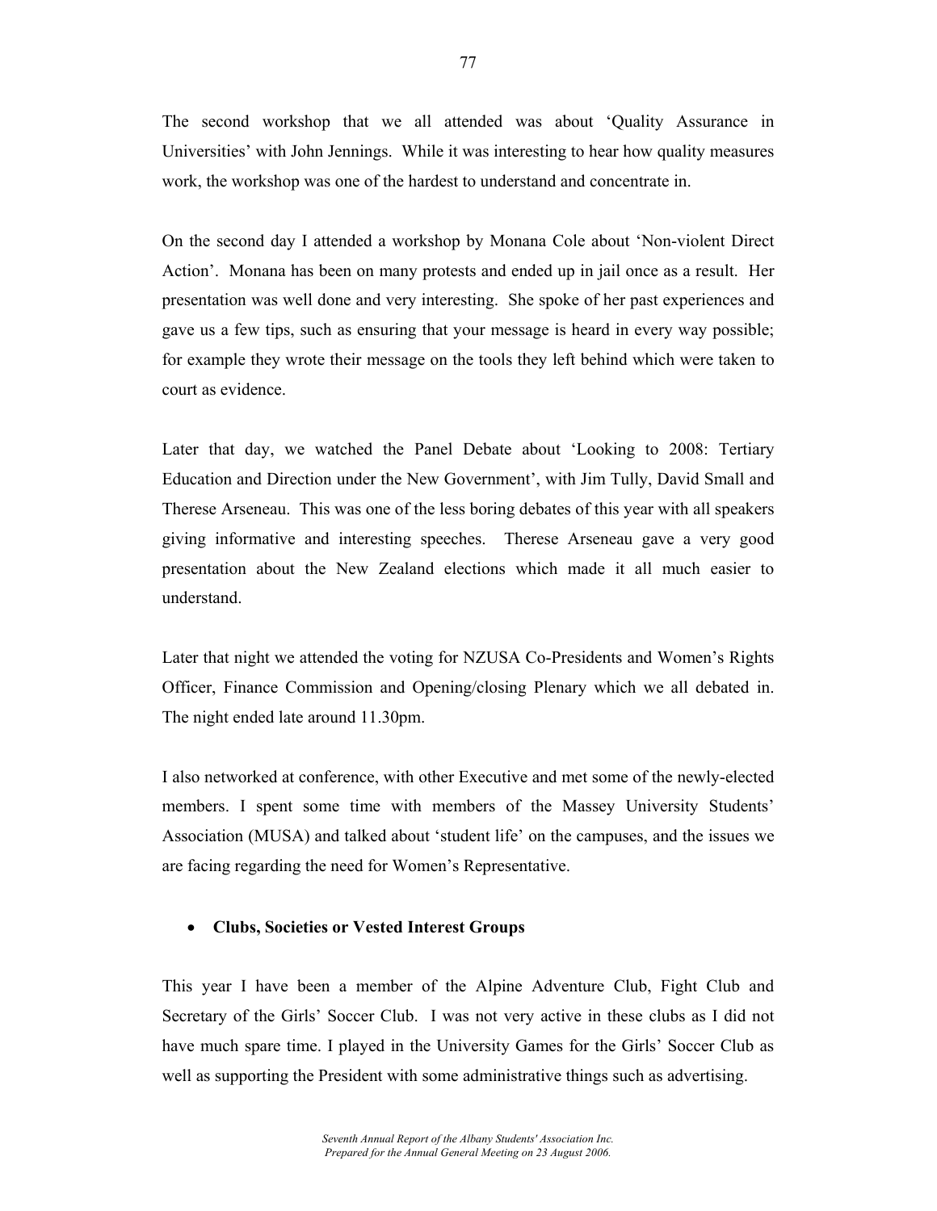The second workshop that we all attended was about 'Quality Assurance in Universities' with John Jennings. While it was interesting to hear how quality measures work, the workshop was one of the hardest to understand and concentrate in.

On the second day I attended a workshop by Monana Cole about 'Non-violent Direct Action'. Monana has been on many protests and ended up in jail once as a result. Her presentation was well done and very interesting. She spoke of her past experiences and gave us a few tips, such as ensuring that your message is heard in every way possible; for example they wrote their message on the tools they left behind which were taken to court as evidence.

Later that day, we watched the Panel Debate about 'Looking to 2008: Tertiary Education and Direction under the New Government', with Jim Tully, David Small and Therese Arseneau. This was one of the less boring debates of this year with all speakers giving informative and interesting speeches. Therese Arseneau gave a very good presentation about the New Zealand elections which made it all much easier to understand.

Later that night we attended the voting for NZUSA Co-Presidents and Women's Rights Officer, Finance Commission and Opening/closing Plenary which we all debated in. The night ended late around 11.30pm.

I also networked at conference, with other Executive and met some of the newly-elected members. I spent some time with members of the Massey University Students' Association (MUSA) and talked about 'student life' on the campuses, and the issues we are facing regarding the need for Women's Representative.

- **Clubs, Societies or Vested Interest Groups**

This year I have been a member of the Alpine Adventure Club, Fight Club and Secretary of the Girls' Soccer Club. I was not very active in these clubs as I did not have much spare time. I played in the University Games for the Girls' Soccer Club as well as supporting the President with some administrative things such as advertising.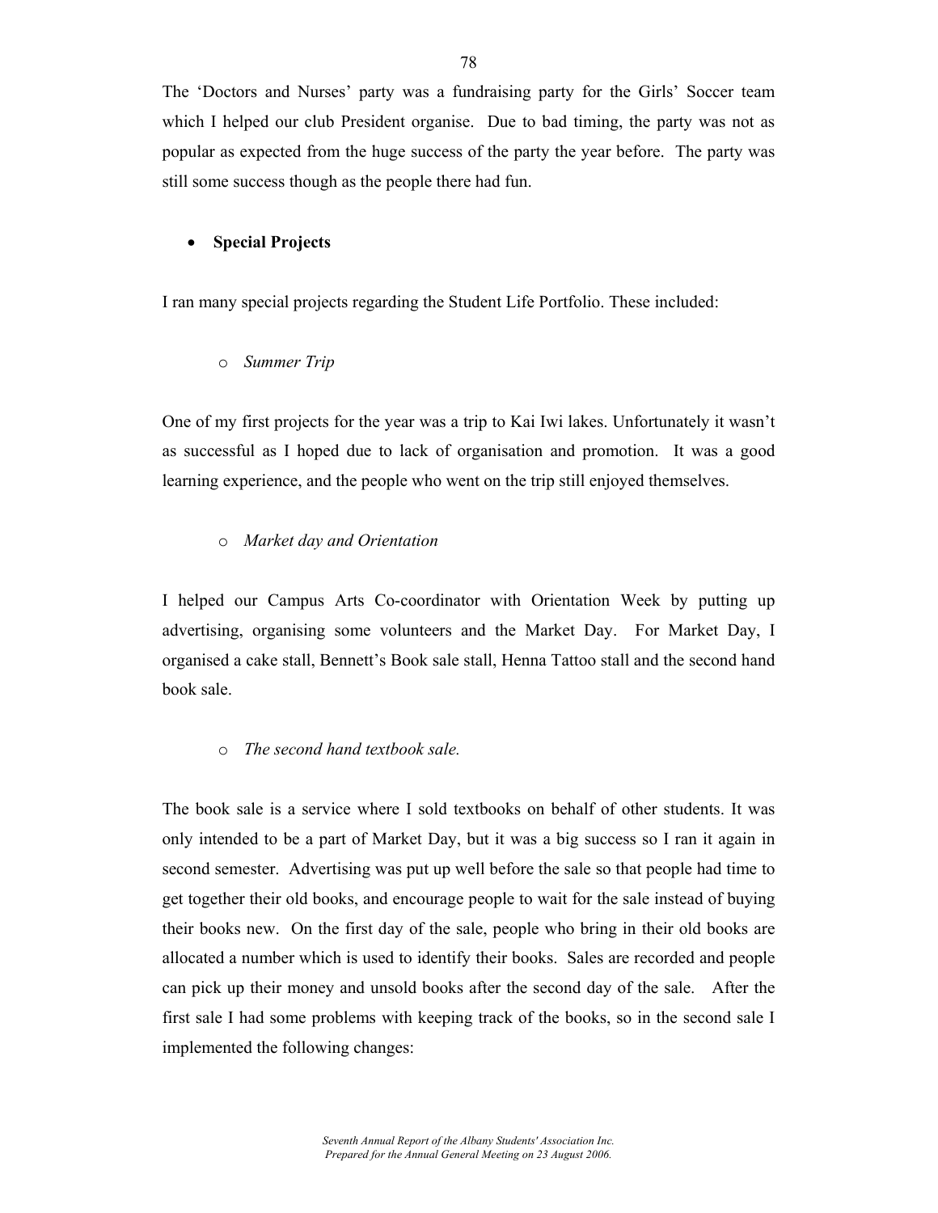The 'Doctors and Nurses' party was a fundraising party for the Girls' Soccer team which I helped our club President organise. Due to bad timing, the party was not as popular as expected from the huge success of the party the year before. The party was still some success though as the people there had fun.

- **Special Projects**

I ran many special projects regarding the Student Life Portfolio. These included:

- *Summer Trip*

One of my first projects for the year was a trip to Kai Iwi lakes. Unfortunately it wasn't as successful as I hoped due to lack of organisation and promotion. It was a good learning experience, and the people who went on the trip still enjoyed themselves.

- *Market day and Orientation*

I helped our Campus Arts Co-coordinator with Orientation Week by putting up advertising, organising some volunteers and the Market Day. For Market Day, I organised a cake stall, Bennett's Book sale stall, Henna Tattoo stall and the second hand book sale.

- *The second hand textbook sale.*

The book sale is a service where I sold textbooks on behalf of other students. It was only intended to be a part of Market Day, but it was a big success so I ran it again in second semester. Advertising was put up well before the sale so that people had time to get together their old books, and encourage people to wait for the sale instead of buying their books new. On the first day of the sale, people who bring in their old books are allocated a number which is used to identify their books. Sales are recorded and people can pick up their money and unsold books after the second day of the sale. After the first sale I had some problems with keeping track of the books, so in the second sale I implemented the following changes: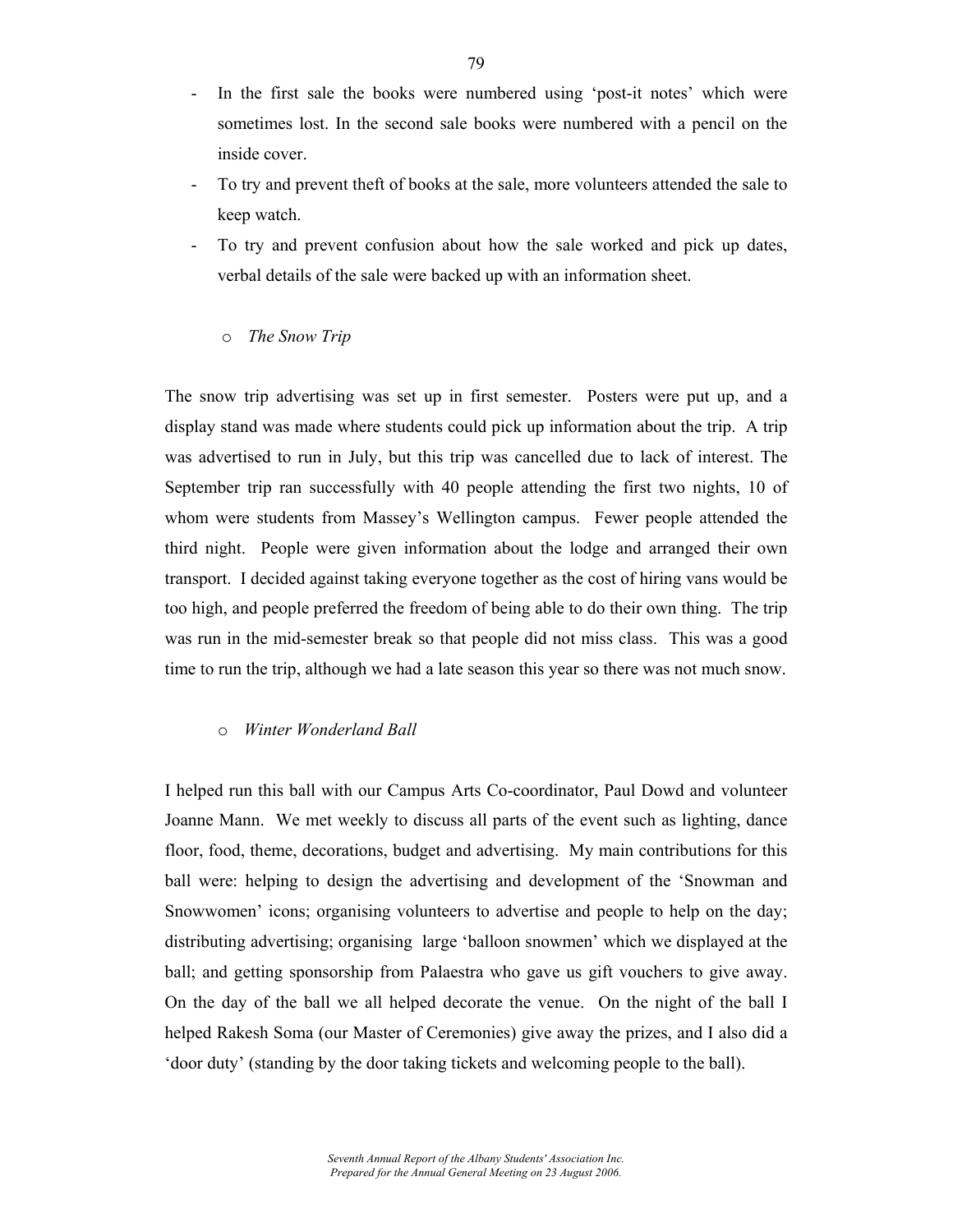- In the first sale the books were numbered using 'post-it notes' which were sometimes lost. In the second sale books were numbered with a pencil on the inside cover.
- To try and prevent theft of books at the sale, more volunteers attended the sale to keep watch.
- To try and prevent confusion about how the sale worked and pick up dates, verbal details of the sale were backed up with an information sheet.

  - *The Snow Trip*

The snow trip advertising was set up in first semester. Posters were put up, and a display stand was made where students could pick up information about the trip. A trip was advertised to run in July, but this trip was cancelled due to lack of interest. The September trip ran successfully with 40 people attending the first two nights, 10 of whom were students from Massey's Wellington campus. Fewer people attended the third night. People were given information about the lodge and arranged their own transport. I decided against taking everyone together as the cost of hiring vans would be too high, and people preferred the freedom of being able to do their own thing. The trip was run in the mid-semester break so that people did not miss class. This was a good time to run the trip, although we had a late season this year so there was not much snow.

  - *Winter Wonderland Ball*

I helped run this ball with our Campus Arts Co-coordinator, Paul Dowd and volunteer Joanne Mann. We met weekly to discuss all parts of the event such as lighting, dance floor, food, theme, decorations, budget and advertising. My main contributions for this ball were: helping to design the advertising and development of the 'Snowman and Snowwomen' icons; organising volunteers to advertise and people to help on the day; distributing advertising; organising large 'balloon snowmen' which we displayed at the ball; and getting sponsorship from Palaestra who gave us gift vouchers to give away. On the day of the ball we all helped decorate the venue. On the night of the ball I helped Rakesh Soma (our Master of Ceremonies) give away the prizes, and I also did a 'door duty' (standing by the door taking tickets and welcoming people to the ball).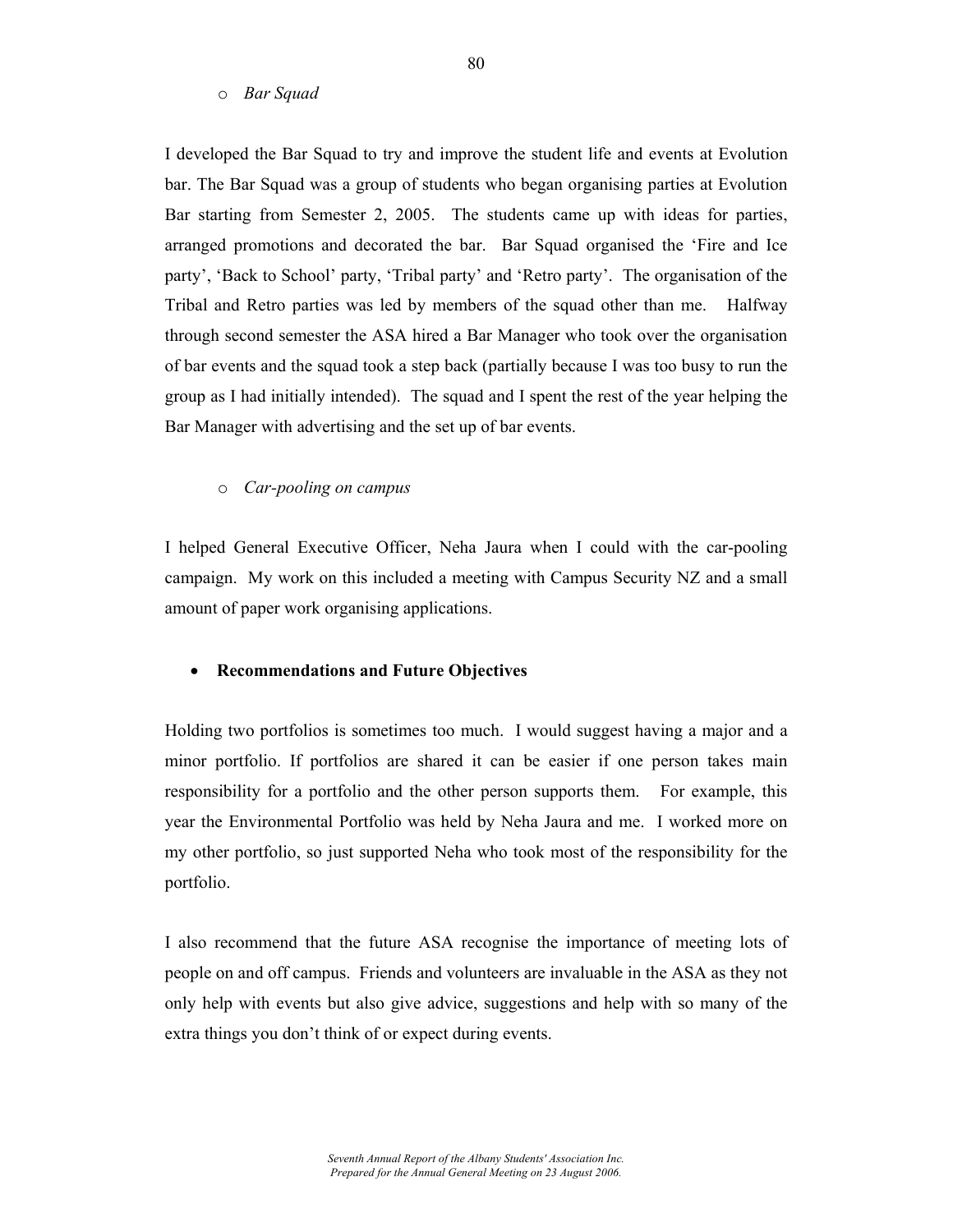- *Bar Squad*

I developed the Bar Squad to try and improve the student life and events at Evolution bar. The Bar Squad was a group of students who began organising parties at Evolution Bar starting from Semester 2, 2005. The students came up with ideas for parties, arranged promotions and decorated the bar. Bar Squad organised the 'Fire and Ice party', 'Back to School' party, 'Tribal party' and 'Retro party'. The organisation of the Tribal and Retro parties was led by members of the squad other than me. Halfway through second semester the ASA hired a Bar Manager who took over the organisation of bar events and the squad took a step back (partially because I was too busy to run the group as I had initially intended). The squad and I spent the rest of the year helping the Bar Manager with advertising and the set up of bar events.

- *Car-pooling on campus*

I helped General Executive Officer, Neha Jaura when I could with the car-pooling campaign. My work on this included a meeting with Campus Security NZ and a small amount of paper work organising applications.

- **Recommendations and Future Objectives**

Holding two portfolios is sometimes too much. I would suggest having a major and a minor portfolio. If portfolios are shared it can be easier if one person takes main responsibility for a portfolio and the other person supports them. For example, this year the Environmental Portfolio was held by Neha Jaura and me. I worked more on my other portfolio, so just supported Neha who took most of the responsibility for the portfolio.

I also recommend that the future ASA recognise the importance of meeting lots of people on and off campus. Friends and volunteers are invaluable in the ASA as they not only help with events but also give advice, suggestions and help with so many of the extra things you don't think of or expect during events.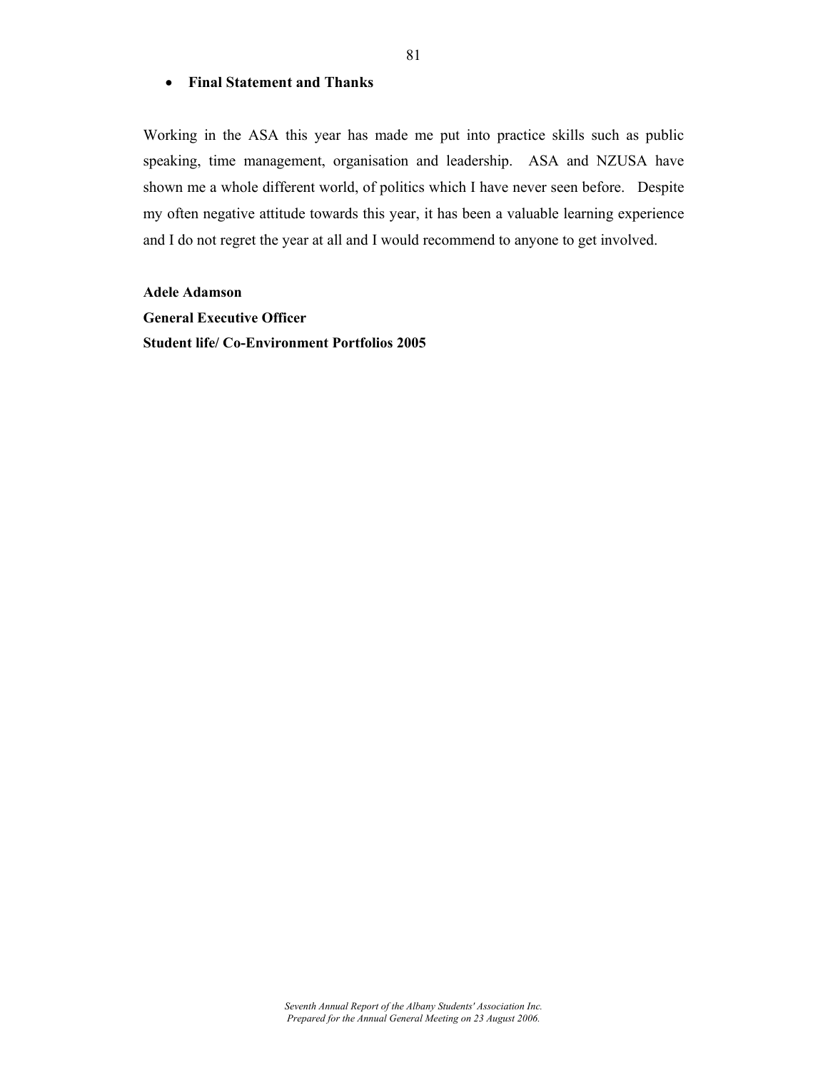- **Final Statement and Thanks**

Working in the ASA this year has made me put into practice skills such as public speaking, time management, organisation and leadership. ASA and NZUSA have shown me a whole different world, of politics which I have never seen before. Despite my often negative attitude towards this year, it has been a valuable learning experience and I do not regret the year at all and I would recommend to anyone to get involved.

**Adele Adamson**
**General Executive Officer**
**Student life/ Co-Environment Portfolios 2005**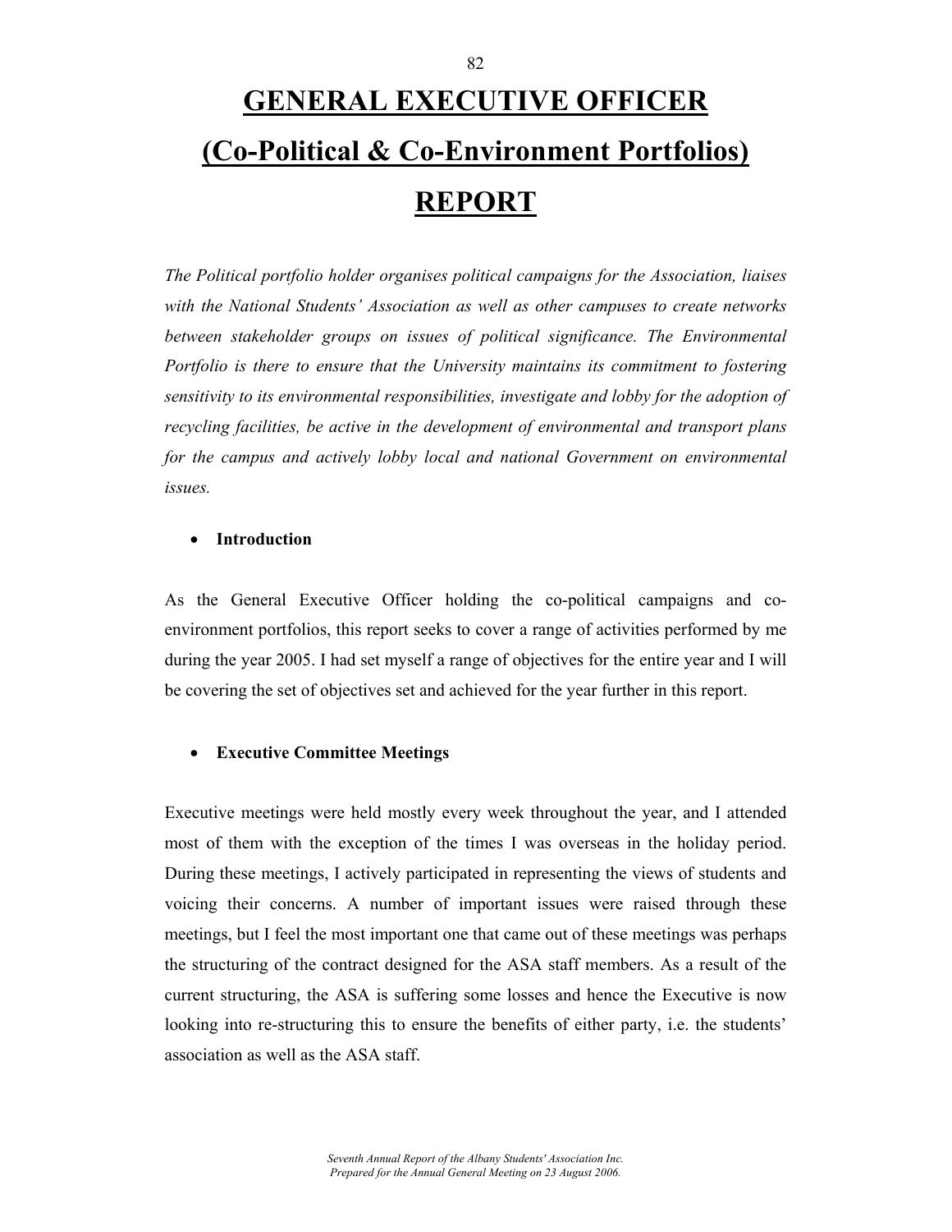# GENERAL EXECUTIVE OFFICER (Co-Political & Co-Environment Portfolios) REPORT

*The Political portfolio holder organises political campaigns for the Association, liaises with the National Students' Association as well as other campuses to create networks between stakeholder groups on issues of political significance. The Environmental Portfolio is there to ensure that the University maintains its commitment to fostering sensitivity to its environmental responsibilities, investigate and lobby for the adoption of recycling facilities, be active in the development of environmental and transport plans for the campus and actively lobby local and national Government on environmental issues.*

- **Introduction**

As the General Executive Officer holding the co-political campaigns and co-environment portfolios, this report seeks to cover a range of activities performed by me during the year 2005. I had set myself a range of objectives for the entire year and I will be covering the set of objectives set and achieved for the year further in this report.

- **Executive Committee Meetings**

Executive meetings were held mostly every week throughout the year, and I attended most of them with the exception of the times I was overseas in the holiday period. During these meetings, I actively participated in representing the views of students and voicing their concerns. A number of important issues were raised through these meetings, but I feel the most important one that came out of these meetings was perhaps the structuring of the contract designed for the ASA staff members. As a result of the current structuring, the ASA is suffering some losses and hence the Executive is now looking into re-structuring this to ensure the benefits of either party, i.e. the students' association as well as the ASA staff.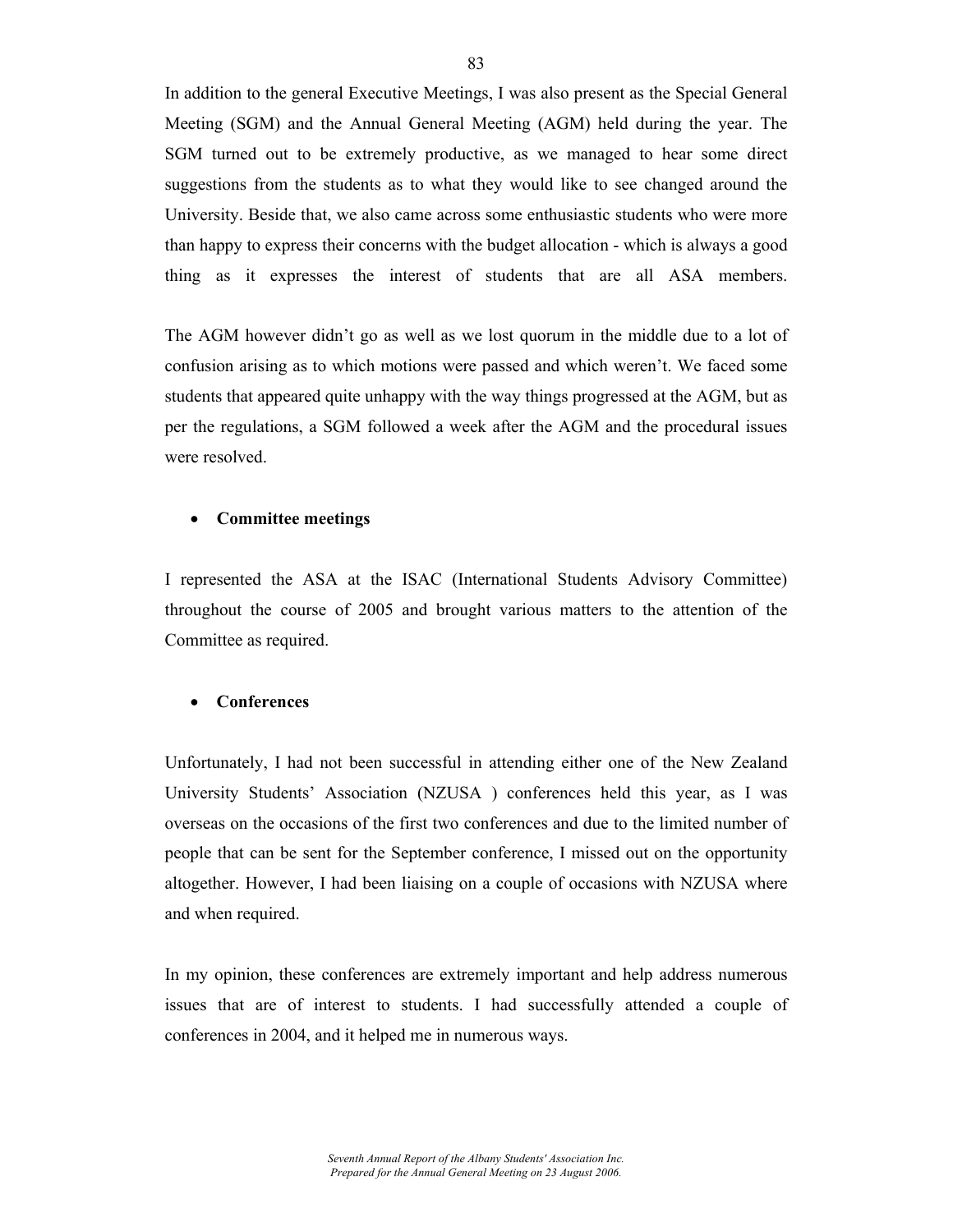In addition to the general Executive Meetings, I was also present as the Special General Meeting (SGM) and the Annual General Meeting (AGM) held during the year. The SGM turned out to be extremely productive, as we managed to hear some direct suggestions from the students as to what they would like to see changed around the University. Beside that, we also came across some enthusiastic students who were more than happy to express their concerns with the budget allocation - which is always a good thing as it expresses the interest of students that are all ASA members.

The AGM however didn't go as well as we lost quorum in the middle due to a lot of confusion arising as to which motions were passed and which weren't. We faced some students that appeared quite unhappy with the way things progressed at the AGM, but as per the regulations, a SGM followed a week after the AGM and the procedural issues were resolved.

- **Committee meetings**

I represented the ASA at the ISAC (International Students Advisory Committee) throughout the course of 2005 and brought various matters to the attention of the Committee as required.

- **Conferences**

Unfortunately, I had not been successful in attending either one of the New Zealand University Students' Association (NZUSA ) conferences held this year, as I was overseas on the occasions of the first two conferences and due to the limited number of people that can be sent for the September conference, I missed out on the opportunity altogether. However, I had been liaising on a couple of occasions with NZUSA where and when required.

In my opinion, these conferences are extremely important and help address numerous issues that are of interest to students. I had successfully attended a couple of conferences in 2004, and it helped me in numerous ways.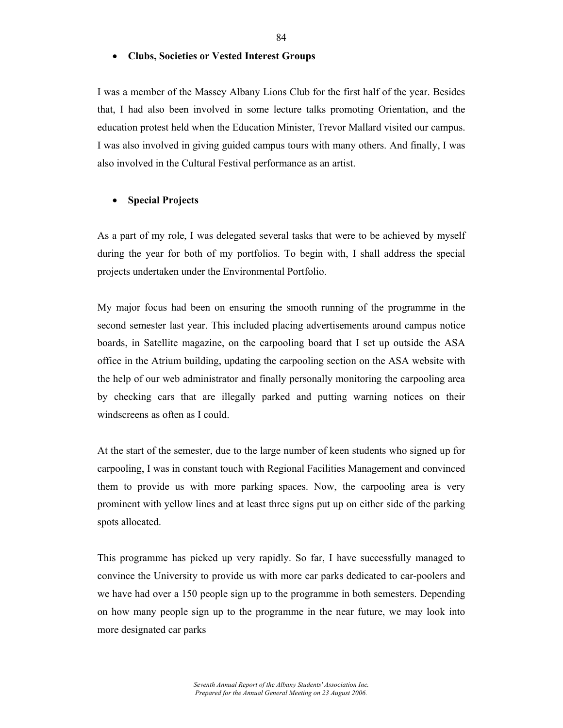- **Clubs, Societies or Vested Interest Groups**

I was a member of the Massey Albany Lions Club for the first half of the year. Besides that, I had also been involved in some lecture talks promoting Orientation, and the education protest held when the Education Minister, Trevor Mallard visited our campus. I was also involved in giving guided campus tours with many others. And finally, I was also involved in the Cultural Festival performance as an artist.

- **Special Projects**

As a part of my role, I was delegated several tasks that were to be achieved by myself during the year for both of my portfolios. To begin with, I shall address the special projects undertaken under the Environmental Portfolio.

My major focus had been on ensuring the smooth running of the programme in the second semester last year. This included placing advertisements around campus notice boards, in Satellite magazine, on the carpooling board that I set up outside the ASA office in the Atrium building, updating the carpooling section on the ASA website with the help of our web administrator and finally personally monitoring the carpooling area by checking cars that are illegally parked and putting warning notices on their windscreens as often as I could.

At the start of the semester, due to the large number of keen students who signed up for carpooling, I was in constant touch with Regional Facilities Management and convinced them to provide us with more parking spaces. Now, the carpooling area is very prominent with yellow lines and at least three signs put up on either side of the parking spots allocated.

This programme has picked up very rapidly. So far, I have successfully managed to convince the University to provide us with more car parks dedicated to car-poolers and we have had over a 150 people sign up to the programme in both semesters. Depending on how many people sign up to the programme in the near future, we may look into more designated car parks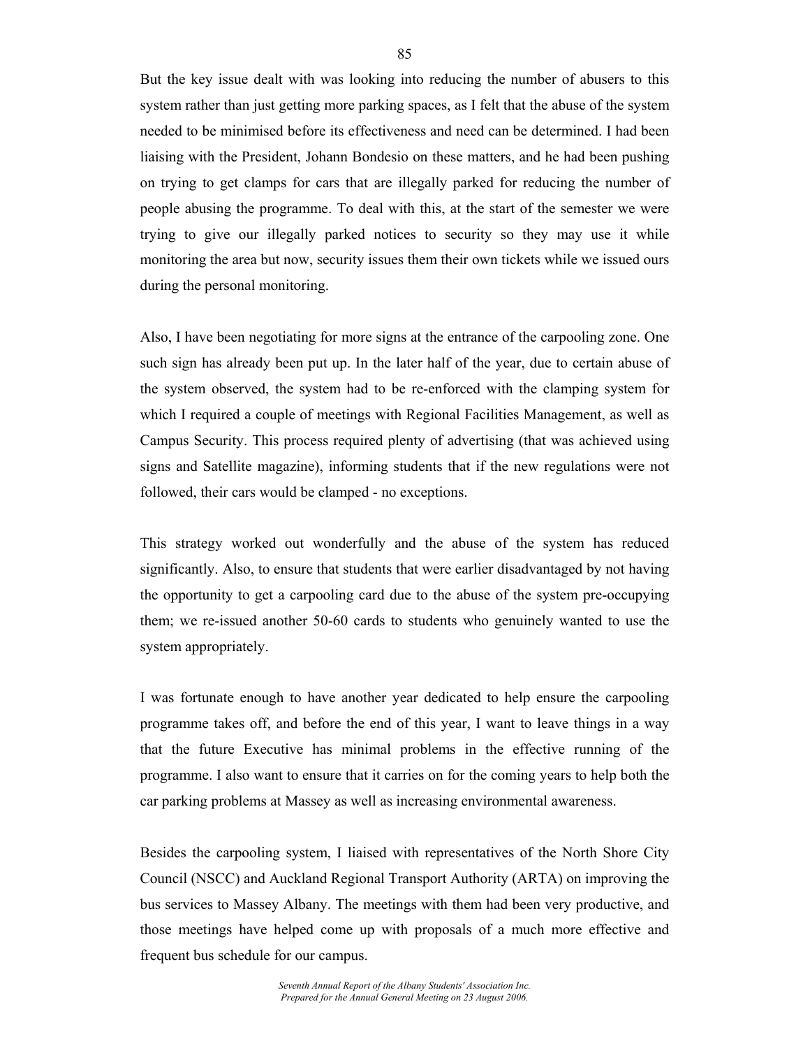But the key issue dealt with was looking into reducing the number of abusers to this system rather than just getting more parking spaces, as I felt that the abuse of the system needed to be minimised before its effectiveness and need can be determined. I had been liaising with the President, Johann Bondesio on these matters, and he had been pushing on trying to get clamps for cars that are illegally parked for reducing the number of people abusing the programme. To deal with this, at the start of the semester we were trying to give our illegally parked notices to security so they may use it while monitoring the area but now, security issues them their own tickets while we issued ours during the personal monitoring.

Also, I have been negotiating for more signs at the entrance of the carpooling zone. One such sign has already been put up. In the later half of the year, due to certain abuse of the system observed, the system had to be re-enforced with the clamping system for which I required a couple of meetings with Regional Facilities Management, as well as Campus Security. This process required plenty of advertising (that was achieved using signs and Satellite magazine), informing students that if the new regulations were not followed, their cars would be clamped - no exceptions.

This strategy worked out wonderfully and the abuse of the system has reduced significantly. Also, to ensure that students that were earlier disadvantaged by not having the opportunity to get a carpooling card due to the abuse of the system pre-occupying them; we re-issued another 50-60 cards to students who genuinely wanted to use the system appropriately.

I was fortunate enough to have another year dedicated to help ensure the carpooling programme takes off, and before the end of this year, I want to leave things in a way that the future Executive has minimal problems in the effective running of the programme. I also want to ensure that it carries on for the coming years to help both the car parking problems at Massey as well as increasing environmental awareness.

Besides the carpooling system, I liaised with representatives of the North Shore City Council (NSCC) and Auckland Regional Transport Authority (ARTA) on improving the bus services to Massey Albany. The meetings with them had been very productive, and those meetings have helped come up with proposals of a much more effective and frequent bus schedule for our campus.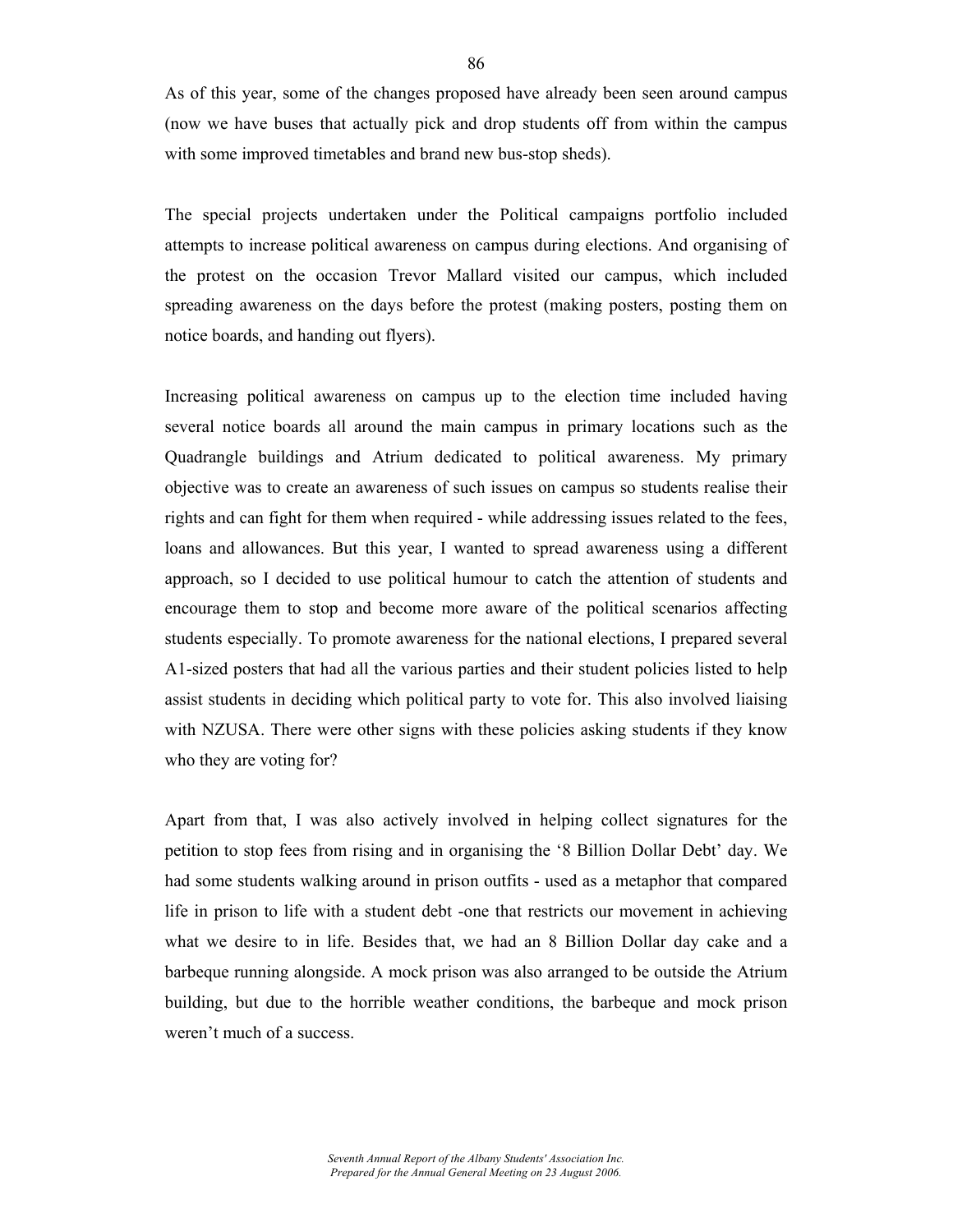As of this year, some of the changes proposed have already been seen around campus (now we have buses that actually pick and drop students off from within the campus with some improved timetables and brand new bus-stop sheds).

The special projects undertaken under the Political campaigns portfolio included attempts to increase political awareness on campus during elections. And organising of the protest on the occasion Trevor Mallard visited our campus, which included spreading awareness on the days before the protest (making posters, posting them on notice boards, and handing out flyers).

Increasing political awareness on campus up to the election time included having several notice boards all around the main campus in primary locations such as the Quadrangle buildings and Atrium dedicated to political awareness. My primary objective was to create an awareness of such issues on campus so students realise their rights and can fight for them when required - while addressing issues related to the fees, loans and allowances. But this year, I wanted to spread awareness using a different approach, so I decided to use political humour to catch the attention of students and encourage them to stop and become more aware of the political scenarios affecting students especially. To promote awareness for the national elections, I prepared several A1-sized posters that had all the various parties and their student policies listed to help assist students in deciding which political party to vote for. This also involved liaising with NZUSA. There were other signs with these policies asking students if they know who they are voting for?

Apart from that, I was also actively involved in helping collect signatures for the petition to stop fees from rising and in organising the '8 Billion Dollar Debt' day. We had some students walking around in prison outfits - used as a metaphor that compared life in prison to life with a student debt -one that restricts our movement in achieving what we desire to in life. Besides that, we had an 8 Billion Dollar day cake and a barbeque running alongside. A mock prison was also arranged to be outside the Atrium building, but due to the horrible weather conditions, the barbeque and mock prison weren't much of a success.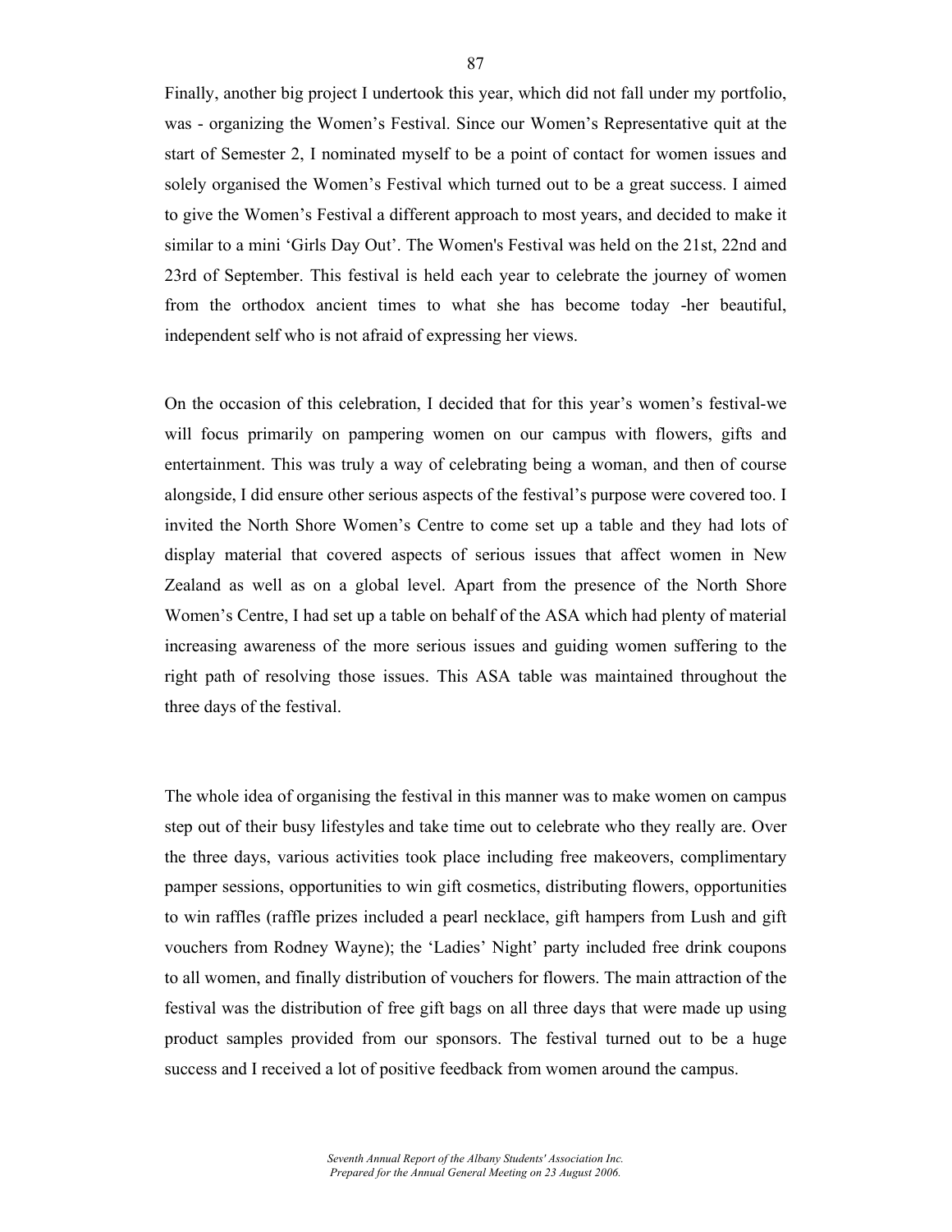Finally, another big project I undertook this year, which did not fall under my portfolio, was - organizing the Women's Festival. Since our Women's Representative quit at the start of Semester 2, I nominated myself to be a point of contact for women issues and solely organised the Women's Festival which turned out to be a great success. I aimed to give the Women's Festival a different approach to most years, and decided to make it similar to a mini 'Girls Day Out'. The Women's Festival was held on the 21st, 22nd and 23rd of September. This festival is held each year to celebrate the journey of women from the orthodox ancient times to what she has become today -her beautiful, independent self who is not afraid of expressing her views.

On the occasion of this celebration, I decided that for this year's women's festival-we will focus primarily on pampering women on our campus with flowers, gifts and entertainment. This was truly a way of celebrating being a woman, and then of course alongside, I did ensure other serious aspects of the festival's purpose were covered too. I invited the North Shore Women's Centre to come set up a table and they had lots of display material that covered aspects of serious issues that affect women in New Zealand as well as on a global level. Apart from the presence of the North Shore Women's Centre, I had set up a table on behalf of the ASA which had plenty of material increasing awareness of the more serious issues and guiding women suffering to the right path of resolving those issues. This ASA table was maintained throughout the three days of the festival.

The whole idea of organising the festival in this manner was to make women on campus step out of their busy lifestyles and take time out to celebrate who they really are. Over the three days, various activities took place including free makeovers, complimentary pamper sessions, opportunities to win gift cosmetics, distributing flowers, opportunities to win raffles (raffle prizes included a pearl necklace, gift hampers from Lush and gift vouchers from Rodney Wayne); the 'Ladies' Night' party included free drink coupons to all women, and finally distribution of vouchers for flowers. The main attraction of the festival was the distribution of free gift bags on all three days that were made up using product samples provided from our sponsors. The festival turned out to be a huge success and I received a lot of positive feedback from women around the campus.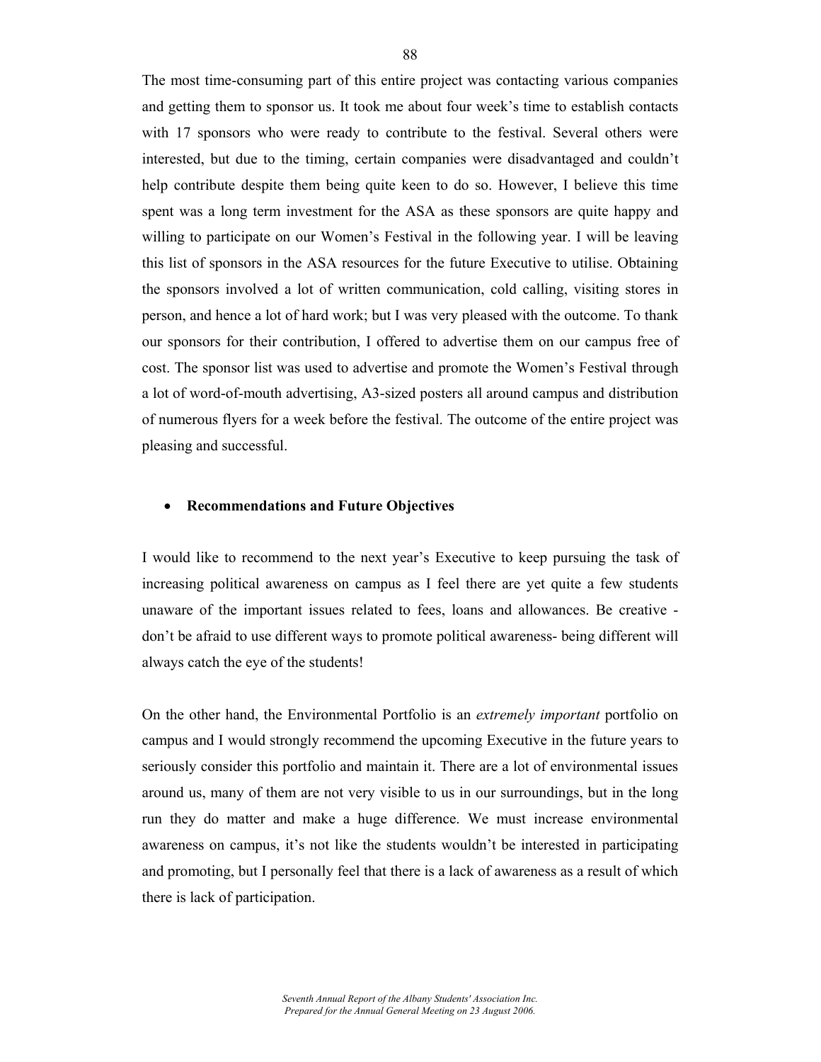The most time-consuming part of this entire project was contacting various companies and getting them to sponsor us. It took me about four week's time to establish contacts with 17 sponsors who were ready to contribute to the festival. Several others were interested, but due to the timing, certain companies were disadvantaged and couldn't help contribute despite them being quite keen to do so. However, I believe this time spent was a long term investment for the ASA as these sponsors are quite happy and willing to participate on our Women's Festival in the following year. I will be leaving this list of sponsors in the ASA resources for the future Executive to utilise. Obtaining the sponsors involved a lot of written communication, cold calling, visiting stores in person, and hence a lot of hard work; but I was very pleased with the outcome. To thank our sponsors for their contribution, I offered to advertise them on our campus free of cost. The sponsor list was used to advertise and promote the Women's Festival through a lot of word-of-mouth advertising, A3-sized posters all around campus and distribution of numerous flyers for a week before the festival. The outcome of the entire project was pleasing and successful.

- **Recommendations and Future Objectives**

I would like to recommend to the next year's Executive to keep pursuing the task of increasing political awareness on campus as I feel there are yet quite a few students unaware of the important issues related to fees, loans and allowances. Be creative - don't be afraid to use different ways to promote political awareness- being different will always catch the eye of the students!

On the other hand, the Environmental Portfolio is an *extremely important* portfolio on campus and I would strongly recommend the upcoming Executive in the future years to seriously consider this portfolio and maintain it. There are a lot of environmental issues around us, many of them are not very visible to us in our surroundings, but in the long run they do matter and make a huge difference. We must increase environmental awareness on campus, it's not like the students wouldn't be interested in participating and promoting, but I personally feel that there is a lack of awareness as a result of which there is lack of participation.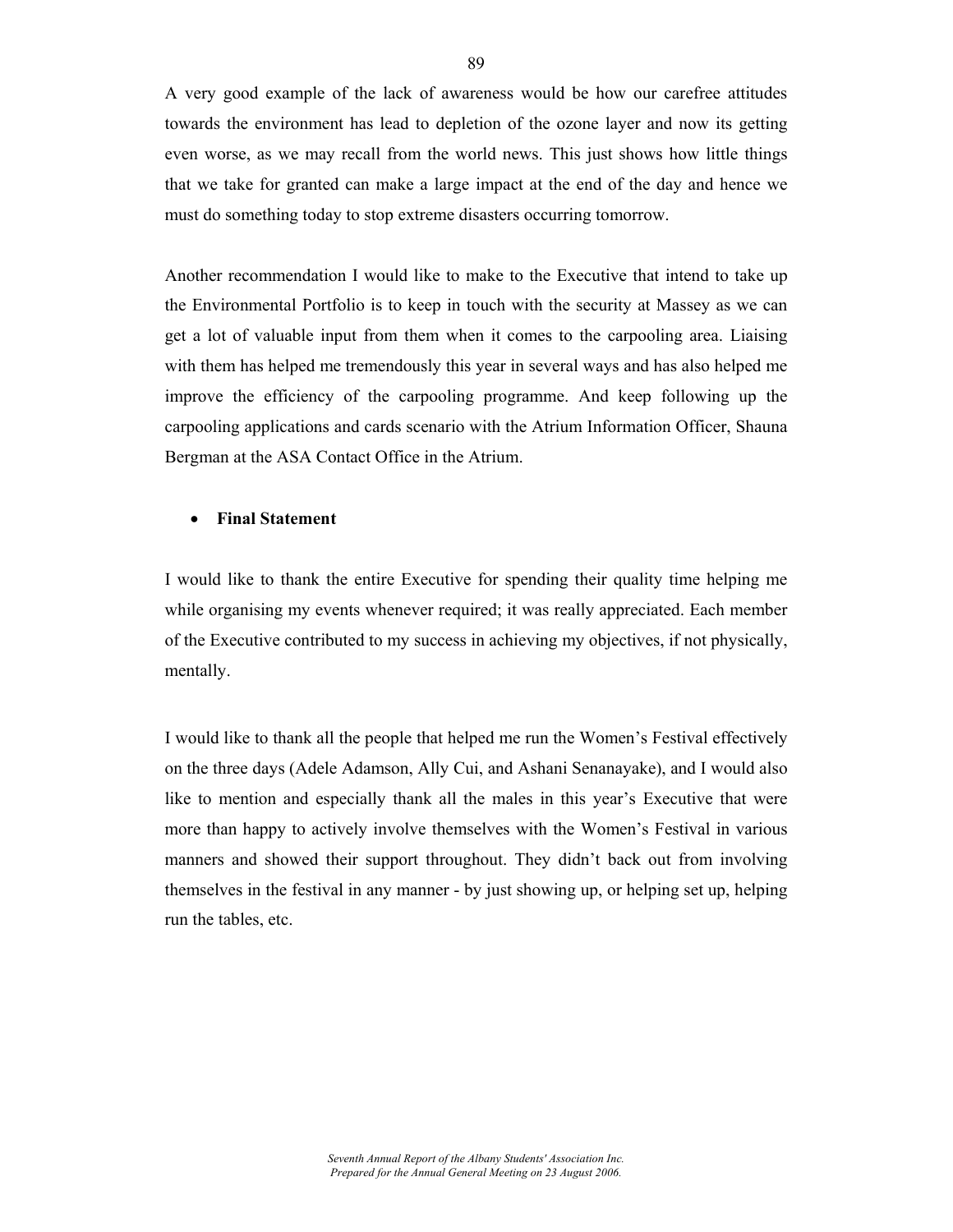A very good example of the lack of awareness would be how our carefree attitudes towards the environment has lead to depletion of the ozone layer and now its getting even worse, as we may recall from the world news. This just shows how little things that we take for granted can make a large impact at the end of the day and hence we must do something today to stop extreme disasters occurring tomorrow.

Another recommendation I would like to make to the Executive that intend to take up the Environmental Portfolio is to keep in touch with the security at Massey as we can get a lot of valuable input from them when it comes to the carpooling area. Liaising with them has helped me tremendously this year in several ways and has also helped me improve the efficiency of the carpooling programme. And keep following up the carpooling applications and cards scenario with the Atrium Information Officer, Shauna Bergman at the ASA Contact Office in the Atrium.

- **Final Statement**

I would like to thank the entire Executive for spending their quality time helping me while organising my events whenever required; it was really appreciated. Each member of the Executive contributed to my success in achieving my objectives, if not physically, mentally.

I would like to thank all the people that helped me run the Women's Festival effectively on the three days (Adele Adamson, Ally Cui, and Ashani Senanayake), and I would also like to mention and especially thank all the males in this year's Executive that were more than happy to actively involve themselves with the Women's Festival in various manners and showed their support throughout. They didn't back out from involving themselves in the festival in any manner - by just showing up, or helping set up, helping run the tables, etc.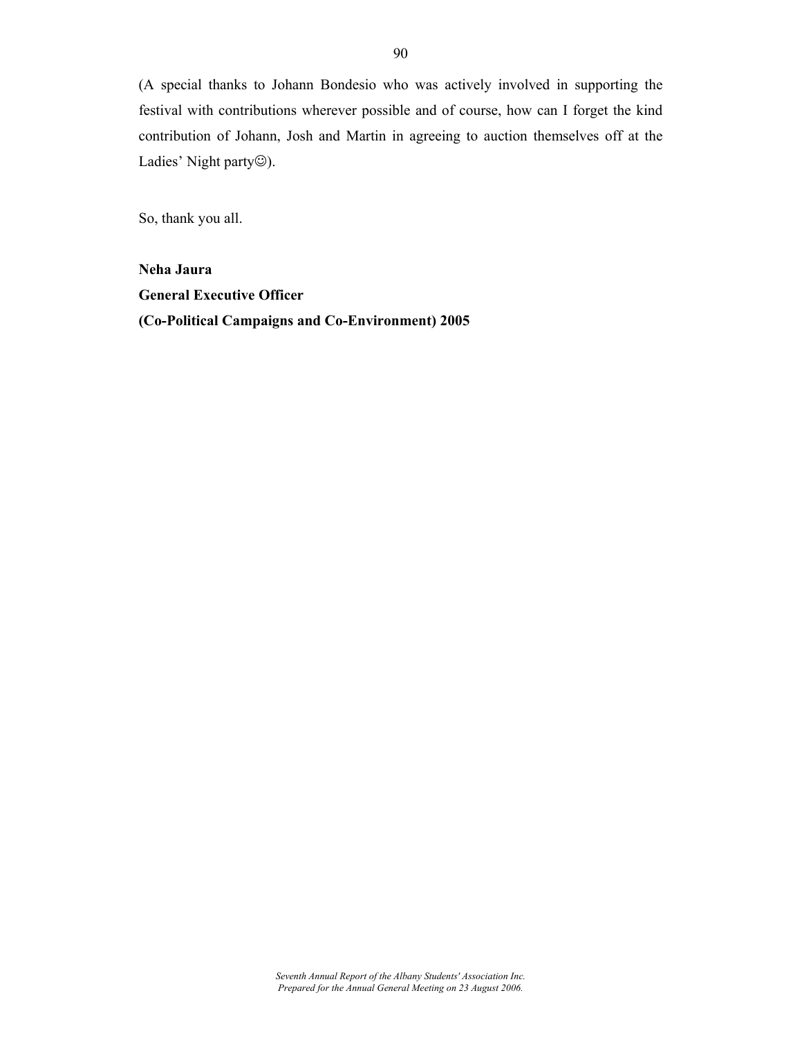(A special thanks to Johann Bondesio who was actively involved in supporting the festival with contributions wherever possible and of course, how can I forget the kind contribution of Johann, Josh and Martin in agreeing to auction themselves off at the Ladies' Night party☺).

So, thank you all.

**Neha Jaura**
**General Executive Officer**
**(Co-Political Campaigns and Co-Environment) 2005**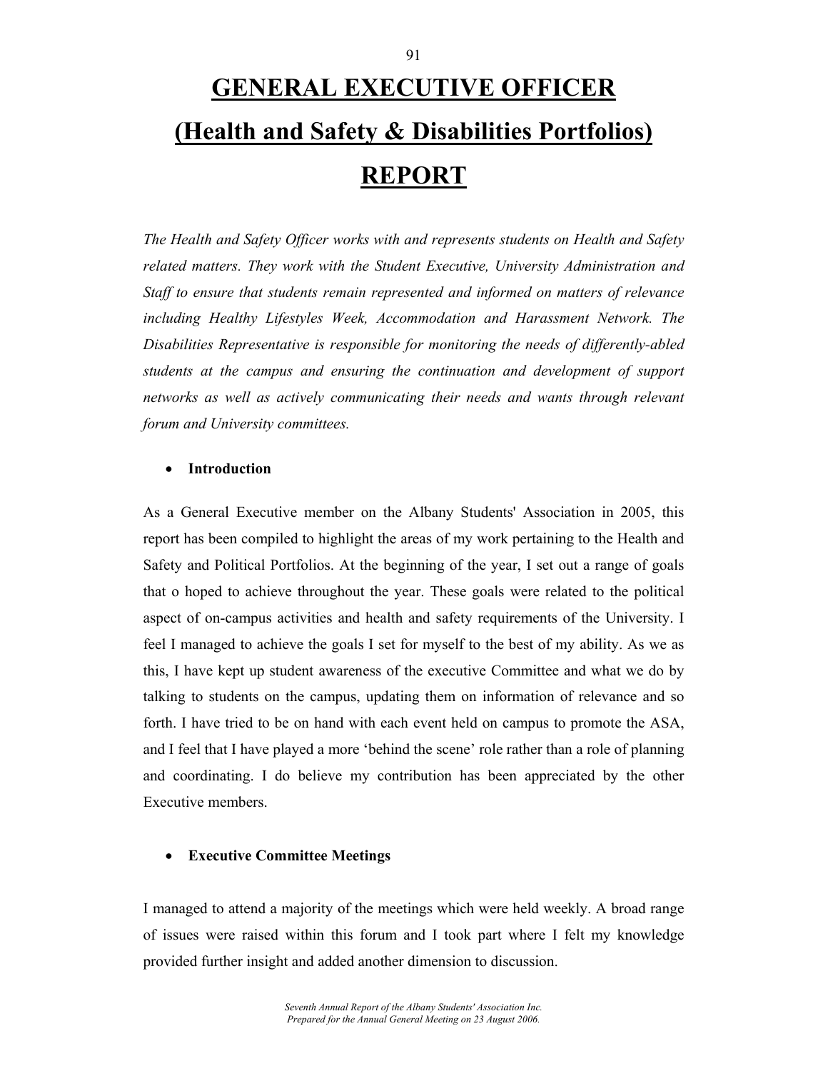# GENERAL EXECUTIVE OFFICER
# (Health and Safety & Disabilities Portfolios)
# REPORT

*The Health and Safety Officer works with and represents students on Health and Safety related matters. They work with the Student Executive, University Administration and Staff to ensure that students remain represented and informed on matters of relevance including Healthy Lifestyles Week, Accommodation and Harassment Network. The Disabilities Representative is responsible for monitoring the needs of differently-abled students at the campus and ensuring the continuation and development of support networks as well as actively communicating their needs and wants through relevant forum and University committees.*

- **Introduction**

As a General Executive member on the Albany Students' Association in 2005, this report has been compiled to highlight the areas of my work pertaining to the Health and Safety and Political Portfolios. At the beginning of the year, I set out a range of goals that o hoped to achieve throughout the year. These goals were related to the political aspect of on-campus activities and health and safety requirements of the University. I feel I managed to achieve the goals I set for myself to the best of my ability. As we as this, I have kept up student awareness of the executive Committee and what we do by talking to students on the campus, updating them on information of relevance and so forth. I have tried to be on hand with each event held on campus to promote the ASA, and I feel that I have played a more 'behind the scene' role rather than a role of planning and coordinating. I do believe my contribution has been appreciated by the other Executive members.

- **Executive Committee Meetings**

I managed to attend a majority of the meetings which were held weekly. A broad range of issues were raised within this forum and I took part where I felt my knowledge provided further insight and added another dimension to discussion.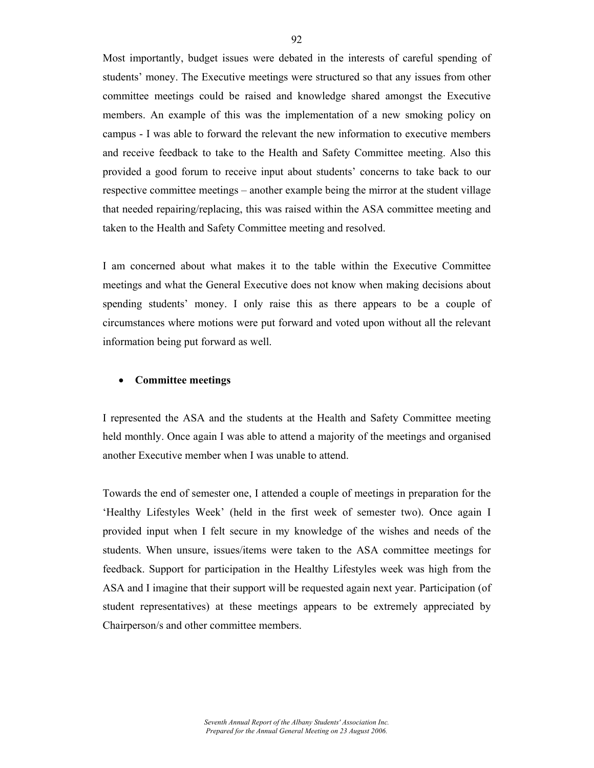Most importantly, budget issues were debated in the interests of careful spending of students' money. The Executive meetings were structured so that any issues from other committee meetings could be raised and knowledge shared amongst the Executive members. An example of this was the implementation of a new smoking policy on campus - I was able to forward the relevant the new information to executive members and receive feedback to take to the Health and Safety Committee meeting. Also this provided a good forum to receive input about students' concerns to take back to our respective committee meetings – another example being the mirror at the student village that needed repairing/replacing, this was raised within the ASA committee meeting and taken to the Health and Safety Committee meeting and resolved.

I am concerned about what makes it to the table within the Executive Committee meetings and what the General Executive does not know when making decisions about spending students' money. I only raise this as there appears to be a couple of circumstances where motions were put forward and voted upon without all the relevant information being put forward as well.

- **Committee meetings**

I represented the ASA and the students at the Health and Safety Committee meeting held monthly. Once again I was able to attend a majority of the meetings and organised another Executive member when I was unable to attend.

Towards the end of semester one, I attended a couple of meetings in preparation for the 'Healthy Lifestyles Week' (held in the first week of semester two). Once again I provided input when I felt secure in my knowledge of the wishes and needs of the students. When unsure, issues/items were taken to the ASA committee meetings for feedback. Support for participation in the Healthy Lifestyles week was high from the ASA and I imagine that their support will be requested again next year. Participation (of student representatives) at these meetings appears to be extremely appreciated by Chairperson/s and other committee members.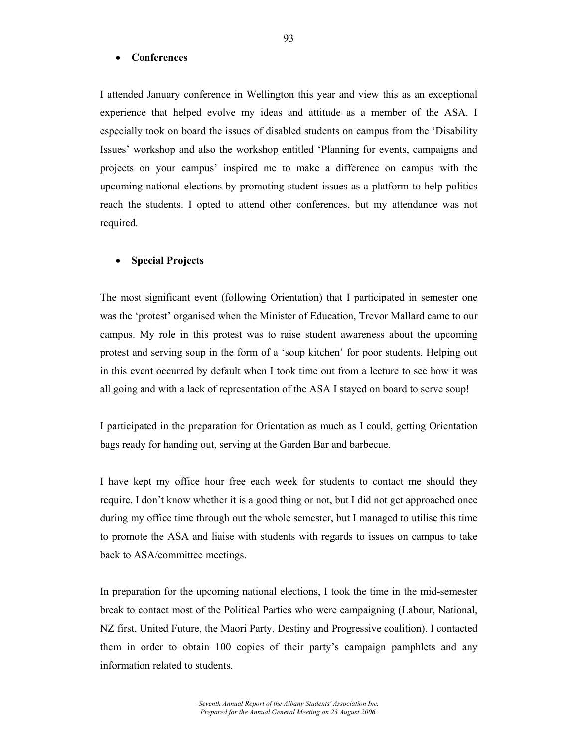- **Conferences**

I attended January conference in Wellington this year and view this as an exceptional experience that helped evolve my ideas and attitude as a member of the ASA. I especially took on board the issues of disabled students on campus from the 'Disability Issues' workshop and also the workshop entitled 'Planning for events, campaigns and projects on your campus' inspired me to make a difference on campus with the upcoming national elections by promoting student issues as a platform to help politics reach the students. I opted to attend other conferences, but my attendance was not required.

- **Special Projects**

The most significant event (following Orientation) that I participated in semester one was the 'protest' organised when the Minister of Education, Trevor Mallard came to our campus. My role in this protest was to raise student awareness about the upcoming protest and serving soup in the form of a 'soup kitchen' for poor students. Helping out in this event occurred by default when I took time out from a lecture to see how it was all going and with a lack of representation of the ASA I stayed on board to serve soup!

I participated in the preparation for Orientation as much as I could, getting Orientation bags ready for handing out, serving at the Garden Bar and barbecue.

I have kept my office hour free each week for students to contact me should they require. I don't know whether it is a good thing or not, but I did not get approached once during my office time through out the whole semester, but I managed to utilise this time to promote the ASA and liaise with students with regards to issues on campus to take back to ASA/committee meetings.

In preparation for the upcoming national elections, I took the time in the mid-semester break to contact most of the Political Parties who were campaigning (Labour, National, NZ first, United Future, the Maori Party, Destiny and Progressive coalition). I contacted them in order to obtain 100 copies of their party's campaign pamphlets and any information related to students.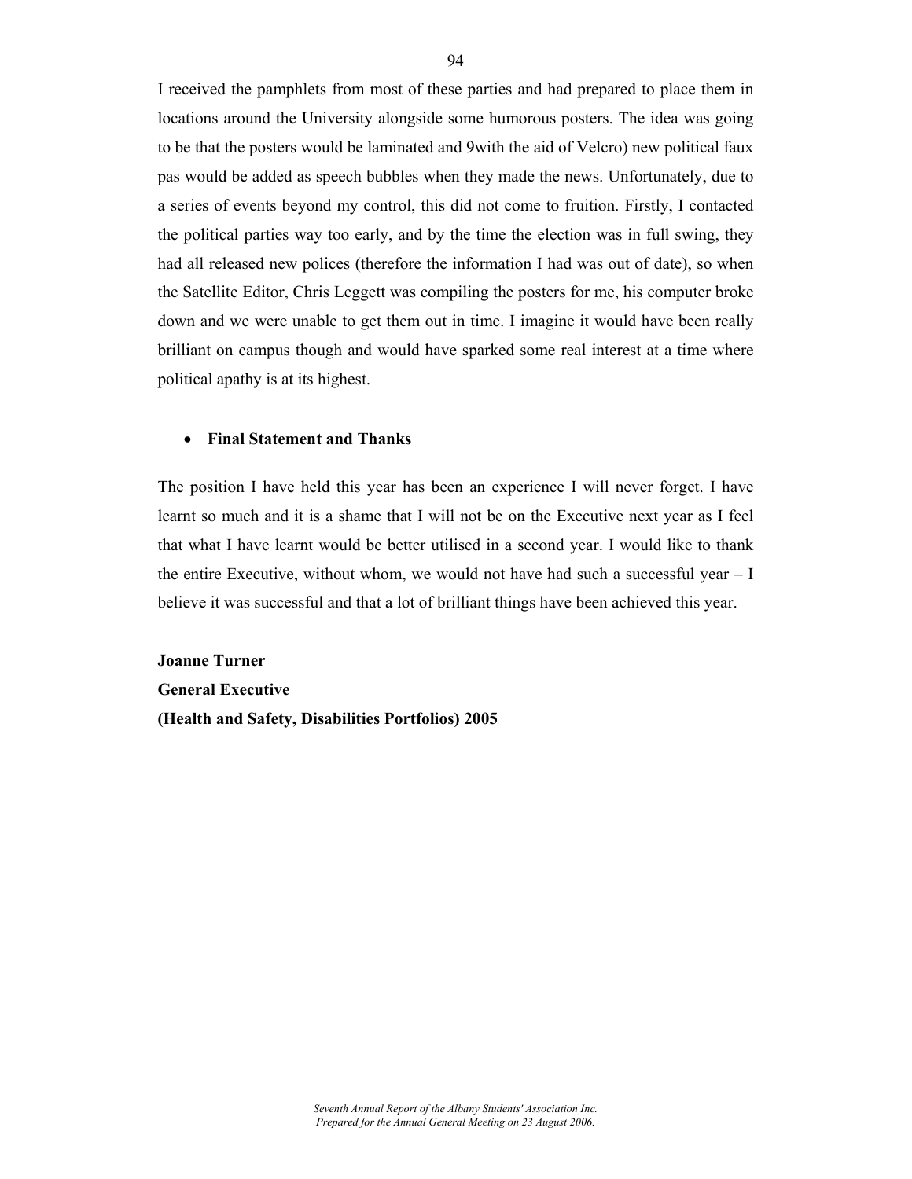I received the pamphlets from most of these parties and had prepared to place them in locations around the University alongside some humorous posters. The idea was going to be that the posters would be laminated and 9with the aid of Velcro) new political faux pas would be added as speech bubbles when they made the news. Unfortunately, due to a series of events beyond my control, this did not come to fruition. Firstly, I contacted the political parties way too early, and by the time the election was in full swing, they had all released new polices (therefore the information I had was out of date), so when the Satellite Editor, Chris Leggett was compiling the posters for me, his computer broke down and we were unable to get them out in time. I imagine it would have been really brilliant on campus though and would have sparked some real interest at a time where political apathy is at its highest.

- **Final Statement and Thanks**

The position I have held this year has been an experience I will never forget. I have learnt so much and it is a shame that I will not be on the Executive next year as I feel that what I have learnt would be better utilised in a second year. I would like to thank the entire Executive, without whom, we would not have had such a successful year – I believe it was successful and that a lot of brilliant things have been achieved this year.

**Joanne Turner**
**General Executive**
**(Health and Safety, Disabilities Portfolios) 2005**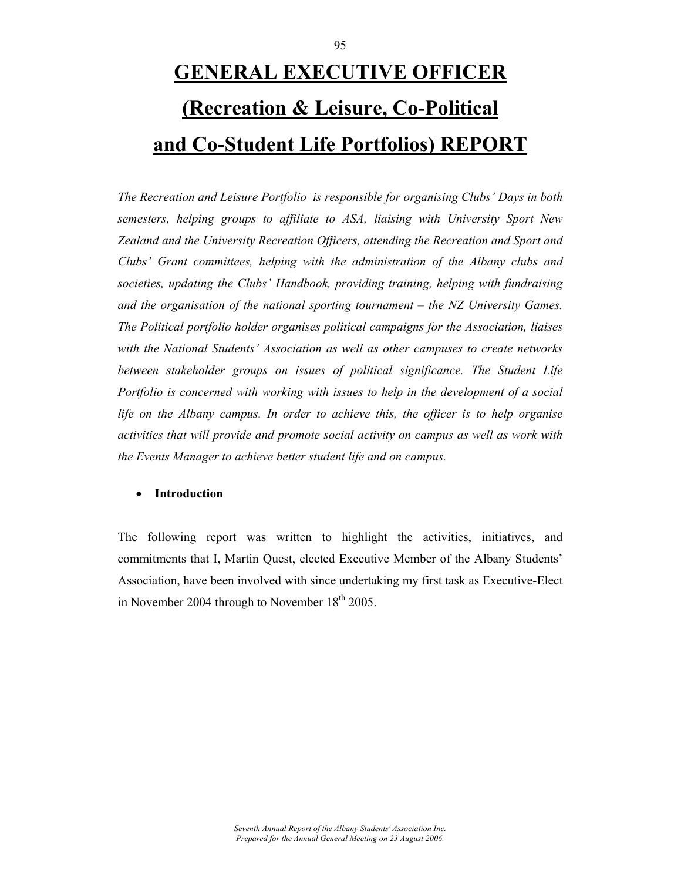# GENERAL EXECUTIVE OFFICER (Recreation & Leisure, Co-Political and Co-Student Life Portfolios) REPORT

*The Recreation and Leisure Portfolio is responsible for organising Clubs' Days in both semesters, helping groups to affiliate to ASA, liaising with University Sport New Zealand and the University Recreation Officers, attending the Recreation and Sport and Clubs' Grant committees, helping with the administration of the Albany clubs and societies, updating the Clubs' Handbook, providing training, helping with fundraising and the organisation of the national sporting tournament – the NZ University Games. The Political portfolio holder organises political campaigns for the Association, liaises with the National Students' Association as well as other campuses to create networks between stakeholder groups on issues of political significance. The Student Life Portfolio is concerned with working with issues to help in the development of a social life on the Albany campus. In order to achieve this, the officer is to help organise activities that will provide and promote social activity on campus as well as work with the Events Manager to achieve better student life and on campus.*

- **Introduction**

The following report was written to highlight the activities, initiatives, and commitments that I, Martin Quest, elected Executive Member of the Albany Students' Association, have been involved with since undertaking my first task as Executive-Elect in November 2004 through to November 18th 2005.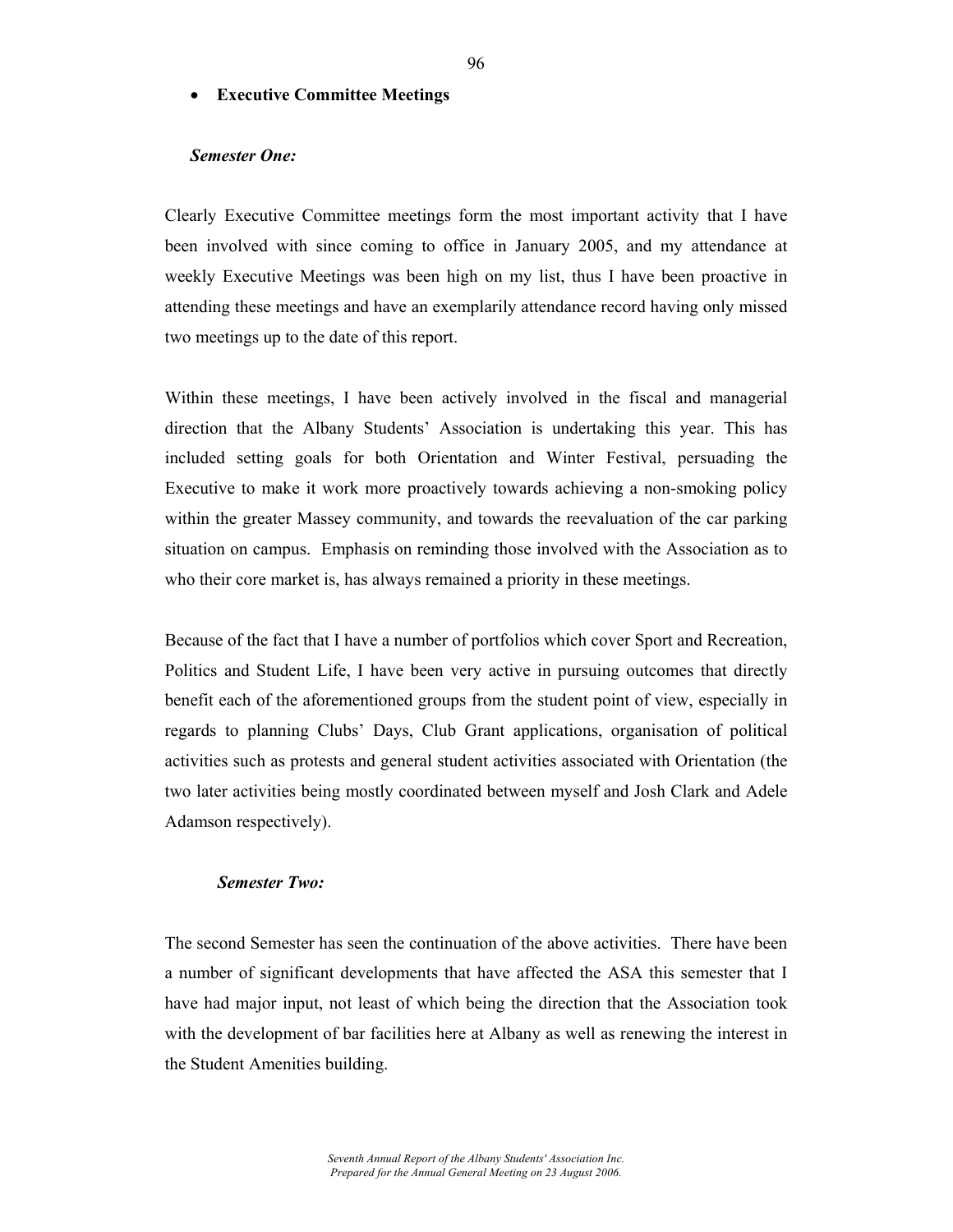- **Executive Committee Meetings**

***Semester One:***

Clearly Executive Committee meetings form the most important activity that I have been involved with since coming to office in January 2005, and my attendance at weekly Executive Meetings was been high on my list, thus I have been proactive in attending these meetings and have an exemplarily attendance record having only missed two meetings up to the date of this report.

Within these meetings, I have been actively involved in the fiscal and managerial direction that the Albany Students' Association is undertaking this year. This has included setting goals for both Orientation and Winter Festival, persuading the Executive to make it work more proactively towards achieving a non-smoking policy within the greater Massey community, and towards the reevaluation of the car parking situation on campus. Emphasis on reminding those involved with the Association as to who their core market is, has always remained a priority in these meetings.

Because of the fact that I have a number of portfolios which cover Sport and Recreation, Politics and Student Life, I have been very active in pursuing outcomes that directly benefit each of the aforementioned groups from the student point of view, especially in regards to planning Clubs' Days, Club Grant applications, organisation of political activities such as protests and general student activities associated with Orientation (the two later activities being mostly coordinated between myself and Josh Clark and Adele Adamson respectively).

***Semester Two:***

The second Semester has seen the continuation of the above activities. There have been a number of significant developments that have affected the ASA this semester that I have had major input, not least of which being the direction that the Association took with the development of bar facilities here at Albany as well as renewing the interest in the Student Amenities building.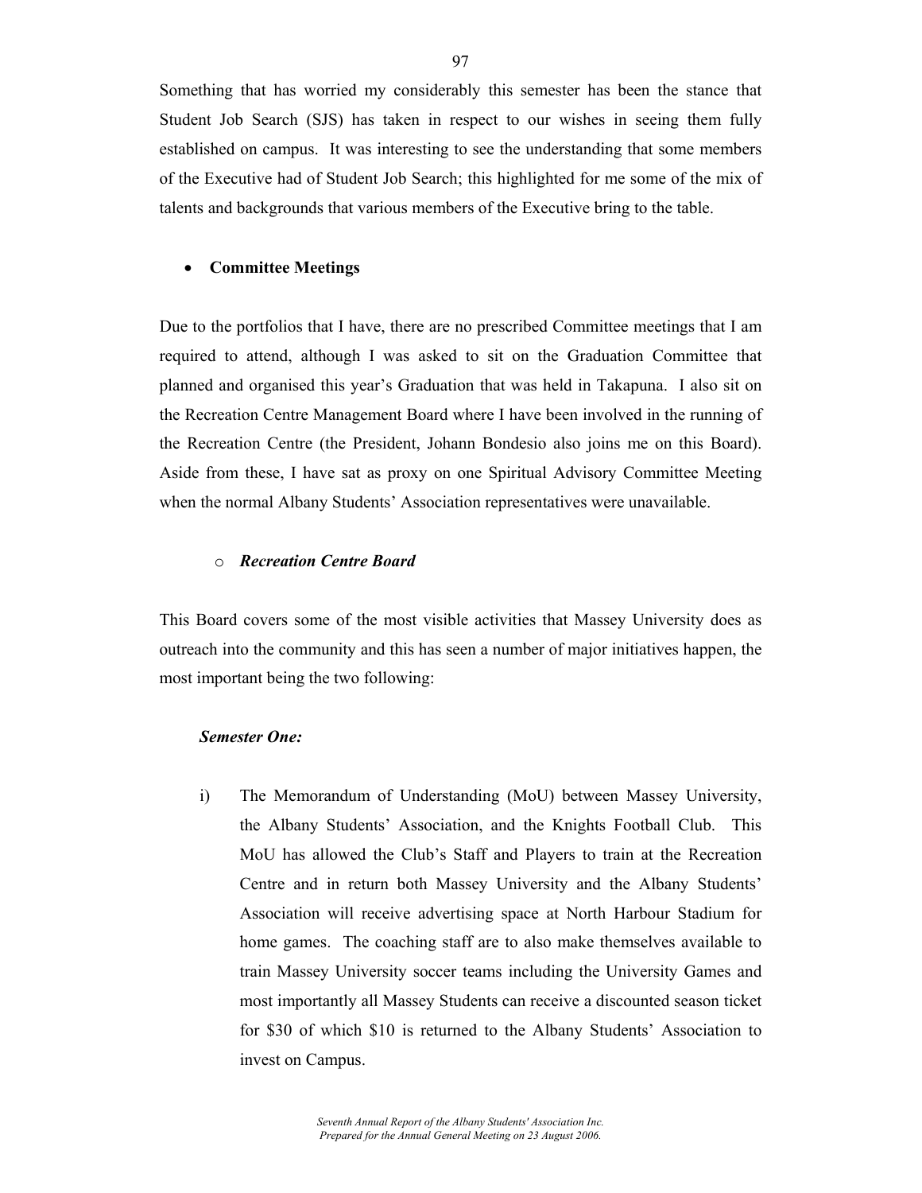Something that has worried my considerably this semester has been the stance that Student Job Search (SJS) has taken in respect to our wishes in seeing them fully established on campus. It was interesting to see the understanding that some members of the Executive had of Student Job Search; this highlighted for me some of the mix of talents and backgrounds that various members of the Executive bring to the table.

- **Committee Meetings**

Due to the portfolios that I have, there are no prescribed Committee meetings that I am required to attend, although I was asked to sit on the Graduation Committee that planned and organised this year's Graduation that was held in Takapuna. I also sit on the Recreation Centre Management Board where I have been involved in the running of the Recreation Centre (the President, Johann Bondesio also joins me on this Board). Aside from these, I have sat as proxy on one Spiritual Advisory Committee Meeting when the normal Albany Students' Association representatives were unavailable.

- ***Recreation Centre Board***

This Board covers some of the most visible activities that Massey University does as outreach into the community and this has seen a number of major initiatives happen, the most important being the two following:

***Semester One:***

i) The Memorandum of Understanding (MoU) between Massey University, the Albany Students' Association, and the Knights Football Club. This MoU has allowed the Club's Staff and Players to train at the Recreation Centre and in return both Massey University and the Albany Students' Association will receive advertising space at North Harbour Stadium for home games. The coaching staff are to also make themselves available to train Massey University soccer teams including the University Games and most importantly all Massey Students can receive a discounted season ticket for $30 of which $10 is returned to the Albany Students' Association to invest on Campus.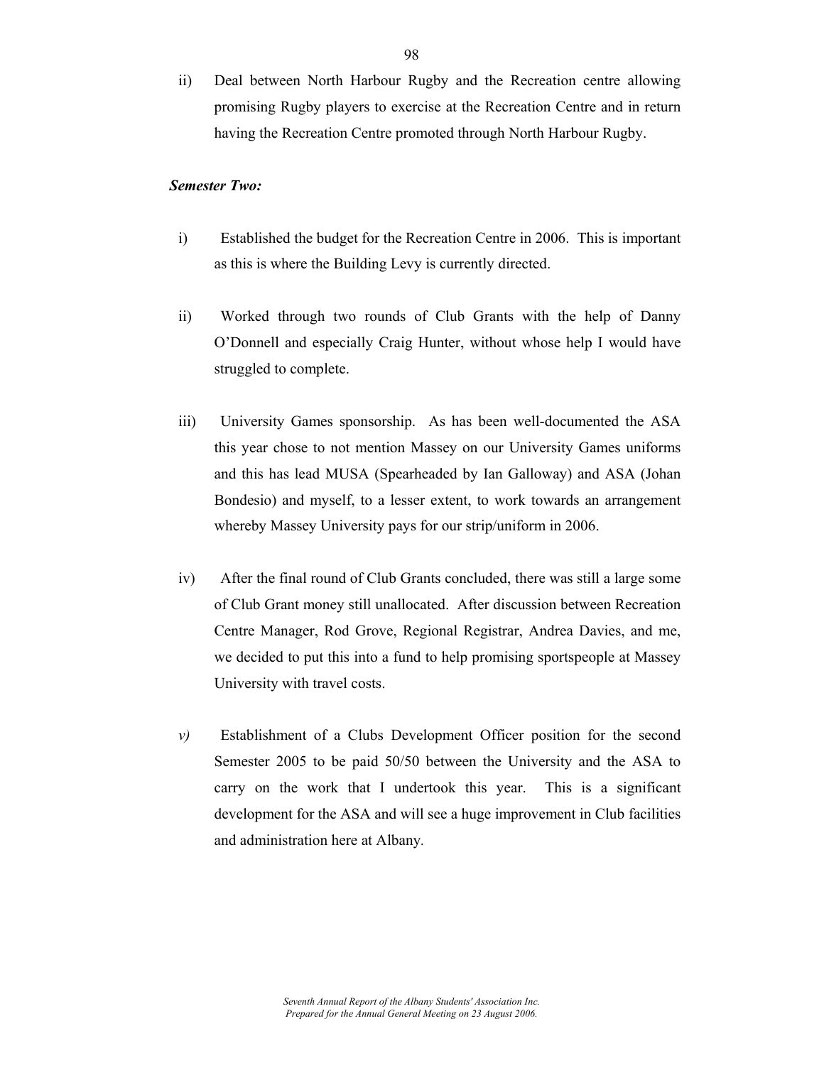ii) Deal between North Harbour Rugby and the Recreation centre allowing promising Rugby players to exercise at the Recreation Centre and in return having the Recreation Centre promoted through North Harbour Rugby.

***Semester Two:***

i) Established the budget for the Recreation Centre in 2006. This is important as this is where the Building Levy is currently directed.

ii) Worked through two rounds of Club Grants with the help of Danny O'Donnell and especially Craig Hunter, without whose help I would have struggled to complete.

iii) University Games sponsorship. As has been well-documented the ASA this year chose to not mention Massey on our University Games uniforms and this has lead MUSA (Spearheaded by Ian Galloway) and ASA (Johan Bondesio) and myself, to a lesser extent, to work towards an arrangement whereby Massey University pays for our strip/uniform in 2006.

iv) After the final round of Club Grants concluded, there was still a large some of Club Grant money still unallocated. After discussion between Recreation Centre Manager, Rod Grove, Regional Registrar, Andrea Davies, and me, we decided to put this into a fund to help promising sportspeople at Massey University with travel costs.

*v)* Establishment of a Clubs Development Officer position for the second Semester 2005 to be paid 50/50 between the University and the ASA to carry on the work that I undertook this year. This is a significant development for the ASA and will see a huge improvement in Club facilities and administration here at Albany.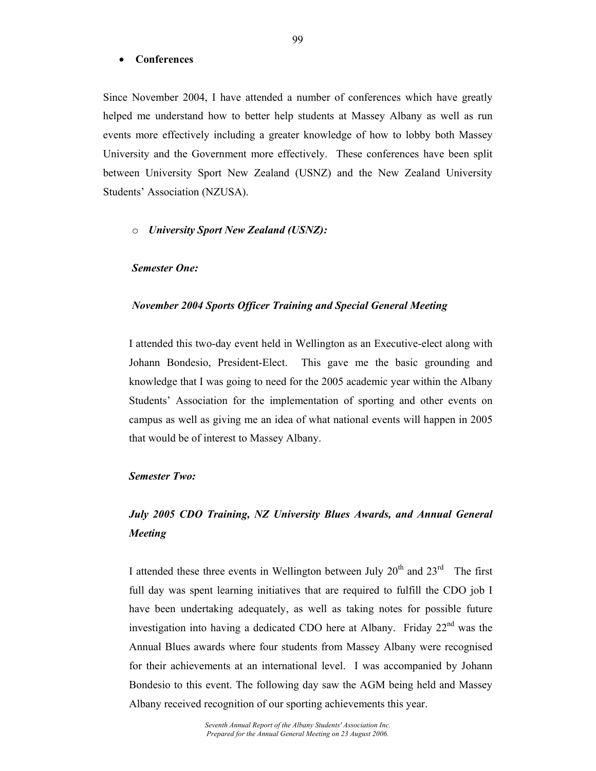- **Conferences**

Since November 2004, I have attended a number of conferences which have greatly helped me understand how to better help students at Massey Albany as well as run events more effectively including a greater knowledge of how to lobby both Massey University and the Government more effectively. These conferences have been split between University Sport New Zealand (USNZ) and the New Zealand University Students' Association (NZUSA).

  - ***University Sport New Zealand (USNZ):***

***Semester One:***

***November 2004 Sports Officer Training and Special General Meeting***

I attended this two-day event held in Wellington as an Executive-elect along with Johann Bondesio, President-Elect. This gave me the basic grounding and knowledge that I was going to need for the 2005 academic year within the Albany Students' Association for the implementation of sporting and other events on campus as well as giving me an idea of what national events will happen in 2005 that would be of interest to Massey Albany.

***Semester Two:***

***July 2005 CDO Training, NZ University Blues Awards, and Annual General Meeting***

I attended these three events in Wellington between July 20th and 23rd The first full day was spent learning initiatives that are required to fulfill the CDO job I have been undertaking adequately, as well as taking notes for possible future investigation into having a dedicated CDO here at Albany. Friday 22nd was the Annual Blues awards where four students from Massey Albany were recognised for their achievements at an international level. I was accompanied by Johann Bondesio to this event. The following day saw the AGM being held and Massey Albany received recognition of our sporting achievements this year.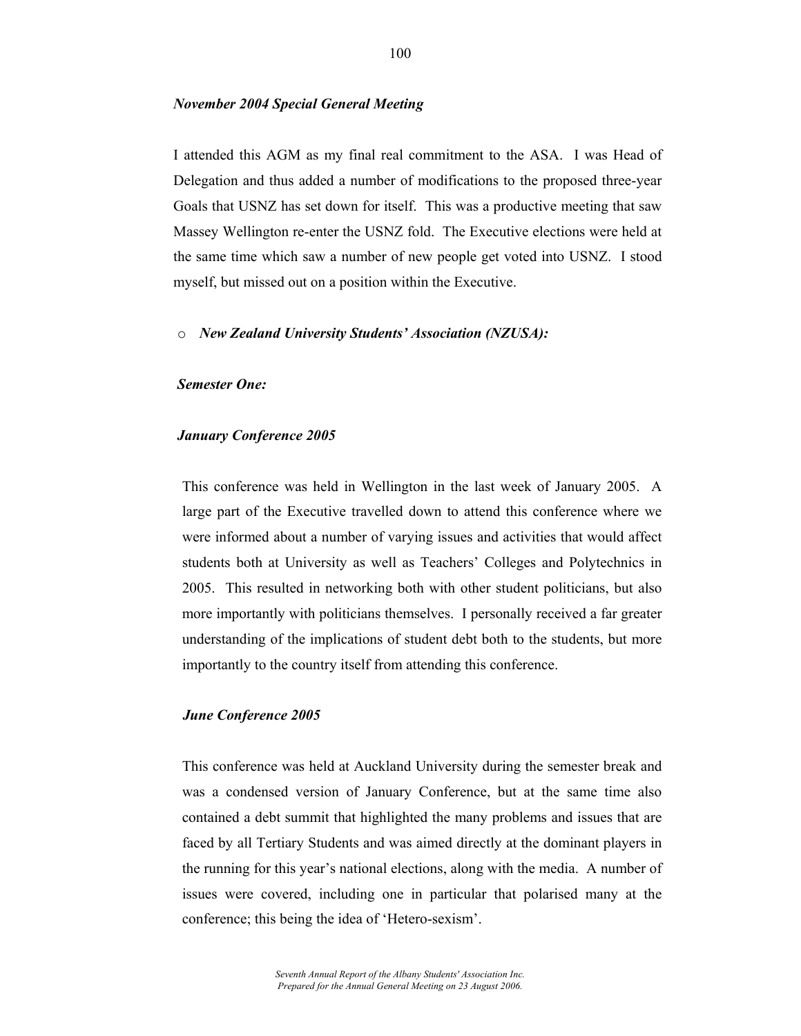*November 2004 Special General Meeting*

I attended this AGM as my final real commitment to the ASA. I was Head of Delegation and thus added a number of modifications to the proposed three-year Goals that USNZ has set down for itself. This was a productive meeting that saw Massey Wellington re-enter the USNZ fold. The Executive elections were held at the same time which saw a number of new people get voted into USNZ. I stood myself, but missed out on a position within the Executive.

- ***New Zealand University Students' Association (NZUSA):***

***Semester One:***

***January Conference 2005***

This conference was held in Wellington in the last week of January 2005. A large part of the Executive travelled down to attend this conference where we were informed about a number of varying issues and activities that would affect students both at University as well as Teachers' Colleges and Polytechnics in 2005. This resulted in networking both with other student politicians, but also more importantly with politicians themselves. I personally received a far greater understanding of the implications of student debt both to the students, but more importantly to the country itself from attending this conference.

***June Conference 2005***

This conference was held at Auckland University during the semester break and was a condensed version of January Conference, but at the same time also contained a debt summit that highlighted the many problems and issues that are faced by all Tertiary Students and was aimed directly at the dominant players in the running for this year's national elections, along with the media. A number of issues were covered, including one in particular that polarised many at the conference; this being the idea of 'Hetero-sexism'.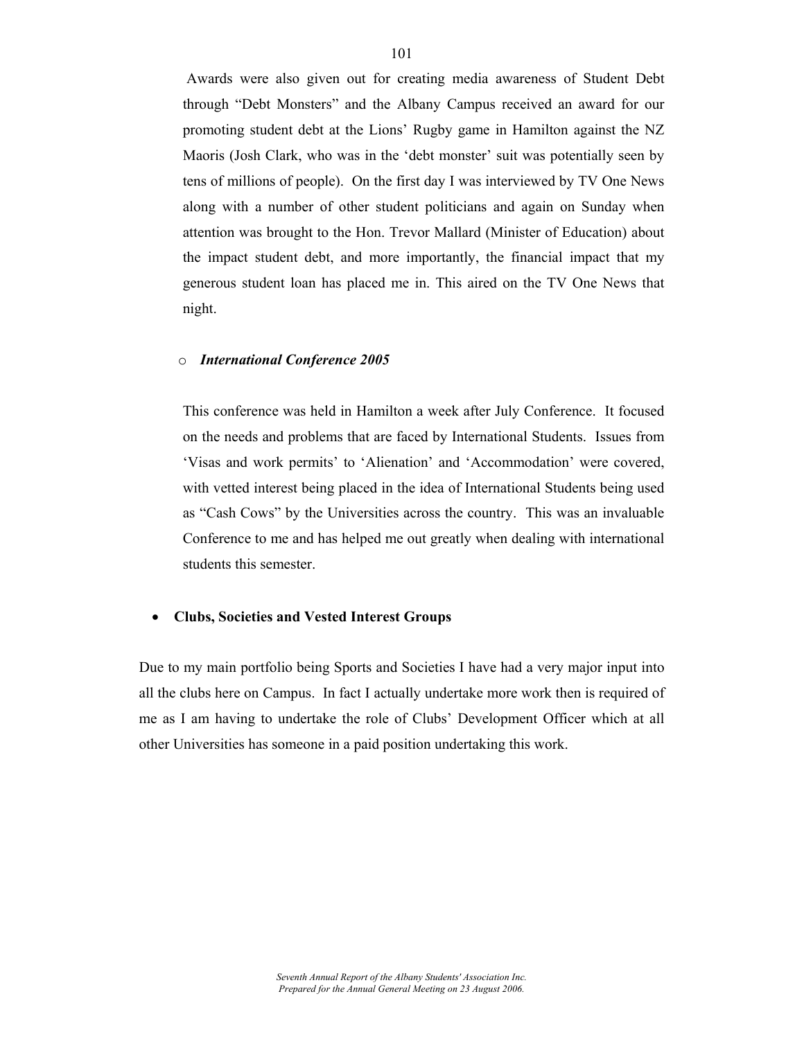Awards were also given out for creating media awareness of Student Debt through "Debt Monsters" and the Albany Campus received an award for our promoting student debt at the Lions' Rugby game in Hamilton against the NZ Maoris (Josh Clark, who was in the 'debt monster' suit was potentially seen by tens of millions of people). On the first day I was interviewed by TV One News along with a number of other student politicians and again on Sunday when attention was brought to the Hon. Trevor Mallard (Minister of Education) about the impact student debt, and more importantly, the financial impact that my generous student loan has placed me in. This aired on the TV One News that night.

- ***International Conference 2005***

  This conference was held in Hamilton a week after July Conference. It focused on the needs and problems that are faced by International Students. Issues from 'Visas and work permits' to 'Alienation' and 'Accommodation' were covered, with vetted interest being placed in the idea of International Students being used as "Cash Cows" by the Universities across the country. This was an invaluable Conference to me and has helped me out greatly when dealing with international students this semester.

- **Clubs, Societies and Vested Interest Groups**

Due to my main portfolio being Sports and Societies I have had a very major input into all the clubs here on Campus. In fact I actually undertake more work then is required of me as I am having to undertake the role of Clubs' Development Officer which at all other Universities has someone in a paid position undertaking this work.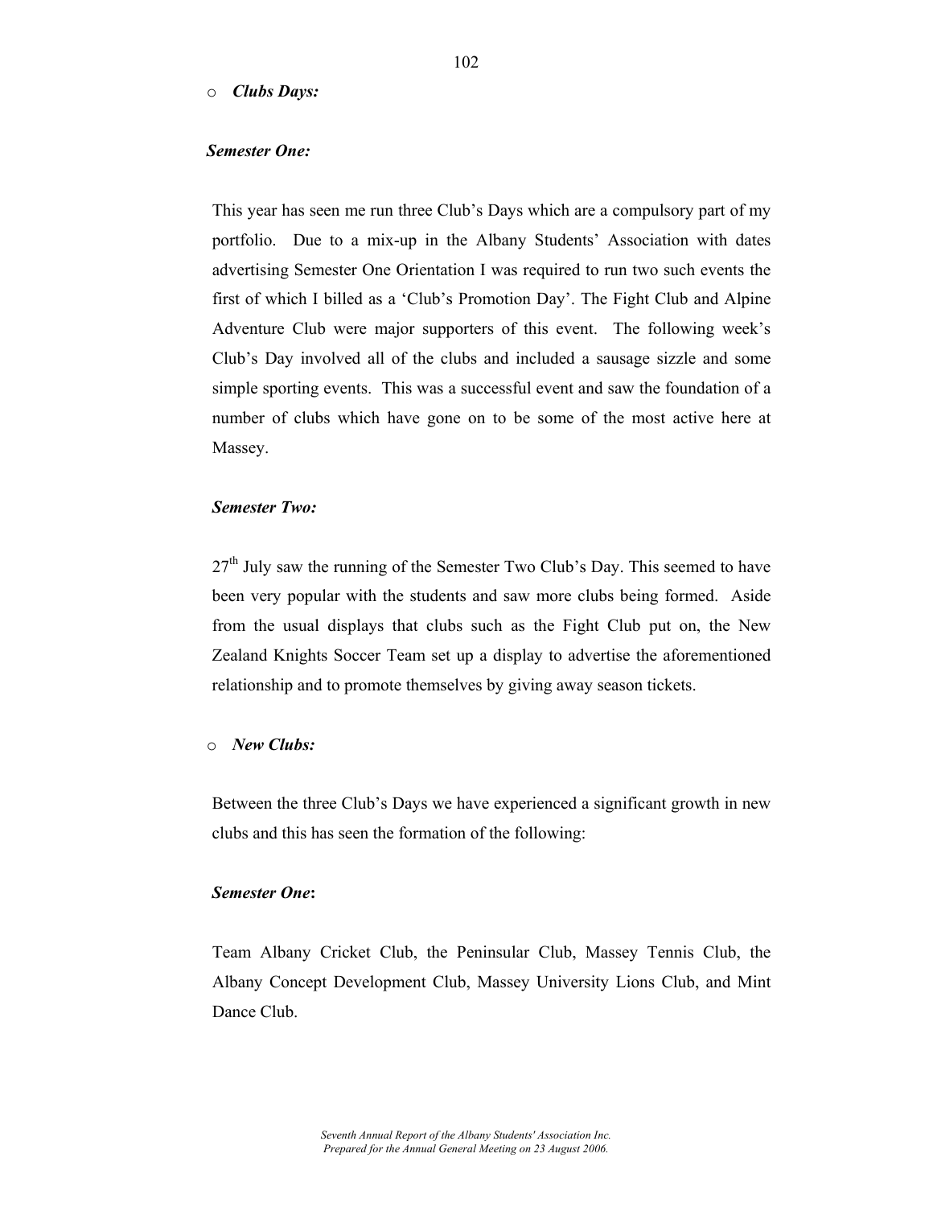- ***Clubs Days:***

***Semester One:***

This year has seen me run three Club's Days which are a compulsory part of my portfolio. Due to a mix-up in the Albany Students' Association with dates advertising Semester One Orientation I was required to run two such events the first of which I billed as a 'Club's Promotion Day'. The Fight Club and Alpine Adventure Club were major supporters of this event. The following week's Club's Day involved all of the clubs and included a sausage sizzle and some simple sporting events. This was a successful event and saw the foundation of a number of clubs which have gone on to be some of the most active here at Massey.

***Semester Two:***

27th July saw the running of the Semester Two Club's Day. This seemed to have been very popular with the students and saw more clubs being formed. Aside from the usual displays that clubs such as the Fight Club put on, the New Zealand Knights Soccer Team set up a display to advertise the aforementioned relationship and to promote themselves by giving away season tickets.

- ***New Clubs:***

Between the three Club's Days we have experienced a significant growth in new clubs and this has seen the formation of the following:

***Semester One*:**

Team Albany Cricket Club, the Peninsular Club, Massey Tennis Club, the Albany Concept Development Club, Massey University Lions Club, and Mint Dance Club.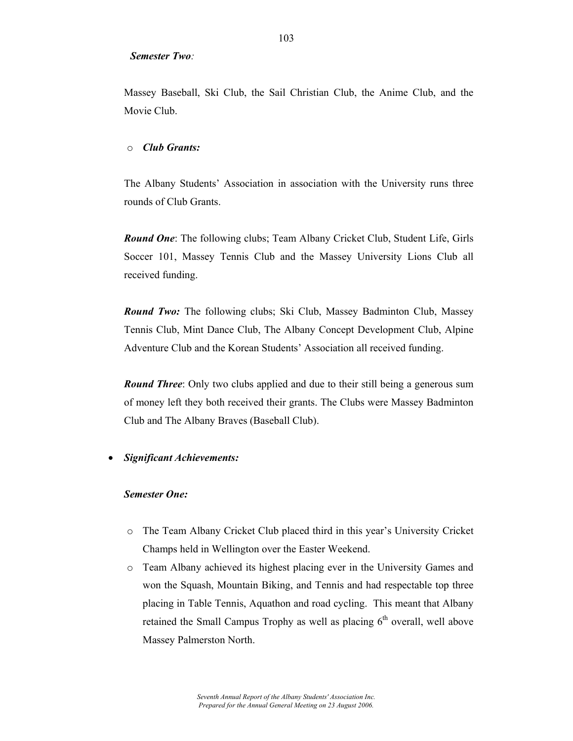***Semester Two**:*

Massey Baseball, Ski Club, the Sail Christian Club, the Anime Club, and the Movie Club.

- ***Club Grants:***

The Albany Students' Association in association with the University runs three rounds of Club Grants.

***Round One***: The following clubs; Team Albany Cricket Club, Student Life, Girls Soccer 101, Massey Tennis Club and the Massey University Lions Club all received funding.

***Round Two:*** The following clubs; Ski Club, Massey Badminton Club, Massey Tennis Club, Mint Dance Club, The Albany Concept Development Club, Alpine Adventure Club and the Korean Students' Association all received funding.

***Round Three***: Only two clubs applied and due to their still being a generous sum of money left they both received their grants. The Clubs were Massey Badminton Club and The Albany Braves (Baseball Club).

- ***Significant Achievements:***

***Semester One:***

- The Team Albany Cricket Club placed third in this year's University Cricket Champs held in Wellington over the Easter Weekend.
- Team Albany achieved its highest placing ever in the University Games and won the Squash, Mountain Biking, and Tennis and had respectable top three placing in Table Tennis, Aquathon and road cycling. This meant that Albany retained the Small Campus Trophy as well as placing 6th overall, well above Massey Palmerston North.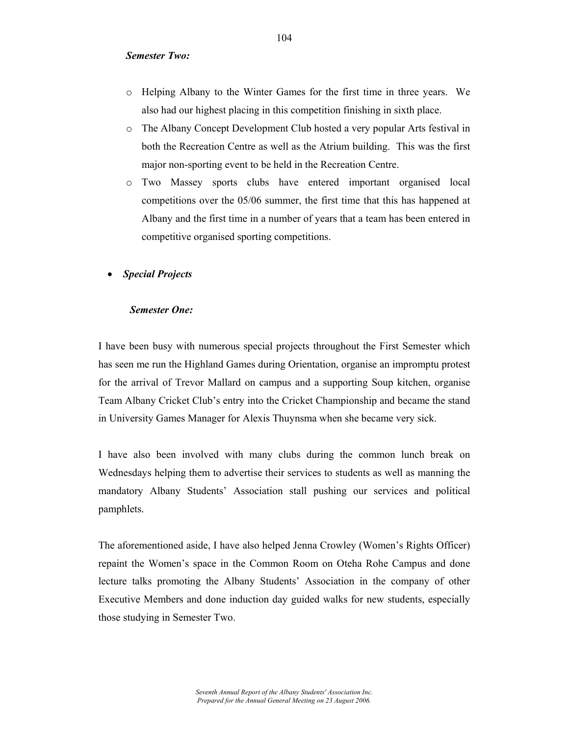***Semester Two:***

- Helping Albany to the Winter Games for the first time in three years. We also had our highest placing in this competition finishing in sixth place.
- The Albany Concept Development Club hosted a very popular Arts festival in both the Recreation Centre as well as the Atrium building. This was the first major non-sporting event to be held in the Recreation Centre.
- Two Massey sports clubs have entered important organised local competitions over the 05/06 summer, the first time that this has happened at Albany and the first time in a number of years that a team has been entered in competitive organised sporting competitions.

- ***Special Projects***

***Semester One:***

I have been busy with numerous special projects throughout the First Semester which has seen me run the Highland Games during Orientation, organise an impromptu protest for the arrival of Trevor Mallard on campus and a supporting Soup kitchen, organise Team Albany Cricket Club's entry into the Cricket Championship and became the stand in University Games Manager for Alexis Thuynsma when she became very sick.

I have also been involved with many clubs during the common lunch break on Wednesdays helping them to advertise their services to students as well as manning the mandatory Albany Students' Association stall pushing our services and political pamphlets.

The aforementioned aside, I have also helped Jenna Crowley (Women's Rights Officer) repaint the Women's space in the Common Room on Oteha Rohe Campus and done lecture talks promoting the Albany Students' Association in the company of other Executive Members and done induction day guided walks for new students, especially those studying in Semester Two.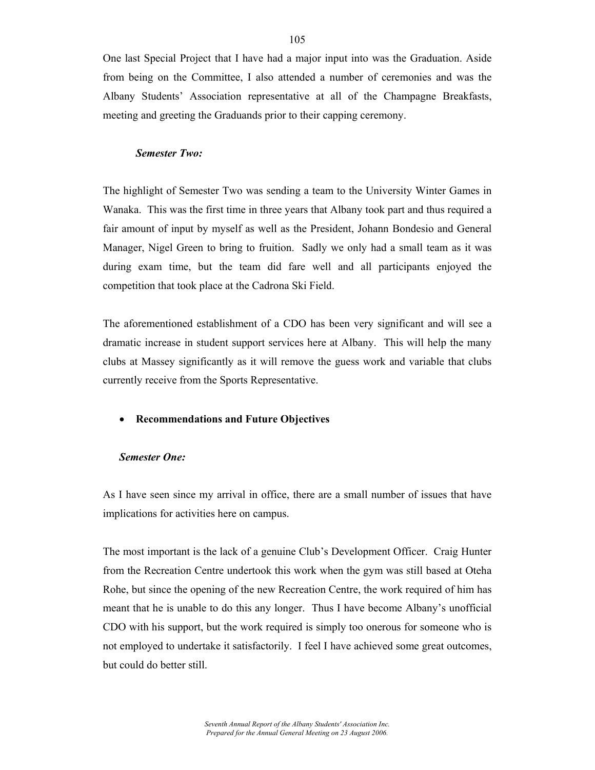One last Special Project that I have had a major input into was the Graduation. Aside from being on the Committee, I also attended a number of ceremonies and was the Albany Students' Association representative at all of the Champagne Breakfasts, meeting and greeting the Graduands prior to their capping ceremony.

***Semester Two:***

The highlight of Semester Two was sending a team to the University Winter Games in Wanaka. This was the first time in three years that Albany took part and thus required a fair amount of input by myself as well as the President, Johann Bondesio and General Manager, Nigel Green to bring to fruition. Sadly we only had a small team as it was during exam time, but the team did fare well and all participants enjoyed the competition that took place at the Cadrona Ski Field.

The aforementioned establishment of a CDO has been very significant and will see a dramatic increase in student support services here at Albany. This will help the many clubs at Massey significantly as it will remove the guess work and variable that clubs currently receive from the Sports Representative.

- **Recommendations and Future Objectives**

***Semester One:***

As I have seen since my arrival in office, there are a small number of issues that have implications for activities here on campus.

The most important is the lack of a genuine Club's Development Officer. Craig Hunter from the Recreation Centre undertook this work when the gym was still based at Oteha Rohe, but since the opening of the new Recreation Centre, the work required of him has meant that he is unable to do this any longer. Thus I have become Albany's unofficial CDO with his support, but the work required is simply too onerous for someone who is not employed to undertake it satisfactorily. I feel I have achieved some great outcomes, but could do better still.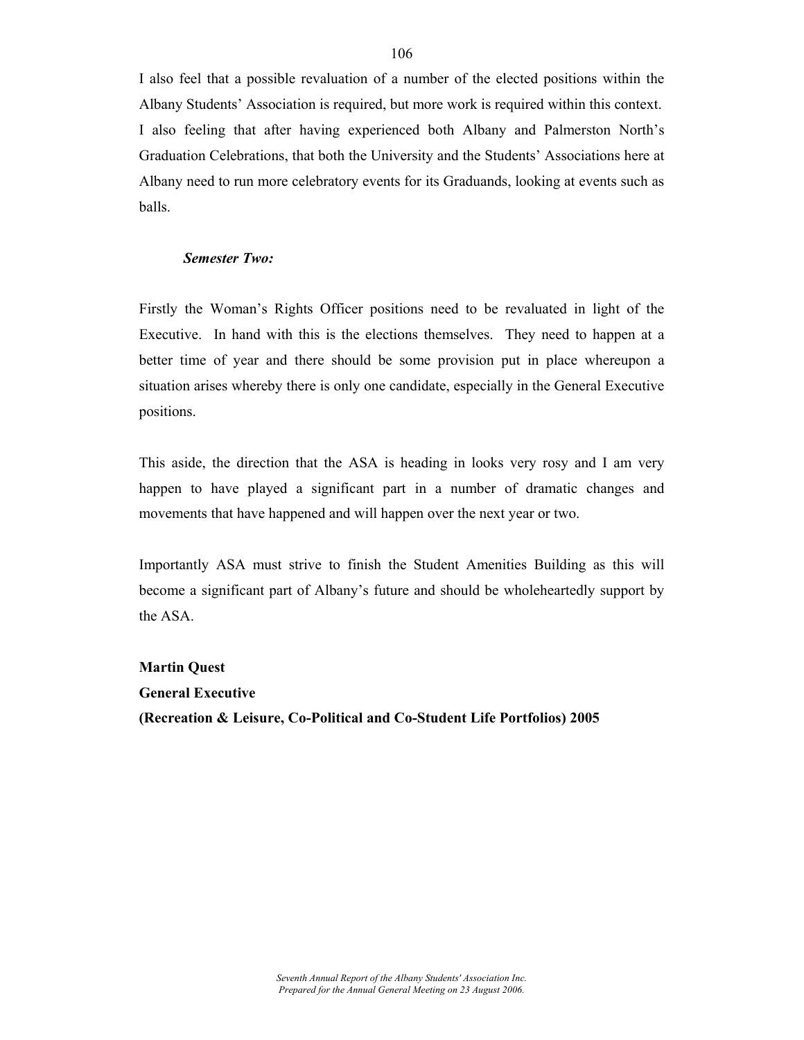I also feel that a possible revaluation of a number of the elected positions within the Albany Students' Association is required, but more work is required within this context. I also feeling that after having experienced both Albany and Palmerston North's Graduation Celebrations, that both the University and the Students' Associations here at Albany need to run more celebratory events for its Graduands, looking at events such as balls.

***Semester Two:***

Firstly the Woman's Rights Officer positions need to be revaluated in light of the Executive. In hand with this is the elections themselves. They need to happen at a better time of year and there should be some provision put in place whereupon a situation arises whereby there is only one candidate, especially in the General Executive positions.

This aside, the direction that the ASA is heading in looks very rosy and I am very happen to have played a significant part in a number of dramatic changes and movements that have happened and will happen over the next year or two.

Importantly ASA must strive to finish the Student Amenities Building as this will become a significant part of Albany's future and should be wholeheartedly support by the ASA.

**Martin Quest**
**General Executive**
**(Recreation & Leisure, Co-Political and Co-Student Life Portfolios) 2005**